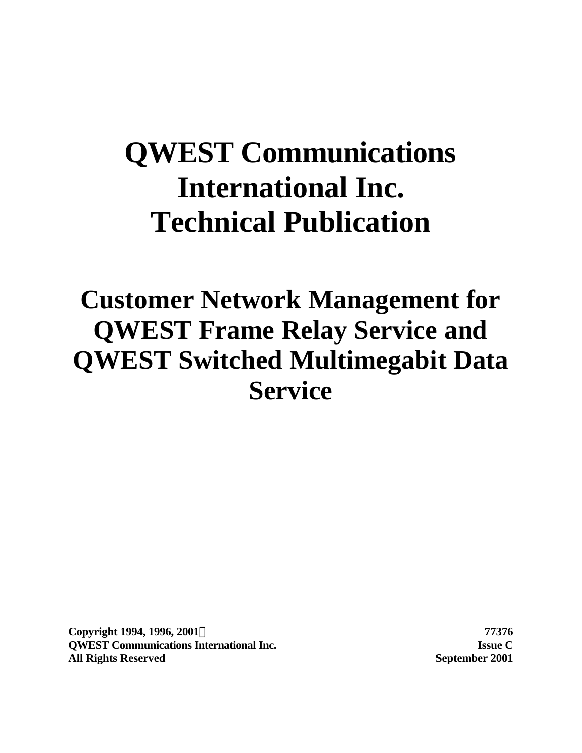# QWEST Communications International Inc. Technical Publication

# Customer Network Management for QWEST Frame Relay Service and QWEST Switched Multimegabit Data Service

**Copyright 1994, 1996, 2001©** **77376**
**QWEST Communications International Inc.** **Issue C**
**All Rights Reserved** **September 2001**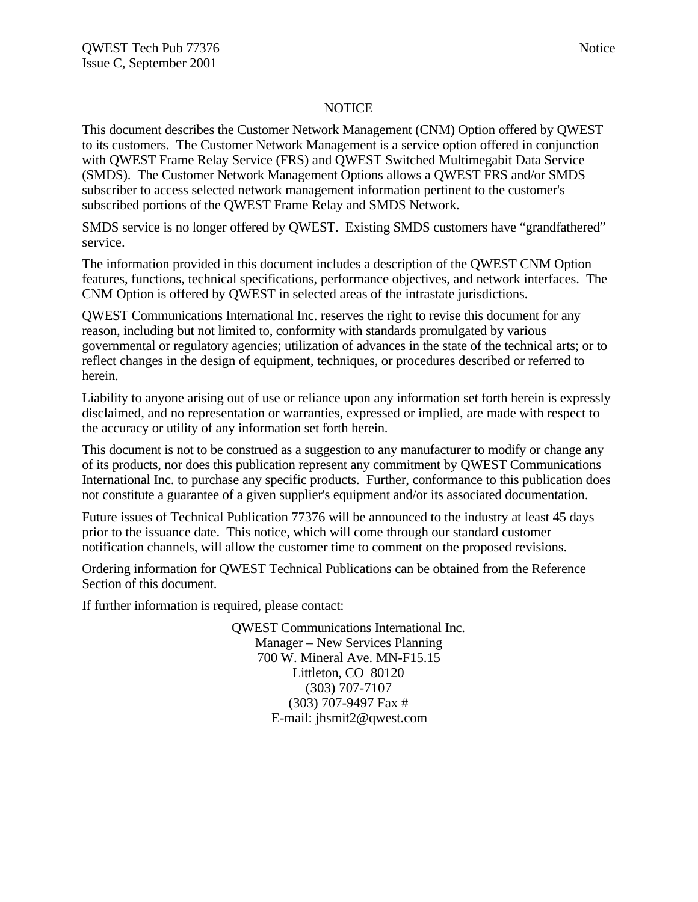# NOTICE

This document describes the Customer Network Management (CNM) Option offered by QWEST to its customers. The Customer Network Management is a service option offered in conjunction with QWEST Frame Relay Service (FRS) and QWEST Switched Multimegabit Data Service (SMDS). The Customer Network Management Options allows a QWEST FRS and/or SMDS subscriber to access selected network management information pertinent to the customer's subscribed portions of the QWEST Frame Relay and SMDS Network.

SMDS service is no longer offered by QWEST. Existing SMDS customers have "grandfathered" service.

The information provided in this document includes a description of the QWEST CNM Option features, functions, technical specifications, performance objectives, and network interfaces. The CNM Option is offered by QWEST in selected areas of the intrastate jurisdictions.

QWEST Communications International Inc. reserves the right to revise this document for any reason, including but not limited to, conformity with standards promulgated by various governmental or regulatory agencies; utilization of advances in the state of the technical arts; or to reflect changes in the design of equipment, techniques, or procedures described or referred to herein.

Liability to anyone arising out of use or reliance upon any information set forth herein is expressly disclaimed, and no representation or warranties, expressed or implied, are made with respect to the accuracy or utility of any information set forth herein.

This document is not to be construed as a suggestion to any manufacturer to modify or change any of its products, nor does this publication represent any commitment by QWEST Communications International Inc. to purchase any specific products. Further, conformance to this publication does not constitute a guarantee of a given supplier's equipment and/or its associated documentation.

Future issues of Technical Publication 77376 will be announced to the industry at least 45 days prior to the issuance date. This notice, which will come through our standard customer notification channels, will allow the customer time to comment on the proposed revisions.

Ordering information for QWEST Technical Publications can be obtained from the Reference Section of this document.

If further information is required, please contact:

QWEST Communications International Inc.
Manager – New Services Planning
700 W. Mineral Ave. MN-F15.15
Littleton, CO 80120
(303) 707-7107
(303) 707-9497 Fax #
E-mail: jhsmit2@qwest.com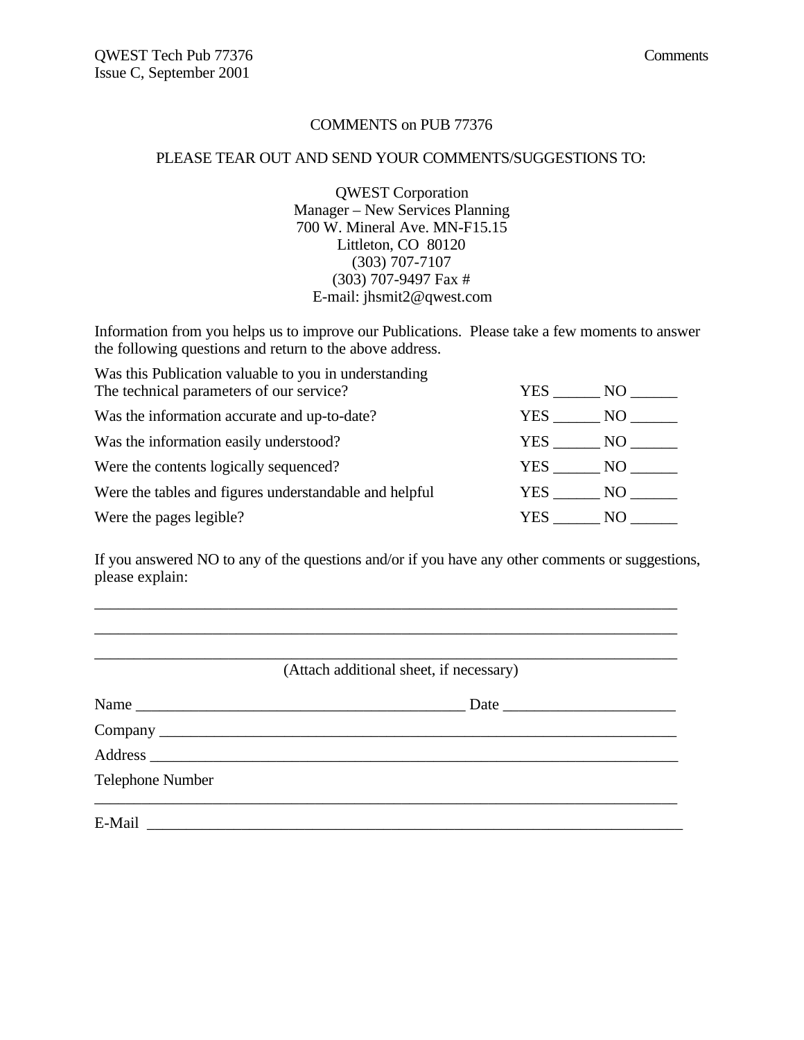COMMENTS on PUB 77376

PLEASE TEAR OUT AND SEND YOUR COMMENTS/SUGGESTIONS TO:

QWEST Corporation
Manager – New Services Planning
700 W. Mineral Ave. MN-F15.15
Littleton, CO 80120
(303) 707-7107
(303) 707-9497 Fax #
E-mail: jhsmit2@qwest.com

Information from you helps us to improve our Publications. Please take a few moments to answer the following questions and return to the above address.

| | |
|---|---|
| Was this Publication valuable to you in understanding The technical parameters of our service? | YES ______ NO ______ |
| Was the information accurate and up-to-date? | YES ______ NO ______ |
| Was the information easily understood? | YES ______ NO ______ |
| Were the contents logically sequenced? | YES ______ NO ______ |
| Were the tables and figures understandable and helpful | YES ______ NO ______ |
| Were the pages legible? | YES ______ NO ______ |

If you answered NO to any of the questions and/or if you have any other comments or suggestions, please explain:

_____________________________________________________________________________

_____________________________________________________________________________

_____________________________________________________________________________

(Attach additional sheet, if necessary)

Name ___________________________________________ Date ______________________

Company ________________________________________________________________

Address _________________________________________________________________

Telephone Number
_____________________________________________________________________________

E-Mail ___________________________________________________________________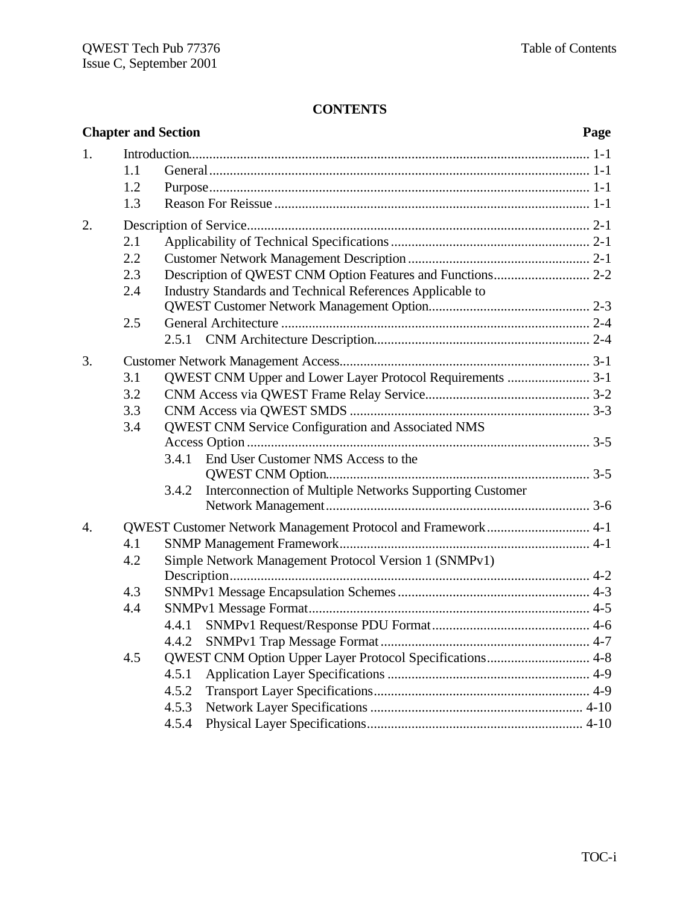# CONTENTS

| Chapter and Section | | | Page |
|---|---|---|---|
| 1. | Introduction | | 1-1 |
| | 1.1 | General | 1-1 |
| | 1.2 | Purpose | 1-1 |
| | 1.3 | Reason For Reissue | 1-1 |
| 2. | Description of Service | | 2-1 |
| | 2.1 | Applicability of Technical Specifications | 2-1 |
| | 2.2 | Customer Network Management Description | 2-1 |
| | 2.3 | Description of QWEST CNM Option Features and Functions | 2-2 |
| | 2.4 | Industry Standards and Technical References Applicable to QWEST Customer Network Management Option | 2-3 |
| | 2.5 | General Architecture | 2-4 |
| | | 2.5.1 CNM Architecture Description | 2-4 |
| 3. | Customer Network Management Access | | 3-1 |
| | 3.1 | QWEST CNM Upper and Lower Layer Protocol Requirements | 3-1 |
| | 3.2 | CNM Access via QWEST Frame Relay Service | 3-2 |
| | 3.3 | CNM Access via QWEST SMDS | 3-3 |
| | 3.4 | QWEST CNM Service Configuration and Associated NMS Access Option | 3-5 |
| | | 3.4.1 End User Customer NMS Access to the QWEST CNM Option | 3-5 |
| | | 3.4.2 Interconnection of Multiple Networks Supporting Customer Network Management | 3-6 |
| 4. | QWEST Customer Network Management Protocol and Framework | | 4-1 |
| | 4.1 | SNMP Management Framework | 4-1 |
| | 4.2 | Simple Network Management Protocol Version 1 (SNMPv1) Description | 4-2 |
| | 4.3 | SNMPv1 Message Encapsulation Schemes | 4-3 |
| | 4.4 | SNMPv1 Message Format | 4-5 |
| | | 4.4.1 SNMPv1 Request/Response PDU Format | 4-6 |
| | | 4.4.2 SNMPv1 Trap Message Format | 4-7 |
| | 4.5 | QWEST CNM Option Upper Layer Protocol Specifications | 4-8 |
| | | 4.5.1 Application Layer Specifications | 4-9 |
| | | 4.5.2 Transport Layer Specifications | 4-9 |
| | | 4.5.3 Network Layer Specifications | 4-10 |
| | | 4.5.4 Physical Layer Specifications | 4-10 |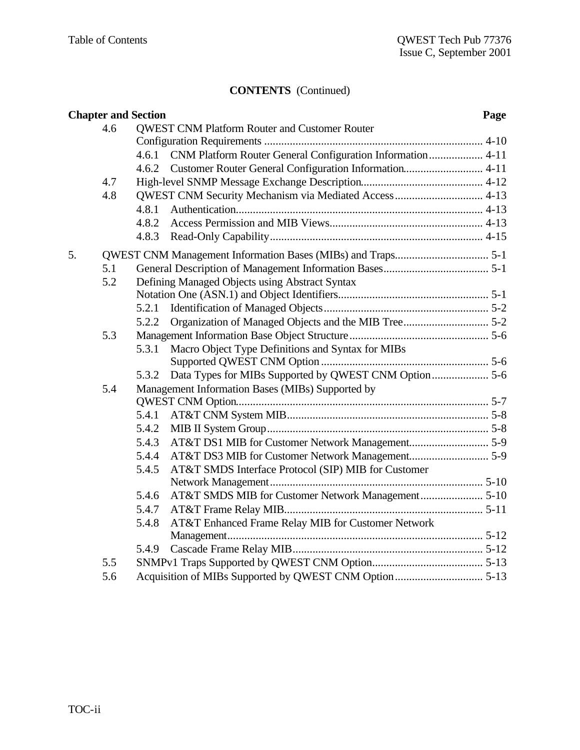**CONTENTS** (Continued)

| Chapter and Section | | | Page |
|---|---|---|---|
| | 4.6 | QWEST CNM Platform Router and Customer Router Configuration Requirements | 4-10 |
| | | 4.6.1 CNM Platform Router General Configuration Information | 4-11 |
| | | 4.6.2 Customer Router General Configuration Information | 4-11 |
| | 4.7 | High-level SNMP Message Exchange Description | 4-12 |
| | 4.8 | QWEST CNM Security Mechanism via Mediated Access | 4-13 |
| | | 4.8.1 Authentication | 4-13 |
| | | 4.8.2 Access Permission and MIB Views | 4-13 |
| | | 4.8.3 Read-Only Capability | 4-15 |
| 5. | | QWEST CNM Management Information Bases (MIBs) and Traps | 5-1 |
| | 5.1 | General Description of Management Information Bases | 5-1 |
| | 5.2 | Defining Managed Objects using Abstract Syntax Notation One (ASN.1) and Object Identifiers | 5-1 |
| | | 5.2.1 Identification of Managed Objects | 5-2 |
| | | 5.2.2 Organization of Managed Objects and the MIB Tree | 5-2 |
| | 5.3 | Management Information Base Object Structure | 5-6 |
| | | 5.3.1 Macro Object Type Definitions and Syntax for MIBs Supported QWEST CNM Option | 5-6 |
| | | 5.3.2 Data Types for MIBs Supported by QWEST CNM Option | 5-6 |
| | 5.4 | Management Information Bases (MIBs) Supported by QWEST CNM Option | 5-7 |
| | | 5.4.1 AT&T CNM System MIB | 5-8 |
| | | 5.4.2 MIB II System Group | 5-8 |
| | | 5.4.3 AT&T DS1 MIB for Customer Network Management | 5-9 |
| | | 5.4.4 AT&T DS3 MIB for Customer Network Management | 5-9 |
| | | 5.4.5 AT&T SMDS Interface Protocol (SIP) MIB for Customer Network Management | 5-10 |
| | | 5.4.6 AT&T SMDS MIB for Customer Network Management | 5-10 |
| | | 5.4.7 AT&T Frame Relay MIB | 5-11 |
| | | 5.4.8 AT&T Enhanced Frame Relay MIB for Customer Network Management | 5-12 |
| | | 5.4.9 Cascade Frame Relay MIB | 5-12 |
| | 5.5 | SNMPv1 Traps Supported by QWEST CNM Option | 5-13 |
| | 5.6 | Acquisition of MIBs Supported by QWEST CNM Option | 5-13 |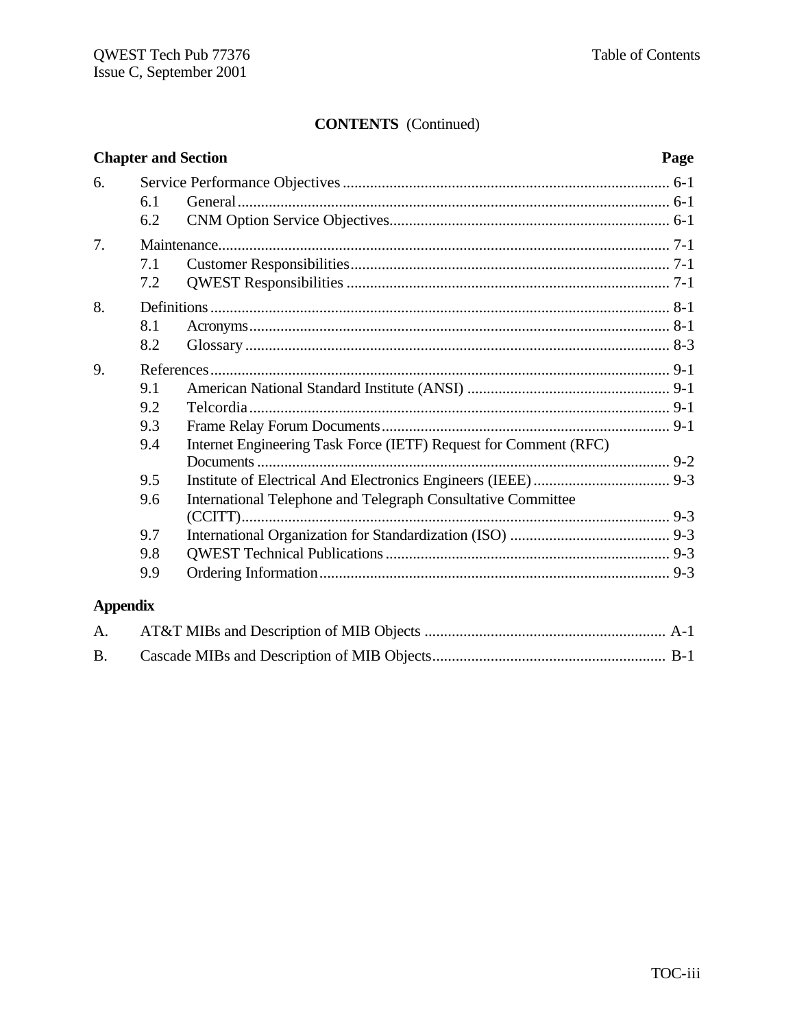**CONTENTS** (Continued)

| Chapter and Section | | | Page |
|---|---|---|---|
| 6. | Service Performance Objectives | | 6-1 |
| | 6.1 | General | 6-1 |
| | 6.2 | CNM Option Service Objectives | 6-1 |
| 7. | Maintenance | | 7-1 |
| | 7.1 | Customer Responsibilities | 7-1 |
| | 7.2 | QWEST Responsibilities | 7-1 |
| 8. | Definitions | | 8-1 |
| | 8.1 | Acronyms | 8-1 |
| | 8.2 | Glossary | 8-3 |
| 9. | References | | 9-1 |
| | 9.1 | American National Standard Institute (ANSI) | 9-1 |
| | 9.2 | Telcordia | 9-1 |
| | 9.3 | Frame Relay Forum Documents | 9-1 |
| | 9.4 | Internet Engineering Task Force (IETF) Request for Comment (RFC) Documents | 9-2 |
| | 9.5 | Institute of Electrical And Electronics Engineers (IEEE) | 9-3 |
| | 9.6 | International Telephone and Telegraph Consultative Committee (CCITT) | 9-3 |
| | 9.7 | International Organization for Standardization (ISO) | 9-3 |
| | 9.8 | QWEST Technical Publications | 9-3 |
| | 9.9 | Ordering Information | 9-3 |

**Appendix**

| | | |
|---|---|---|
| A. | AT&T MIBs and Description of MIB Objects | A-1 |
| B. | Cascade MIBs and Description of MIB Objects | B-1 |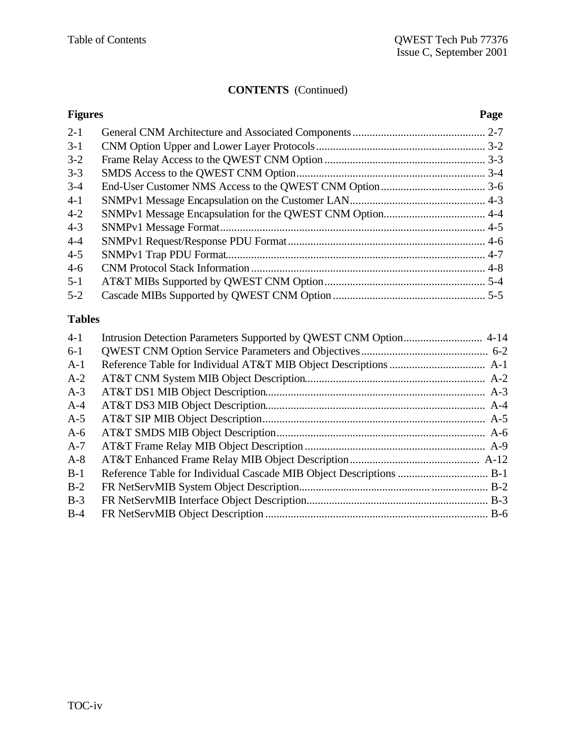## CONTENTS (Continued)

| Figures | | Page |
|---|---|---|
| 2-1 | General CNM Architecture and Associated Components | 2-7 |
| 3-1 | CNM Option Upper and Lower Layer Protocols | 3-2 |
| 3-2 | Frame Relay Access to the QWEST CNM Option | 3-3 |
| 3-3 | SMDS Access to the QWEST CNM Option | 3-4 |
| 3-4 | End-User Customer NMS Access to the QWEST CNM Option | 3-6 |
| 4-1 | SNMPv1 Message Encapsulation on the Customer LAN | 4-3 |
| 4-2 | SNMPv1 Message Encapsulation for the QWEST CNM Option | 4-4 |
| 4-3 | SNMPv1 Message Format | 4-5 |
| 4-4 | SNMPv1 Request/Response PDU Format | 4-6 |
| 4-5 | SNMPv1 Trap PDU Format | 4-7 |
| 4-6 | CNM Protocol Stack Information | 4-8 |
| 5-1 | AT&T MIBs Supported by QWEST CNM Option | 5-4 |
| 5-2 | Cascade MIBs Supported by QWEST CNM Option | 5-5 |

| Tables | | |
|---|---|---|
| 4-1 | Intrusion Detection Parameters Supported by QWEST CNM Option | 4-14 |
| 6-1 | QWEST CNM Option Service Parameters and Objectives | 6-2 |
| A-1 | Reference Table for Individual AT&T MIB Object Descriptions | A-1 |
| A-2 | AT&T CNM System MIB Object Description | A-2 |
| A-3 | AT&T DS1 MIB Object Description | A-3 |
| A-4 | AT&T DS3 MIB Object Description | A-4 |
| A-5 | AT&T SIP MIB Object Description | A-5 |
| A-6 | AT&T SMDS MIB Object Description | A-6 |
| A-7 | AT&T Frame Relay MIB Object Description | A-9 |
| A-8 | AT&T Enhanced Frame Relay MIB Object Description | A-12 |
| B-1 | Reference Table for Individual Cascade MIB Object Descriptions | B-1 |
| B-2 | FR NetServMIB System Object Description | B-2 |
| B-3 | FR NetServMIB Interface Object Description | B-3 |
| B-4 | FR NetServMIB Object Description | B-6 |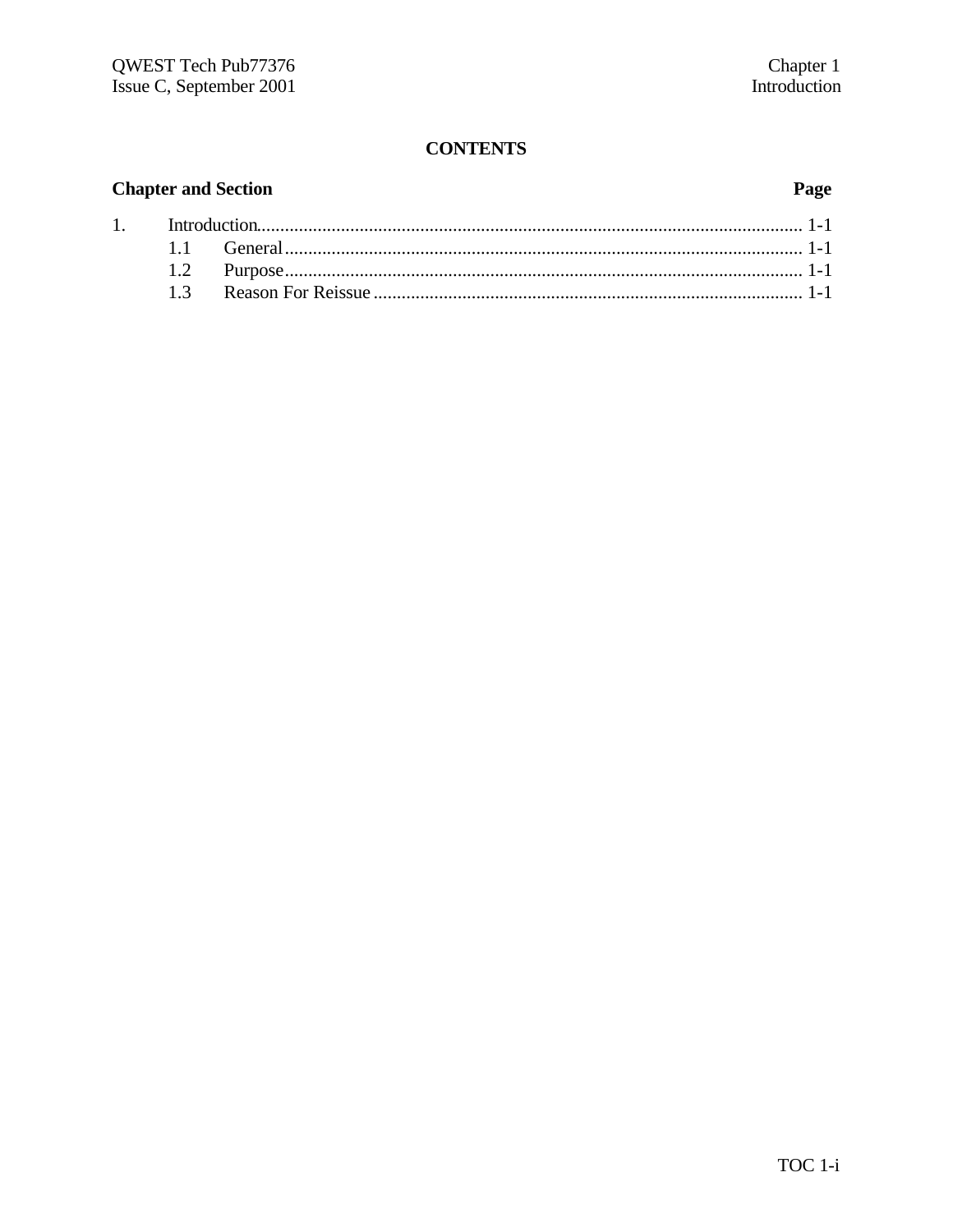**CONTENTS**

| Chapter and Section | | Page |
|---|---|---|
| 1. | Introduction | 1-1 |
| | 1.1 General | 1-1 |
| | 1.2 Purpose | 1-1 |
| | 1.3 Reason For Reissue | 1-1 |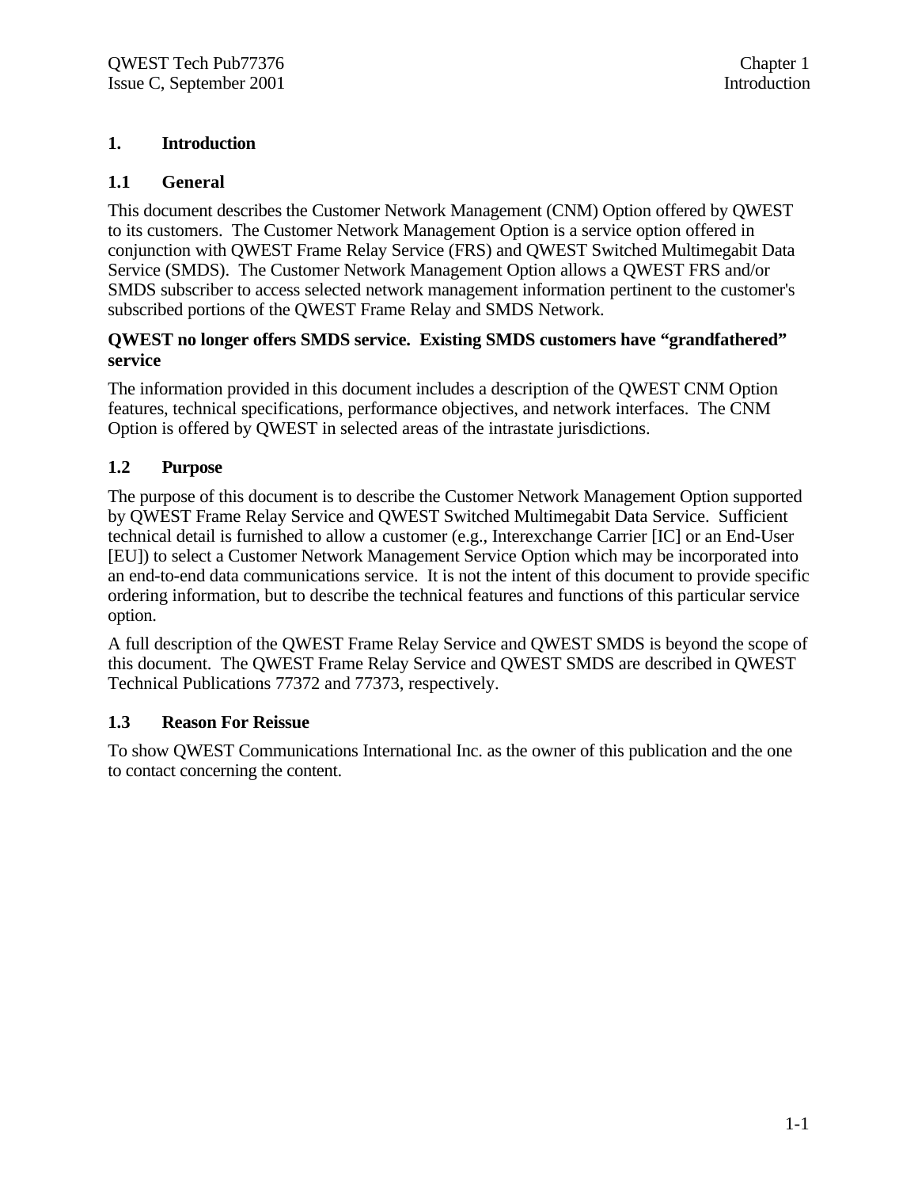# 1. Introduction

## 1.1 General

This document describes the Customer Network Management (CNM) Option offered by QWEST to its customers. The Customer Network Management Option is a service option offered in conjunction with QWEST Frame Relay Service (FRS) and QWEST Switched Multimegabit Data Service (SMDS). The Customer Network Management Option allows a QWEST FRS and/or SMDS subscriber to access selected network management information pertinent to the customer's subscribed portions of the QWEST Frame Relay and SMDS Network.

**QWEST no longer offers SMDS service. Existing SMDS customers have "grandfathered" service**

The information provided in this document includes a description of the QWEST CNM Option features, technical specifications, performance objectives, and network interfaces. The CNM Option is offered by QWEST in selected areas of the intrastate jurisdictions.

## 1.2 Purpose

The purpose of this document is to describe the Customer Network Management Option supported by QWEST Frame Relay Service and QWEST Switched Multimegabit Data Service. Sufficient technical detail is furnished to allow a customer (e.g., Interexchange Carrier [IC] or an End-User [EU]) to select a Customer Network Management Service Option which may be incorporated into an end-to-end data communications service. It is not the intent of this document to provide specific ordering information, but to describe the technical features and functions of this particular service option.

A full description of the QWEST Frame Relay Service and QWEST SMDS is beyond the scope of this document. The QWEST Frame Relay Service and QWEST SMDS are described in QWEST Technical Publications 77372 and 77373, respectively.

## 1.3 Reason For Reissue

To show QWEST Communications International Inc. as the owner of this publication and the one to contact concerning the content.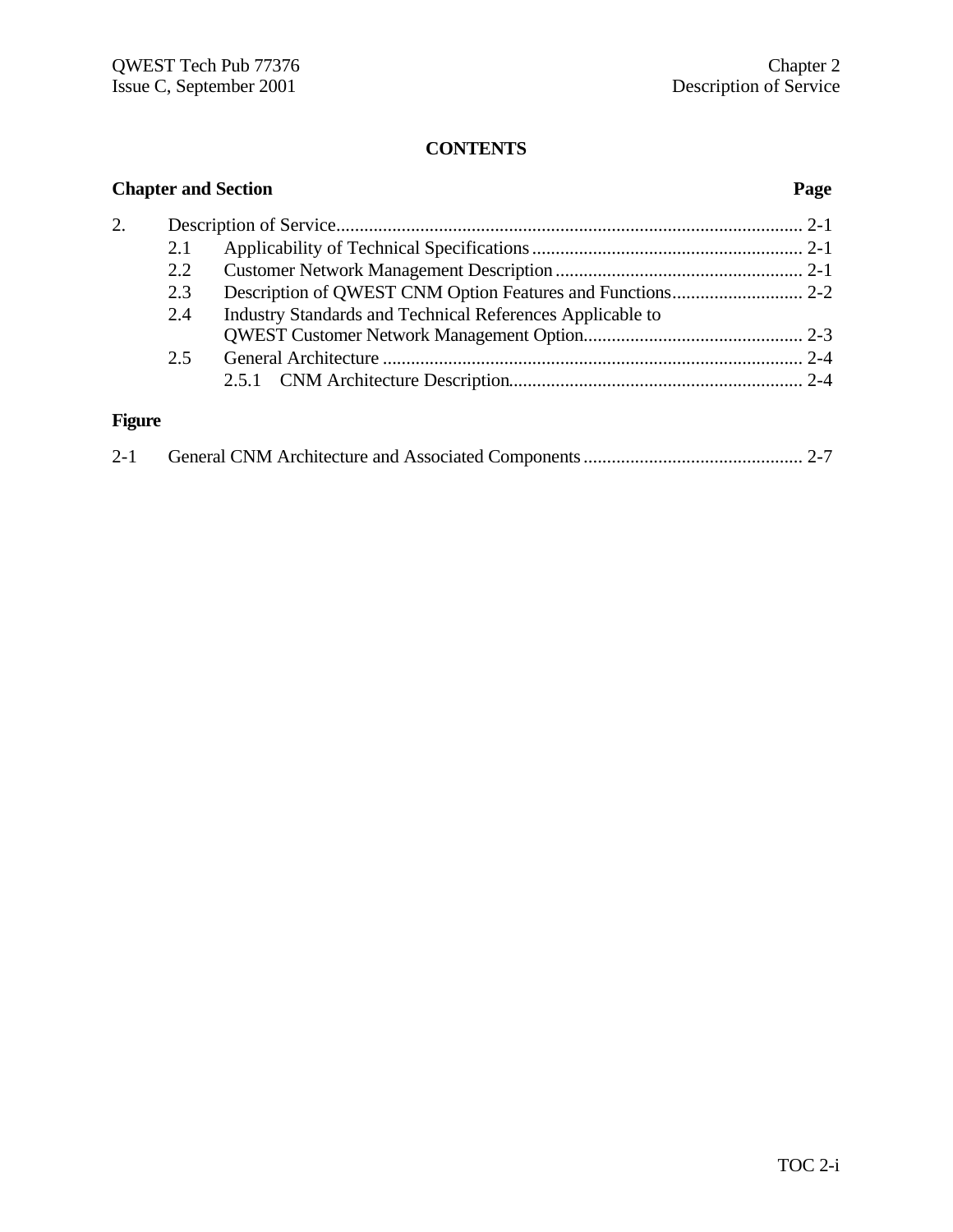**CONTENTS**

| Chapter and Section | | Page |
|---|---|---|
| 2. | Description of Service | 2-1 |
| 2.1 | Applicability of Technical Specifications | 2-1 |
| 2.2 | Customer Network Management Description | 2-1 |
| 2.3 | Description of QWEST CNM Option Features and Functions | 2-2 |
| 2.4 | Industry Standards and Technical References Applicable to QWEST Customer Network Management Option | 2-3 |
| 2.5 | General Architecture | 2-4 |
| 2.5.1 | CNM Architecture Description | 2-4 |

**Figure**

| | | |
|---|---|---|
| 2-1 | General CNM Architecture and Associated Components | 2-7 |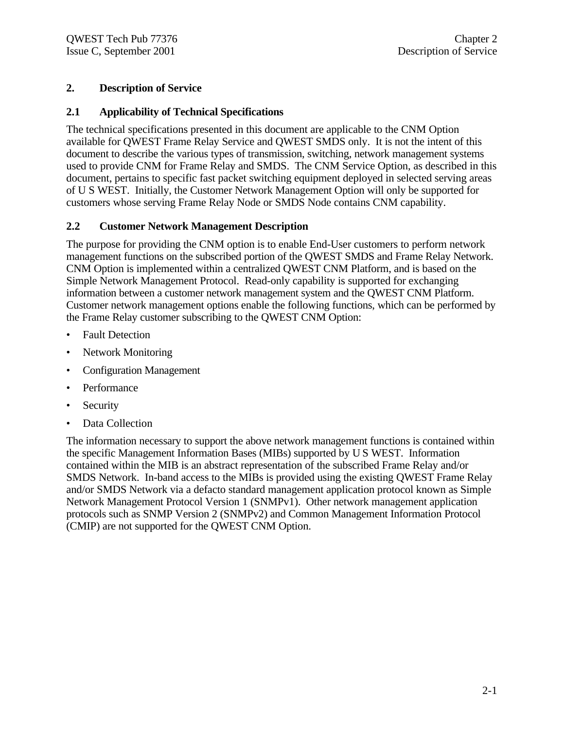## 2. Description of Service

### 2.1 Applicability of Technical Specifications

The technical specifications presented in this document are applicable to the CNM Option available for QWEST Frame Relay Service and QWEST SMDS only. It is not the intent of this document to describe the various types of transmission, switching, network management systems used to provide CNM for Frame Relay and SMDS. The CNM Service Option, as described in this document, pertains to specific fast packet switching equipment deployed in selected serving areas of U S WEST. Initially, the Customer Network Management Option will only be supported for customers whose serving Frame Relay Node or SMDS Node contains CNM capability.

### 2.2 Customer Network Management Description

The purpose for providing the CNM option is to enable End-User customers to perform network management functions on the subscribed portion of the QWEST SMDS and Frame Relay Network. CNM Option is implemented within a centralized QWEST CNM Platform, and is based on the Simple Network Management Protocol. Read-only capability is supported for exchanging information between a customer network management system and the QWEST CNM Platform. Customer network management options enable the following functions, which can be performed by the Frame Relay customer subscribing to the QWEST CNM Option:

- Fault Detection
- Network Monitoring
- Configuration Management
- Performance
- Security
- Data Collection

The information necessary to support the above network management functions is contained within the specific Management Information Bases (MIBs) supported by U S WEST. Information contained within the MIB is an abstract representation of the subscribed Frame Relay and/or SMDS Network. In-band access to the MIBs is provided using the existing QWEST Frame Relay and/or SMDS Network via a defacto standard management application protocol known as Simple Network Management Protocol Version 1 (SNMPv1). Other network management application protocols such as SNMP Version 2 (SNMPv2) and Common Management Information Protocol (CMIP) are not supported for the QWEST CNM Option.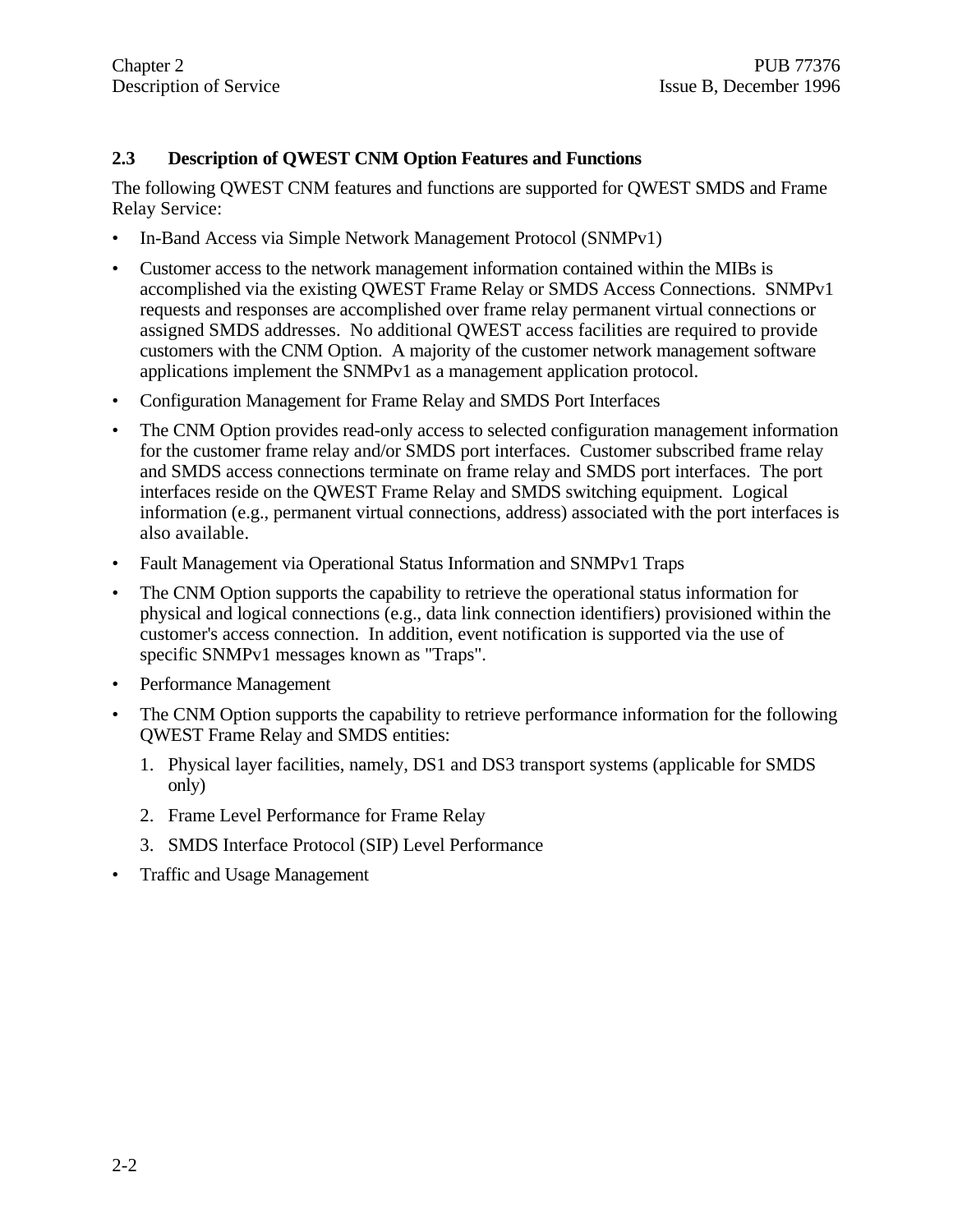## 2.3 Description of QWEST CNM Option Features and Functions

The following QWEST CNM features and functions are supported for QWEST SMDS and Frame Relay Service:

- In-Band Access via Simple Network Management Protocol (SNMPv1)
- Customer access to the network management information contained within the MIBs is accomplished via the existing QWEST Frame Relay or SMDS Access Connections. SNMPv1 requests and responses are accomplished over frame relay permanent virtual connections or assigned SMDS addresses. No additional QWEST access facilities are required to provide customers with the CNM Option. A majority of the customer network management software applications implement the SNMPv1 as a management application protocol.
- Configuration Management for Frame Relay and SMDS Port Interfaces
- The CNM Option provides read-only access to selected configuration management information for the customer frame relay and/or SMDS port interfaces. Customer subscribed frame relay and SMDS access connections terminate on frame relay and SMDS port interfaces. The port interfaces reside on the QWEST Frame Relay and SMDS switching equipment. Logical information (e.g., permanent virtual connections, address) associated with the port interfaces is also available.
- Fault Management via Operational Status Information and SNMPv1 Traps
- The CNM Option supports the capability to retrieve the operational status information for physical and logical connections (e.g., data link connection identifiers) provisioned within the customer's access connection. In addition, event notification is supported via the use of specific SNMPv1 messages known as "Traps".
- Performance Management
- The CNM Option supports the capability to retrieve performance information for the following QWEST Frame Relay and SMDS entities:
  1. Physical layer facilities, namely, DS1 and DS3 transport systems (applicable for SMDS only)
  2. Frame Level Performance for Frame Relay
  3. SMDS Interface Protocol (SIP) Level Performance
- Traffic and Usage Management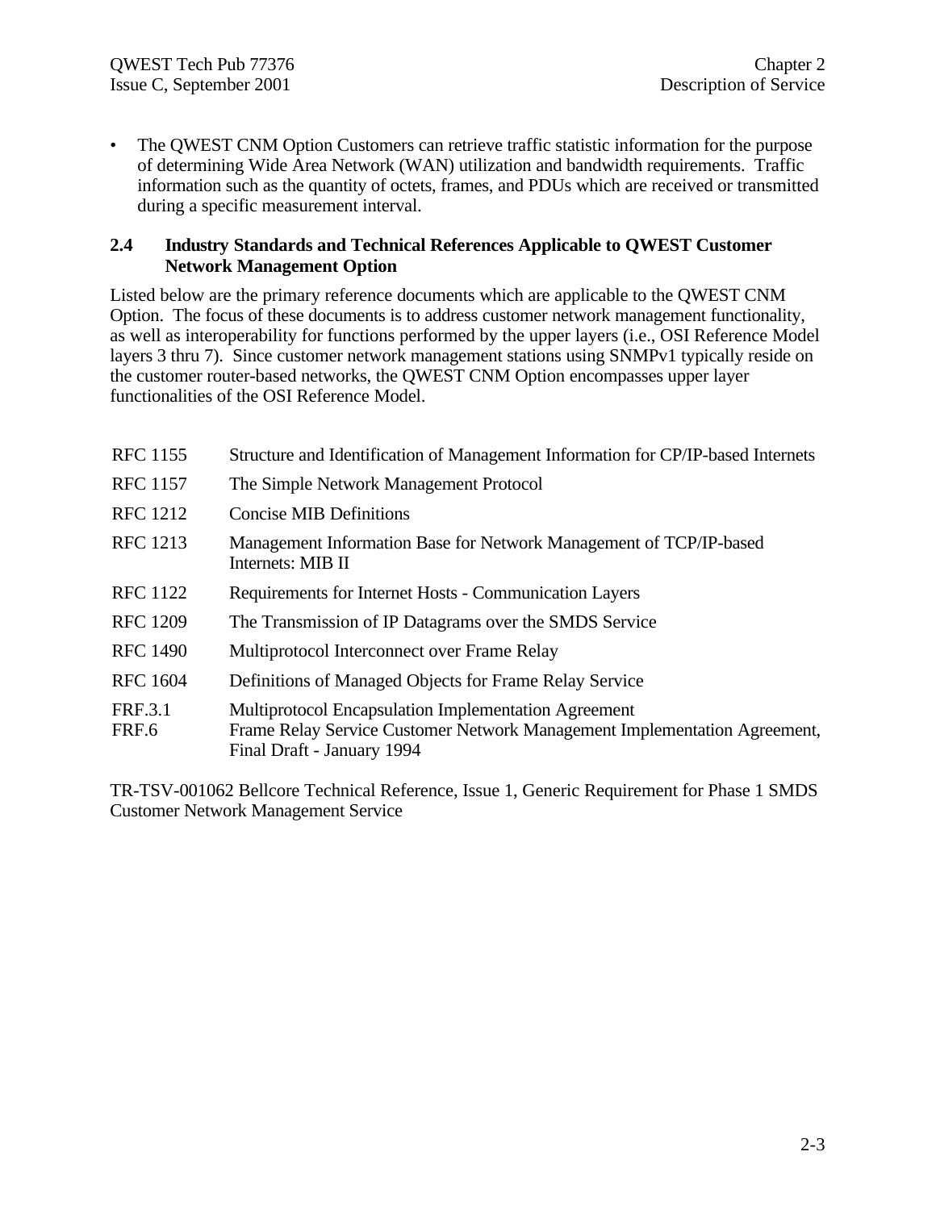- The QWEST CNM Option Customers can retrieve traffic statistic information for the purpose of determining Wide Area Network (WAN) utilization and bandwidth requirements. Traffic information such as the quantity of octets, frames, and PDUs which are received or transmitted during a specific measurement interval.

## 2.4 Industry Standards and Technical References Applicable to QWEST Customer Network Management Option

Listed below are the primary reference documents which are applicable to the QWEST CNM Option. The focus of these documents is to address customer network management functionality, as well as interoperability for functions performed by the upper layers (i.e., OSI Reference Model layers 3 thru 7). Since customer network management stations using SNMPv1 typically reside on the customer router-based networks, the QWEST CNM Option encompasses upper layer functionalities of the OSI Reference Model.

| | |
|---|---|
| RFC 1155 | Structure and Identification of Management Information for CP/IP-based Internets |
| RFC 1157 | The Simple Network Management Protocol |
| RFC 1212 | Concise MIB Definitions |
| RFC 1213 | Management Information Base for Network Management of TCP/IP-based Internets: MIB II |
| RFC 1122 | Requirements for Internet Hosts - Communication Layers |
| RFC 1209 | The Transmission of IP Datagrams over the SMDS Service |
| RFC 1490 | Multiprotocol Interconnect over Frame Relay |
| RFC 1604 | Definitions of Managed Objects for Frame Relay Service |
| FRF.3.1 | Multiprotocol Encapsulation Implementation Agreement |
| FRF.6 | Frame Relay Service Customer Network Management Implementation Agreement, Final Draft - January 1994 |

TR-TSV-001062 Bellcore Technical Reference, Issue 1, Generic Requirement for Phase 1 SMDS Customer Network Management Service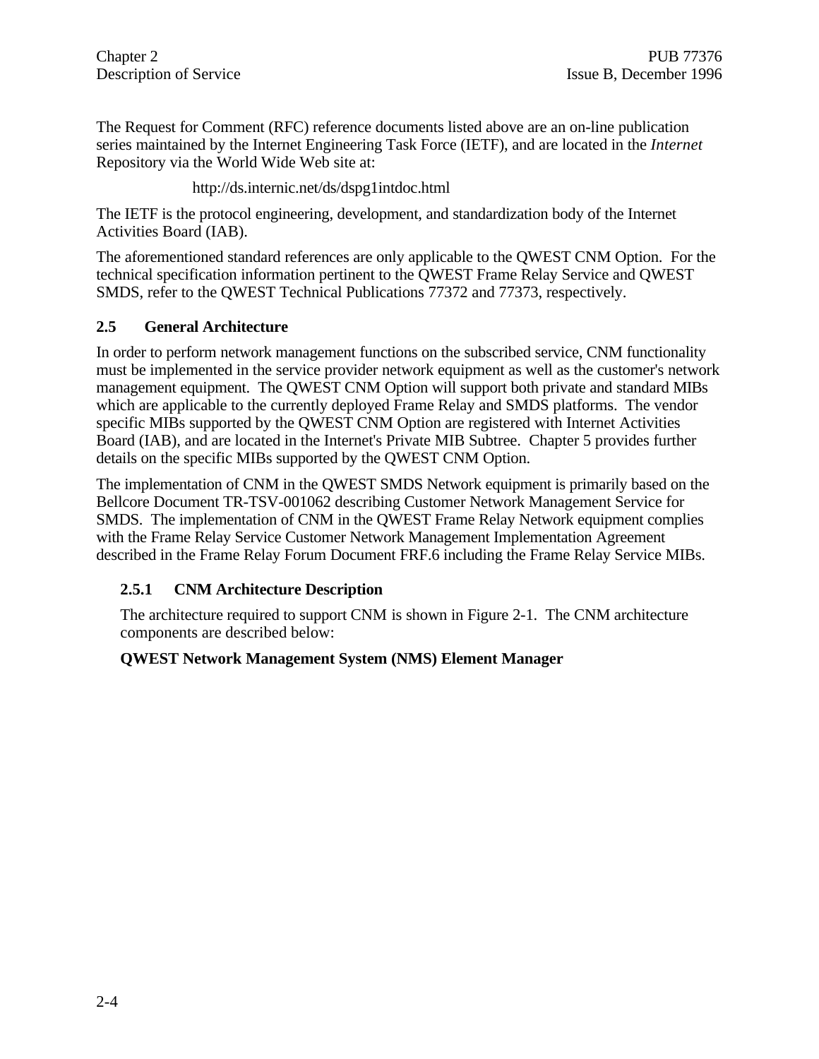The Request for Comment (RFC) reference documents listed above are an on-line publication series maintained by the Internet Engineering Task Force (IETF), and are located in the *Internet* Repository via the World Wide Web site at:

http://ds.internic.net/ds/dspg1intdoc.html

The IETF is the protocol engineering, development, and standardization body of the Internet Activities Board (IAB).

The aforementioned standard references are only applicable to the QWEST CNM Option. For the technical specification information pertinent to the QWEST Frame Relay Service and QWEST SMDS, refer to the QWEST Technical Publications 77372 and 77373, respectively.

## 2.5 General Architecture

In order to perform network management functions on the subscribed service, CNM functionality must be implemented in the service provider network equipment as well as the customer's network management equipment. The QWEST CNM Option will support both private and standard MIBs which are applicable to the currently deployed Frame Relay and SMDS platforms. The vendor specific MIBs supported by the QWEST CNM Option are registered with Internet Activities Board (IAB), and are located in the Internet's Private MIB Subtree. Chapter 5 provides further details on the specific MIBs supported by the QWEST CNM Option.

The implementation of CNM in the QWEST SMDS Network equipment is primarily based on the Bellcore Document TR-TSV-001062 describing Customer Network Management Service for SMDS. The implementation of CNM in the QWEST Frame Relay Network equipment complies with the Frame Relay Service Customer Network Management Implementation Agreement described in the Frame Relay Forum Document FRF.6 including the Frame Relay Service MIBs.

### 2.5.1 CNM Architecture Description

The architecture required to support CNM is shown in Figure 2-1. The CNM architecture components are described below:

**QWEST Network Management System (NMS) Element Manager**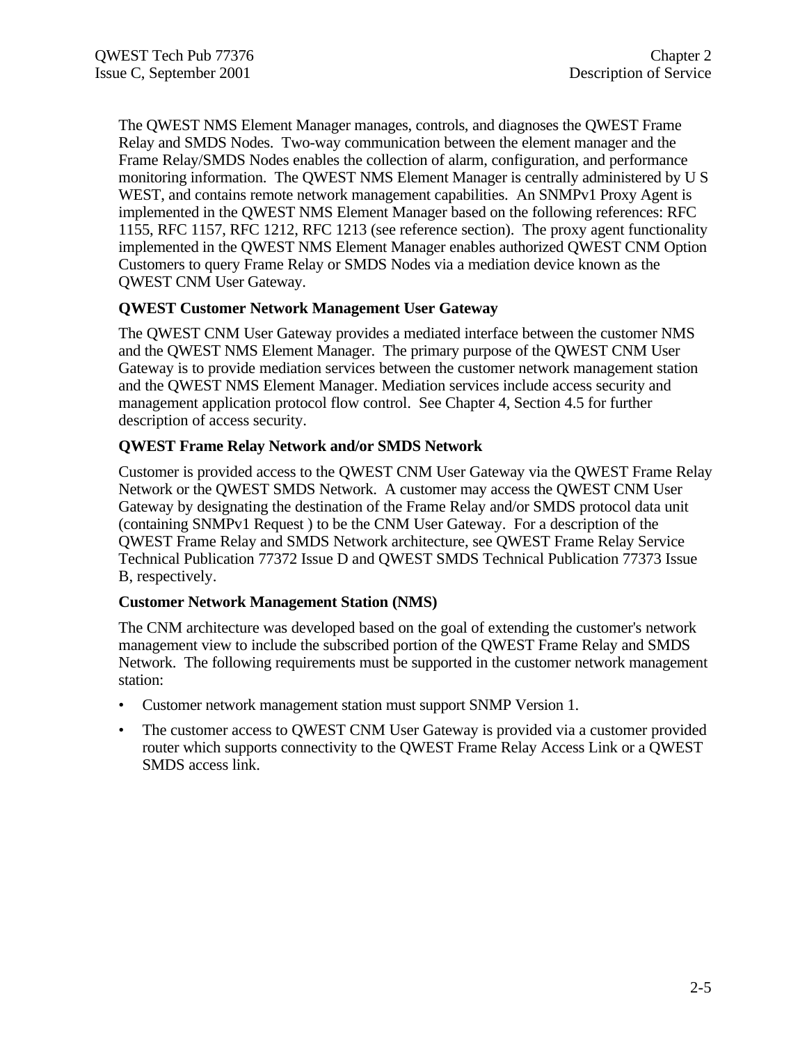The QWEST NMS Element Manager manages, controls, and diagnoses the QWEST Frame Relay and SMDS Nodes. Two-way communication between the element manager and the Frame Relay/SMDS Nodes enables the collection of alarm, configuration, and performance monitoring information. The QWEST NMS Element Manager is centrally administered by U S WEST, and contains remote network management capabilities. An SNMPv1 Proxy Agent is implemented in the QWEST NMS Element Manager based on the following references: RFC 1155, RFC 1157, RFC 1212, RFC 1213 (see reference section). The proxy agent functionality implemented in the QWEST NMS Element Manager enables authorized QWEST CNM Option Customers to query Frame Relay or SMDS Nodes via a mediation device known as the QWEST CNM User Gateway.

**QWEST Customer Network Management User Gateway**

The QWEST CNM User Gateway provides a mediated interface between the customer NMS and the QWEST NMS Element Manager. The primary purpose of the QWEST CNM User Gateway is to provide mediation services between the customer network management station and the QWEST NMS Element Manager. Mediation services include access security and management application protocol flow control. See Chapter 4, Section 4.5 for further description of access security.

**QWEST Frame Relay Network and/or SMDS Network**

Customer is provided access to the QWEST CNM User Gateway via the QWEST Frame Relay Network or the QWEST SMDS Network. A customer may access the QWEST CNM User Gateway by designating the destination of the Frame Relay and/or SMDS protocol data unit (containing SNMPv1 Request ) to be the CNM User Gateway. For a description of the QWEST Frame Relay and SMDS Network architecture, see QWEST Frame Relay Service Technical Publication 77372 Issue D and QWEST SMDS Technical Publication 77373 Issue B, respectively.

**Customer Network Management Station (NMS)**

The CNM architecture was developed based on the goal of extending the customer's network management view to include the subscribed portion of the QWEST Frame Relay and SMDS Network. The following requirements must be supported in the customer network management station:

- Customer network management station must support SNMP Version 1.
- The customer access to QWEST CNM User Gateway is provided via a customer provided router which supports connectivity to the QWEST Frame Relay Access Link or a QWEST SMDS access link.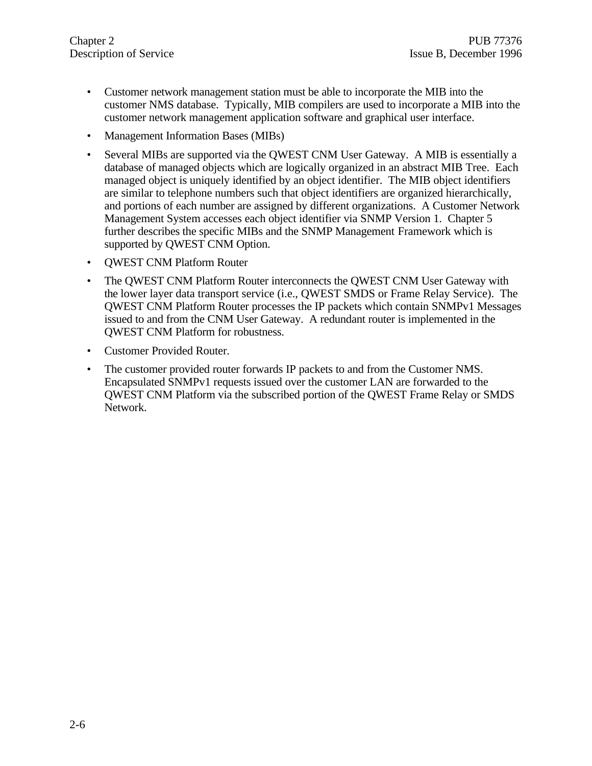- Customer network management station must be able to incorporate the MIB into the customer NMS database. Typically, MIB compilers are used to incorporate a MIB into the customer network management application software and graphical user interface.
- Management Information Bases (MIBs)
- Several MIBs are supported via the QWEST CNM User Gateway. A MIB is essentially a database of managed objects which are logically organized in an abstract MIB Tree. Each managed object is uniquely identified by an object identifier. The MIB object identifiers are similar to telephone numbers such that object identifiers are organized hierarchically, and portions of each number are assigned by different organizations. A Customer Network Management System accesses each object identifier via SNMP Version 1. Chapter 5 further describes the specific MIBs and the SNMP Management Framework which is supported by QWEST CNM Option.
- QWEST CNM Platform Router
- The QWEST CNM Platform Router interconnects the QWEST CNM User Gateway with the lower layer data transport service (i.e., QWEST SMDS or Frame Relay Service). The QWEST CNM Platform Router processes the IP packets which contain SNMPv1 Messages issued to and from the CNM User Gateway. A redundant router is implemented in the QWEST CNM Platform for robustness.
- Customer Provided Router.
- The customer provided router forwards IP packets to and from the Customer NMS. Encapsulated SNMPv1 requests issued over the customer LAN are forwarded to the QWEST CNM Platform via the subscribed portion of the QWEST Frame Relay or SMDS Network.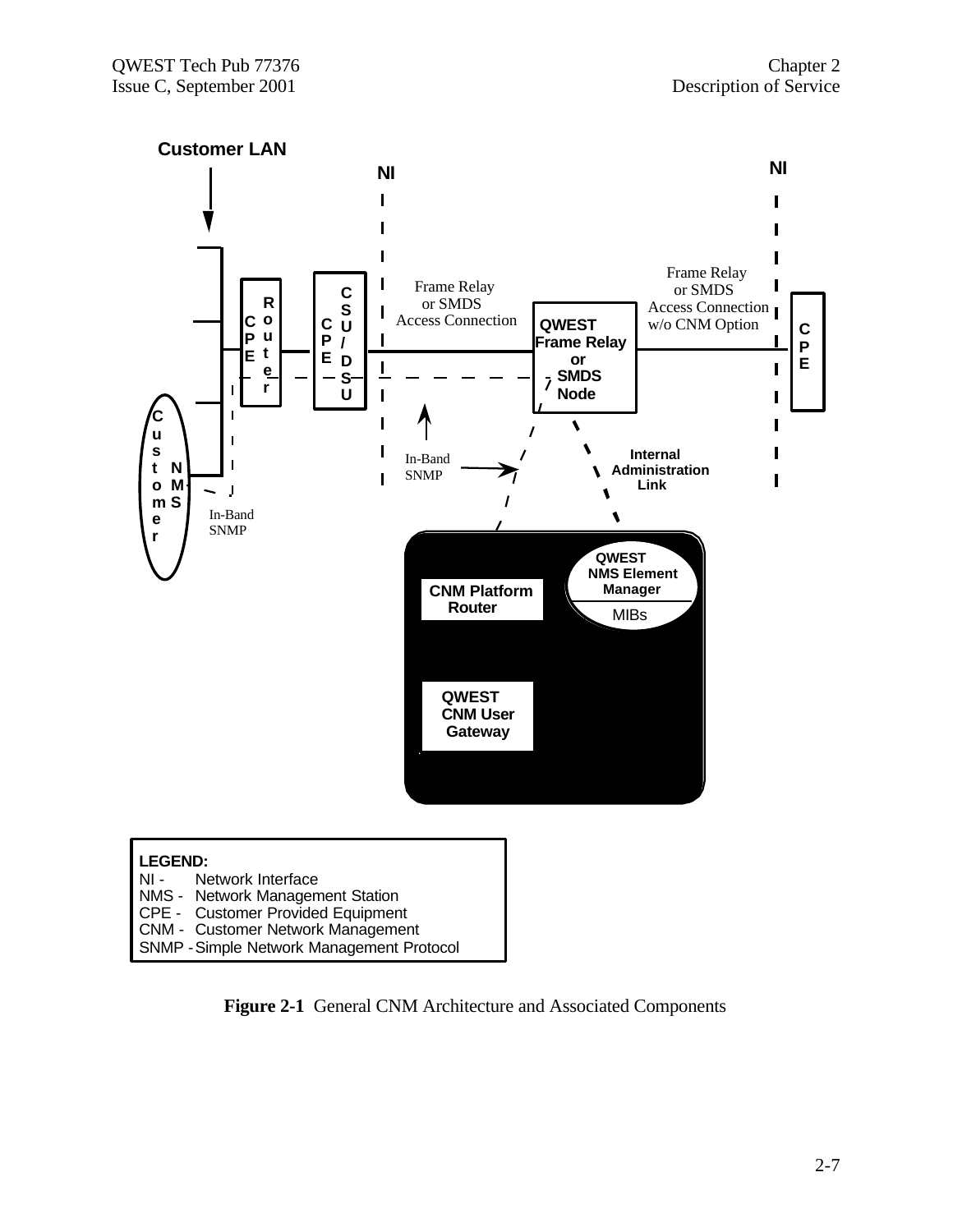Customer LAN

NI

NI

Frame Relay or SMDS Access Connection

Frame Relay or SMDS Access Connection w/o CNM Option

CPE

Router

CPE

CSU/DSU

QWEST Frame Relay or SMDS Node

CPE

Customer NMS

In-Band SNMP

In-Band SNMP

Internal Administration Link

CNM Platform Router

QWEST NMS Element Manager

MIBs

QWEST CNM User Gateway

**LEGEND:**
NI - Network Interface
NMS - Network Management Station
CPE - Customer Provided Equipment
CNM - Customer Network Management
SNMP - Simple Network Management Protocol

**Figure 2-1** General CNM Architecture and Associated Components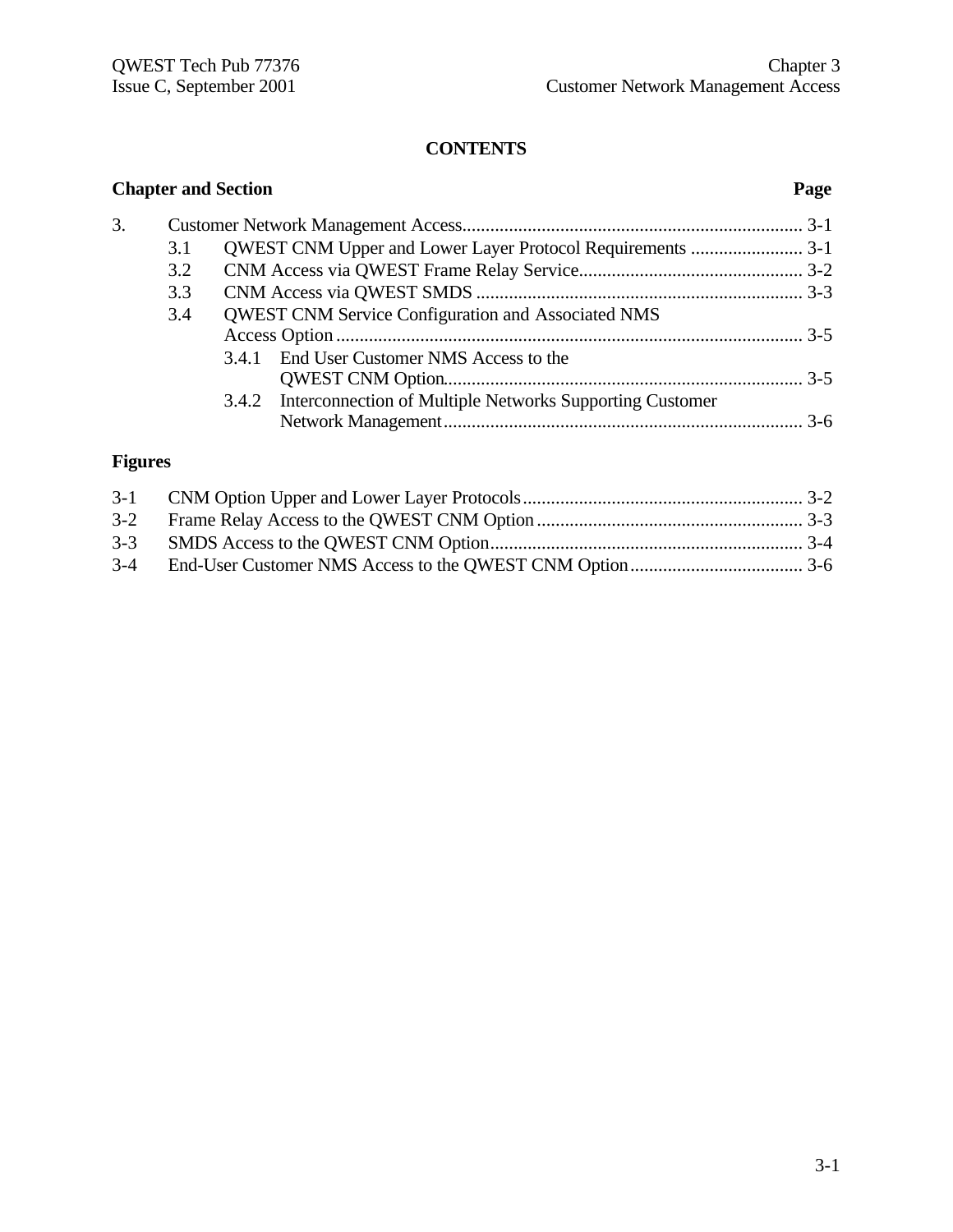# CONTENTS

**Chapter and Section** **Page**

3. Customer Network Management Access ........................................................................ 3-1
   - 3.1 QWEST CNM Upper and Lower Layer Protocol Requirements ........................ 3-1
   - 3.2 CNM Access via QWEST Frame Relay Service................................................ 3-2
   - 3.3 CNM Access via QWEST SMDS ...................................................................... 3-3
   - 3.4 QWEST CNM Service Configuration and Associated NMS Access Option ..................................................................................................... 3-5
     - 3.4.1 End User Customer NMS Access to the QWEST CNM Option............................................................................. 3-5
     - 3.4.2 Interconnection of Multiple Networks Supporting Customer Network Management............................................................................. 3-6

**Figures**

3-1 CNM Option Upper and Lower Layer Protocols............................................................ 3-2
3-2 Frame Relay Access to the QWEST CNM Option ......................................................... 3-3
3-3 SMDS Access to the QWEST CNM Option.................................................................. 3-4
3-4 End-User Customer NMS Access to the QWEST CNM Option..................................... 3-6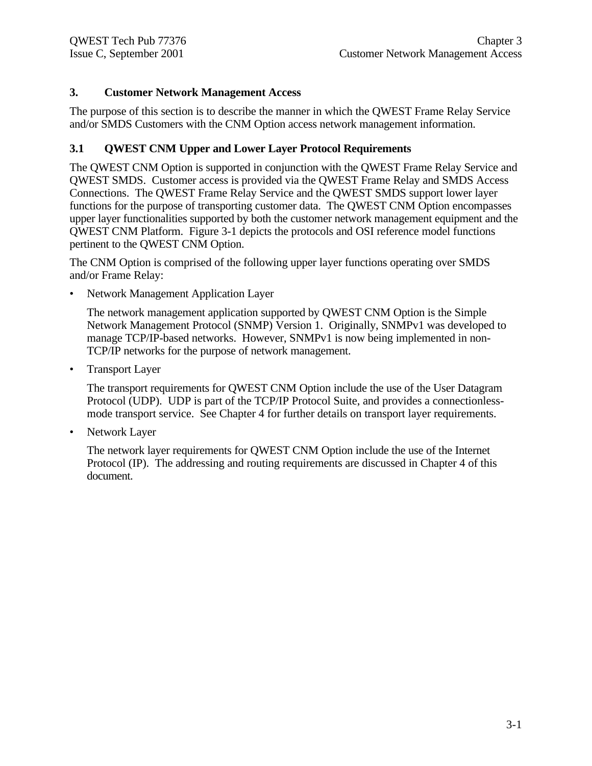# 3. Customer Network Management Access

The purpose of this section is to describe the manner in which the QWEST Frame Relay Service and/or SMDS Customers with the CNM Option access network management information.

## 3.1 QWEST CNM Upper and Lower Layer Protocol Requirements

The QWEST CNM Option is supported in conjunction with the QWEST Frame Relay Service and QWEST SMDS. Customer access is provided via the QWEST Frame Relay and SMDS Access Connections. The QWEST Frame Relay Service and the QWEST SMDS support lower layer functions for the purpose of transporting customer data. The QWEST CNM Option encompasses upper layer functionalities supported by both the customer network management equipment and the QWEST CNM Platform. Figure 3-1 depicts the protocols and OSI reference model functions pertinent to the QWEST CNM Option.

The CNM Option is comprised of the following upper layer functions operating over SMDS and/or Frame Relay:

- Network Management Application Layer

  The network management application supported by QWEST CNM Option is the Simple Network Management Protocol (SNMP) Version 1. Originally, SNMPv1 was developed to manage TCP/IP-based networks. However, SNMPv1 is now being implemented in non-TCP/IP networks for the purpose of network management.

- Transport Layer

  The transport requirements for QWEST CNM Option include the use of the User Datagram Protocol (UDP). UDP is part of the TCP/IP Protocol Suite, and provides a connectionless-mode transport service. See Chapter 4 for further details on transport layer requirements.

- Network Layer

  The network layer requirements for QWEST CNM Option include the use of the Internet Protocol (IP). The addressing and routing requirements are discussed in Chapter 4 of this document.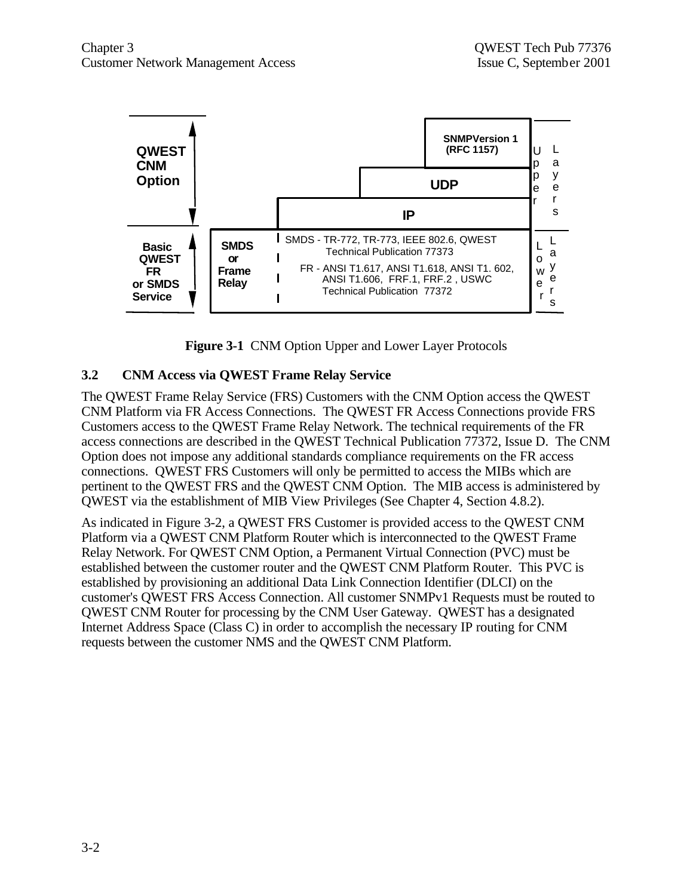| QWEST CNM Option | | | SNMPVersion 1 (RFC 1157) | Upper Layers |
|---|---|---|---|---|
| | | | UDP | |
| | | IP | | |
| Basic QWEST FR or SMDS Service | SMDS or Frame Relay | SMDS - TR-772, TR-773, IEEE 802.6, QWEST Technical Publication 77373<br>FR - ANSI T1.617, ANSI T1.618, ANSI T1. 602, ANSI T1.606, FRF.1, FRF.2 , USWC Technical Publication 77372 | | Lower Layers |

**Figure 3-1** CNM Option Upper and Lower Layer Protocols

## 3.2 CNM Access via QWEST Frame Relay Service

The QWEST Frame Relay Service (FRS) Customers with the CNM Option access the QWEST CNM Platform via FR Access Connections. The QWEST FR Access Connections provide FRS Customers access to the QWEST Frame Relay Network. The technical requirements of the FR access connections are described in the QWEST Technical Publication 77372, Issue D. The CNM Option does not impose any additional standards compliance requirements on the FR access connections. QWEST FRS Customers will only be permitted to access the MIBs which are pertinent to the QWEST FRS and the QWEST CNM Option. The MIB access is administered by QWEST via the establishment of MIB View Privileges (See Chapter 4, Section 4.8.2).

As indicated in Figure 3-2, a QWEST FRS Customer is provided access to the QWEST CNM Platform via a QWEST CNM Platform Router which is interconnected to the QWEST Frame Relay Network. For QWEST CNM Option, a Permanent Virtual Connection (PVC) must be established between the customer router and the QWEST CNM Platform Router. This PVC is established by provisioning an additional Data Link Connection Identifier (DLCI) on the customer's QWEST FRS Access Connection. All customer SNMPv1 Requests must be routed to QWEST CNM Router for processing by the CNM User Gateway. QWEST has a designated Internet Address Space (Class C) in order to accomplish the necessary IP routing for CNM requests between the customer NMS and the QWEST CNM Platform.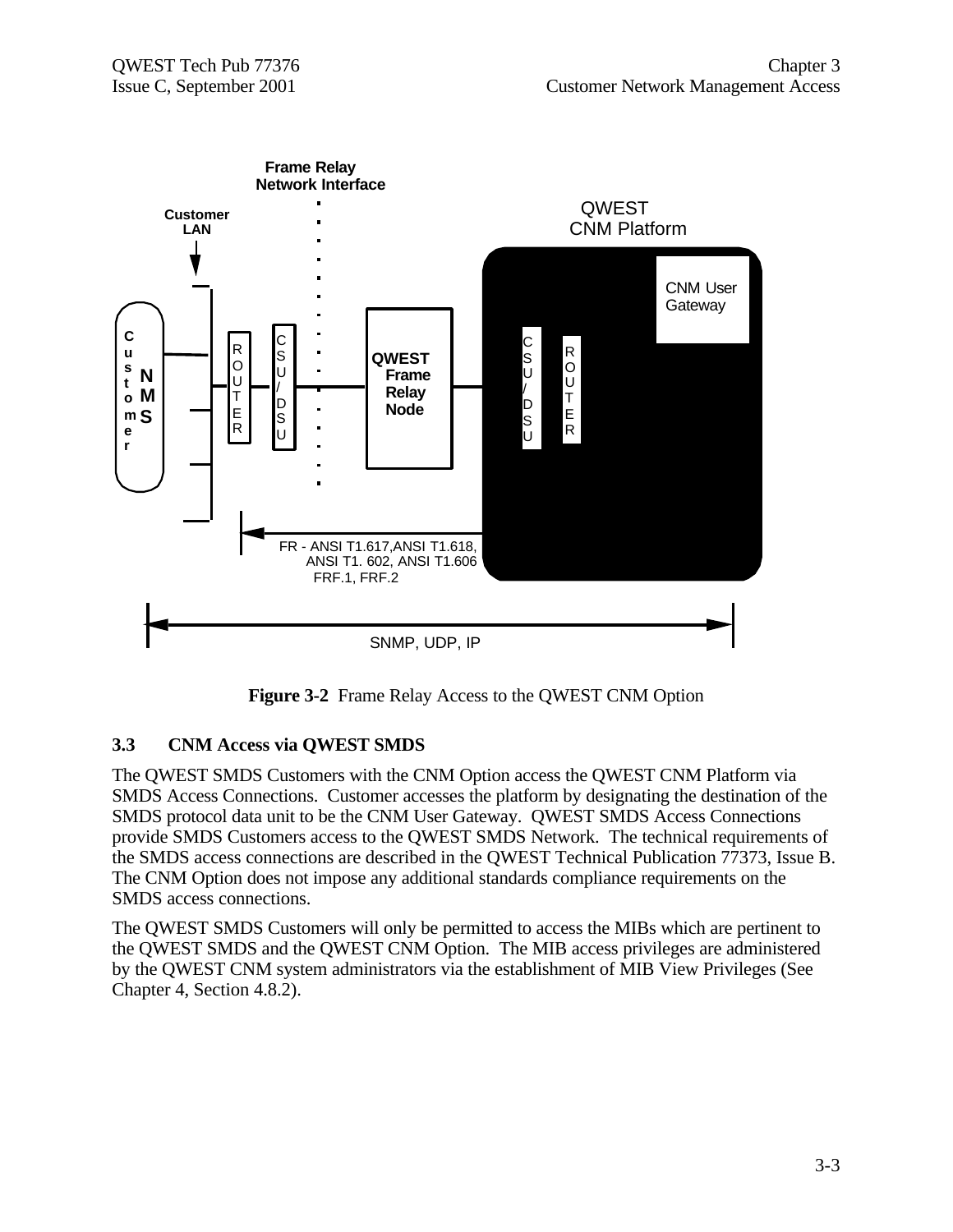**Figure 3-2** Frame Relay Access to the QWEST CNM Option

### 3.3 CNM Access via QWEST SMDS

The QWEST SMDS Customers with the CNM Option access the QWEST CNM Platform via SMDS Access Connections. Customer accesses the platform by designating the destination of the SMDS protocol data unit to be the CNM User Gateway. QWEST SMDS Access Connections provide SMDS Customers access to the QWEST SMDS Network. The technical requirements of the SMDS access connections are described in the QWEST Technical Publication 77373, Issue B. The CNM Option does not impose any additional standards compliance requirements on the SMDS access connections.

The QWEST SMDS Customers will only be permitted to access the MIBs which are pertinent to the QWEST SMDS and the QWEST CNM Option. The MIB access privileges are administered by the QWEST CNM system administrators via the establishment of MIB View Privileges (See Chapter 4, Section 4.8.2).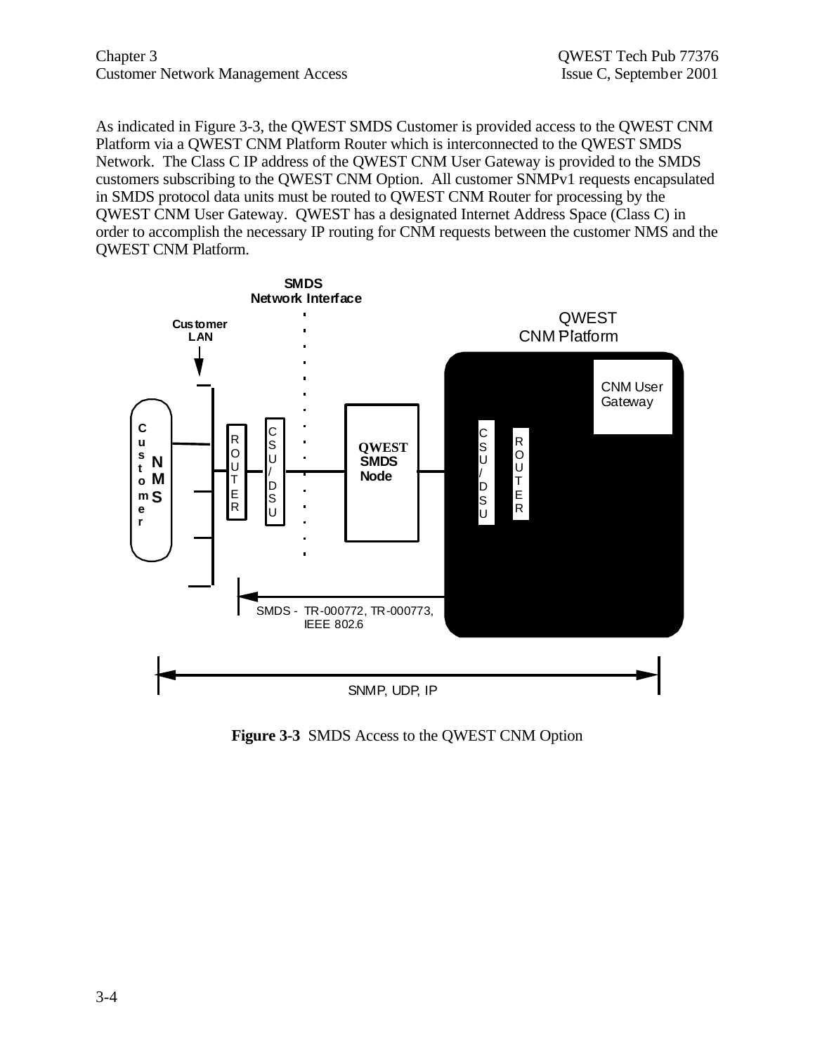As indicated in Figure 3-3, the QWEST SMDS Customer is provided access to the QWEST CNM Platform via a QWEST CNM Platform Router which is interconnected to the QWEST SMDS Network. The Class C IP address of the QWEST CNM User Gateway is provided to the SMDS customers subscribing to the QWEST CNM Option. All customer SNMPv1 requests encapsulated in SMDS protocol data units must be routed to QWEST CNM Router for processing by the QWEST CNM User Gateway. QWEST has a designated Internet Address Space (Class C) in order to accomplish the necessary IP routing for CNM requests between the customer NMS and the QWEST CNM Platform.

**Figure 3-3** SMDS Access to the QWEST CNM Option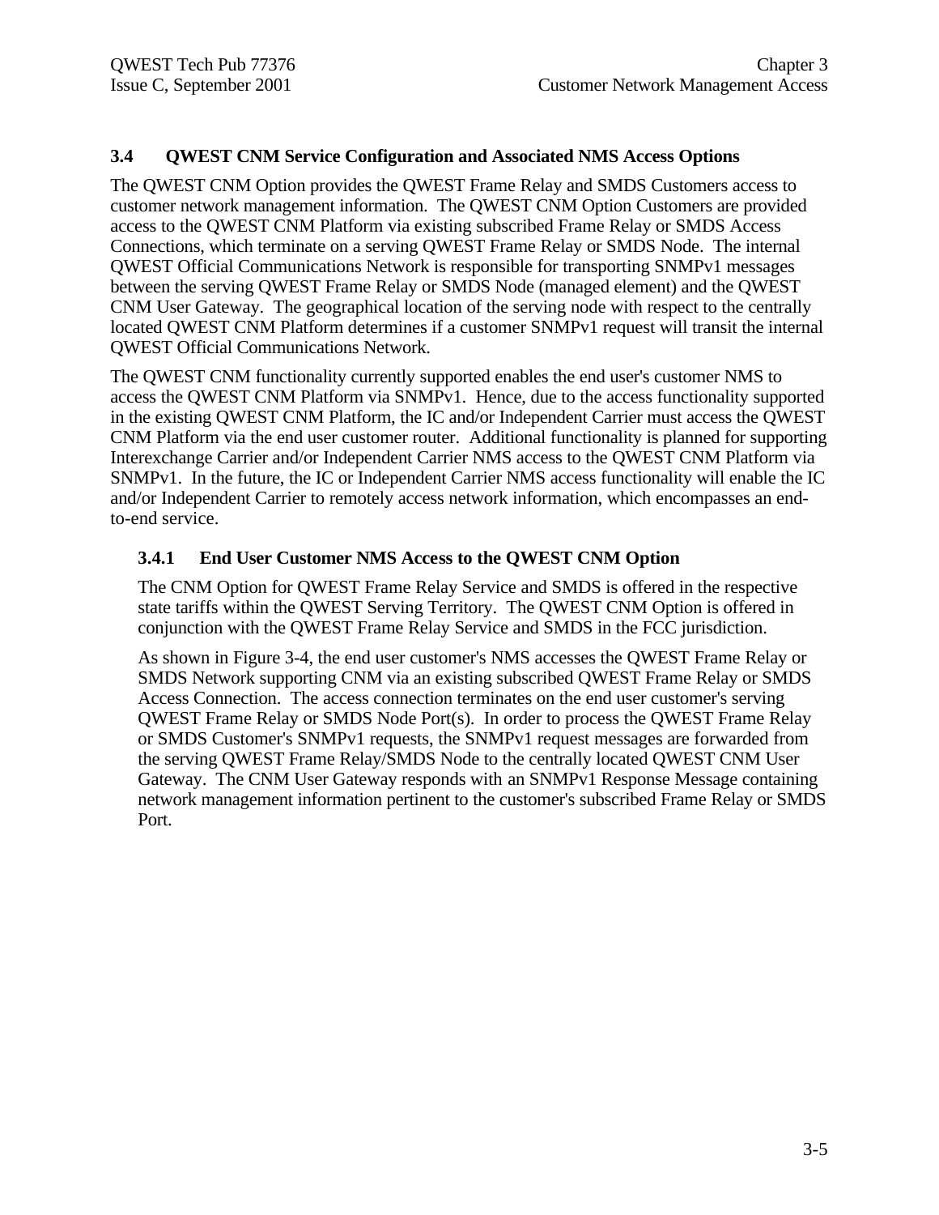## 3.4 QWEST CNM Service Configuration and Associated NMS Access Options

The QWEST CNM Option provides the QWEST Frame Relay and SMDS Customers access to customer network management information. The QWEST CNM Option Customers are provided access to the QWEST CNM Platform via existing subscribed Frame Relay or SMDS Access Connections, which terminate on a serving QWEST Frame Relay or SMDS Node. The internal QWEST Official Communications Network is responsible for transporting SNMPv1 messages between the serving QWEST Frame Relay or SMDS Node (managed element) and the QWEST CNM User Gateway. The geographical location of the serving node with respect to the centrally located QWEST CNM Platform determines if a customer SNMPv1 request will transit the internal QWEST Official Communications Network.

The QWEST CNM functionality currently supported enables the end user's customer NMS to access the QWEST CNM Platform via SNMPv1. Hence, due to the access functionality supported in the existing QWEST CNM Platform, the IC and/or Independent Carrier must access the QWEST CNM Platform via the end user customer router. Additional functionality is planned for supporting Interexchange Carrier and/or Independent Carrier NMS access to the QWEST CNM Platform via SNMPv1. In the future, the IC or Independent Carrier NMS access functionality will enable the IC and/or Independent Carrier to remotely access network information, which encompasses an end-to-end service.

### 3.4.1 End User Customer NMS Access to the QWEST CNM Option

The CNM Option for QWEST Frame Relay Service and SMDS is offered in the respective state tariffs within the QWEST Serving Territory. The QWEST CNM Option is offered in conjunction with the QWEST Frame Relay Service and SMDS in the FCC jurisdiction.

As shown in Figure 3-4, the end user customer's NMS accesses the QWEST Frame Relay or SMDS Network supporting CNM via an existing subscribed QWEST Frame Relay or SMDS Access Connection. The access connection terminates on the end user customer's serving QWEST Frame Relay or SMDS Node Port(s). In order to process the QWEST Frame Relay or SMDS Customer's SNMPv1 requests, the SNMPv1 request messages are forwarded from the serving QWEST Frame Relay/SMDS Node to the centrally located QWEST CNM User Gateway. The CNM User Gateway responds with an SNMPv1 Response Message containing network management information pertinent to the customer's subscribed Frame Relay or SMDS Port.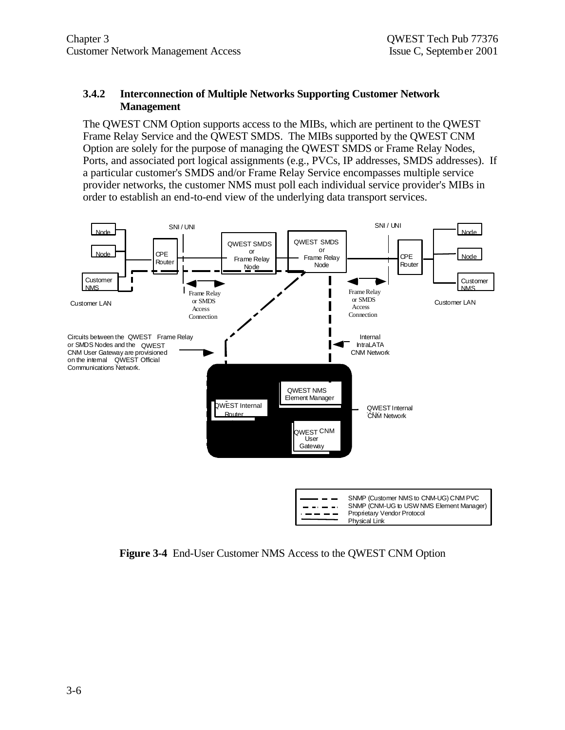### 3.4.2 Interconnection of Multiple Networks Supporting Customer Network Management

The QWEST CNM Option supports access to the MIBs, which are pertinent to the QWEST Frame Relay Service and the QWEST SMDS. The MIBs supported by the QWEST CNM Option are solely for the purpose of managing the QWEST SMDS or Frame Relay Nodes, Ports, and associated port logical assignments (e.g., PVCs, IP addresses, SMDS addresses). If a particular customer's SMDS and/or Frame Relay Service encompasses multiple service provider networks, the customer NMS must poll each individual service provider's MIBs in order to establish an end-to-end view of the underlying data transport services.

**Figure 3-4** End-User Customer NMS Access to the QWEST CNM Option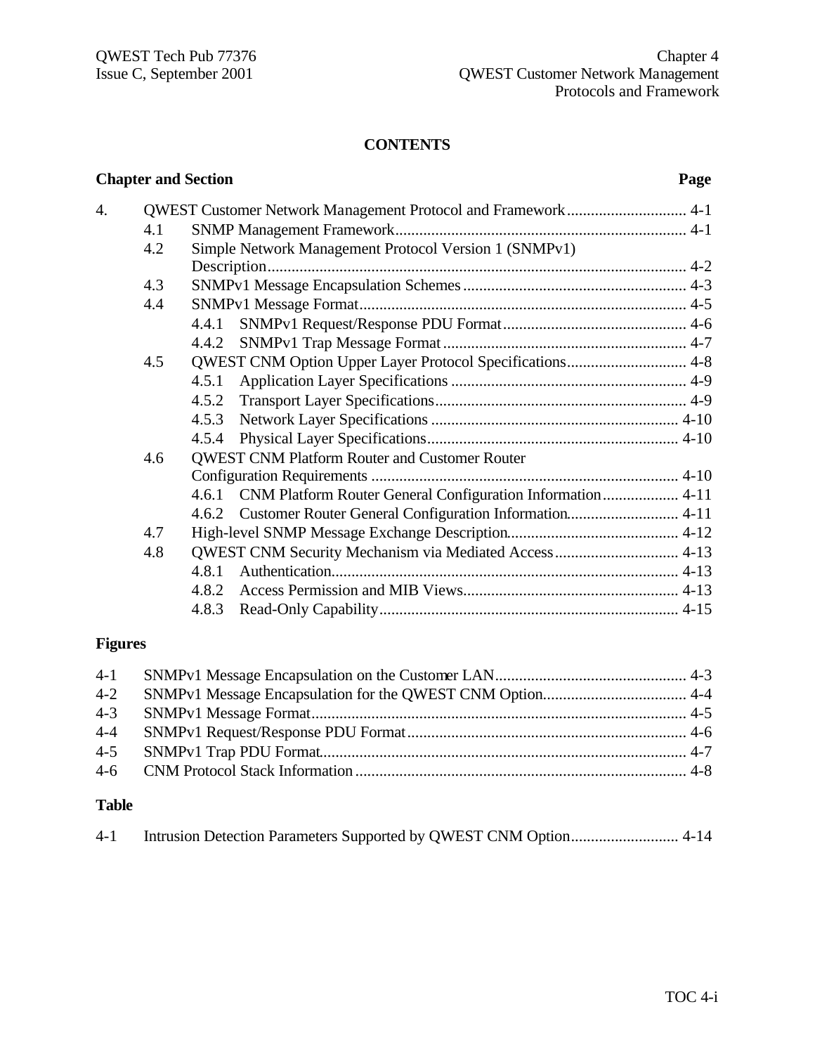**CONTENTS**

| Chapter and Section | | | Page |
|---|---|---|---|
| 4. | QWEST Customer Network Management Protocol and Framework | | 4-1 |
| | 4.1 | SNMP Management Framework | 4-1 |
| | 4.2 | Simple Network Management Protocol Version 1 (SNMPv1) Description | 4-2 |
| | 4.3 | SNMPv1 Message Encapsulation Schemes | 4-3 |
| | 4.4 | SNMPv1 Message Format | 4-5 |
| | | 4.4.1 SNMPv1 Request/Response PDU Format | 4-6 |
| | | 4.4.2 SNMPv1 Trap Message Format | 4-7 |
| | 4.5 | QWEST CNM Option Upper Layer Protocol Specifications | 4-8 |
| | | 4.5.1 Application Layer Specifications | 4-9 |
| | | 4.5.2 Transport Layer Specifications | 4-9 |
| | | 4.5.3 Network Layer Specifications | 4-10 |
| | | 4.5.4 Physical Layer Specifications | 4-10 |
| | 4.6 | QWEST CNM Platform Router and Customer Router Configuration Requirements | 4-10 |
| | | 4.6.1 CNM Platform Router General Configuration Information | 4-11 |
| | | 4.6.2 Customer Router General Configuration Information | 4-11 |
| | 4.7 | High-level SNMP Message Exchange Description | 4-12 |
| | 4.8 | QWEST CNM Security Mechanism via Mediated Access | 4-13 |
| | | 4.8.1 Authentication | 4-13 |
| | | 4.8.2 Access Permission and MIB Views | 4-13 |
| | | 4.8.3 Read-Only Capability | 4-15 |

**Figures**

| | | |
|---|---|---|
| 4-1 | SNMPv1 Message Encapsulation on the Customer LAN | 4-3 |
| 4-2 | SNMPv1 Message Encapsulation for the QWEST CNM Option | 4-4 |
| 4-3 | SNMPv1 Message Format | 4-5 |
| 4-4 | SNMPv1 Request/Response PDU Format | 4-6 |
| 4-5 | SNMPv1 Trap PDU Format | 4-7 |
| 4-6 | CNM Protocol Stack Information | 4-8 |

**Table**

| | | |
|---|---|---|
| 4-1 | Intrusion Detection Parameters Supported by QWEST CNM Option | 4-14 |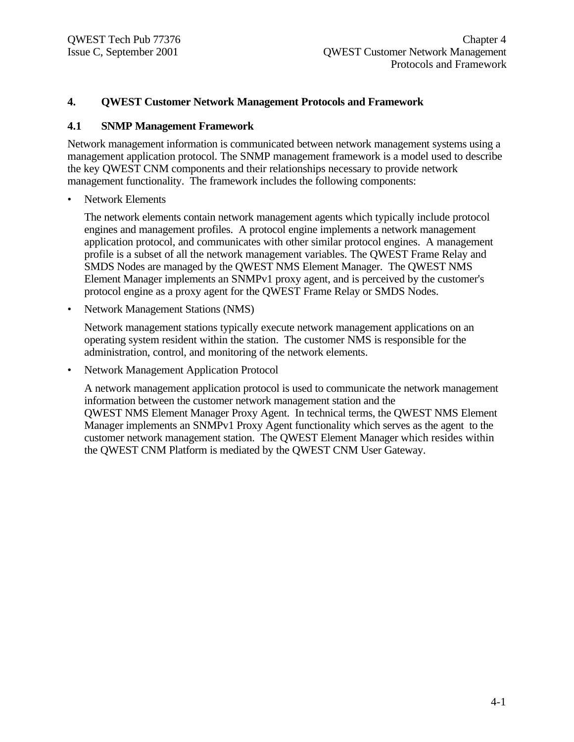# 4. QWEST Customer Network Management Protocols and Framework

## 4.1 SNMP Management Framework

Network management information is communicated between network management systems using a management application protocol. The SNMP management framework is a model used to describe the key QWEST CNM components and their relationships necessary to provide network management functionality. The framework includes the following components:

- Network Elements

  The network elements contain network management agents which typically include protocol engines and management profiles. A protocol engine implements a network management application protocol, and communicates with other similar protocol engines. A management profile is a subset of all the network management variables. The QWEST Frame Relay and SMDS Nodes are managed by the QWEST NMS Element Manager. The QWEST NMS Element Manager implements an SNMPv1 proxy agent, and is perceived by the customer's protocol engine as a proxy agent for the QWEST Frame Relay or SMDS Nodes.

- Network Management Stations (NMS)

  Network management stations typically execute network management applications on an operating system resident within the station. The customer NMS is responsible for the administration, control, and monitoring of the network elements.

- Network Management Application Protocol

  A network management application protocol is used to communicate the network management information between the customer network management station and the QWEST NMS Element Manager Proxy Agent. In technical terms, the QWEST NMS Element Manager implements an SNMPv1 Proxy Agent functionality which serves as the agent to the customer network management station. The QWEST Element Manager which resides within the QWEST CNM Platform is mediated by the QWEST CNM User Gateway.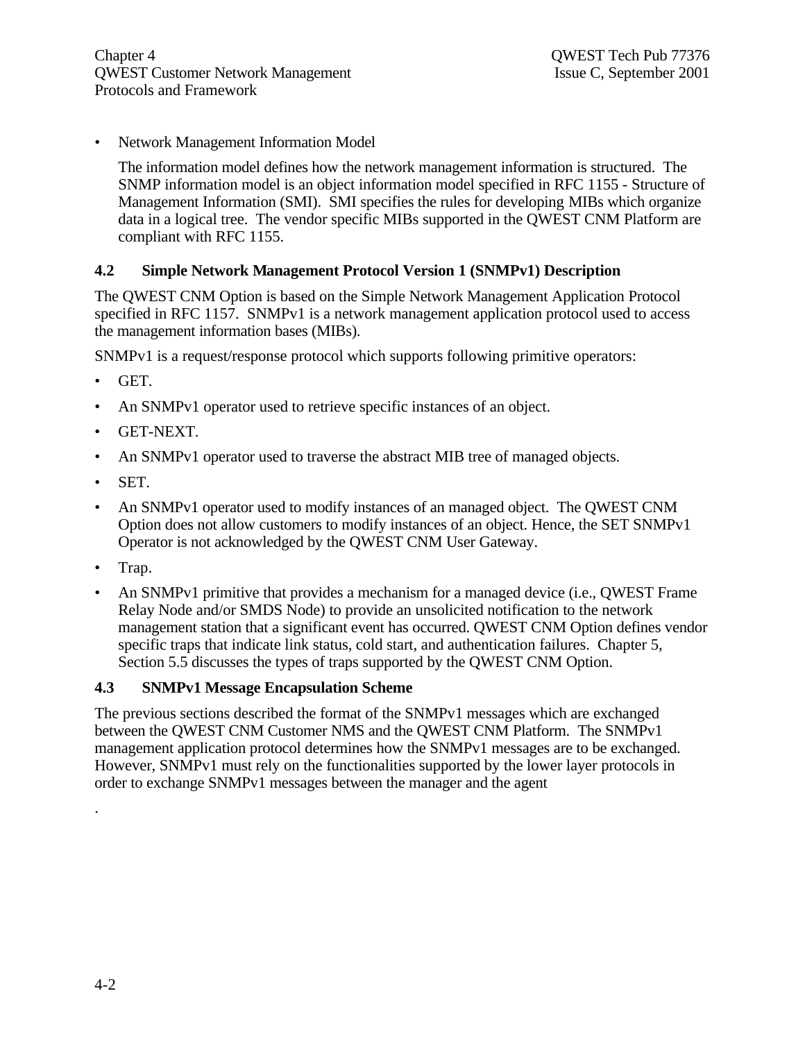- Network Management Information Model

  The information model defines how the network management information is structured. The SNMP information model is an object information model specified in RFC 1155 - Structure of Management Information (SMI). SMI specifies the rules for developing MIBs which organize data in a logical tree. The vendor specific MIBs supported in the QWEST CNM Platform are compliant with RFC 1155.

## 4.2 Simple Network Management Protocol Version 1 (SNMPv1) Description

The QWEST CNM Option is based on the Simple Network Management Application Protocol specified in RFC 1157. SNMPv1 is a network management application protocol used to access the management information bases (MIBs).

SNMPv1 is a request/response protocol which supports following primitive operators:

- GET.
- An SNMPv1 operator used to retrieve specific instances of an object.
- GET-NEXT.
- An SNMPv1 operator used to traverse the abstract MIB tree of managed objects.
- SET.
- An SNMPv1 operator used to modify instances of an managed object. The QWEST CNM Option does not allow customers to modify instances of an object. Hence, the SET SNMPv1 Operator is not acknowledged by the QWEST CNM User Gateway.
- Trap.
- An SNMPv1 primitive that provides a mechanism for a managed device (i.e., QWEST Frame Relay Node and/or SMDS Node) to provide an unsolicited notification to the network management station that a significant event has occurred. QWEST CNM Option defines vendor specific traps that indicate link status, cold start, and authentication failures. Chapter 5, Section 5.5 discusses the types of traps supported by the QWEST CNM Option.

## 4.3 SNMPv1 Message Encapsulation Scheme

The previous sections described the format of the SNMPv1 messages which are exchanged between the QWEST CNM Customer NMS and the QWEST CNM Platform. The SNMPv1 management application protocol determines how the SNMPv1 messages are to be exchanged. However, SNMPv1 must rely on the functionalities supported by the lower layer protocols in order to exchange SNMPv1 messages between the manager and the agent

.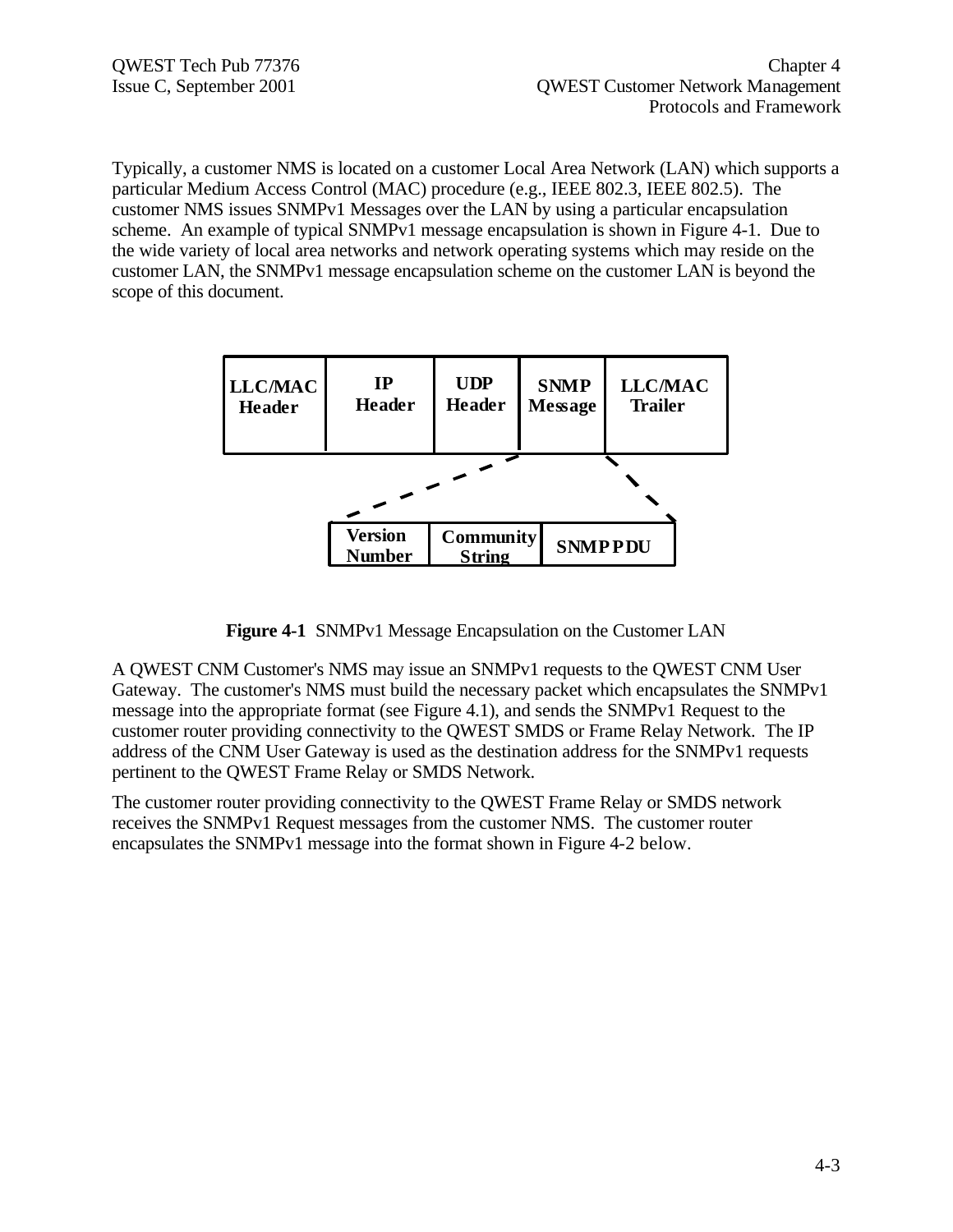Typically, a customer NMS is located on a customer Local Area Network (LAN) which supports a particular Medium Access Control (MAC) procedure (e.g., IEEE 802.3, IEEE 802.5). The customer NMS issues SNMPv1 Messages over the LAN by using a particular encapsulation scheme. An example of typical SNMPv1 message encapsulation is shown in Figure 4-1. Due to the wide variety of local area networks and network operating systems which may reside on the customer LAN, the SNMPv1 message encapsulation scheme on the customer LAN is beyond the scope of this document.

| LLC/MAC Header | IP Header | UDP Header | SNMP Message | LLC/MAC Trailer |
|---|---|---|---|---|

| Version Number | Community String | SNMP PDU |
|---|---|---|

**Figure 4-1** SNMPv1 Message Encapsulation on the Customer LAN

A QWEST CNM Customer's NMS may issue an SNMPv1 requests to the QWEST CNM User Gateway. The customer's NMS must build the necessary packet which encapsulates the SNMPv1 message into the appropriate format (see Figure 4.1), and sends the SNMPv1 Request to the customer router providing connectivity to the QWEST SMDS or Frame Relay Network. The IP address of the CNM User Gateway is used as the destination address for the SNMPv1 requests pertinent to the QWEST Frame Relay or SMDS Network.

The customer router providing connectivity to the QWEST Frame Relay or SMDS network receives the SNMPv1 Request messages from the customer NMS. The customer router encapsulates the SNMPv1 message into the format shown in Figure 4-2 below.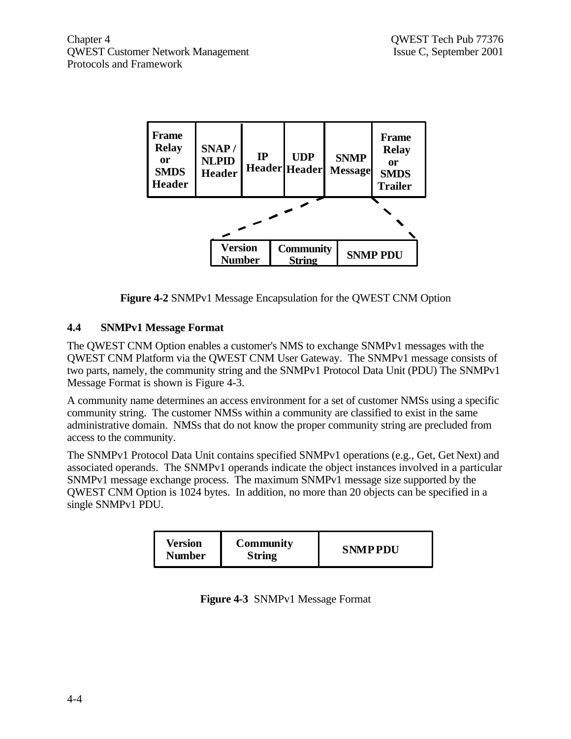| Frame Relay or SMDS Header | SNAP / NLPID Header | IP Header | UDP Header | SNMP Message | Frame Relay or SMDS Trailer |
|---|---|---|---|---|---|

| Version Number | Community String | SNMP PDU |
|---|---|---|

**Figure 4-2** SNMPv1 Message Encapsulation for the QWEST CNM Option

### 4.4 SNMPv1 Message Format

The QWEST CNM Option enables a customer's NMS to exchange SNMPv1 messages with the QWEST CNM Platform via the QWEST CNM User Gateway. The SNMPv1 message consists of two parts, namely, the community string and the SNMPv1 Protocol Data Unit (PDU) The SNMPv1 Message Format is shown is Figure 4-3.

A community name determines an access environment for a set of customer NMSs using a specific community string. The customer NMSs within a community are classified to exist in the same administrative domain. NMSs that do not know the proper community string are precluded from access to the community.

The SNMPv1 Protocol Data Unit contains specified SNMPv1 operations (e.g., Get, Get Next) and associated operands. The SNMPv1 operands indicate the object instances involved in a particular SNMPv1 message exchange process. The maximum SNMPv1 message size supported by the QWEST CNM Option is 1024 bytes. In addition, no more than 20 objects can be specified in a single SNMPv1 PDU.

| Version Number | Community String | SNMP PDU |
|---|---|---|

**Figure 4-3** SNMPv1 Message Format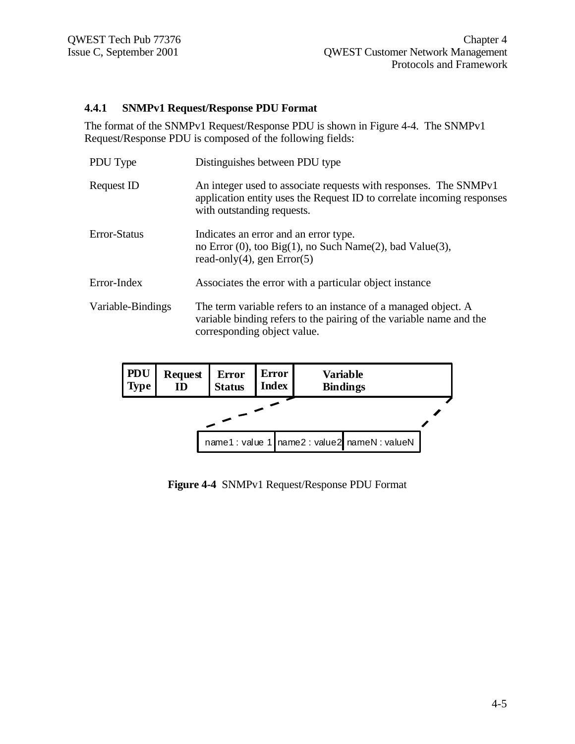### 4.4.1 SNMPv1 Request/Response PDU Format

The format of the SNMPv1 Request/Response PDU is shown in Figure 4-4. The SNMPv1 Request/Response PDU is composed of the following fields:

| | |
|---|---|
| PDU Type | Distinguishes between PDU type |
| Request ID | An integer used to associate requests with responses. The SNMPv1 application entity uses the Request ID to correlate incoming responses with outstanding requests. |
| Error-Status | Indicates an error and an error type. no Error (0), too Big(1), no Such Name(2), bad Value(3), read-only(4), gen Error(5) |
| Error-Index | Associates the error with a particular object instance |
| Variable-Bindings | The term variable refers to an instance of a managed object. A variable binding refers to the pairing of the variable name and the corresponding object value. |

| PDU Type | Request ID | Error Status | Error Index | Variable Bindings |
|---|---|---|---|---|

| name1 : value 1 | name2 : value2 | nameN : valueN |
|---|---|---|

**Figure 4-4** SNMPv1 Request/Response PDU Format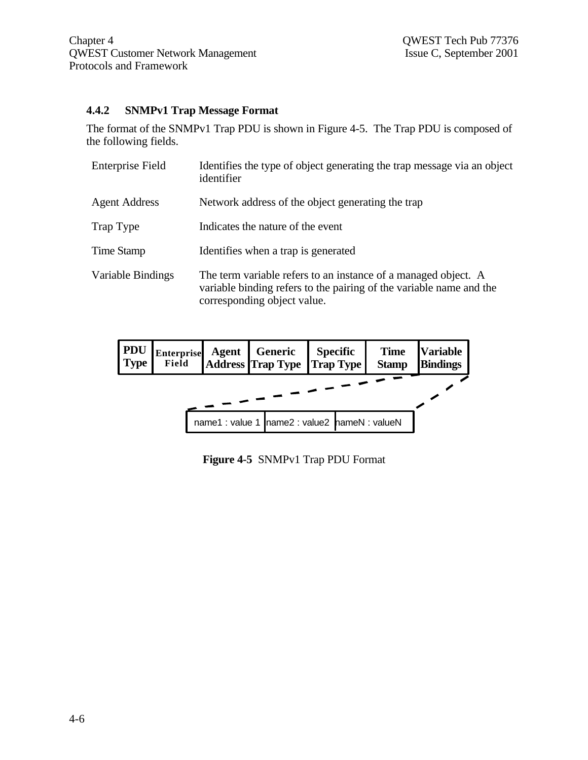### 4.4.2 SNMPv1 Trap Message Format

The format of the SNMPv1 Trap PDU is shown in Figure 4-5. The Trap PDU is composed of the following fields.

| | |
|---|---|
| Enterprise Field | Identifies the type of object generating the trap message via an object identifier |
| Agent Address | Network address of the object generating the trap |
| Trap Type | Indicates the nature of the event |
| Time Stamp | Identifies when a trap is generated |
| Variable Bindings | The term variable refers to an instance of a managed object. A variable binding refers to the pairing of the variable name and the corresponding object value. |

| PDU Type | Enterprise Field | Agent Address | Generic Trap Type | Specific Trap Type | Time Stamp | Variable Bindings |
|---|---|---|---|---|---|---|

| name1 : value 1 | name2 : value2 | nameN : valueN |
|---|---|---|

**Figure 4-5** SNMPv1 Trap PDU Format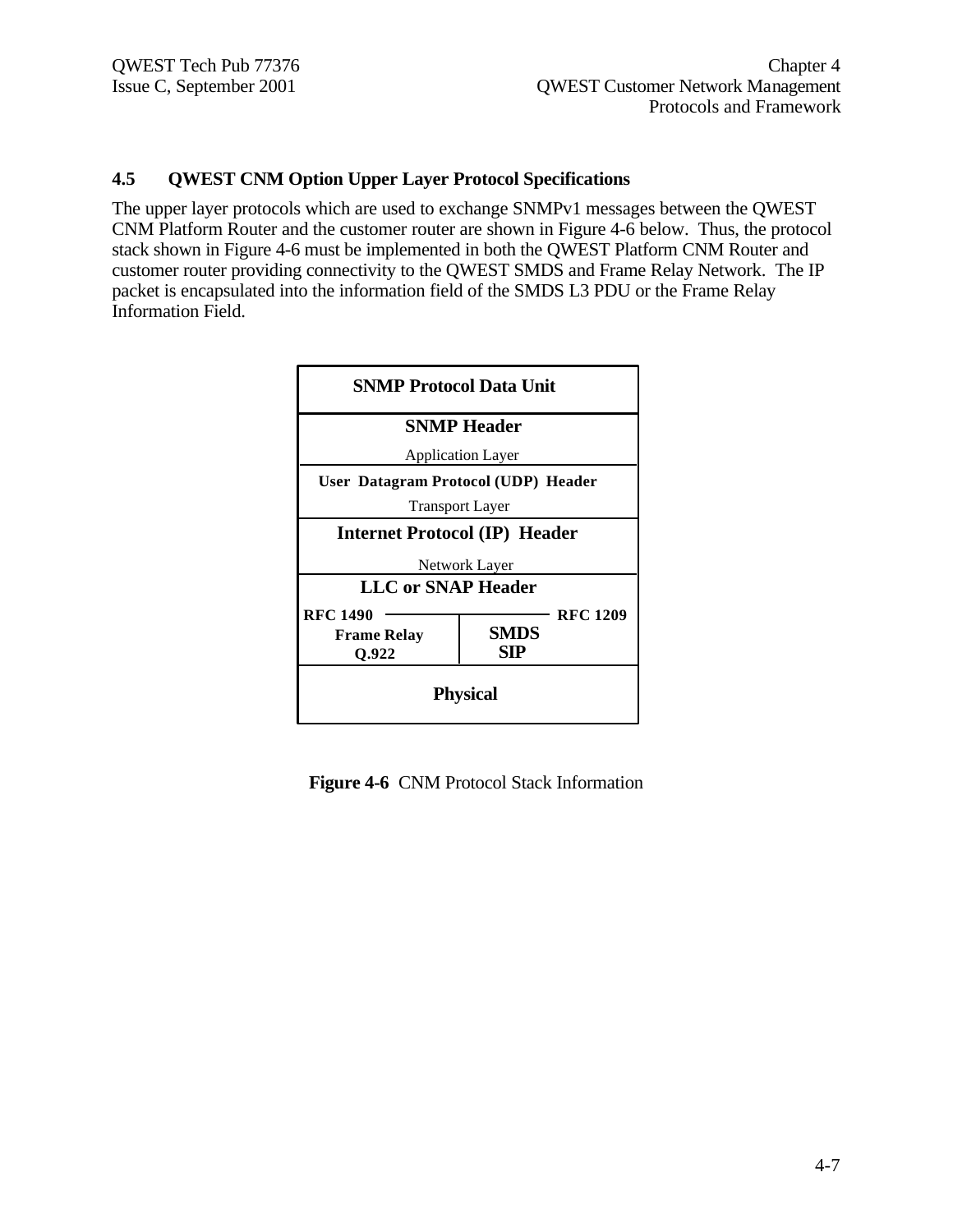## 4.5 QWEST CNM Option Upper Layer Protocol Specifications

The upper layer protocols which are used to exchange SNMPv1 messages between the QWEST CNM Platform Router and the customer router are shown in Figure 4-6 below. Thus, the protocol stack shown in Figure 4-6 must be implemented in both the QWEST Platform CNM Router and customer router providing connectivity to the QWEST SMDS and Frame Relay Network. The IP packet is encapsulated into the information field of the SMDS L3 PDU or the Frame Relay Information Field.

| **SNMP Protocol Data Unit** | |
|---|---|
| **SNMP Header**<br>Application Layer | |
| **User Datagram Protocol (UDP) Header**<br>Transport Layer | |
| **Internet Protocol (IP) Header**<br>Network Layer | |
| **LLC or SNAP Header** | |
| **RFC 1490**<br>**Frame Relay Q.922** | **RFC 1209**<br>**SMDS SIP** |
| **Physical** | |

**Figure 4-6** CNM Protocol Stack Information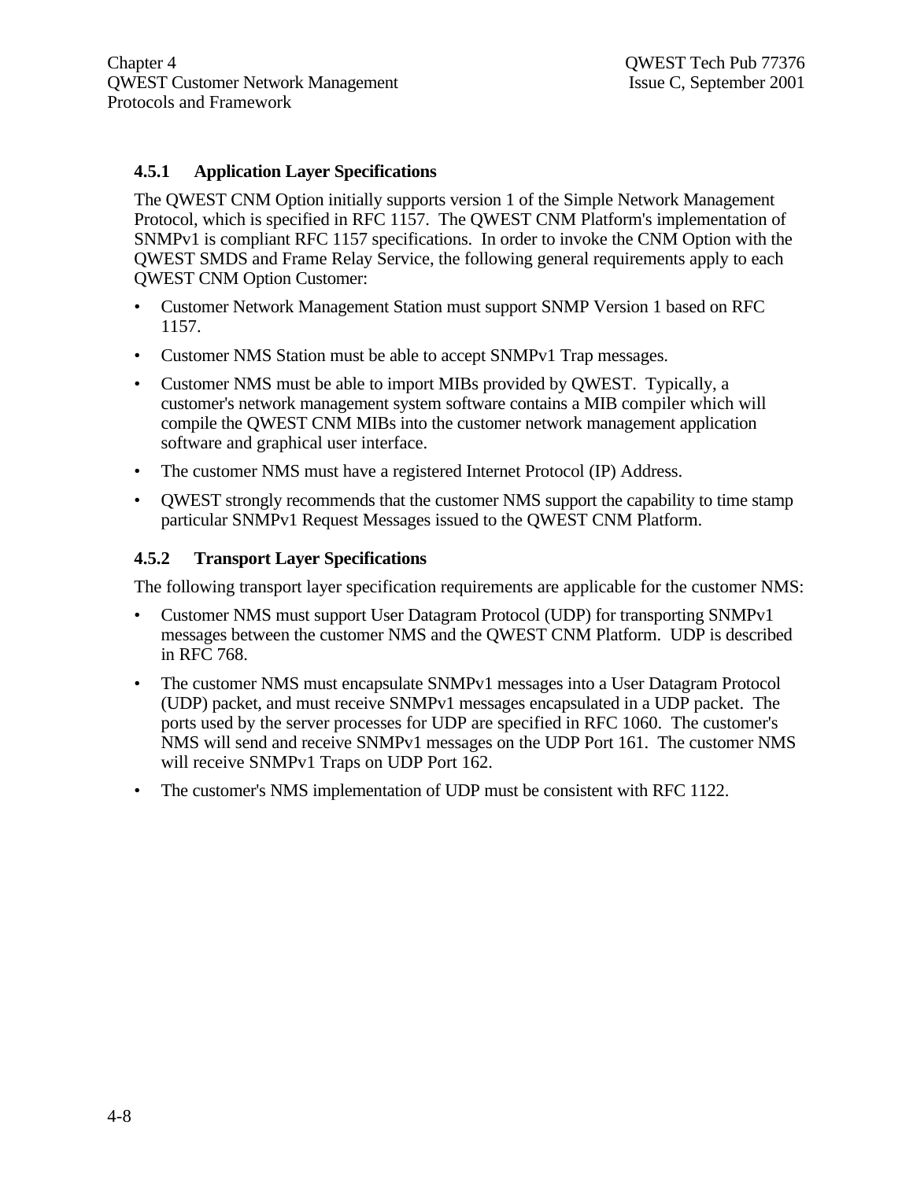### 4.5.1 Application Layer Specifications

The QWEST CNM Option initially supports version 1 of the Simple Network Management Protocol, which is specified in RFC 1157. The QWEST CNM Platform's implementation of SNMPv1 is compliant RFC 1157 specifications. In order to invoke the CNM Option with the QWEST SMDS and Frame Relay Service, the following general requirements apply to each QWEST CNM Option Customer:

- Customer Network Management Station must support SNMP Version 1 based on RFC 1157.
- Customer NMS Station must be able to accept SNMPv1 Trap messages.
- Customer NMS must be able to import MIBs provided by QWEST. Typically, a customer's network management system software contains a MIB compiler which will compile the QWEST CNM MIBs into the customer network management application software and graphical user interface.
- The customer NMS must have a registered Internet Protocol (IP) Address.
- QWEST strongly recommends that the customer NMS support the capability to time stamp particular SNMPv1 Request Messages issued to the QWEST CNM Platform.

### 4.5.2 Transport Layer Specifications

The following transport layer specification requirements are applicable for the customer NMS:

- Customer NMS must support User Datagram Protocol (UDP) for transporting SNMPv1 messages between the customer NMS and the QWEST CNM Platform. UDP is described in RFC 768.
- The customer NMS must encapsulate SNMPv1 messages into a User Datagram Protocol (UDP) packet, and must receive SNMPv1 messages encapsulated in a UDP packet. The ports used by the server processes for UDP are specified in RFC 1060. The customer's NMS will send and receive SNMPv1 messages on the UDP Port 161. The customer NMS will receive SNMPv1 Traps on UDP Port 162.
- The customer's NMS implementation of UDP must be consistent with RFC 1122.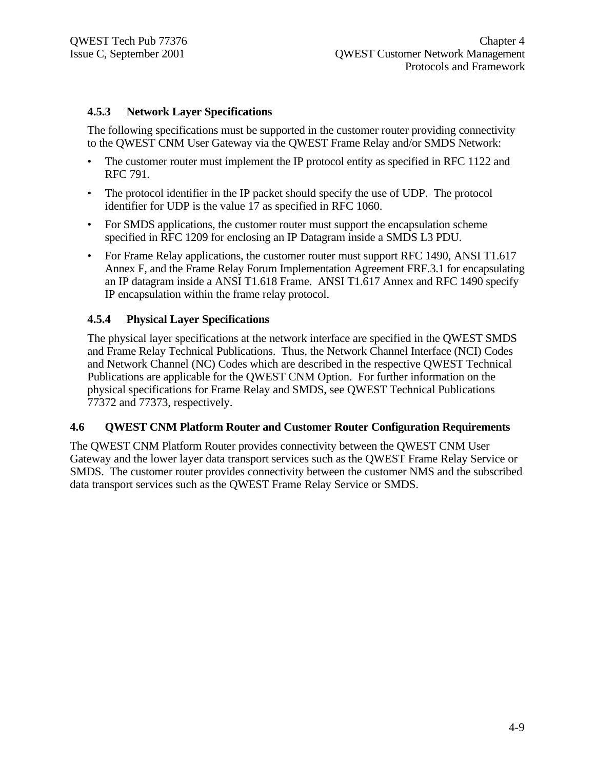### 4.5.3 Network Layer Specifications

The following specifications must be supported in the customer router providing connectivity to the QWEST CNM User Gateway via the QWEST Frame Relay and/or SMDS Network:

- The customer router must implement the IP protocol entity as specified in RFC 1122 and RFC 791.
- The protocol identifier in the IP packet should specify the use of UDP. The protocol identifier for UDP is the value 17 as specified in RFC 1060.
- For SMDS applications, the customer router must support the encapsulation scheme specified in RFC 1209 for enclosing an IP Datagram inside a SMDS L3 PDU.
- For Frame Relay applications, the customer router must support RFC 1490, ANSI T1.617 Annex F, and the Frame Relay Forum Implementation Agreement FRF.3.1 for encapsulating an IP datagram inside a ANSI T1.618 Frame. ANSI T1.617 Annex and RFC 1490 specify IP encapsulation within the frame relay protocol.

### 4.5.4 Physical Layer Specifications

The physical layer specifications at the network interface are specified in the QWEST SMDS and Frame Relay Technical Publications. Thus, the Network Channel Interface (NCI) Codes and Network Channel (NC) Codes which are described in the respective QWEST Technical Publications are applicable for the QWEST CNM Option. For further information on the physical specifications for Frame Relay and SMDS, see QWEST Technical Publications 77372 and 77373, respectively.

## 4.6 QWEST CNM Platform Router and Customer Router Configuration Requirements

The QWEST CNM Platform Router provides connectivity between the QWEST CNM User Gateway and the lower layer data transport services such as the QWEST Frame Relay Service or SMDS. The customer router provides connectivity between the customer NMS and the subscribed data transport services such as the QWEST Frame Relay Service or SMDS.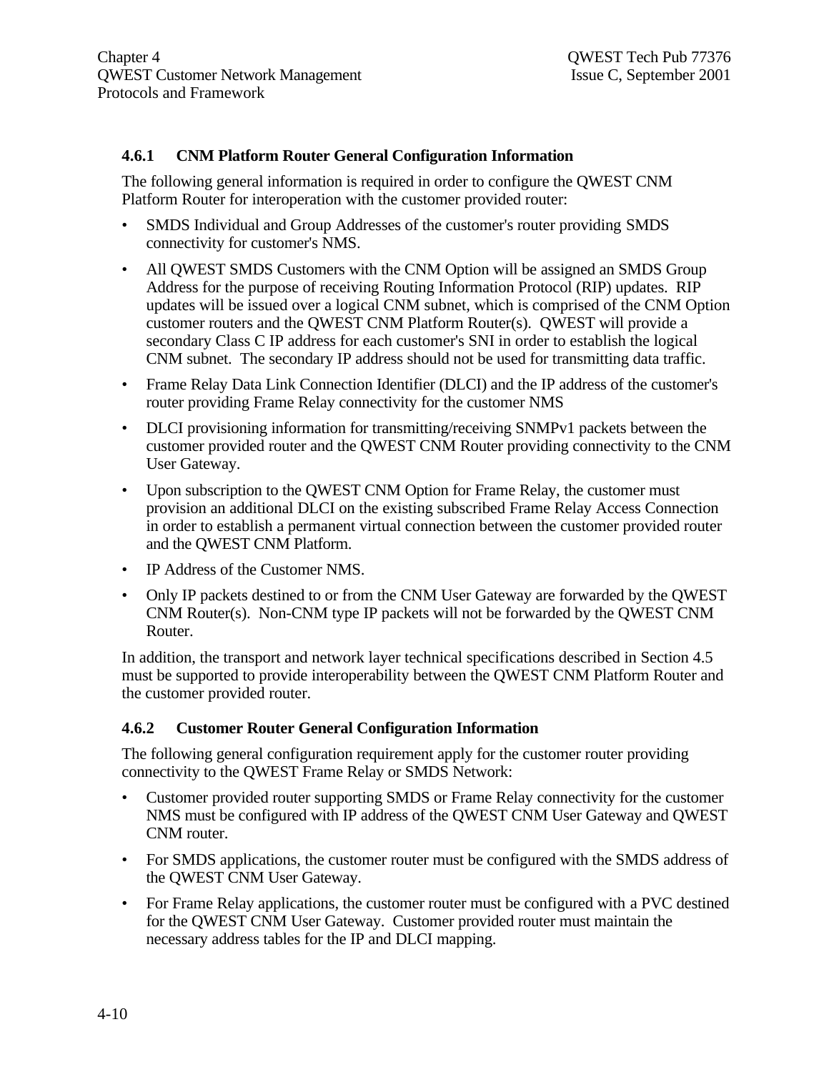### 4.6.1 CNM Platform Router General Configuration Information

The following general information is required in order to configure the QWEST CNM Platform Router for interoperation with the customer provided router:

- SMDS Individual and Group Addresses of the customer's router providing SMDS connectivity for customer's NMS.
- All QWEST SMDS Customers with the CNM Option will be assigned an SMDS Group Address for the purpose of receiving Routing Information Protocol (RIP) updates. RIP updates will be issued over a logical CNM subnet, which is comprised of the CNM Option customer routers and the QWEST CNM Platform Router(s). QWEST will provide a secondary Class C IP address for each customer's SNI in order to establish the logical CNM subnet. The secondary IP address should not be used for transmitting data traffic.
- Frame Relay Data Link Connection Identifier (DLCI) and the IP address of the customer's router providing Frame Relay connectivity for the customer NMS
- DLCI provisioning information for transmitting/receiving SNMPv1 packets between the customer provided router and the QWEST CNM Router providing connectivity to the CNM User Gateway.
- Upon subscription to the QWEST CNM Option for Frame Relay, the customer must provision an additional DLCI on the existing subscribed Frame Relay Access Connection in order to establish a permanent virtual connection between the customer provided router and the QWEST CNM Platform.
- IP Address of the Customer NMS.
- Only IP packets destined to or from the CNM User Gateway are forwarded by the QWEST CNM Router(s). Non-CNM type IP packets will not be forwarded by the QWEST CNM Router.

In addition, the transport and network layer technical specifications described in Section 4.5 must be supported to provide interoperability between the QWEST CNM Platform Router and the customer provided router.

### 4.6.2 Customer Router General Configuration Information

The following general configuration requirement apply for the customer router providing connectivity to the QWEST Frame Relay or SMDS Network:

- Customer provided router supporting SMDS or Frame Relay connectivity for the customer NMS must be configured with IP address of the QWEST CNM User Gateway and QWEST CNM router.
- For SMDS applications, the customer router must be configured with the SMDS address of the QWEST CNM User Gateway.
- For Frame Relay applications, the customer router must be configured with a PVC destined for the QWEST CNM User Gateway. Customer provided router must maintain the necessary address tables for the IP and DLCI mapping.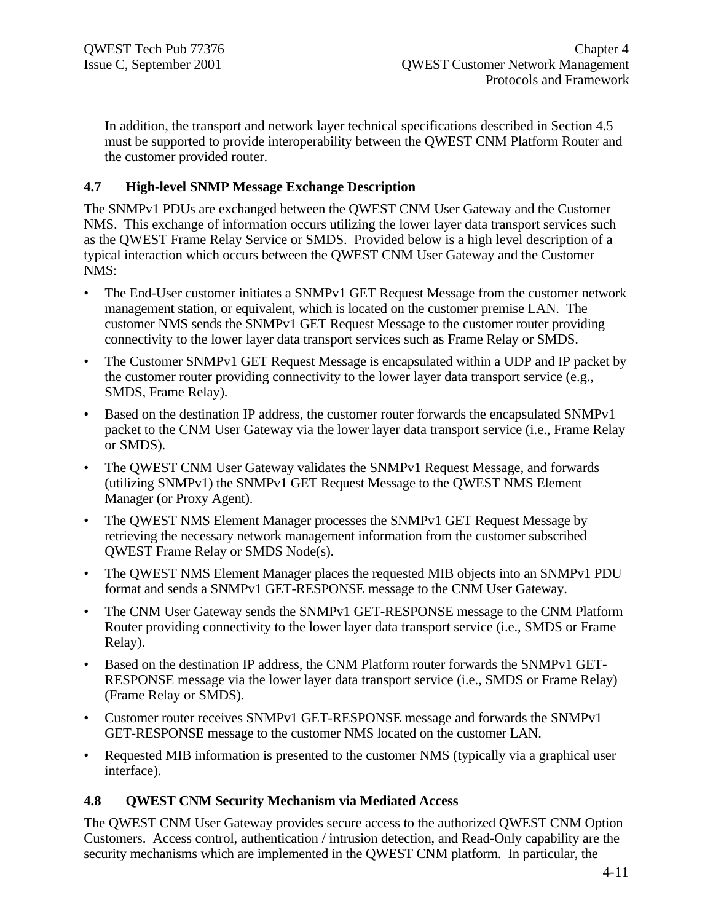In addition, the transport and network layer technical specifications described in Section 4.5 must be supported to provide interoperability between the QWEST CNM Platform Router and the customer provided router.

## 4.7 High-level SNMP Message Exchange Description

The SNMPv1 PDUs are exchanged between the QWEST CNM User Gateway and the Customer NMS. This exchange of information occurs utilizing the lower layer data transport services such as the QWEST Frame Relay Service or SMDS. Provided below is a high level description of a typical interaction which occurs between the QWEST CNM User Gateway and the Customer NMS:

- The End-User customer initiates a SNMPv1 GET Request Message from the customer network management station, or equivalent, which is located on the customer premise LAN. The customer NMS sends the SNMPv1 GET Request Message to the customer router providing connectivity to the lower layer data transport services such as Frame Relay or SMDS.
- The Customer SNMPv1 GET Request Message is encapsulated within a UDP and IP packet by the customer router providing connectivity to the lower layer data transport service (e.g., SMDS, Frame Relay).
- Based on the destination IP address, the customer router forwards the encapsulated SNMPv1 packet to the CNM User Gateway via the lower layer data transport service (i.e., Frame Relay or SMDS).
- The QWEST CNM User Gateway validates the SNMPv1 Request Message, and forwards (utilizing SNMPv1) the SNMPv1 GET Request Message to the QWEST NMS Element Manager (or Proxy Agent).
- The QWEST NMS Element Manager processes the SNMPv1 GET Request Message by retrieving the necessary network management information from the customer subscribed QWEST Frame Relay or SMDS Node(s).
- The QWEST NMS Element Manager places the requested MIB objects into an SNMPv1 PDU format and sends a SNMPv1 GET-RESPONSE message to the CNM User Gateway.
- The CNM User Gateway sends the SNMPv1 GET-RESPONSE message to the CNM Platform Router providing connectivity to the lower layer data transport service (i.e., SMDS or Frame Relay).
- Based on the destination IP address, the CNM Platform router forwards the SNMPv1 GET-RESPONSE message via the lower layer data transport service (i.e., SMDS or Frame Relay) (Frame Relay or SMDS).
- Customer router receives SNMPv1 GET-RESPONSE message and forwards the SNMPv1 GET-RESPONSE message to the customer NMS located on the customer LAN.
- Requested MIB information is presented to the customer NMS (typically via a graphical user interface).

## 4.8 QWEST CNM Security Mechanism via Mediated Access

The QWEST CNM User Gateway provides secure access to the authorized QWEST CNM Option Customers. Access control, authentication / intrusion detection, and Read-Only capability are the security mechanisms which are implemented in the QWEST CNM platform. In particular, the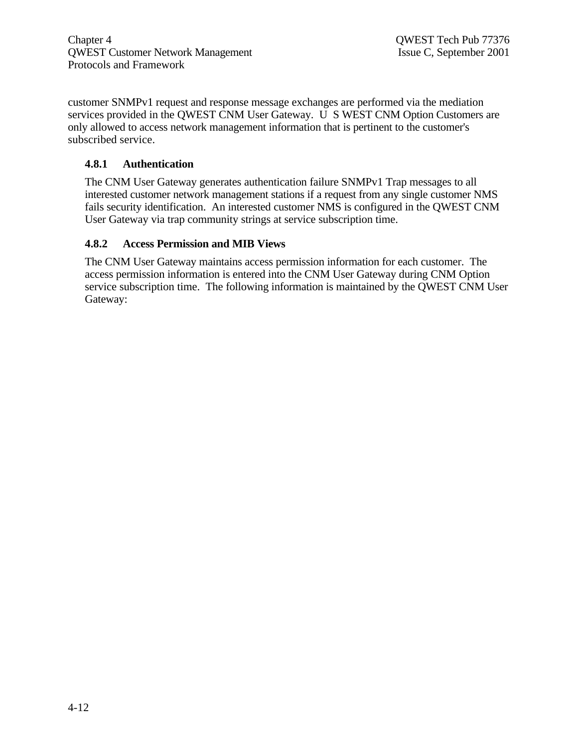customer SNMPv1 request and response message exchanges are performed via the mediation services provided in the QWEST CNM User Gateway. U S WEST CNM Option Customers are only allowed to access network management information that is pertinent to the customer's subscribed service.

### 4.8.1 Authentication

The CNM User Gateway generates authentication failure SNMPv1 Trap messages to all interested customer network management stations if a request from any single customer NMS fails security identification. An interested customer NMS is configured in the QWEST CNM User Gateway via trap community strings at service subscription time.

### 4.8.2 Access Permission and MIB Views

The CNM User Gateway maintains access permission information for each customer. The access permission information is entered into the CNM User Gateway during CNM Option service subscription time. The following information is maintained by the QWEST CNM User Gateway: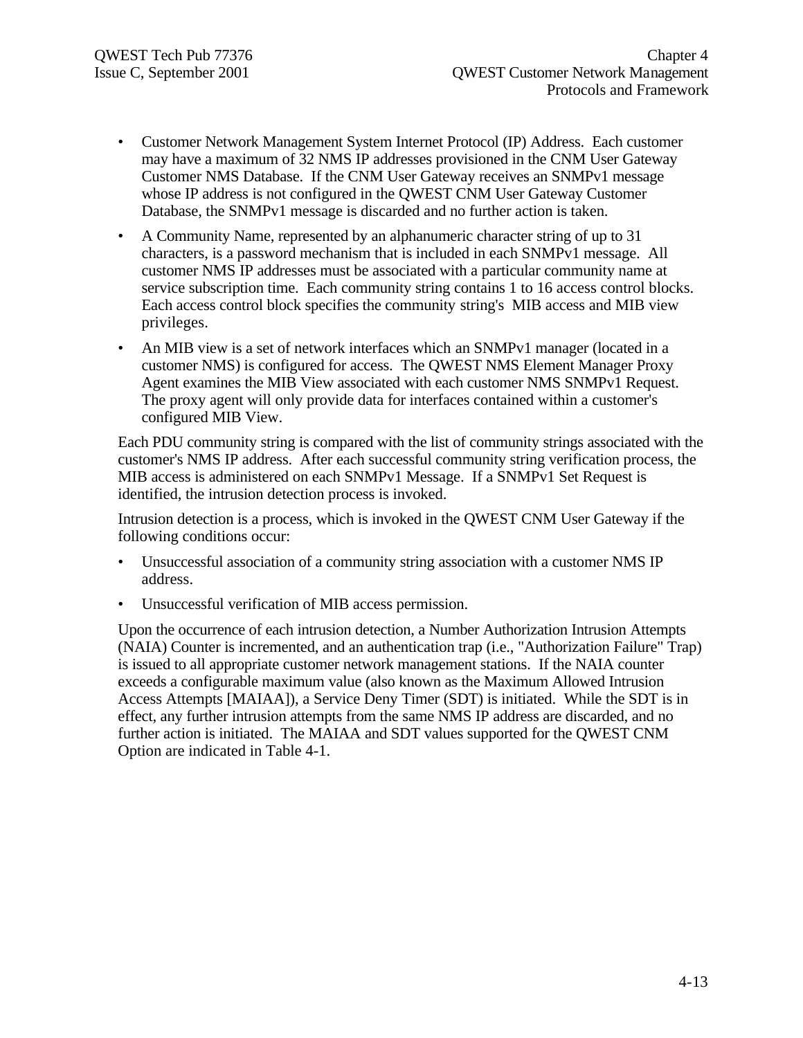- Customer Network Management System Internet Protocol (IP) Address. Each customer may have a maximum of 32 NMS IP addresses provisioned in the CNM User Gateway Customer NMS Database. If the CNM User Gateway receives an SNMPv1 message whose IP address is not configured in the QWEST CNM User Gateway Customer Database, the SNMPv1 message is discarded and no further action is taken.
- A Community Name, represented by an alphanumeric character string of up to 31 characters, is a password mechanism that is included in each SNMPv1 message. All customer NMS IP addresses must be associated with a particular community name at service subscription time. Each community string contains 1 to 16 access control blocks. Each access control block specifies the community string's MIB access and MIB view privileges.
- An MIB view is a set of network interfaces which an SNMPv1 manager (located in a customer NMS) is configured for access. The QWEST NMS Element Manager Proxy Agent examines the MIB View associated with each customer NMS SNMPv1 Request. The proxy agent will only provide data for interfaces contained within a customer's configured MIB View.

Each PDU community string is compared with the list of community strings associated with the customer's NMS IP address. After each successful community string verification process, the MIB access is administered on each SNMPv1 Message. If a SNMPv1 Set Request is identified, the intrusion detection process is invoked.

Intrusion detection is a process, which is invoked in the QWEST CNM User Gateway if the following conditions occur:

- Unsuccessful association of a community string association with a customer NMS IP address.
- Unsuccessful verification of MIB access permission.

Upon the occurrence of each intrusion detection, a Number Authorization Intrusion Attempts (NAIA) Counter is incremented, and an authentication trap (i.e., "Authorization Failure" Trap) is issued to all appropriate customer network management stations. If the NAIA counter exceeds a configurable maximum value (also known as the Maximum Allowed Intrusion Access Attempts [MAIAA]), a Service Deny Timer (SDT) is initiated. While the SDT is in effect, any further intrusion attempts from the same NMS IP address are discarded, and no further action is initiated. The MAIAA and SDT values supported for the QWEST CNM Option are indicated in Table 4-1.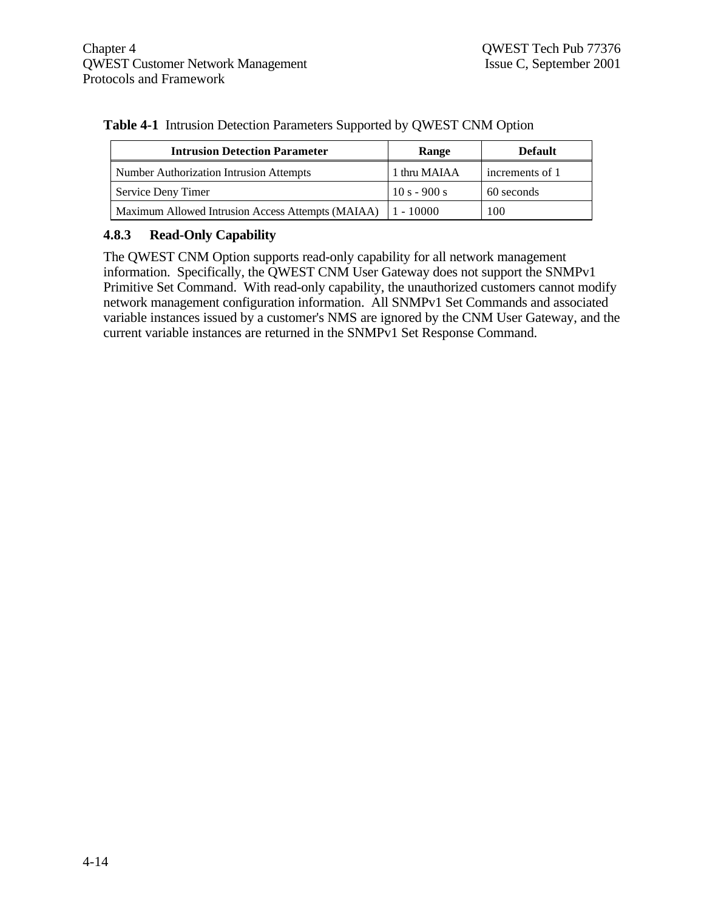**Table 4-1** Intrusion Detection Parameters Supported by QWEST CNM Option

| Intrusion Detection Parameter | Range | Default |
|---|---|---|
| Number Authorization Intrusion Attempts | 1 thru MAIAA | increments of 1 |
| Service Deny Timer | 10 s - 900 s | 60 seconds |
| Maximum Allowed Intrusion Access Attempts (MAIAA) | 1 - 10000 | 100 |

### 4.8.3 Read-Only Capability

The QWEST CNM Option supports read-only capability for all network management information. Specifically, the QWEST CNM User Gateway does not support the SNMPv1 Primitive Set Command. With read-only capability, the unauthorized customers cannot modify network management configuration information. All SNMPv1 Set Commands and associated variable instances issued by a customer's NMS are ignored by the CNM User Gateway, and the current variable instances are returned in the SNMPv1 Set Response Command.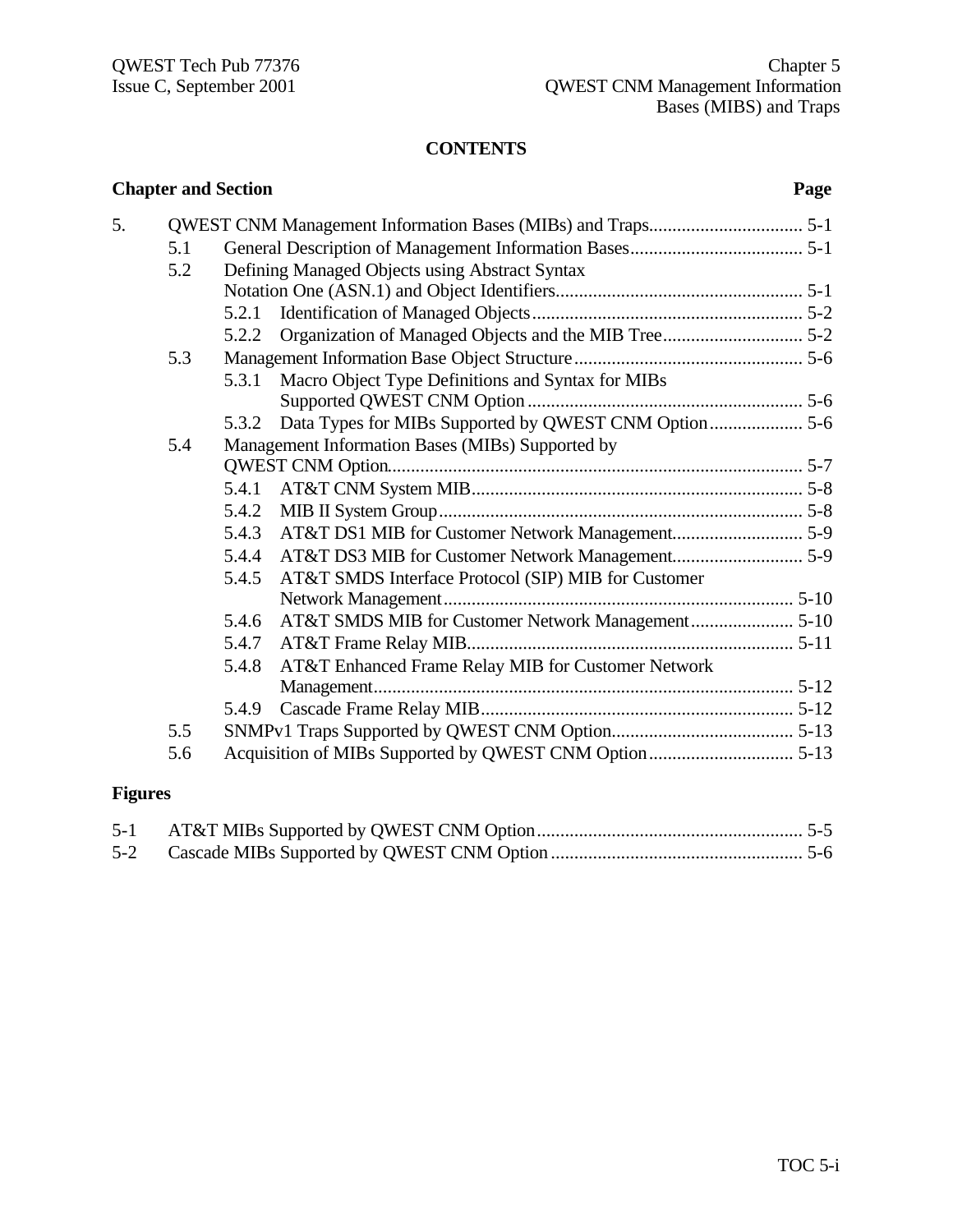# CONTENTS

**Chapter and Section** **Page**

| | | | Page |
|---|---|---|---|
| 5. | QWEST CNM Management Information Bases (MIBs) and Traps | | 5-1 |
| | 5.1 | General Description of Management Information Bases | 5-1 |
| | 5.2 | Defining Managed Objects using Abstract Syntax Notation One (ASN.1) and Object Identifiers | 5-1 |
| | | 5.2.1 Identification of Managed Objects | 5-2 |
| | | 5.2.2 Organization of Managed Objects and the MIB Tree | 5-2 |
| | 5.3 | Management Information Base Object Structure | 5-6 |
| | | 5.3.1 Macro Object Type Definitions and Syntax for MIBs Supported QWEST CNM Option | 5-6 |
| | | 5.3.2 Data Types for MIBs Supported by QWEST CNM Option | 5-6 |
| | 5.4 | Management Information Bases (MIBs) Supported by QWEST CNM Option | 5-7 |
| | | 5.4.1 AT&T CNM System MIB | 5-8 |
| | | 5.4.2 MIB II System Group | 5-8 |
| | | 5.4.3 AT&T DS1 MIB for Customer Network Management | 5-9 |
| | | 5.4.4 AT&T DS3 MIB for Customer Network Management | 5-9 |
| | | 5.4.5 AT&T SMDS Interface Protocol (SIP) MIB for Customer Network Management | 5-10 |
| | | 5.4.6 AT&T SMDS MIB for Customer Network Management | 5-10 |
| | | 5.4.7 AT&T Frame Relay MIB | 5-11 |
| | | 5.4.8 AT&T Enhanced Frame Relay MIB for Customer Network Management | 5-12 |
| | | 5.4.9 Cascade Frame Relay MIB | 5-12 |
| | 5.5 | SNMPv1 Traps Supported by QWEST CNM Option | 5-13 |
| | 5.6 | Acquisition of MIBs Supported by QWEST CNM Option | 5-13 |

**Figures**

| | | |
|---|---|---|
| 5-1 | AT&T MIBs Supported by QWEST CNM Option | 5-5 |
| 5-2 | Cascade MIBs Supported by QWEST CNM Option | 5-6 |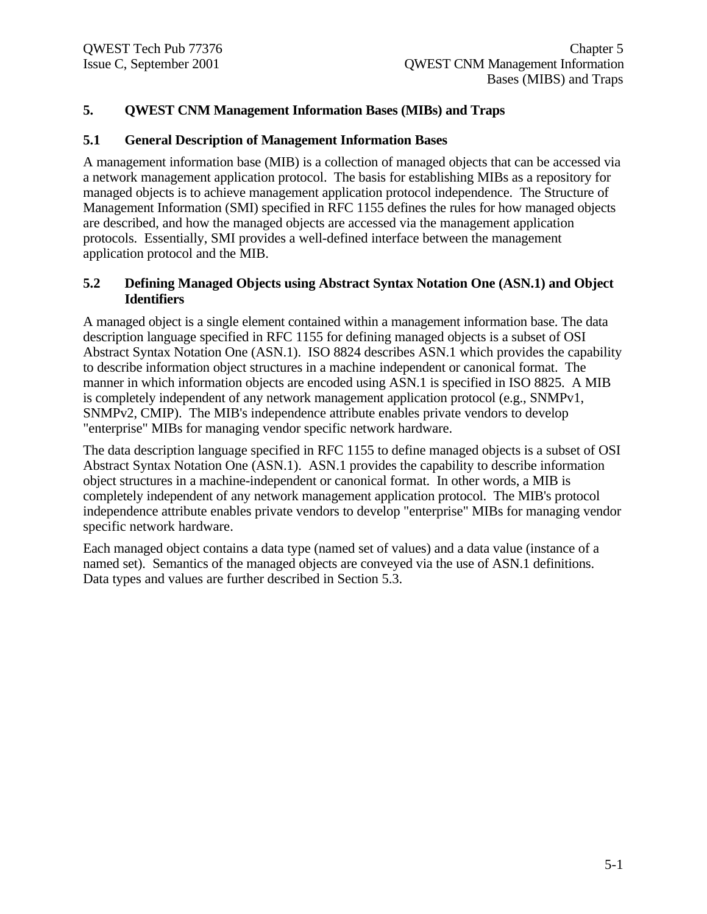# 5. QWEST CNM Management Information Bases (MIBs) and Traps

## 5.1 General Description of Management Information Bases

A management information base (MIB) is a collection of managed objects that can be accessed via a network management application protocol. The basis for establishing MIBs as a repository for managed objects is to achieve management application protocol independence. The Structure of Management Information (SMI) specified in RFC 1155 defines the rules for how managed objects are described, and how the managed objects are accessed via the management application protocols. Essentially, SMI provides a well-defined interface between the management application protocol and the MIB.

## 5.2 Defining Managed Objects using Abstract Syntax Notation One (ASN.1) and Object Identifiers

A managed object is a single element contained within a management information base. The data description language specified in RFC 1155 for defining managed objects is a subset of OSI Abstract Syntax Notation One (ASN.1). ISO 8824 describes ASN.1 which provides the capability to describe information object structures in a machine independent or canonical format. The manner in which information objects are encoded using ASN.1 is specified in ISO 8825. A MIB is completely independent of any network management application protocol (e.g., SNMPv1, SNMPv2, CMIP). The MIB's independence attribute enables private vendors to develop "enterprise" MIBs for managing vendor specific network hardware.

The data description language specified in RFC 1155 to define managed objects is a subset of OSI Abstract Syntax Notation One (ASN.1). ASN.1 provides the capability to describe information object structures in a machine-independent or canonical format. In other words, a MIB is completely independent of any network management application protocol. The MIB's protocol independence attribute enables private vendors to develop "enterprise" MIBs for managing vendor specific network hardware.

Each managed object contains a data type (named set of values) and a data value (instance of a named set). Semantics of the managed objects are conveyed via the use of ASN.1 definitions. Data types and values are further described in Section 5.3.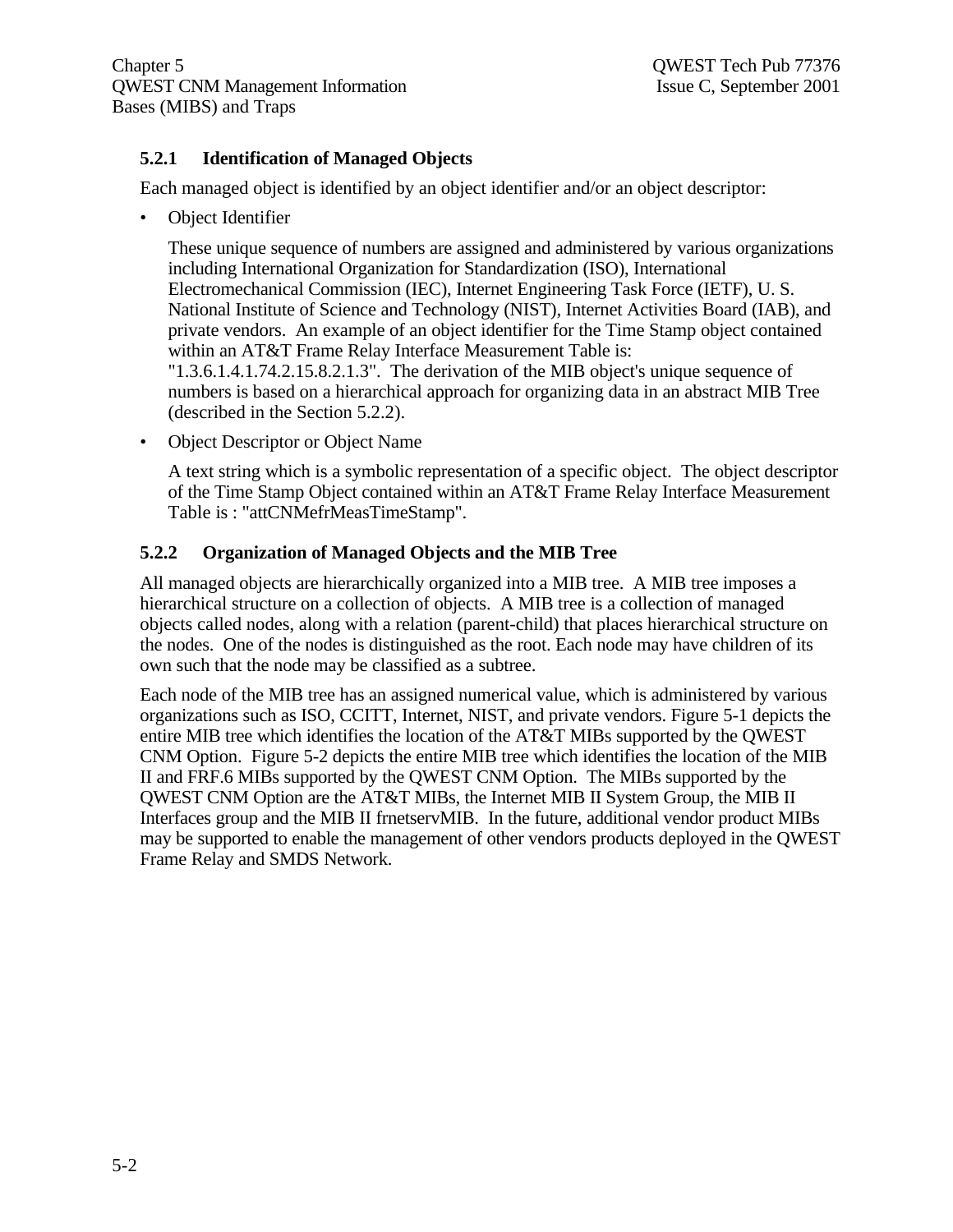### 5.2.1 Identification of Managed Objects

Each managed object is identified by an object identifier and/or an object descriptor:

- Object Identifier

  These unique sequence of numbers are assigned and administered by various organizations including International Organization for Standardization (ISO), International Electromechanical Commission (IEC), Internet Engineering Task Force (IETF), U. S. National Institute of Science and Technology (NIST), Internet Activities Board (IAB), and private vendors. An example of an object identifier for the Time Stamp object contained within an AT&T Frame Relay Interface Measurement Table is: "1.3.6.1.4.1.74.2.15.8.2.1.3". The derivation of the MIB object's unique sequence of numbers is based on a hierarchical approach for organizing data in an abstract MIB Tree (described in the Section 5.2.2).

- Object Descriptor or Object Name

  A text string which is a symbolic representation of a specific object. The object descriptor of the Time Stamp Object contained within an AT&T Frame Relay Interface Measurement Table is : "attCNMefrMeasTimeStamp".

### 5.2.2 Organization of Managed Objects and the MIB Tree

All managed objects are hierarchically organized into a MIB tree. A MIB tree imposes a hierarchical structure on a collection of objects. A MIB tree is a collection of managed objects called nodes, along with a relation (parent-child) that places hierarchical structure on the nodes. One of the nodes is distinguished as the root. Each node may have children of its own such that the node may be classified as a subtree.

Each node of the MIB tree has an assigned numerical value, which is administered by various organizations such as ISO, CCITT, Internet, NIST, and private vendors. Figure 5-1 depicts the entire MIB tree which identifies the location of the AT&T MIBs supported by the QWEST CNM Option. Figure 5-2 depicts the entire MIB tree which identifies the location of the MIB II and FRF.6 MIBs supported by the QWEST CNM Option. The MIBs supported by the QWEST CNM Option are the AT&T MIBs, the Internet MIB II System Group, the MIB II Interfaces group and the MIB II frnetservMIB. In the future, additional vendor product MIBs may be supported to enable the management of other vendors products deployed in the QWEST Frame Relay and SMDS Network.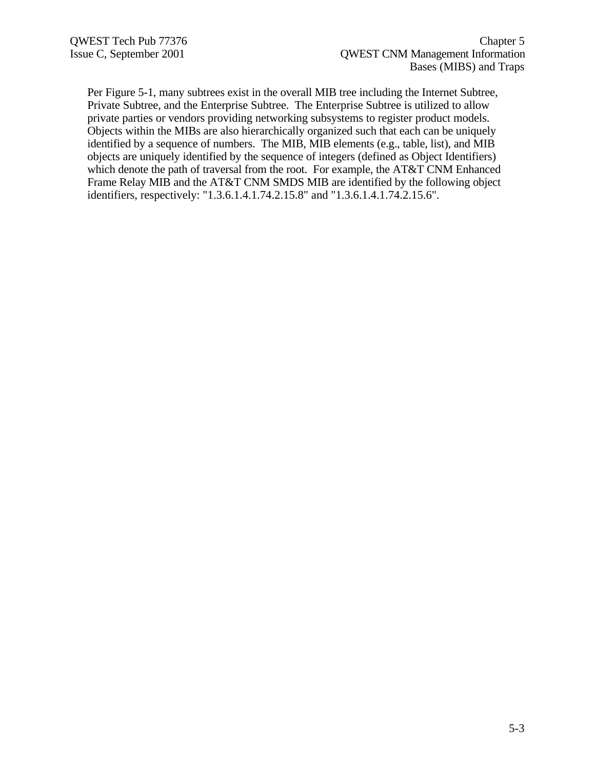Per Figure 5-1, many subtrees exist in the overall MIB tree including the Internet Subtree, Private Subtree, and the Enterprise Subtree. The Enterprise Subtree is utilized to allow private parties or vendors providing networking subsystems to register product models. Objects within the MIBs are also hierarchically organized such that each can be uniquely identified by a sequence of numbers. The MIB, MIB elements (e.g., table, list), and MIB objects are uniquely identified by the sequence of integers (defined as Object Identifiers) which denote the path of traversal from the root. For example, the AT&T CNM Enhanced Frame Relay MIB and the AT&T CNM SMDS MIB are identified by the following object identifiers, respectively: "1.3.6.1.4.1.74.2.15.8" and "1.3.6.1.4.1.74.2.15.6".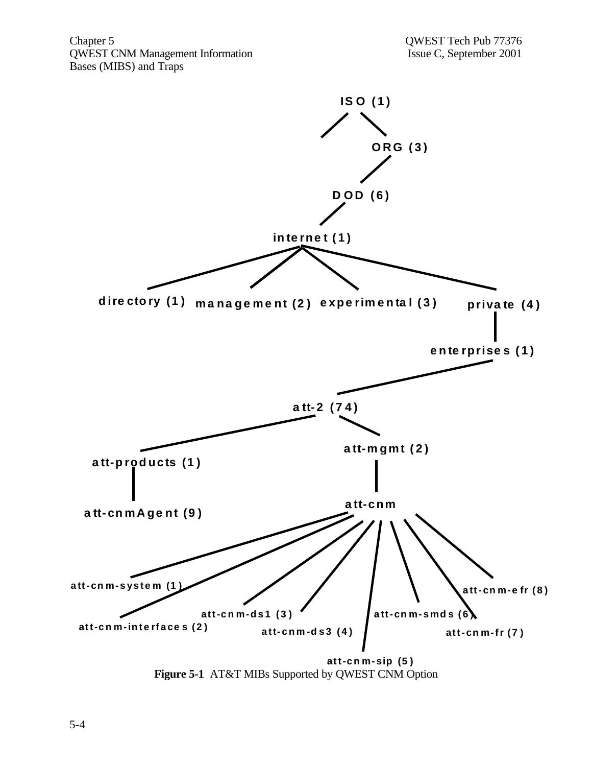ISO (1)

ORG (3)

DOD (6)

internet (1)

directory (1) management (2) experimental (3) private (4)

enterprises (1)

att-2 (74)

att-products (1)

att-mgmt (2)

att-cnmAgent (9)

att-cnm

att-cnm-system (1)

att-cnm-interfaces (2)

att-cnm-ds1 (3)

att-cnm-ds3 (4)

att-cnm-sip (5)

att-cnm-smds (6)

att-cnm-fr (7)

att-cnm-efr (8)

**Figure 5-1** AT&T MIBs Supported by QWEST CNM Option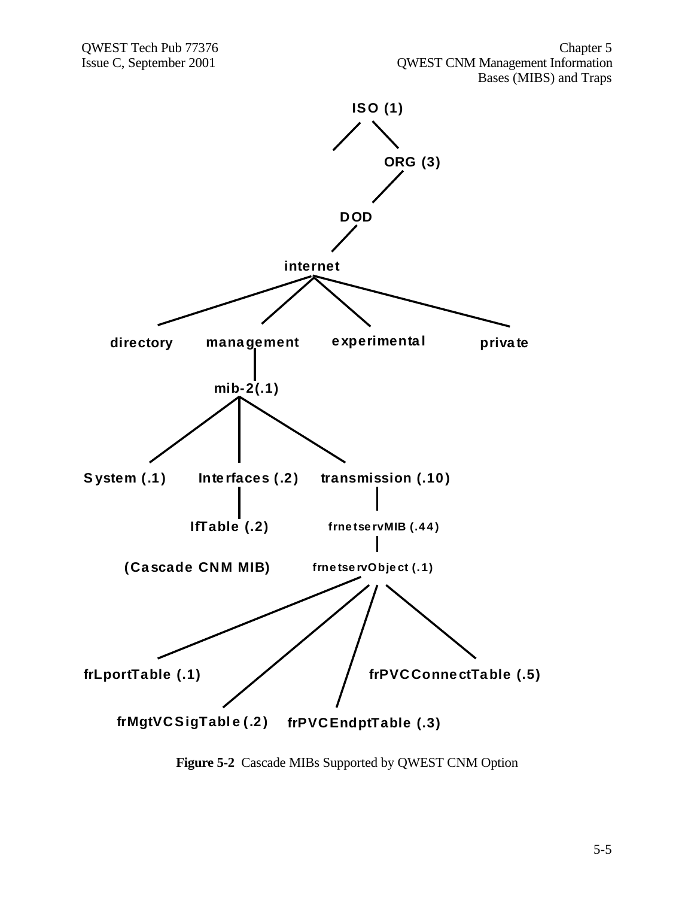- ISO (1)
  - ORG (3)
    - DOD
      - internet
        - directory
        - management
          - mib-2(.1)
            - System (.1)
            - Interfaces (.2)
              - IfTable (.2)
            - transmission (.10)
              - frnetservMIB (.44)
                - frnetservObject (.1)
                  - frLportTable (.1)
                  - frMgtVCSigTable (.2)
                  - frPVCEndptTable (.3)
                  - frPVCConnectTable (.5)
        - experimental
        - private

(Cascade CNM MIB)

**Figure 5-2** Cascade MIBs Supported by QWEST CNM Option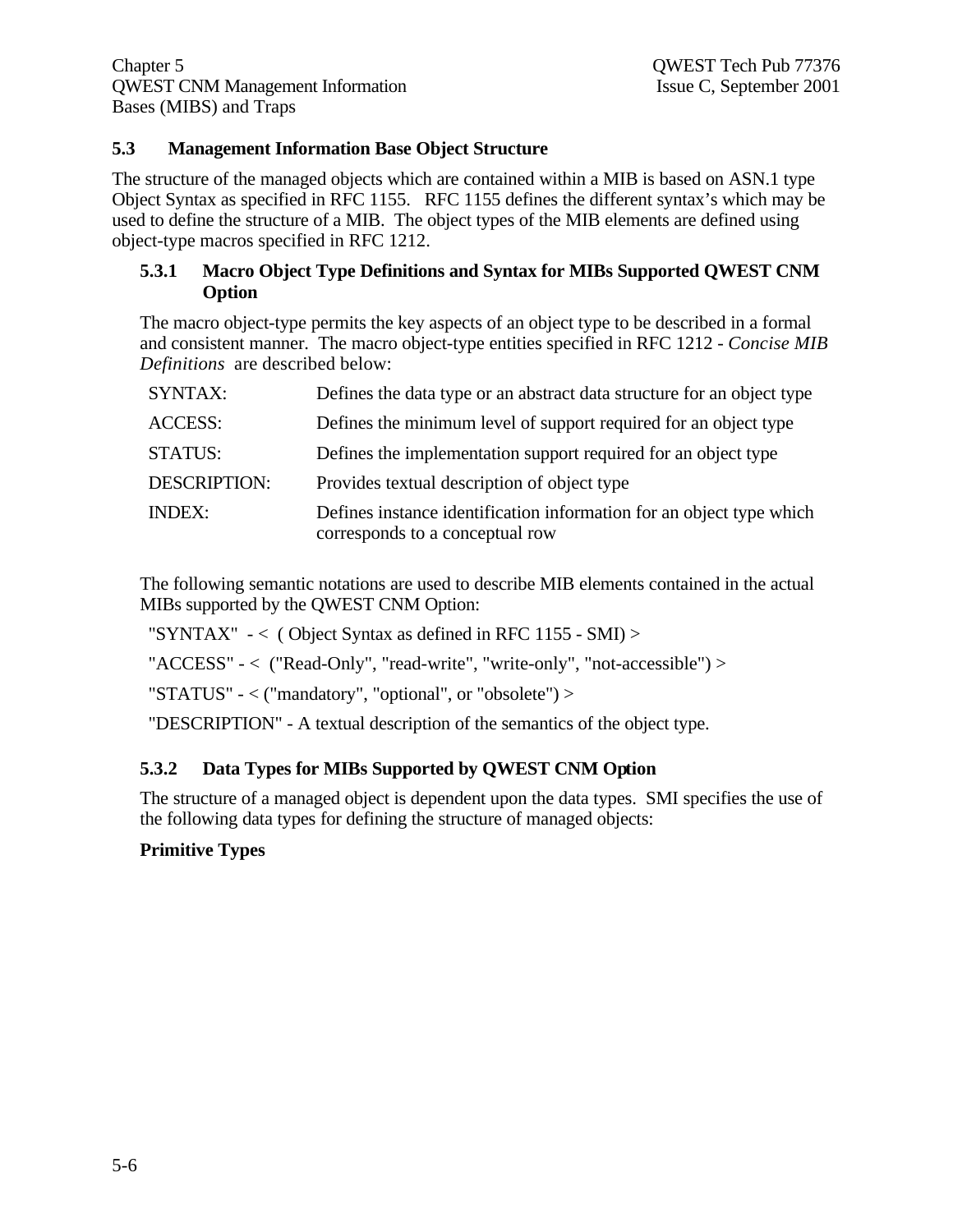### 5.3 Management Information Base Object Structure

The structure of the managed objects which are contained within a MIB is based on ASN.1 type Object Syntax as specified in RFC 1155. RFC 1155 defines the different syntax's which may be used to define the structure of a MIB. The object types of the MIB elements are defined using object-type macros specified in RFC 1212.

#### 5.3.1 Macro Object Type Definitions and Syntax for MIBs Supported QWEST CNM Option

The macro object-type permits the key aspects of an object type to be described in a formal and consistent manner. The macro object-type entities specified in RFC 1212 - *Concise MIB Definitions* are described below:

| | |
|---|---|
| SYNTAX: | Defines the data type or an abstract data structure for an object type |
| ACCESS: | Defines the minimum level of support required for an object type |
| STATUS: | Defines the implementation support required for an object type |
| DESCRIPTION: | Provides textual description of object type |
| INDEX: | Defines instance identification information for an object type which corresponds to a conceptual row |

The following semantic notations are used to describe MIB elements contained in the actual MIBs supported by the QWEST CNM Option:

"SYNTAX" - < ( Object Syntax as defined in RFC 1155 - SMI) >

"ACCESS" - < ("Read-Only", "read-write", "write-only", "not-accessible") >

"STATUS" - < ("mandatory", "optional", or "obsolete") >

"DESCRIPTION" - A textual description of the semantics of the object type.

#### 5.3.2 Data Types for MIBs Supported by QWEST CNM Option

The structure of a managed object is dependent upon the data types. SMI specifies the use of the following data types for defining the structure of managed objects:

**Primitive Types**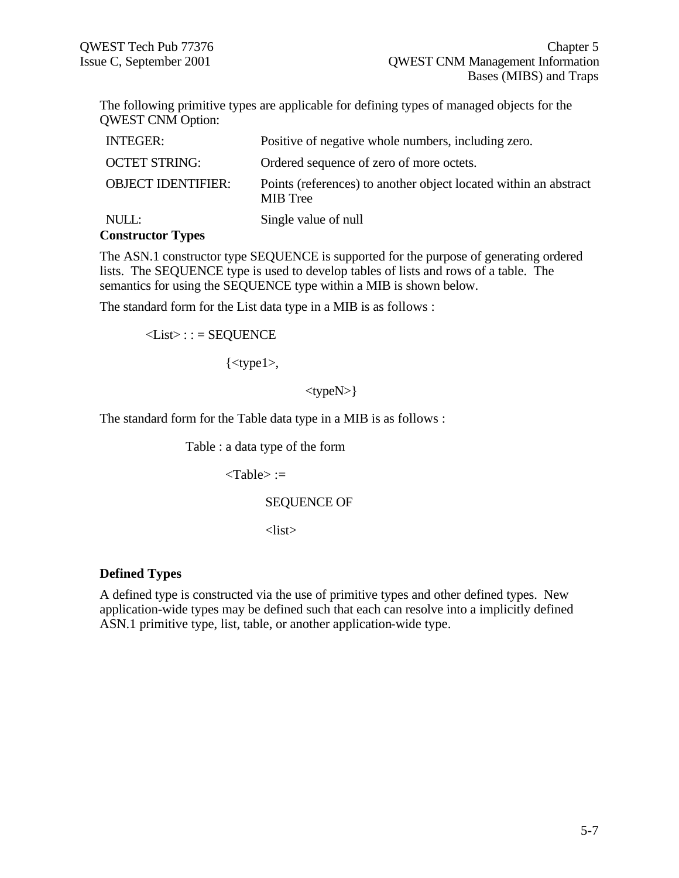The following primitive types are applicable for defining types of managed objects for the QWEST CNM Option:

| | |
|---|---|
| INTEGER: | Positive of negative whole numbers, including zero. |
| OCTET STRING: | Ordered sequence of zero of more octets. |
| OBJECT IDENTIFIER: | Points (references) to another object located within an abstract MIB Tree |
| NULL: | Single value of null |

**Constructor Types**

The ASN.1 constructor type SEQUENCE is supported for the purpose of generating ordered lists. The SEQUENCE type is used to develop tables of lists and rows of a table. The semantics for using the SEQUENCE type within a MIB is shown below.

The standard form for the List data type in a MIB is as follows :

```
<List> : : = SEQUENCE

        {<type1>,

                <typeN>}
```

The standard form for the Table data type in a MIB is as follows :

```
Table : a data type of the form

    <Table> :=

        SEQUENCE OF

        <list>
```

**Defined Types**

A defined type is constructed via the use of primitive types and other defined types. New application-wide types may be defined such that each can resolve into a implicitly defined ASN.1 primitive type, list, table, or another application-wide type.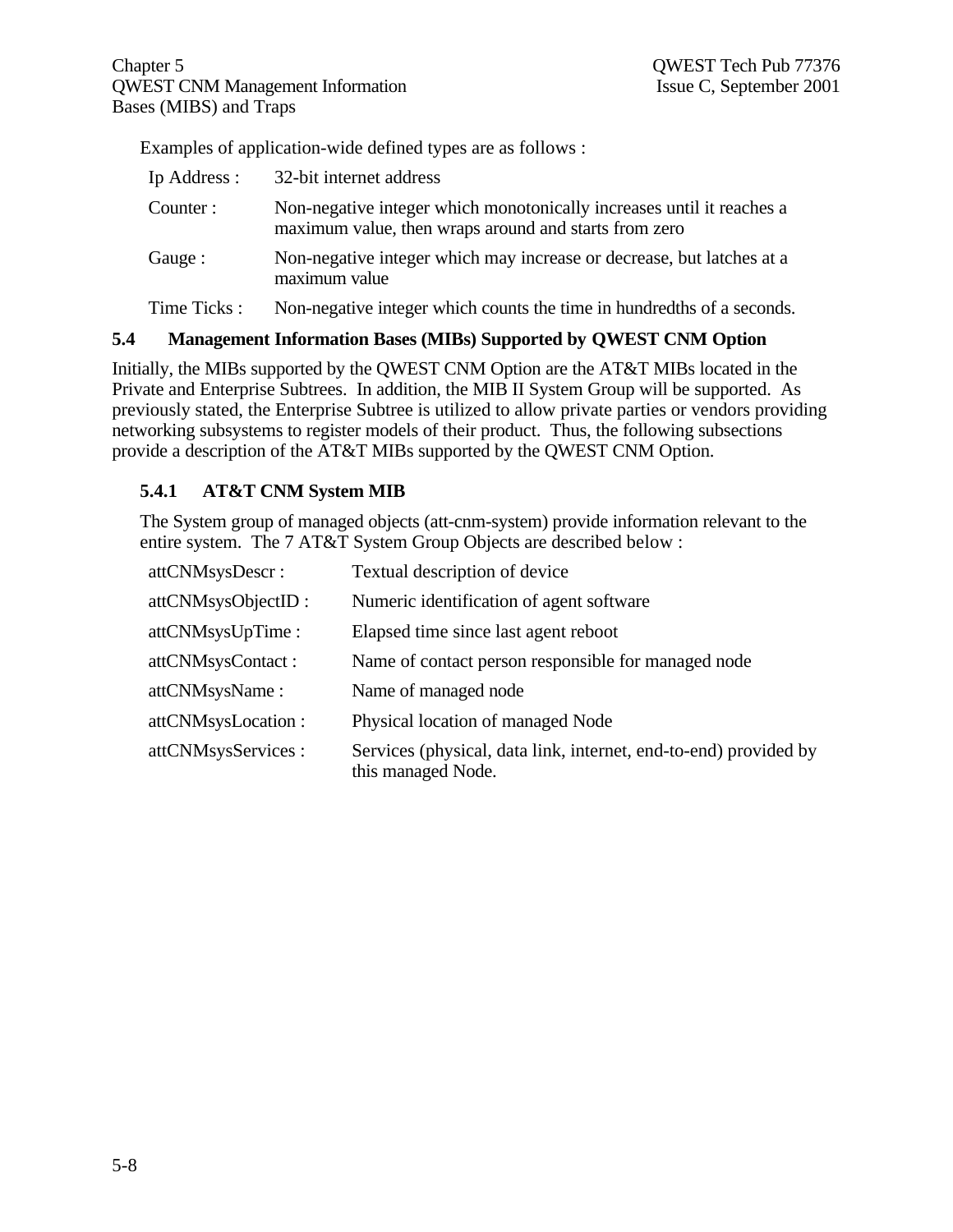Examples of application-wide defined types are as follows :

| | |
|---|---|
| Ip Address : | 32-bit internet address |
| Counter : | Non-negative integer which monotonically increases until it reaches a maximum value, then wraps around and starts from zero |
| Gauge : | Non-negative integer which may increase or decrease, but latches at a maximum value |
| Time Ticks : | Non-negative integer which counts the time in hundredths of a seconds. |

## 5.4 Management Information Bases (MIBs) Supported by QWEST CNM Option

Initially, the MIBs supported by the QWEST CNM Option are the AT&T MIBs located in the Private and Enterprise Subtrees. In addition, the MIB II System Group will be supported. As previously stated, the Enterprise Subtree is utilized to allow private parties or vendors providing networking subsystems to register models of their product. Thus, the following subsections provide a description of the AT&T MIBs supported by the QWEST CNM Option.

### 5.4.1 AT&T CNM System MIB

The System group of managed objects (att-cnm-system) provide information relevant to the entire system. The 7 AT&T System Group Objects are described below :

| | |
|---|---|
| attCNMsysDescr : | Textual description of device |
| attCNMsysObjectID : | Numeric identification of agent software |
| attCNMsysUpTime : | Elapsed time since last agent reboot |
| attCNMsysContact : | Name of contact person responsible for managed node |
| attCNMsysName : | Name of managed node |
| attCNMsysLocation : | Physical location of managed Node |
| attCNMsysServices : | Services (physical, data link, internet, end-to-end) provided by this managed Node. |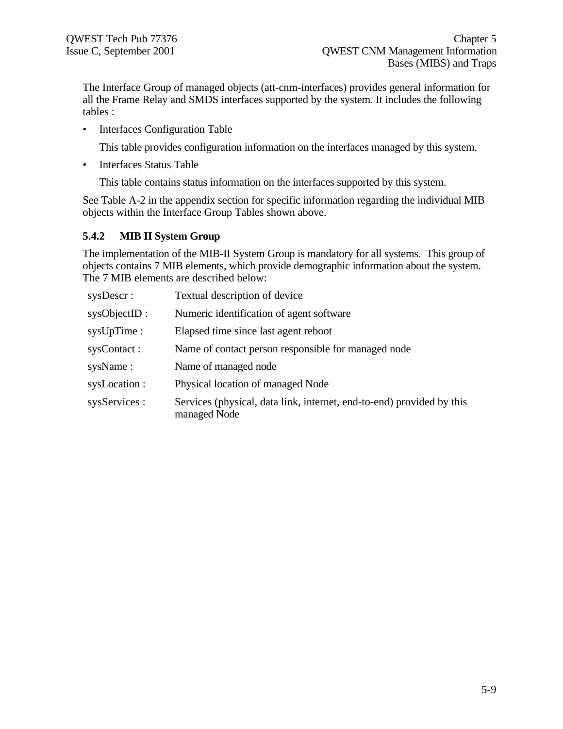The Interface Group of managed objects (att-cnm-interfaces) provides general information for all the Frame Relay and SMDS interfaces supported by the system. It includes the following tables :

- Interfaces Configuration Table

  This table provides configuration information on the interfaces managed by this system.

- Interfaces Status Table

  This table contains status information on the interfaces supported by this system.

See Table A-2 in the appendix section for specific information regarding the individual MIB objects within the Interface Group Tables shown above.

### 5.4.2 MIB II System Group

The implementation of the MIB-II System Group is mandatory for all systems. This group of objects contains 7 MIB elements, which provide demographic information about the system. The 7 MIB elements are described below:

| | |
|---|---|
| sysDescr : | Textual description of device |
| sysObjectID : | Numeric identification of agent software |
| sysUpTime : | Elapsed time since last agent reboot |
| sysContact : | Name of contact person responsible for managed node |
| sysName : | Name of managed node |
| sysLocation : | Physical location of managed Node |
| sysServices : | Services (physical, data link, internet, end-to-end) provided by this managed Node |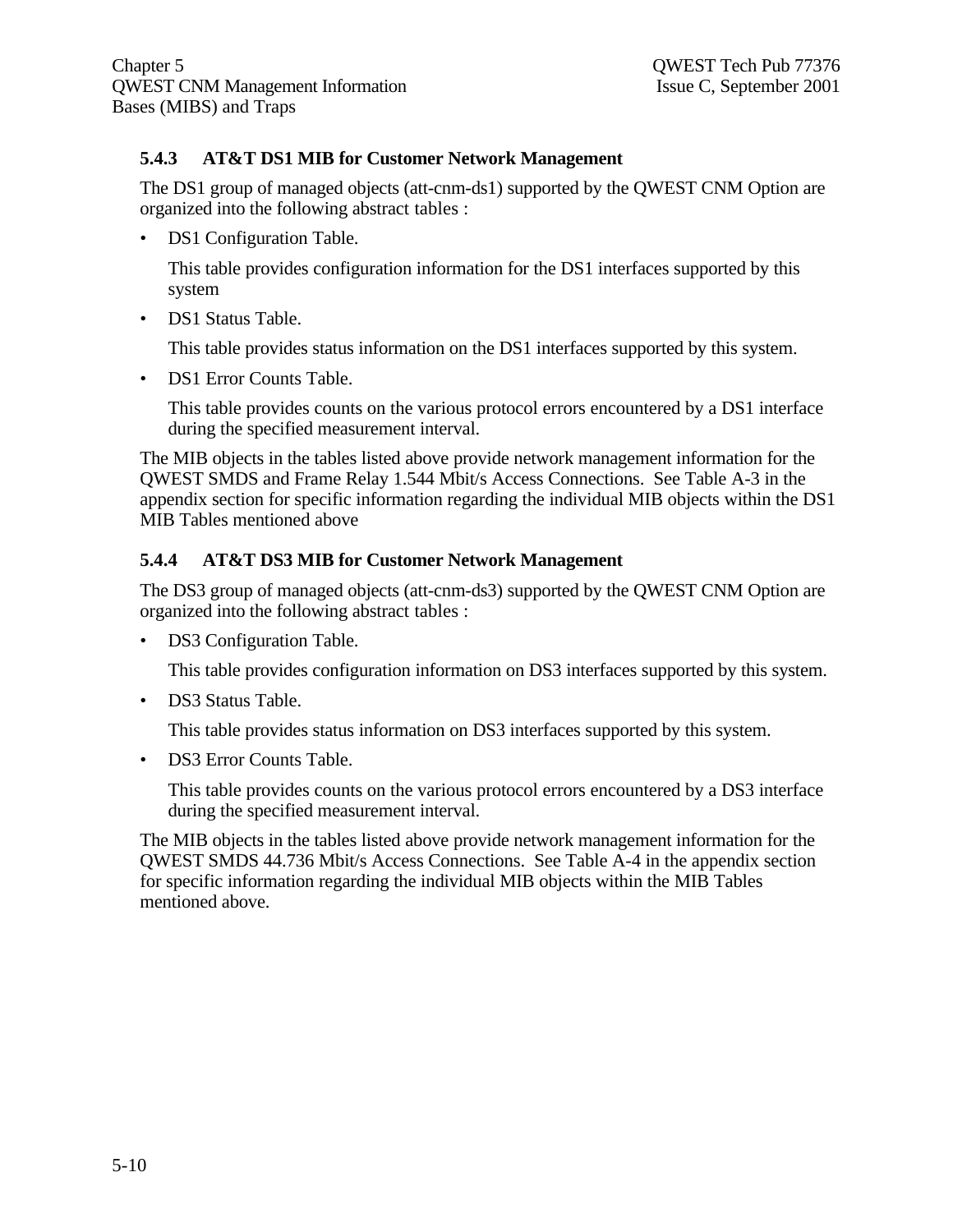### 5.4.3 AT&T DS1 MIB for Customer Network Management

The DS1 group of managed objects (att-cnm-ds1) supported by the QWEST CNM Option are organized into the following abstract tables :

- DS1 Configuration Table.

  This table provides configuration information for the DS1 interfaces supported by this system

- DS1 Status Table.

  This table provides status information on the DS1 interfaces supported by this system.

- DS1 Error Counts Table.

  This table provides counts on the various protocol errors encountered by a DS1 interface during the specified measurement interval.

The MIB objects in the tables listed above provide network management information for the QWEST SMDS and Frame Relay 1.544 Mbit/s Access Connections. See Table A-3 in the appendix section for specific information regarding the individual MIB objects within the DS1 MIB Tables mentioned above

### 5.4.4 AT&T DS3 MIB for Customer Network Management

The DS3 group of managed objects (att-cnm-ds3) supported by the QWEST CNM Option are organized into the following abstract tables :

- DS3 Configuration Table.

  This table provides configuration information on DS3 interfaces supported by this system.

- DS3 Status Table.

  This table provides status information on DS3 interfaces supported by this system.

- DS3 Error Counts Table.

  This table provides counts on the various protocol errors encountered by a DS3 interface during the specified measurement interval.

The MIB objects in the tables listed above provide network management information for the QWEST SMDS 44.736 Mbit/s Access Connections. See Table A-4 in the appendix section for specific information regarding the individual MIB objects within the MIB Tables mentioned above.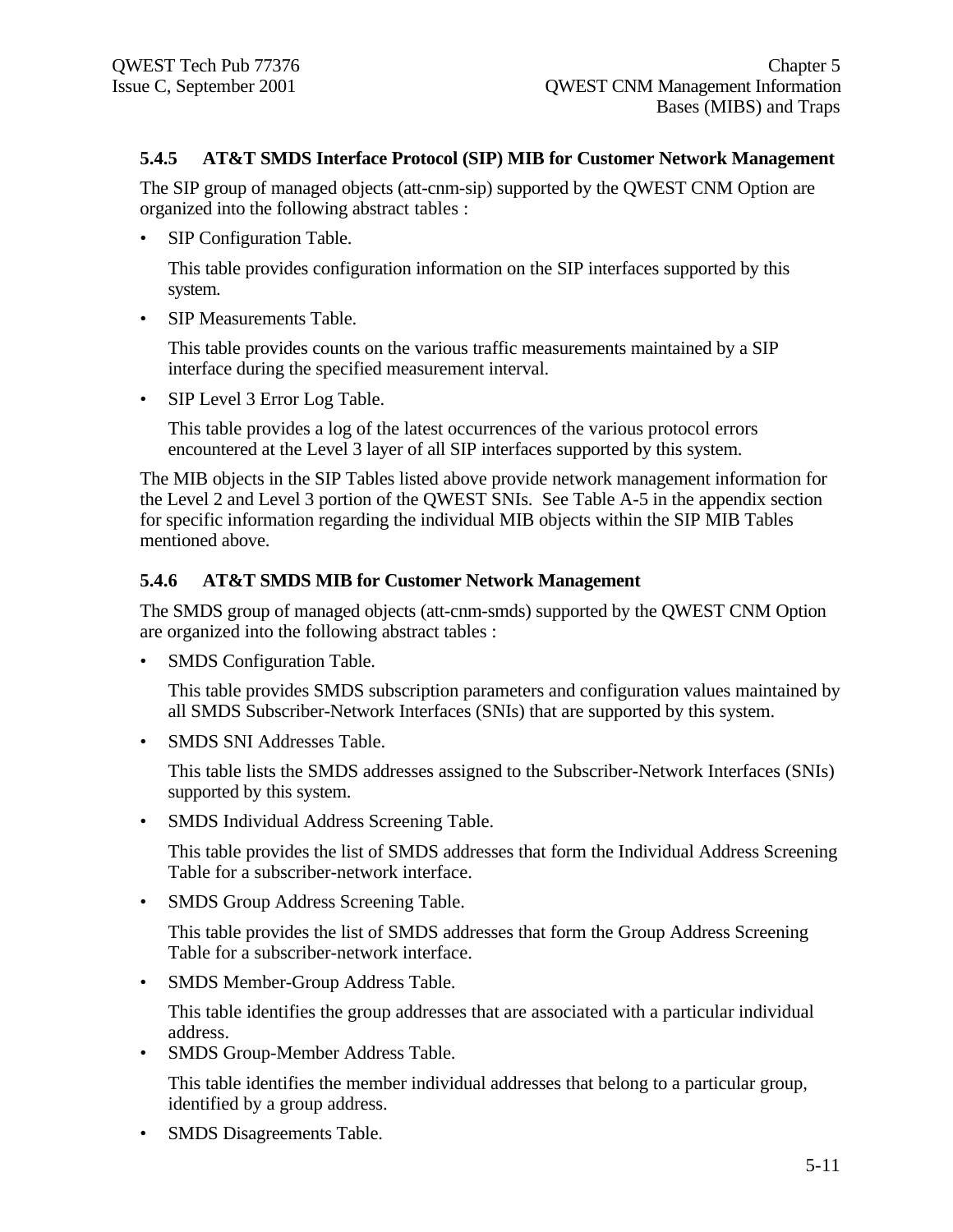### 5.4.5 AT&T SMDS Interface Protocol (SIP) MIB for Customer Network Management

The SIP group of managed objects (att-cnm-sip) supported by the QWEST CNM Option are organized into the following abstract tables :

- SIP Configuration Table.

  This table provides configuration information on the SIP interfaces supported by this system.

- SIP Measurements Table.

  This table provides counts on the various traffic measurements maintained by a SIP interface during the specified measurement interval.

- SIP Level 3 Error Log Table.

  This table provides a log of the latest occurrences of the various protocol errors encountered at the Level 3 layer of all SIP interfaces supported by this system.

The MIB objects in the SIP Tables listed above provide network management information for the Level 2 and Level 3 portion of the QWEST SNIs. See Table A-5 in the appendix section for specific information regarding the individual MIB objects within the SIP MIB Tables mentioned above.

### 5.4.6 AT&T SMDS MIB for Customer Network Management

The SMDS group of managed objects (att-cnm-smds) supported by the QWEST CNM Option are organized into the following abstract tables :

- SMDS Configuration Table.

  This table provides SMDS subscription parameters and configuration values maintained by all SMDS Subscriber-Network Interfaces (SNIs) that are supported by this system.

- SMDS SNI Addresses Table.

  This table lists the SMDS addresses assigned to the Subscriber-Network Interfaces (SNIs) supported by this system.

- SMDS Individual Address Screening Table.

  This table provides the list of SMDS addresses that form the Individual Address Screening Table for a subscriber-network interface.

- SMDS Group Address Screening Table.

  This table provides the list of SMDS addresses that form the Group Address Screening Table for a subscriber-network interface.

- SMDS Member-Group Address Table.

  This table identifies the group addresses that are associated with a particular individual address.

- SMDS Group-Member Address Table.

  This table identifies the member individual addresses that belong to a particular group, identified by a group address.

- SMDS Disagreements Table.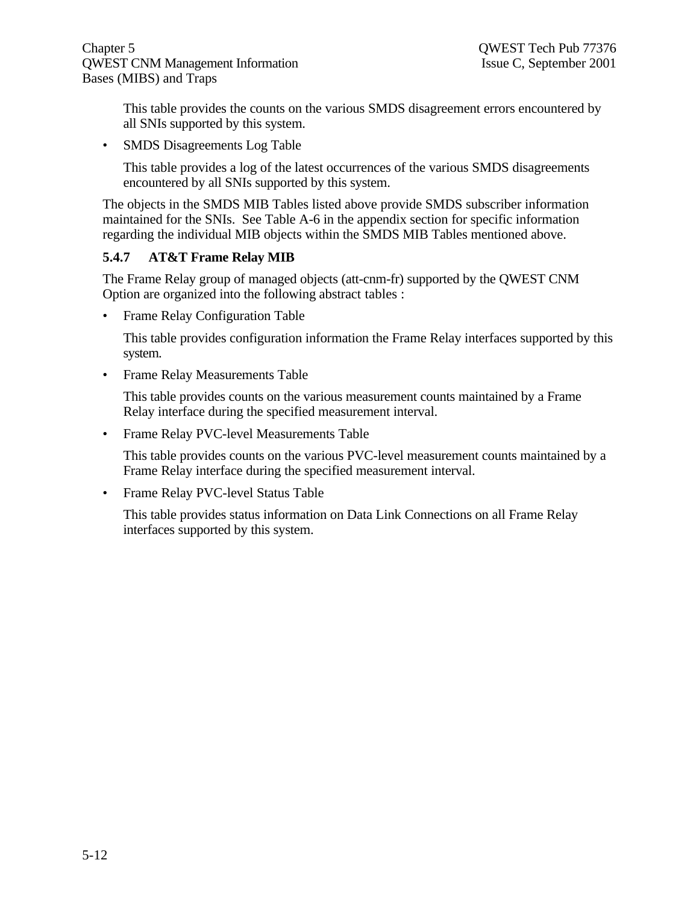This table provides the counts on the various SMDS disagreement errors encountered by all SNIs supported by this system.

- SMDS Disagreements Log Table

  This table provides a log of the latest occurrences of the various SMDS disagreements encountered by all SNIs supported by this system.

The objects in the SMDS MIB Tables listed above provide SMDS subscriber information maintained for the SNIs.  See Table A-6 in the appendix section for specific information regarding the individual MIB objects within the SMDS MIB Tables mentioned above.

### 5.4.7 AT&T Frame Relay MIB

The Frame Relay group of managed objects (att-cnm-fr) supported by the QWEST CNM Option are organized into the following abstract tables :

- Frame Relay Configuration Table

  This table provides configuration information the Frame Relay interfaces supported by this system.

- Frame Relay Measurements Table

  This table provides counts on the various measurement counts maintained by a Frame Relay interface during the specified measurement interval.

- Frame Relay PVC-level Measurements Table

  This table provides counts on the various PVC-level measurement counts maintained by a Frame Relay interface during the specified measurement interval.

- Frame Relay PVC-level Status Table

  This table provides status information on Data Link Connections on all Frame Relay interfaces supported by this system.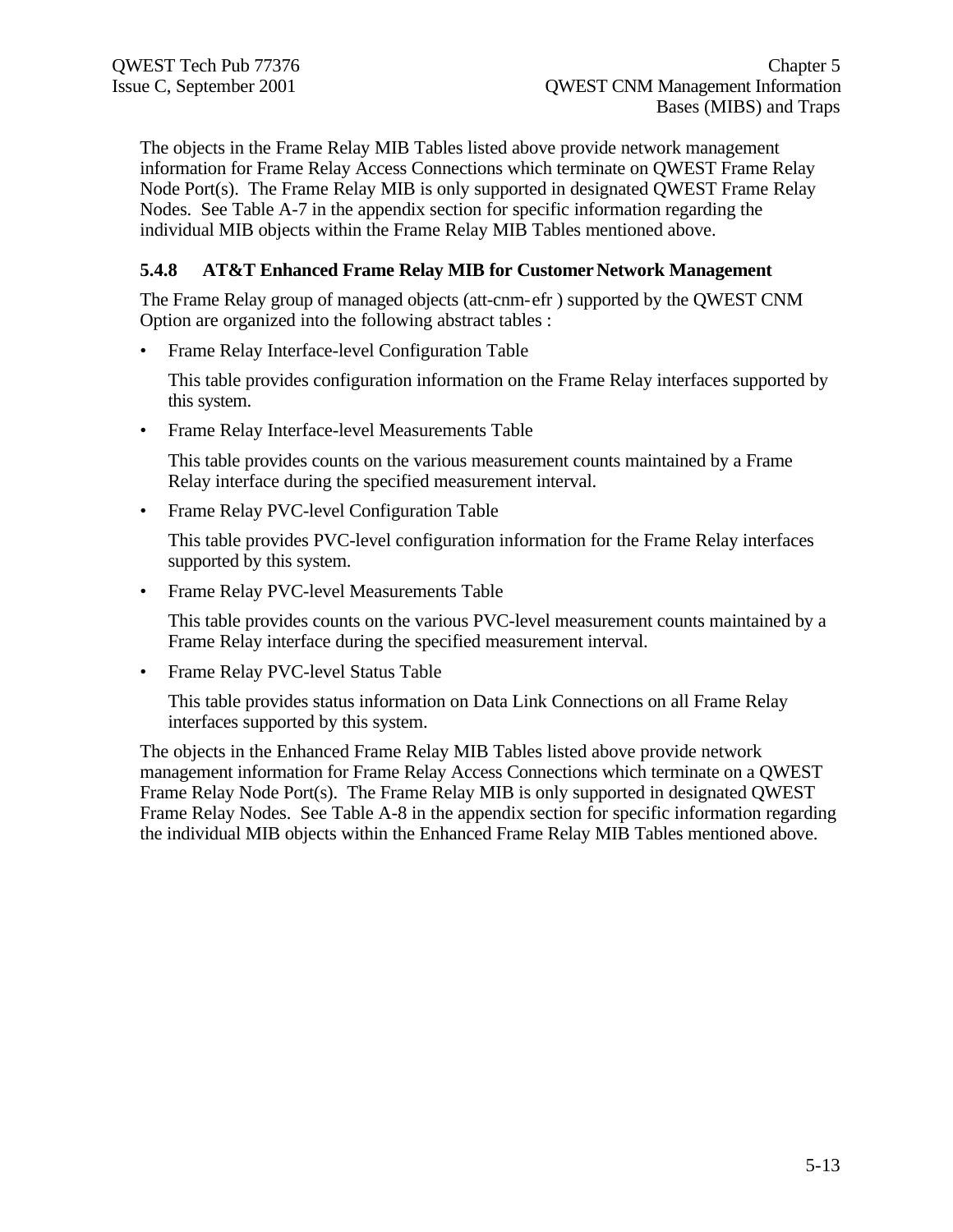The objects in the Frame Relay MIB Tables listed above provide network management information for Frame Relay Access Connections which terminate on QWEST Frame Relay Node Port(s). The Frame Relay MIB is only supported in designated QWEST Frame Relay Nodes. See Table A-7 in the appendix section for specific information regarding the individual MIB objects within the Frame Relay MIB Tables mentioned above.

### 5.4.8 AT&T Enhanced Frame Relay MIB for Customer Network Management

The Frame Relay group of managed objects (att-cnm-efr ) supported by the QWEST CNM Option are organized into the following abstract tables :

- Frame Relay Interface-level Configuration Table

  This table provides configuration information on the Frame Relay interfaces supported by this system.

- Frame Relay Interface-level Measurements Table

  This table provides counts on the various measurement counts maintained by a Frame Relay interface during the specified measurement interval.

- Frame Relay PVC-level Configuration Table

  This table provides PVC-level configuration information for the Frame Relay interfaces supported by this system.

- Frame Relay PVC-level Measurements Table

  This table provides counts on the various PVC-level measurement counts maintained by a Frame Relay interface during the specified measurement interval.

- Frame Relay PVC-level Status Table

  This table provides status information on Data Link Connections on all Frame Relay interfaces supported by this system.

The objects in the Enhanced Frame Relay MIB Tables listed above provide network management information for Frame Relay Access Connections which terminate on a QWEST Frame Relay Node Port(s). The Frame Relay MIB is only supported in designated QWEST Frame Relay Nodes. See Table A-8 in the appendix section for specific information regarding the individual MIB objects within the Enhanced Frame Relay MIB Tables mentioned above.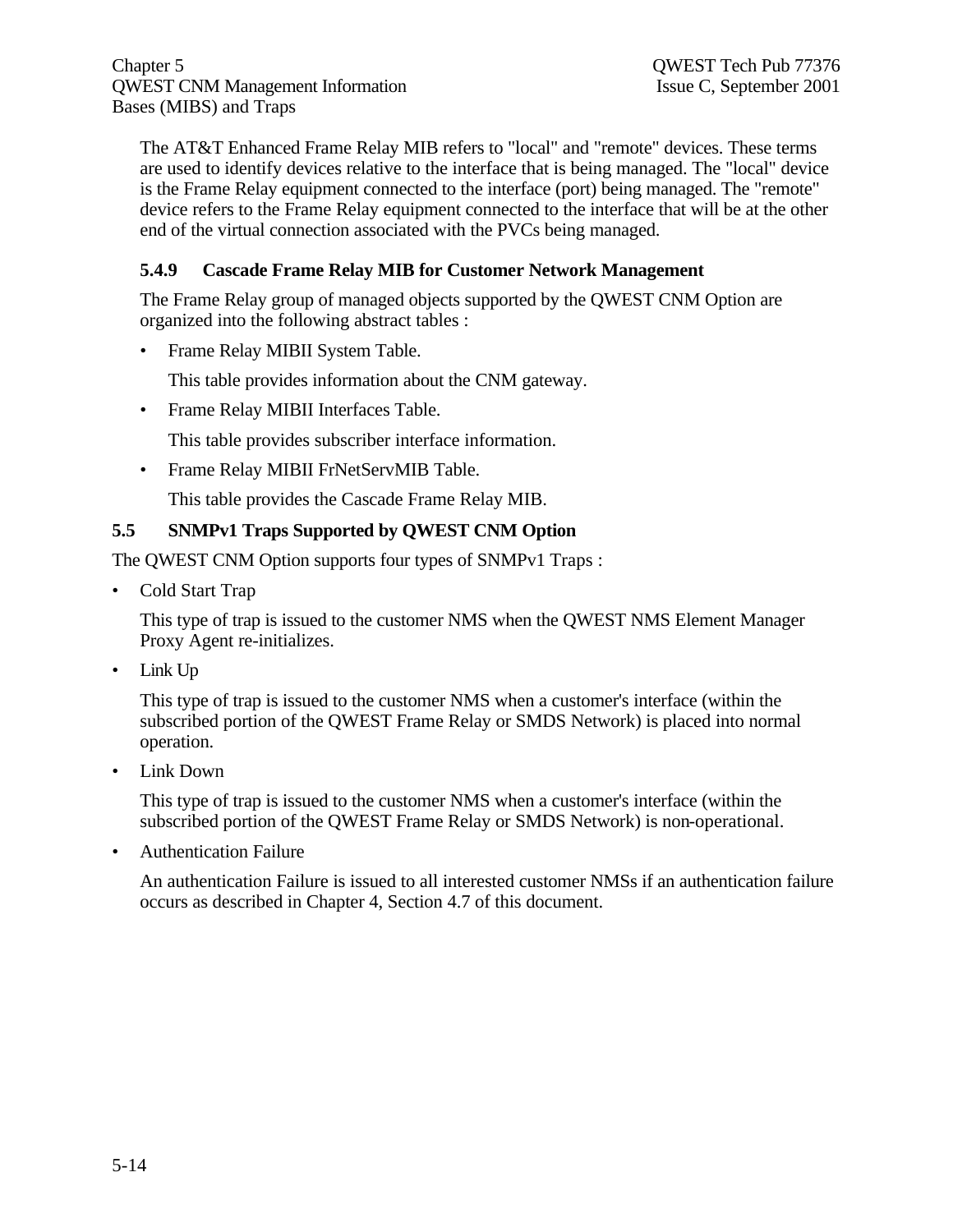The AT&T Enhanced Frame Relay MIB refers to "local" and "remote" devices. These terms are used to identify devices relative to the interface that is being managed. The "local" device is the Frame Relay equipment connected to the interface (port) being managed. The "remote" device refers to the Frame Relay equipment connected to the interface that will be at the other end of the virtual connection associated with the PVCs being managed.

### 5.4.9 Cascade Frame Relay MIB for Customer Network Management

The Frame Relay group of managed objects supported by the QWEST CNM Option are organized into the following abstract tables :

- Frame Relay MIBII System Table.

  This table provides information about the CNM gateway.

- Frame Relay MIBII Interfaces Table.

  This table provides subscriber interface information.

- Frame Relay MIBII FrNetServMIB Table.

  This table provides the Cascade Frame Relay MIB.

## 5.5 SNMPv1 Traps Supported by QWEST CNM Option

The QWEST CNM Option supports four types of SNMPv1 Traps :

- Cold Start Trap

  This type of trap is issued to the customer NMS when the QWEST NMS Element Manager Proxy Agent re-initializes.

- Link Up

  This type of trap is issued to the customer NMS when a customer's interface (within the subscribed portion of the QWEST Frame Relay or SMDS Network) is placed into normal operation.

- Link Down

  This type of trap is issued to the customer NMS when a customer's interface (within the subscribed portion of the QWEST Frame Relay or SMDS Network) is non-operational.

- Authentication Failure

  An authentication Failure is issued to all interested customer NMSs if an authentication failure occurs as described in Chapter 4, Section 4.7 of this document.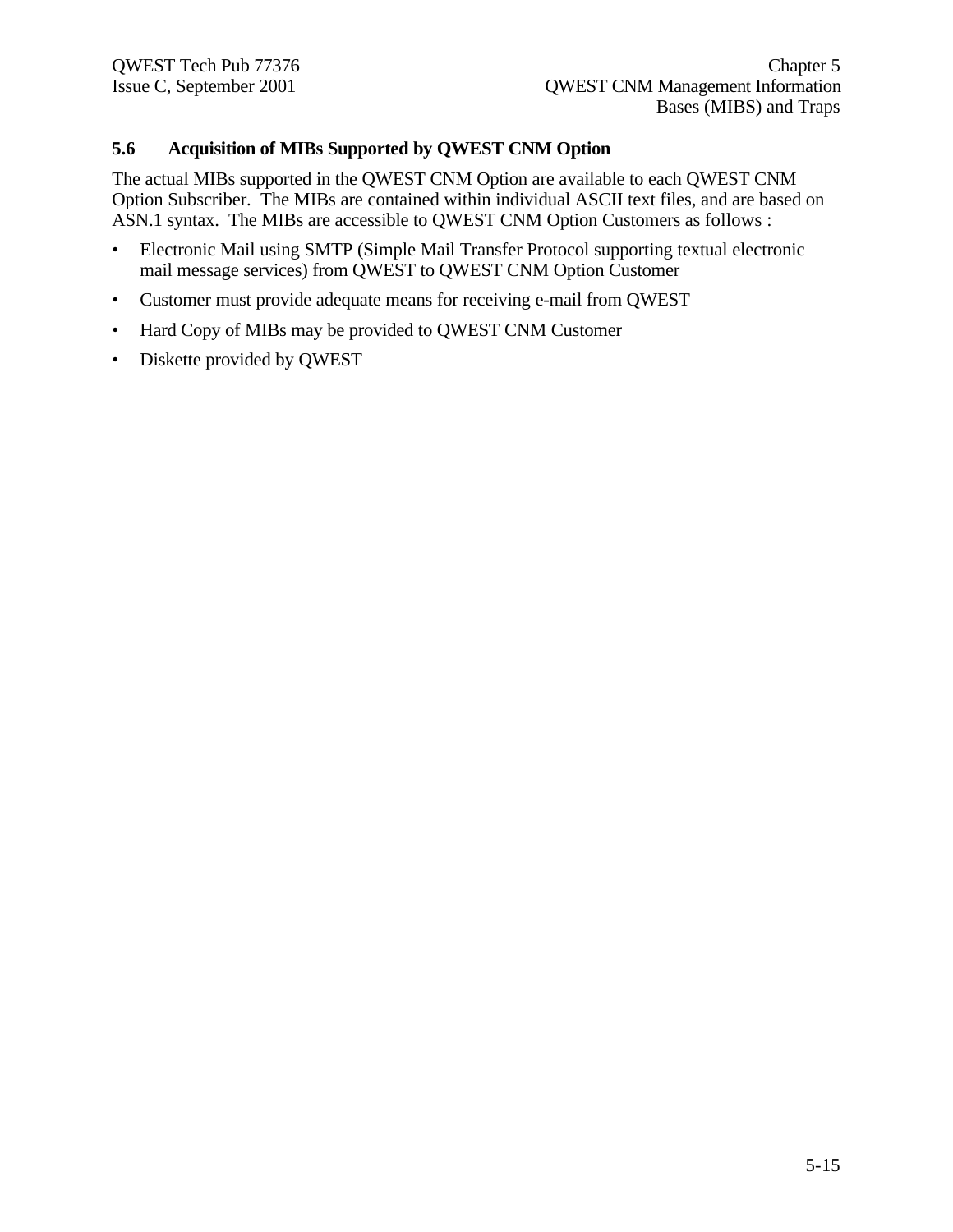## 5.6 Acquisition of MIBs Supported by QWEST CNM Option

The actual MIBs supported in the QWEST CNM Option are available to each QWEST CNM Option Subscriber. The MIBs are contained within individual ASCII text files, and are based on ASN.1 syntax. The MIBs are accessible to QWEST CNM Option Customers as follows :

- Electronic Mail using SMTP (Simple Mail Transfer Protocol supporting textual electronic mail message services) from QWEST to QWEST CNM Option Customer
- Customer must provide adequate means for receiving e-mail from QWEST
- Hard Copy of MIBs may be provided to QWEST CNM Customer
- Diskette provided by QWEST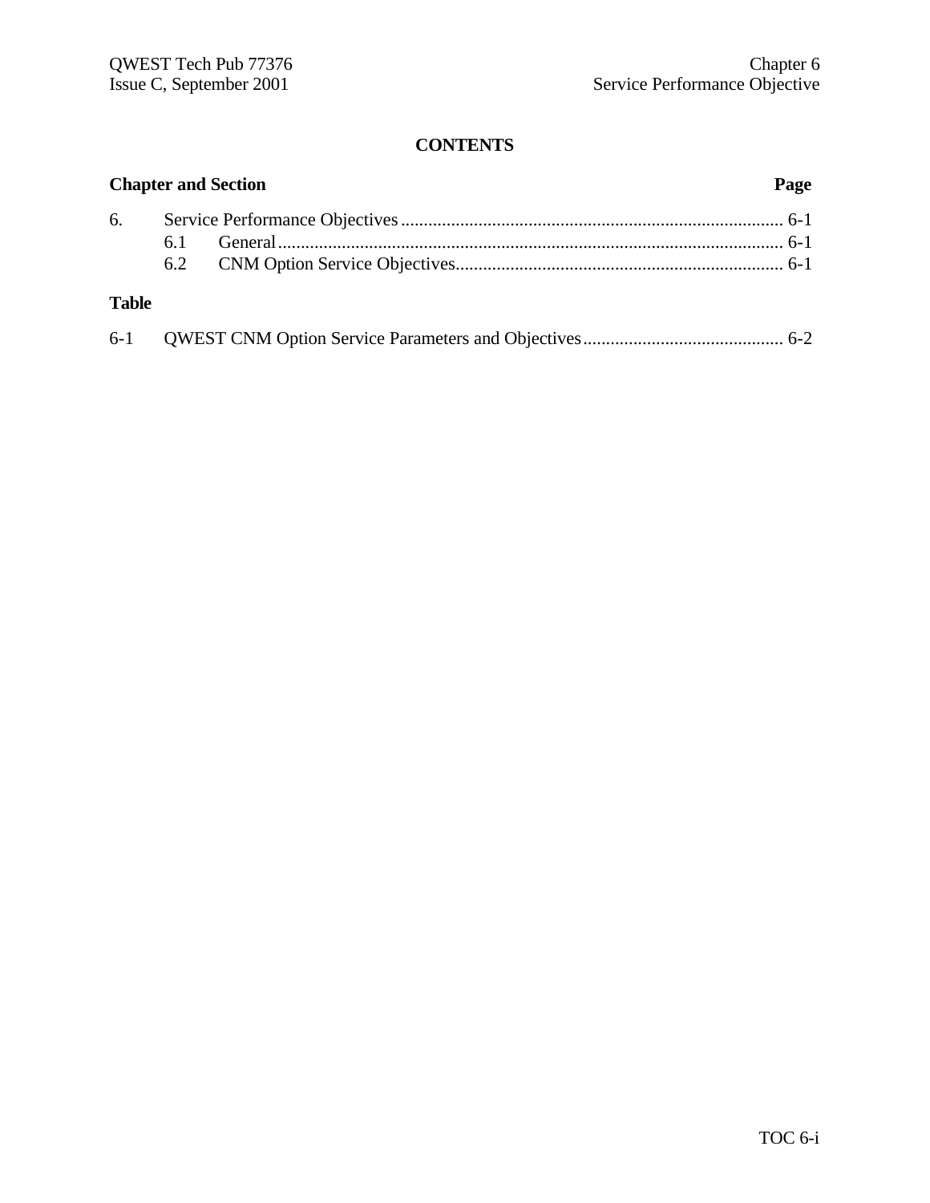**CONTENTS**

| Chapter and Section | | Page |
|---|---|---|
| 6. | Service Performance Objectives | 6-1 |
| | 6.1 General | 6-1 |
| | 6.2 CNM Option Service Objectives | 6-1 |

**Table**

| | | |
|---|---|---|
| 6-1 | QWEST CNM Option Service Parameters and Objectives | 6-2 |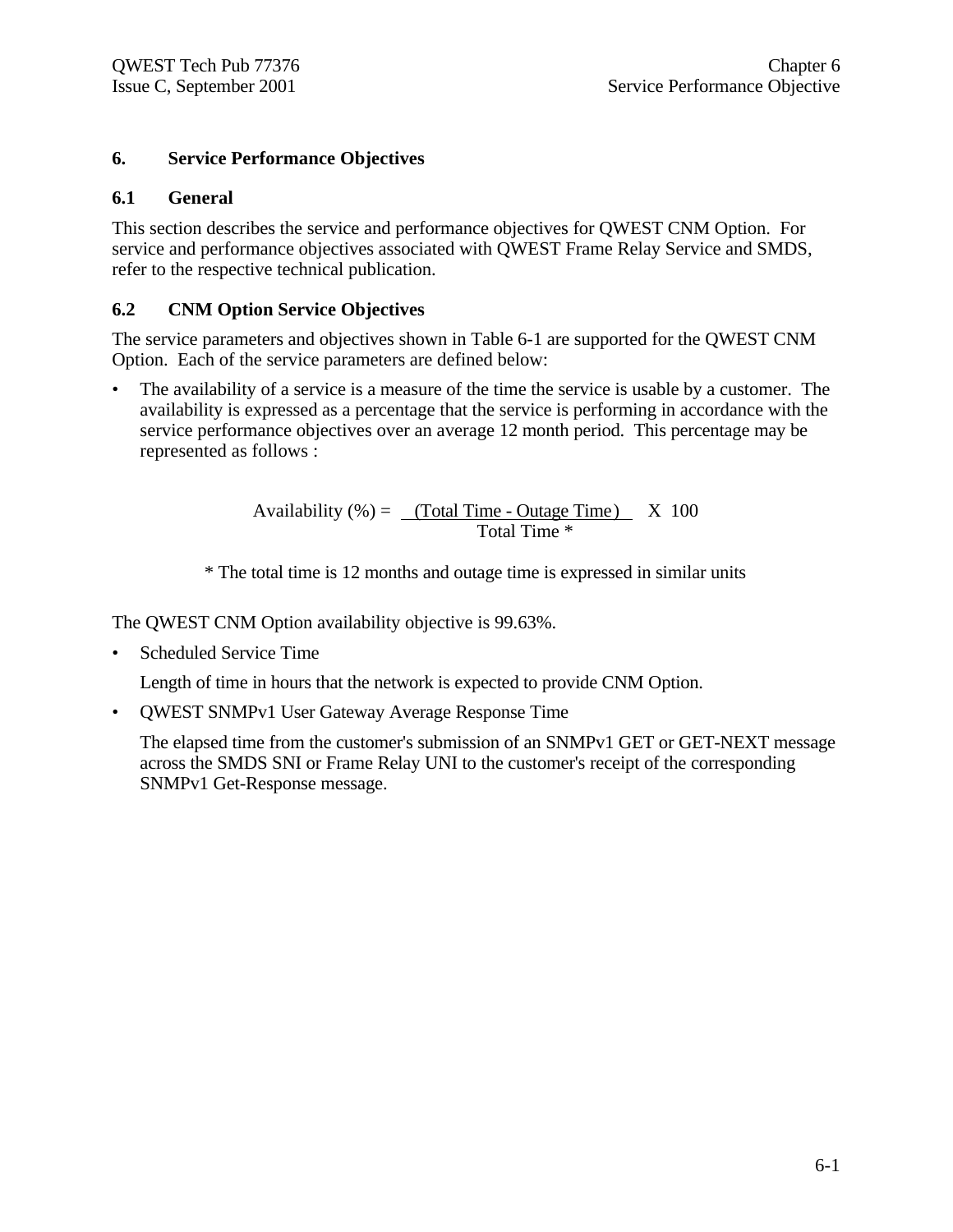# 6. Service Performance Objectives

## 6.1 General

This section describes the service and performance objectives for QWEST CNM Option. For service and performance objectives associated with QWEST Frame Relay Service and SMDS, refer to the respective technical publication.

## 6.2 CNM Option Service Objectives

The service parameters and objectives shown in Table 6-1 are supported for the QWEST CNM Option. Each of the service parameters are defined below:

- The availability of a service is a measure of the time the service is usable by a customer. The availability is expressed as a percentage that the service is performing in accordance with the service performance objectives over an average 12 month period. This percentage may be represented as follows :

$$\text{Availability (\%)} = \frac{\text{(Total Time - Outage Time)}}{\text{Total Time *}} \times 100$$

\* The total time is 12 months and outage time is expressed in similar units

The QWEST CNM Option availability objective is 99.63%.

- Scheduled Service Time

  Length of time in hours that the network is expected to provide CNM Option.

- QWEST SNMPv1 User Gateway Average Response Time

  The elapsed time from the customer's submission of an SNMPv1 GET or GET-NEXT message across the SMDS SNI or Frame Relay UNI to the customer's receipt of the corresponding SNMPv1 Get-Response message.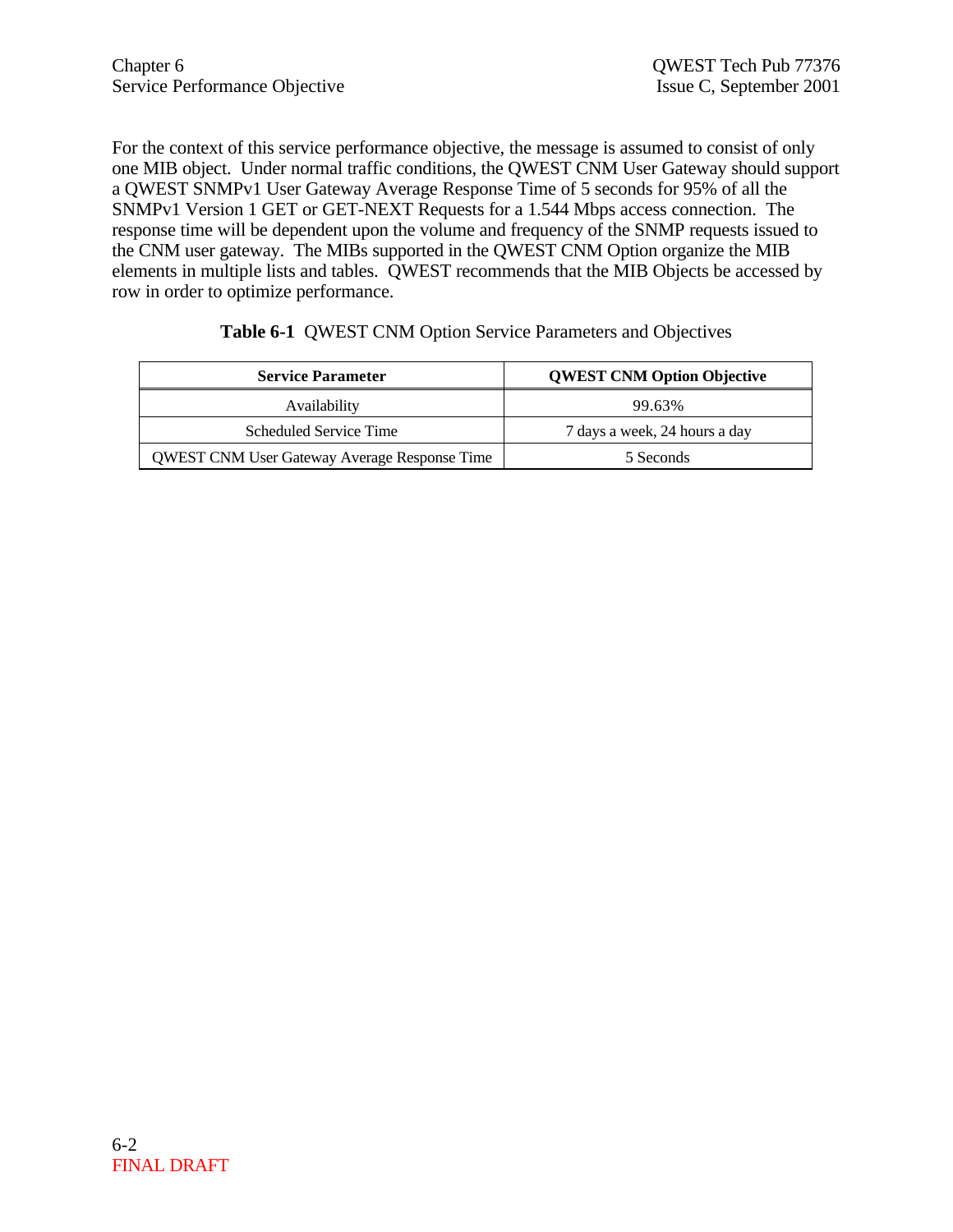For the context of this service performance objective, the message is assumed to consist of only one MIB object. Under normal traffic conditions, the QWEST CNM User Gateway should support a QWEST SNMPv1 User Gateway Average Response Time of 5 seconds for 95% of all the SNMPv1 Version 1 GET or GET-NEXT Requests for a 1.544 Mbps access connection. The response time will be dependent upon the volume and frequency of the SNMP requests issued to the CNM user gateway. The MIBs supported in the QWEST CNM Option organize the MIB elements in multiple lists and tables. QWEST recommends that the MIB Objects be accessed by row in order to optimize performance.

**Table 6-1** QWEST CNM Option Service Parameters and Objectives

| Service Parameter | QWEST CNM Option Objective |
|---|---|
| Availability | 99.63% |
| Scheduled Service Time | 7 days a week, 24 hours a day |
| QWEST CNM User Gateway Average Response Time | 5 Seconds |

FINAL DRAFT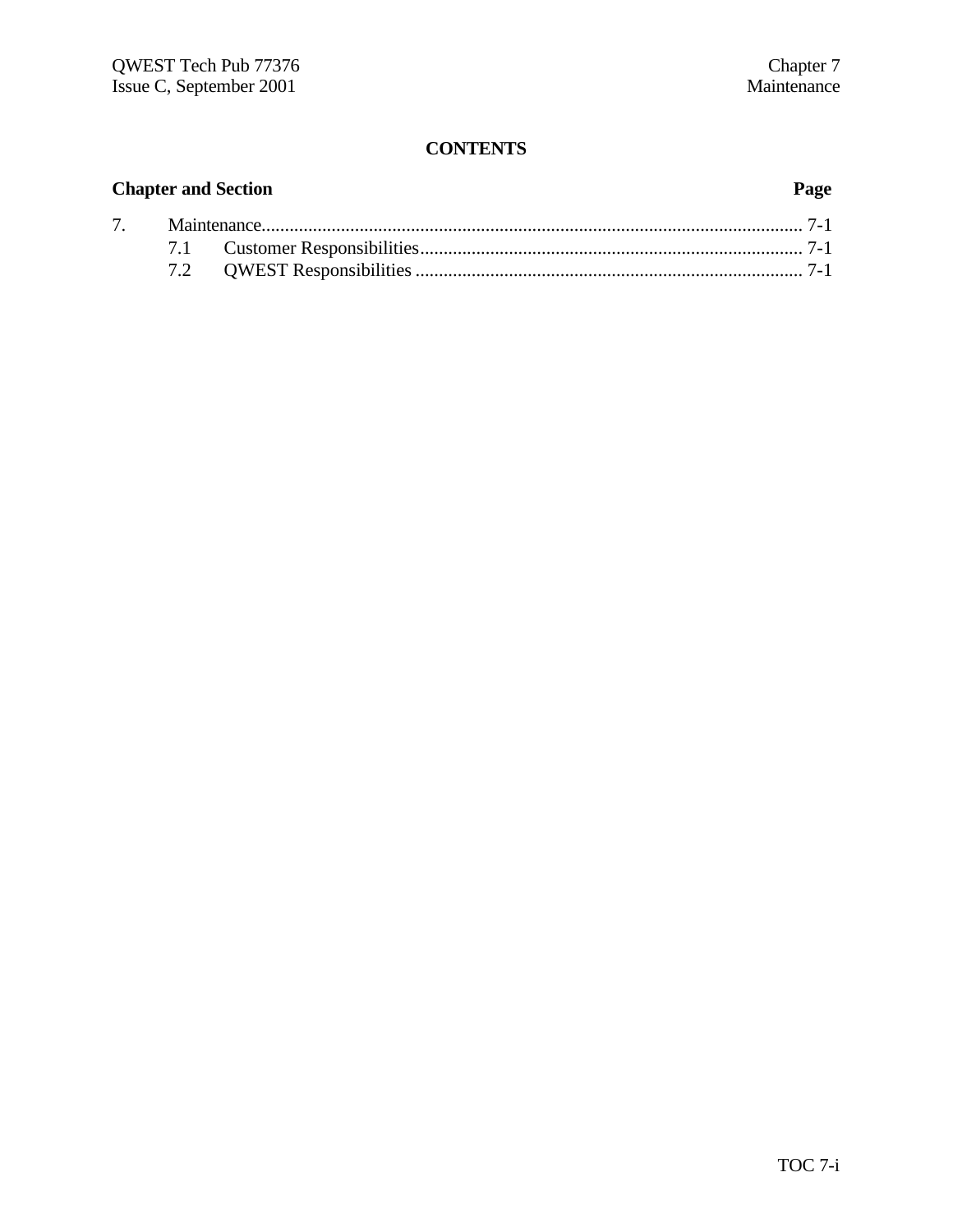**CONTENTS**

| Chapter and Section | | Page |
|---|---|---|
| 7. | Maintenance | 7-1 |
| | 7.1 Customer Responsibilities | 7-1 |
| | 7.2 QWEST Responsibilities | 7-1 |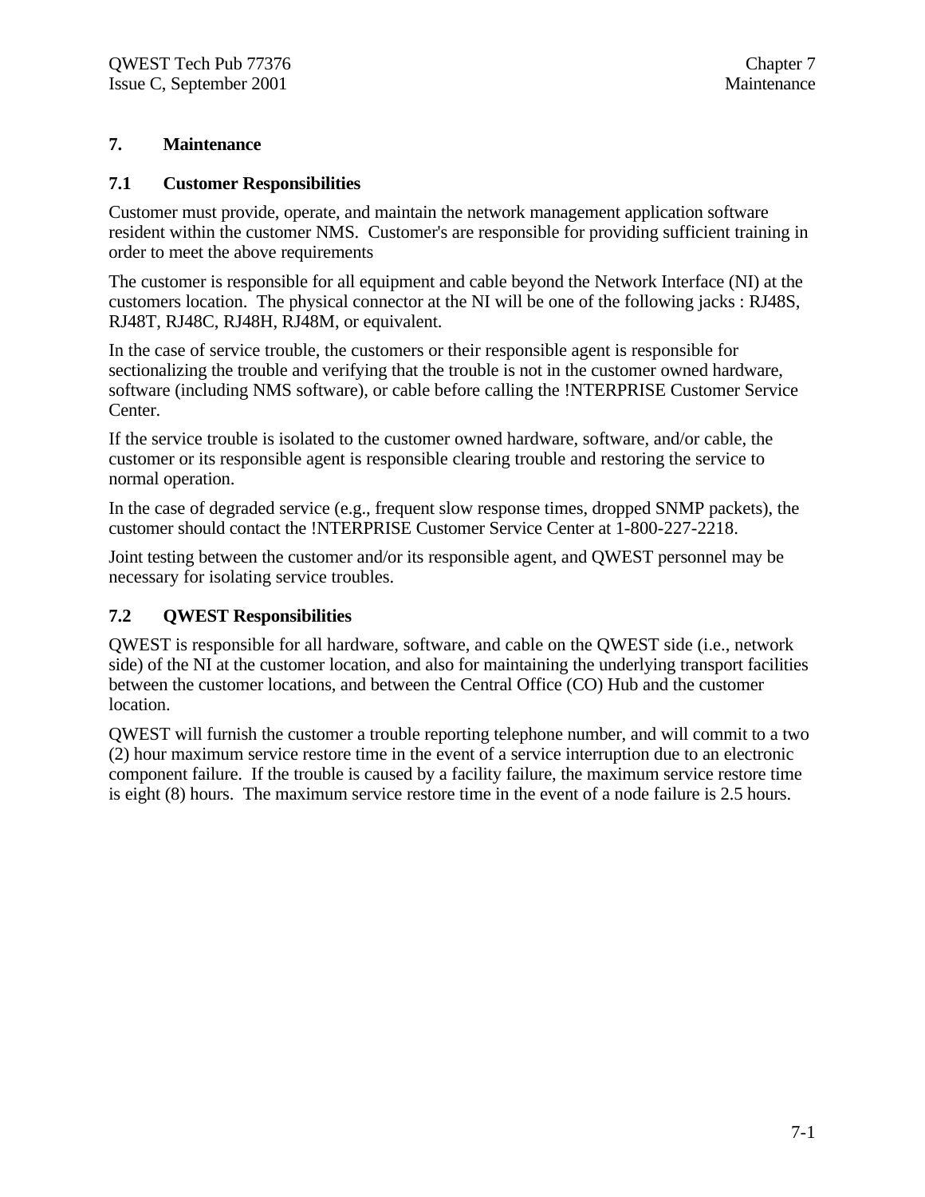# 7. Maintenance

## 7.1 Customer Responsibilities

Customer must provide, operate, and maintain the network management application software resident within the customer NMS. Customer's are responsible for providing sufficient training in order to meet the above requirements

The customer is responsible for all equipment and cable beyond the Network Interface (NI) at the customers location. The physical connector at the NI will be one of the following jacks : RJ48S, RJ48T, RJ48C, RJ48H, RJ48M, or equivalent.

In the case of service trouble, the customers or their responsible agent is responsible for sectionalizing the trouble and verifying that the trouble is not in the customer owned hardware, software (including NMS software), or cable before calling the !NTERPRISE Customer Service Center.

If the service trouble is isolated to the customer owned hardware, software, and/or cable, the customer or its responsible agent is responsible clearing trouble and restoring the service to normal operation.

In the case of degraded service (e.g., frequent slow response times, dropped SNMP packets), the customer should contact the !NTERPRISE Customer Service Center at 1-800-227-2218.

Joint testing between the customer and/or its responsible agent, and QWEST personnel may be necessary for isolating service troubles.

## 7.2 QWEST Responsibilities

QWEST is responsible for all hardware, software, and cable on the QWEST side (i.e., network side) of the NI at the customer location, and also for maintaining the underlying transport facilities between the customer locations, and between the Central Office (CO) Hub and the customer location.

QWEST will furnish the customer a trouble reporting telephone number, and will commit to a two (2) hour maximum service restore time in the event of a service interruption due to an electronic component failure. If the trouble is caused by a facility failure, the maximum service restore time is eight (8) hours. The maximum service restore time in the event of a node failure is 2.5 hours.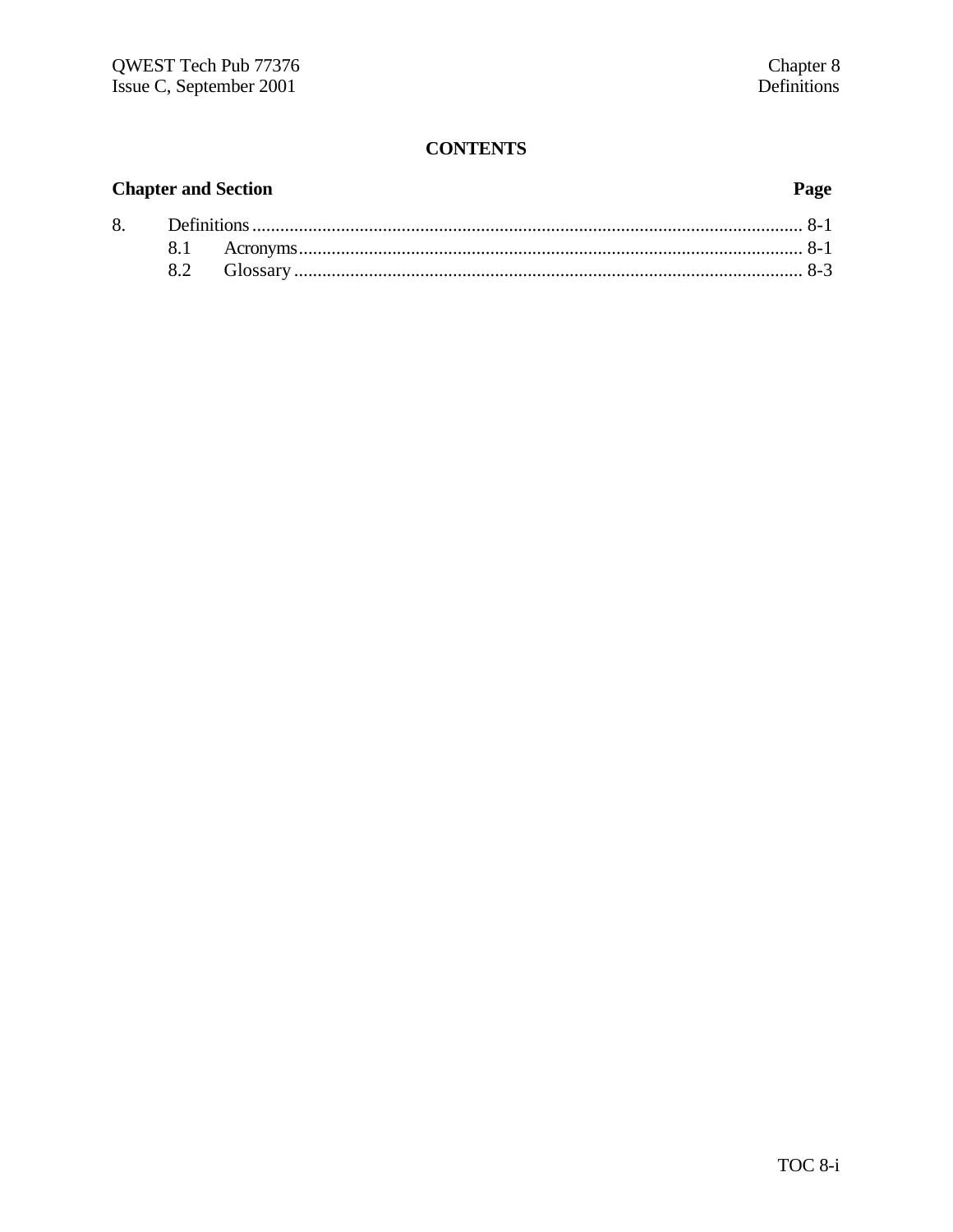**CONTENTS**

| Chapter and Section | | Page |
|---|---|---|
| 8. | Definitions | 8-1 |
| | 8.1 Acronyms | 8-1 |
| | 8.2 Glossary | 8-3 |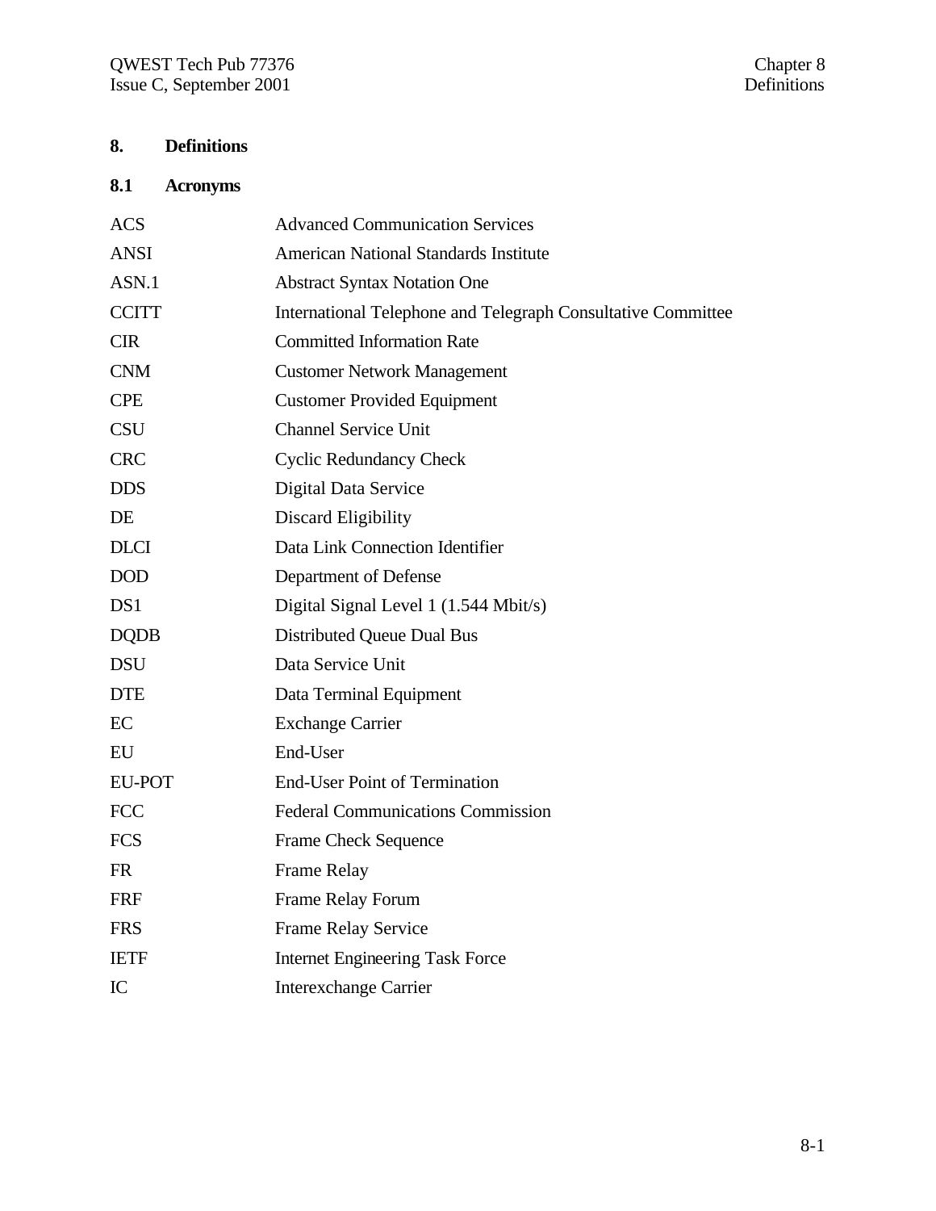# 8. Definitions

## 8.1 Acronyms

| | |
|---|---|
| ACS | Advanced Communication Services |
| ANSI | American National Standards Institute |
| ASN.1 | Abstract Syntax Notation One |
| CCITT | International Telephone and Telegraph Consultative Committee |
| CIR | Committed Information Rate |
| CNM | Customer Network Management |
| CPE | Customer Provided Equipment |
| CSU | Channel Service Unit |
| CRC | Cyclic Redundancy Check |
| DDS | Digital Data Service |
| DE | Discard Eligibility |
| DLCI | Data Link Connection Identifier |
| DOD | Department of Defense |
| DS1 | Digital Signal Level 1 (1.544 Mbit/s) |
| DQDB | Distributed Queue Dual Bus |
| DSU | Data Service Unit |
| DTE | Data Terminal Equipment |
| EC | Exchange Carrier |
| EU | End-User |
| EU-POT | End-User Point of Termination |
| FCC | Federal Communications Commission |
| FCS | Frame Check Sequence |
| FR | Frame Relay |
| FRF | Frame Relay Forum |
| FRS | Frame Relay Service |
| IETF | Internet Engineering Task Force |
| IC | Interexchange Carrier |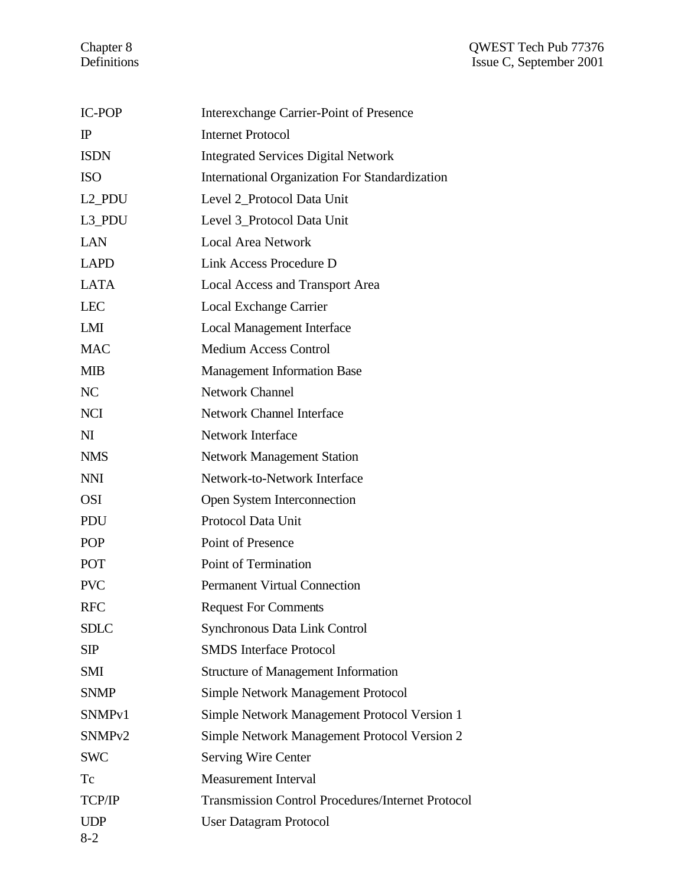| | |
|---|---|
| IC-POP | Interexchange Carrier-Point of Presence |
| IP | Internet Protocol |
| ISDN | Integrated Services Digital Network |
| ISO | International Organization For Standardization |
| L2_PDU | Level 2_Protocol Data Unit |
| L3_PDU | Level 3_Protocol Data Unit |
| LAN | Local Area Network |
| LAPD | Link Access Procedure D |
| LATA | Local Access and Transport Area |
| LEC | Local Exchange Carrier |
| LMI | Local Management Interface |
| MAC | Medium Access Control |
| MIB | Management Information Base |
| NC | Network Channel |
| NCI | Network Channel Interface |
| NI | Network Interface |
| NMS | Network Management Station |
| NNI | Network-to-Network Interface |
| OSI | Open System Interconnection |
| PDU | Protocol Data Unit |
| POP | Point of Presence |
| POT | Point of Termination |
| PVC | Permanent Virtual Connection |
| RFC | Request For Comments |
| SDLC | Synchronous Data Link Control |
| SIP | SMDS Interface Protocol |
| SMI | Structure of Management Information |
| SNMP | Simple Network Management Protocol |
| SNMPv1 | Simple Network Management Protocol Version 1 |
| SNMPv2 | Simple Network Management Protocol Version 2 |
| SWC | Serving Wire Center |
| Tc | Measurement Interval |
| TCP/IP | Transmission Control Procedures/Internet Protocol |
| UDP | User Datagram Protocol |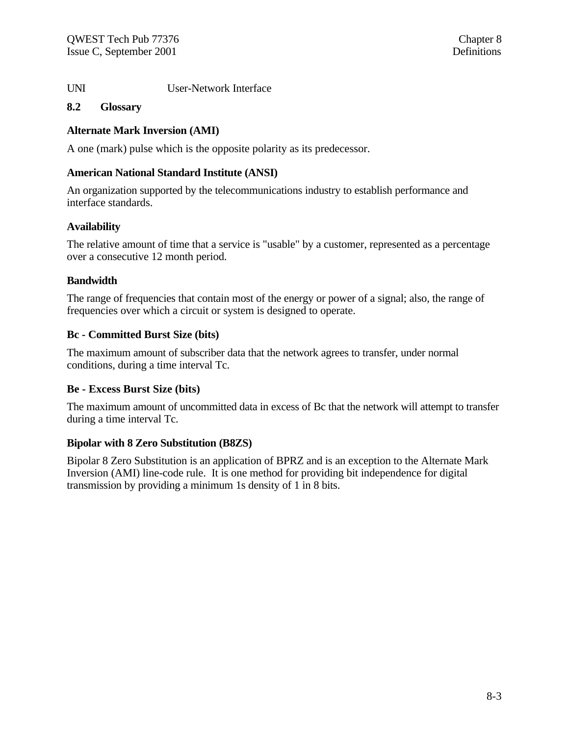UNI User-Network Interface

## 8.2 Glossary

**Alternate Mark Inversion (AMI)**

A one (mark) pulse which is the opposite polarity as its predecessor.

**American National Standard Institute (ANSI)**

An organization supported by the telecommunications industry to establish performance and interface standards.

**Availability**

The relative amount of time that a service is "usable" by a customer, represented as a percentage over a consecutive 12 month period.

**Bandwidth**

The range of frequencies that contain most of the energy or power of a signal; also, the range of frequencies over which a circuit or system is designed to operate.

**Bc - Committed Burst Size (bits)**

The maximum amount of subscriber data that the network agrees to transfer, under normal conditions, during a time interval Tc.

**Be - Excess Burst Size (bits)**

The maximum amount of uncommitted data in excess of Bc that the network will attempt to transfer during a time interval Tc.

**Bipolar with 8 Zero Substitution (B8ZS)**

Bipolar 8 Zero Substitution is an application of BPRZ and is an exception to the Alternate Mark Inversion (AMI) line-code rule. It is one method for providing bit independence for digital transmission by providing a minimum 1s density of 1 in 8 bits.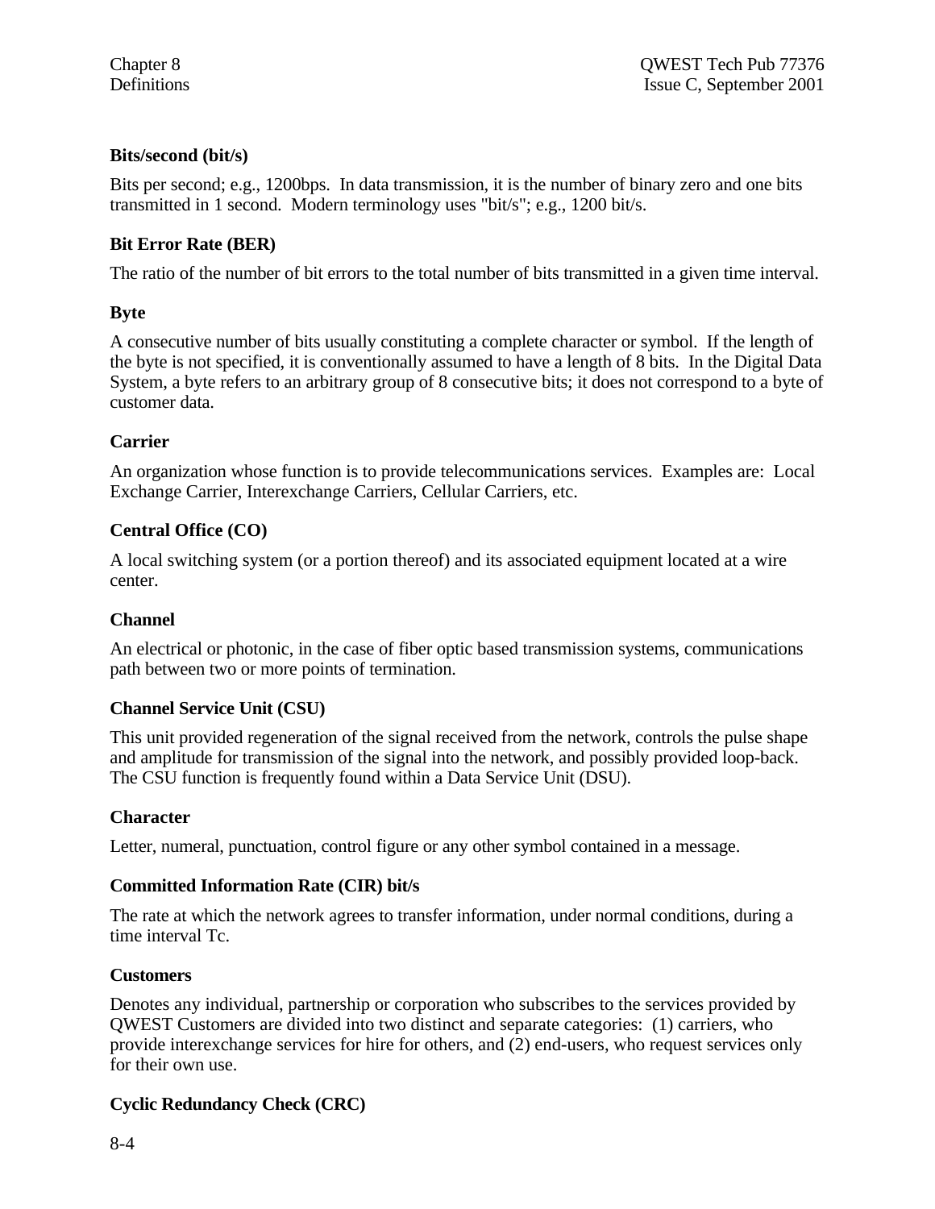**Bits/second (bit/s)**

Bits per second; e.g., 1200bps. In data transmission, it is the number of binary zero and one bits transmitted in 1 second. Modern terminology uses "bit/s"; e.g., 1200 bit/s.

**Bit Error Rate (BER)**

The ratio of the number of bit errors to the total number of bits transmitted in a given time interval.

**Byte**

A consecutive number of bits usually constituting a complete character or symbol. If the length of the byte is not specified, it is conventionally assumed to have a length of 8 bits. In the Digital Data System, a byte refers to an arbitrary group of 8 consecutive bits; it does not correspond to a byte of customer data.

**Carrier**

An organization whose function is to provide telecommunications services. Examples are: Local Exchange Carrier, Interexchange Carriers, Cellular Carriers, etc.

**Central Office (CO)**

A local switching system (or a portion thereof) and its associated equipment located at a wire center.

**Channel**

An electrical or photonic, in the case of fiber optic based transmission systems, communications path between two or more points of termination.

**Channel Service Unit (CSU)**

This unit provided regeneration of the signal received from the network, controls the pulse shape and amplitude for transmission of the signal into the network, and possibly provided loop-back. The CSU function is frequently found within a Data Service Unit (DSU).

**Character**

Letter, numeral, punctuation, control figure or any other symbol contained in a message.

**Committed Information Rate (CIR) bit/s**

The rate at which the network agrees to transfer information, under normal conditions, during a time interval Tc.

**Customers**

Denotes any individual, partnership or corporation who subscribes to the services provided by QWEST Customers are divided into two distinct and separate categories: (1) carriers, who provide interexchange services for hire for others, and (2) end-users, who request services only for their own use.

**Cyclic Redundancy Check (CRC)**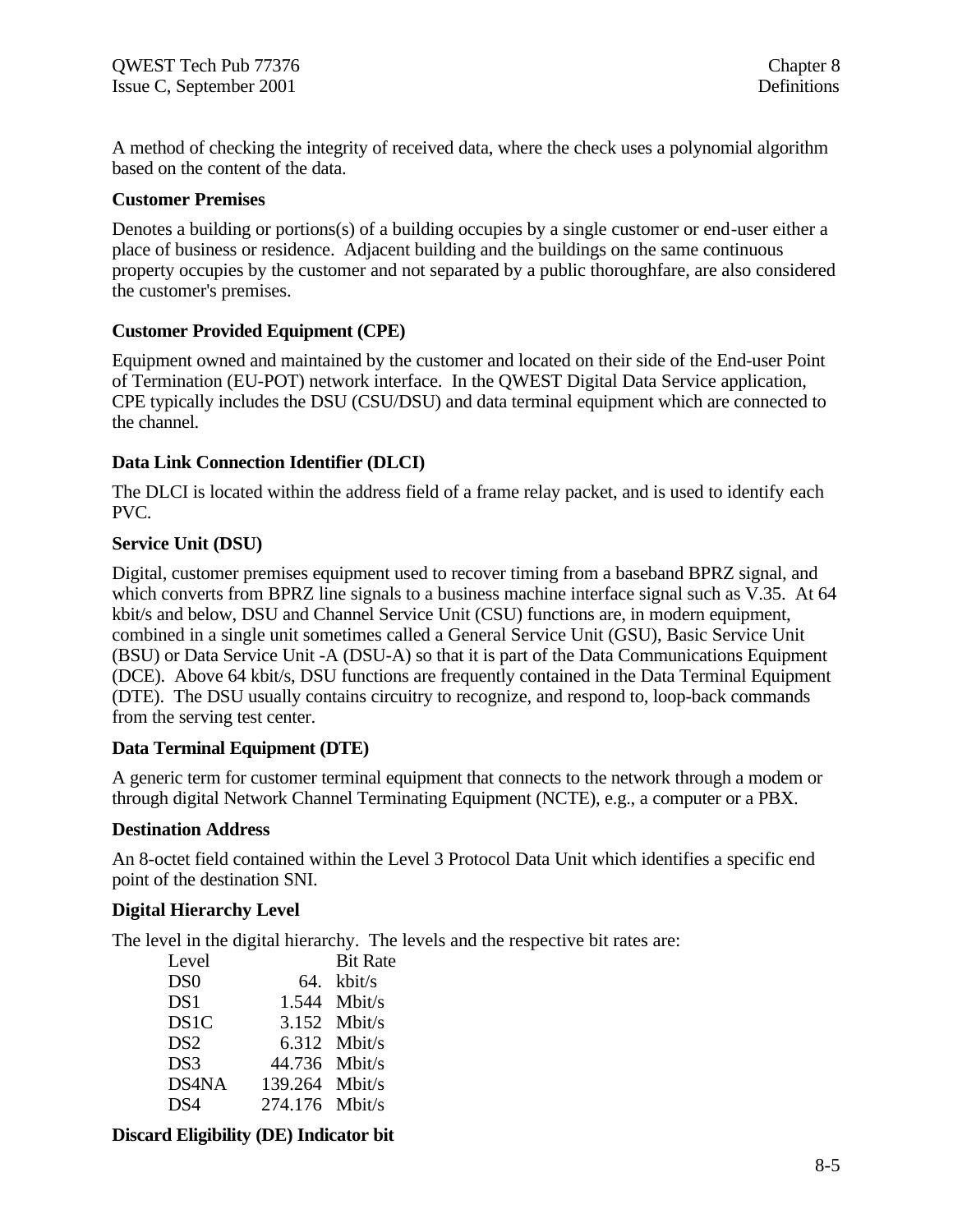A method of checking the integrity of received data, where the check uses a polynomial algorithm based on the content of the data.

**Customer Premises**

Denotes a building or portions(s) of a building occupies by a single customer or end-user either a place of business or residence. Adjacent building and the buildings on the same continuous property occupies by the customer and not separated by a public thoroughfare, are also considered the customer's premises.

**Customer Provided Equipment (CPE)**

Equipment owned and maintained by the customer and located on their side of the End-user Point of Termination (EU-POT) network interface. In the QWEST Digital Data Service application, CPE typically includes the DSU (CSU/DSU) and data terminal equipment which are connected to the channel.

**Data Link Connection Identifier (DLCI)**

The DLCI is located within the address field of a frame relay packet, and is used to identify each PVC.

**Service Unit (DSU)**

Digital, customer premises equipment used to recover timing from a baseband BPRZ signal, and which converts from BPRZ line signals to a business machine interface signal such as V.35. At 64 kbit/s and below, DSU and Channel Service Unit (CSU) functions are, in modern equipment, combined in a single unit sometimes called a General Service Unit (GSU), Basic Service Unit (BSU) or Data Service Unit -A (DSU-A) so that it is part of the Data Communications Equipment (DCE). Above 64 kbit/s, DSU functions are frequently contained in the Data Terminal Equipment (DTE). The DSU usually contains circuitry to recognize, and respond to, loop-back commands from the serving test center.

**Data Terminal Equipment (DTE)**

A generic term for customer terminal equipment that connects to the network through a modem or through digital Network Channel Terminating Equipment (NCTE), e.g., a computer or a PBX.

**Destination Address**

An 8-octet field contained within the Level 3 Protocol Data Unit which identifies a specific end point of the destination SNI.

**Digital Hierarchy Level**

The level in the digital hierarchy. The levels and the respective bit rates are:

| Level | Bit Rate |
|---|---|
| DS0 | 64. kbit/s |
| DS1 | 1.544 Mbit/s |
| DS1C | 3.152 Mbit/s |
| DS2 | 6.312 Mbit/s |
| DS3 | 44.736 Mbit/s |
| DS4NA | 139.264 Mbit/s |
| DS4 | 274.176 Mbit/s |

**Discard Eligibility (DE) Indicator bit**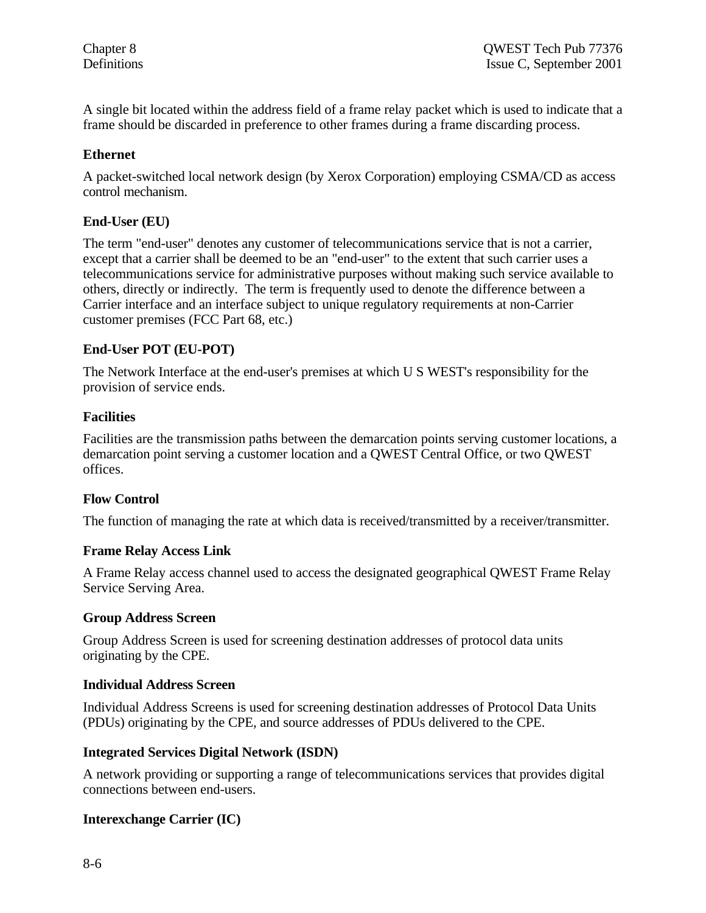A single bit located within the address field of a frame relay packet which is used to indicate that a frame should be discarded in preference to other frames during a frame discarding process.

**Ethernet**

A packet-switched local network design (by Xerox Corporation) employing CSMA/CD as access control mechanism.

**End-User (EU)**

The term "end-user" denotes any customer of telecommunications service that is not a carrier, except that a carrier shall be deemed to be an "end-user" to the extent that such carrier uses a telecommunications service for administrative purposes without making such service available to others, directly or indirectly. The term is frequently used to denote the difference between a Carrier interface and an interface subject to unique regulatory requirements at non-Carrier customer premises (FCC Part 68, etc.)

**End-User POT (EU-POT)**

The Network Interface at the end-user's premises at which U S WEST's responsibility for the provision of service ends.

**Facilities**

Facilities are the transmission paths between the demarcation points serving customer locations, a demarcation point serving a customer location and a QWEST Central Office, or two QWEST offices.

**Flow Control**

The function of managing the rate at which data is received/transmitted by a receiver/transmitter.

**Frame Relay Access Link**

A Frame Relay access channel used to access the designated geographical QWEST Frame Relay Service Serving Area.

**Group Address Screen**

Group Address Screen is used for screening destination addresses of protocol data units originating by the CPE.

**Individual Address Screen**

Individual Address Screens is used for screening destination addresses of Protocol Data Units (PDUs) originating by the CPE, and source addresses of PDUs delivered to the CPE.

**Integrated Services Digital Network (ISDN)**

A network providing or supporting a range of telecommunications services that provides digital connections between end-users.

**Interexchange Carrier (IC)**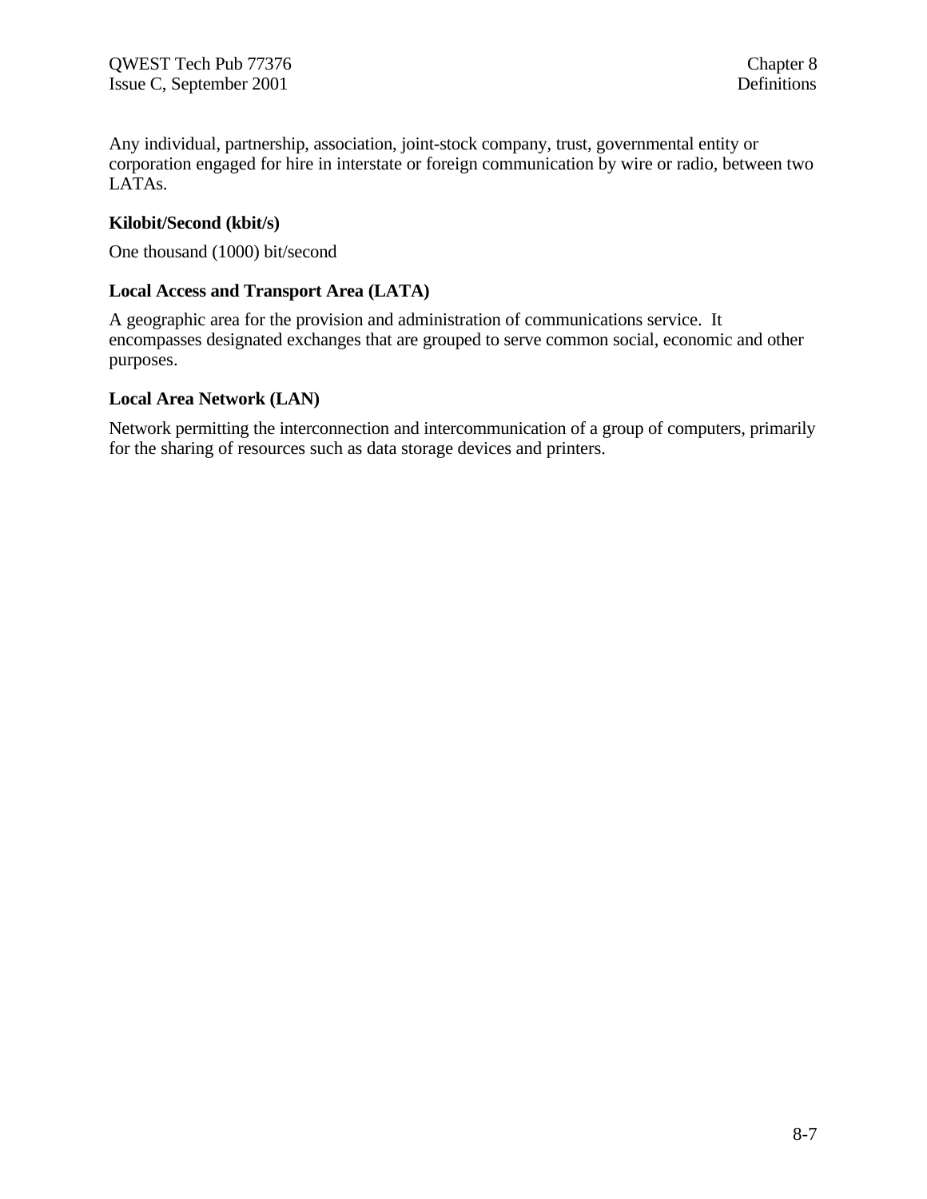Any individual, partnership, association, joint-stock company, trust, governmental entity or corporation engaged for hire in interstate or foreign communication by wire or radio, between two LATAs.

**Kilobit/Second (kbit/s)**

One thousand (1000) bit/second

**Local Access and Transport Area (LATA)**

A geographic area for the provision and administration of communications service. It encompasses designated exchanges that are grouped to serve common social, economic and other purposes.

**Local Area Network (LAN)**

Network permitting the interconnection and intercommunication of a group of computers, primarily for the sharing of resources such as data storage devices and printers.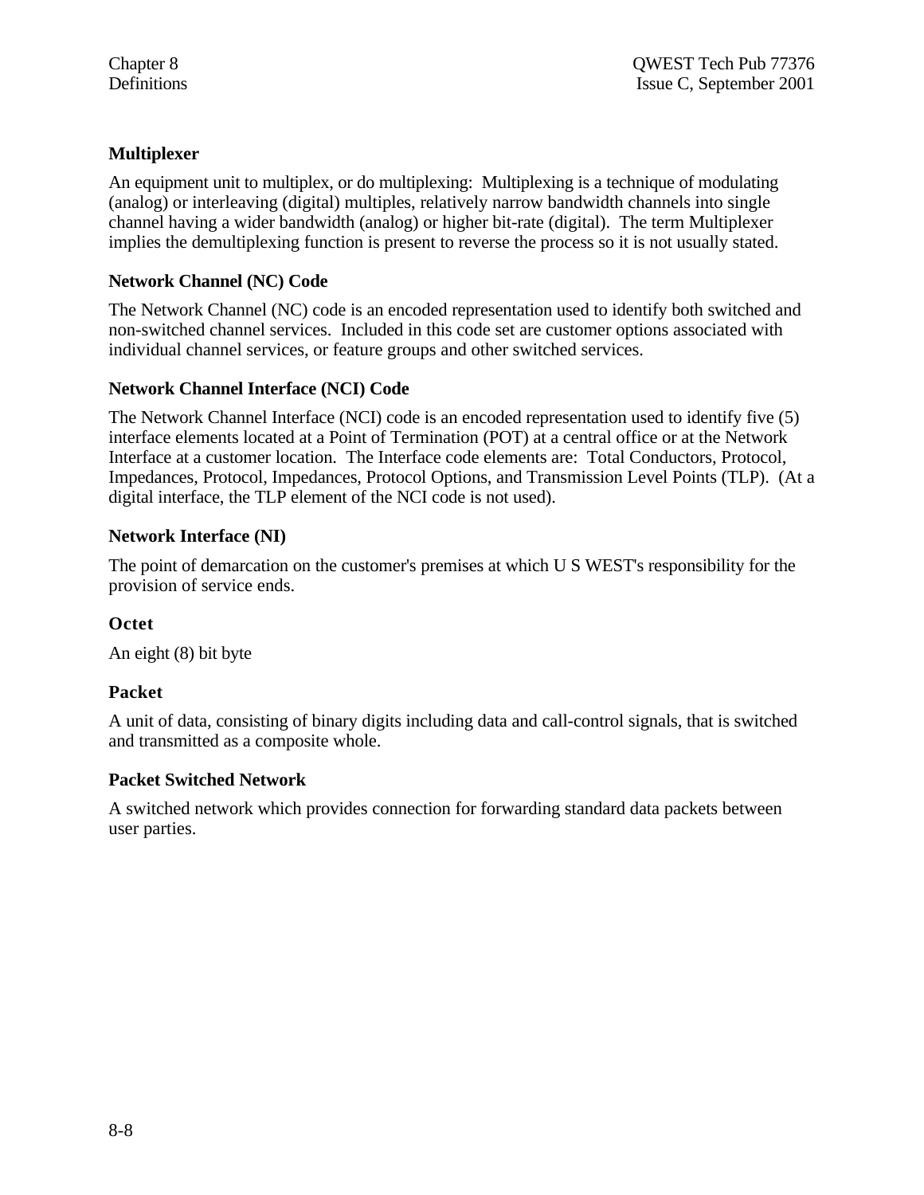### Multiplexer

An equipment unit to multiplex, or do multiplexing: Multiplexing is a technique of modulating (analog) or interleaving (digital) multiples, relatively narrow bandwidth channels into single channel having a wider bandwidth (analog) or higher bit-rate (digital). The term Multiplexer implies the demultiplexing function is present to reverse the process so it is not usually stated.

### Network Channel (NC) Code

The Network Channel (NC) code is an encoded representation used to identify both switched and non-switched channel services. Included in this code set are customer options associated with individual channel services, or feature groups and other switched services.

### Network Channel Interface (NCI) Code

The Network Channel Interface (NCI) code is an encoded representation used to identify five (5) interface elements located at a Point of Termination (POT) at a central office or at the Network Interface at a customer location. The Interface code elements are: Total Conductors, Protocol, Impedances, Protocol, Impedances, Protocol Options, and Transmission Level Points (TLP). (At a digital interface, the TLP element of the NCI code is not used).

### Network Interface (NI)

The point of demarcation on the customer's premises at which U S WEST's responsibility for the provision of service ends.

### Octet

An eight (8) bit byte

### Packet

A unit of data, consisting of binary digits including data and call-control signals, that is switched and transmitted as a composite whole.

### Packet Switched Network

A switched network which provides connection for forwarding standard data packets between user parties.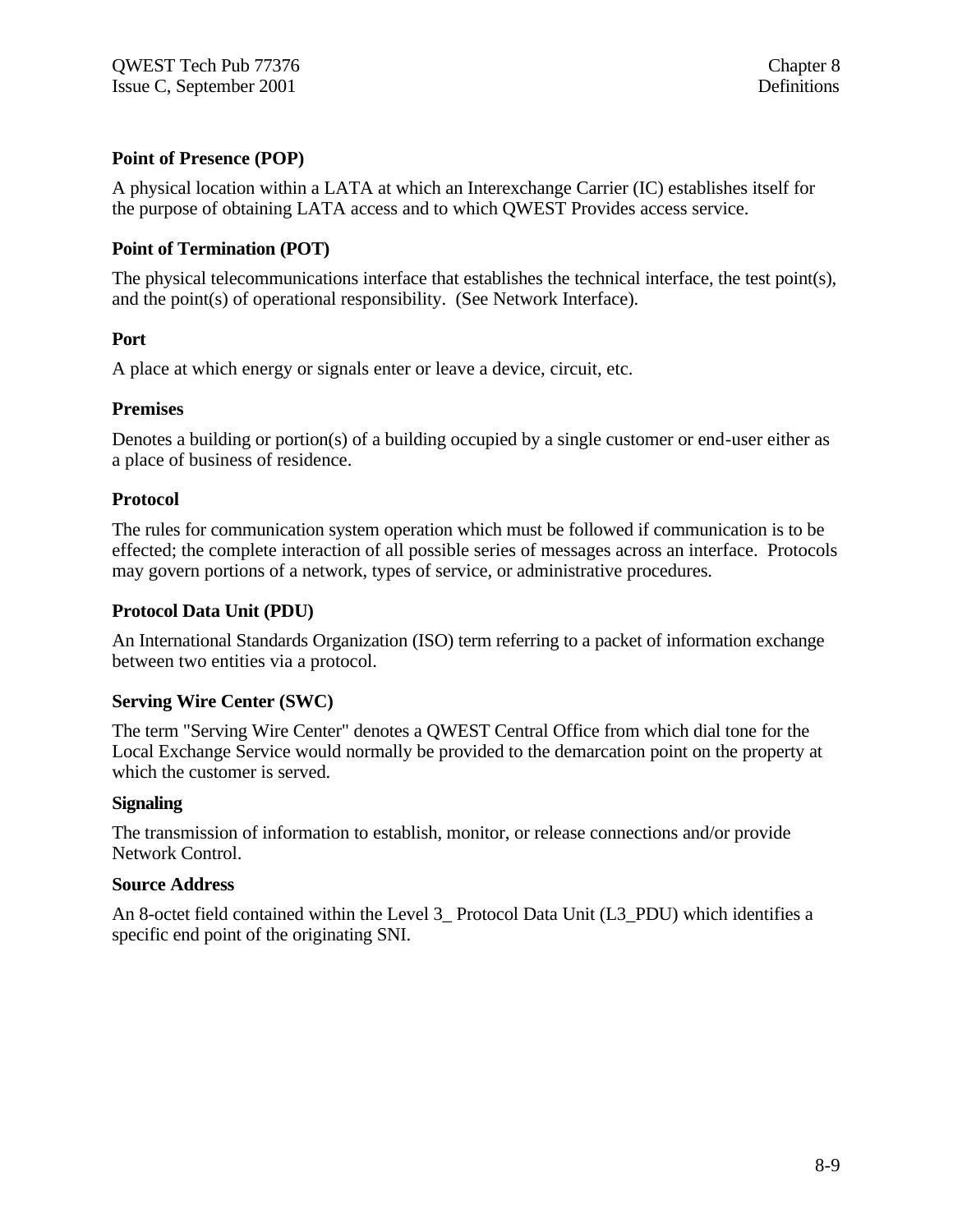**Point of Presence (POP)**

A physical location within a LATA at which an Interexchange Carrier (IC) establishes itself for the purpose of obtaining LATA access and to which QWEST Provides access service.

**Point of Termination (POT)**

The physical telecommunications interface that establishes the technical interface, the test point(s), and the point(s) of operational responsibility. (See Network Interface).

**Port**

A place at which energy or signals enter or leave a device, circuit, etc.

**Premises**

Denotes a building or portion(s) of a building occupied by a single customer or end-user either as a place of business of residence.

**Protocol**

The rules for communication system operation which must be followed if communication is to be effected; the complete interaction of all possible series of messages across an interface. Protocols may govern portions of a network, types of service, or administrative procedures.

**Protocol Data Unit (PDU)**

An International Standards Organization (ISO) term referring to a packet of information exchange between two entities via a protocol.

**Serving Wire Center (SWC)**

The term "Serving Wire Center" denotes a QWEST Central Office from which dial tone for the Local Exchange Service would normally be provided to the demarcation point on the property at which the customer is served.

**Signaling**

The transmission of information to establish, monitor, or release connections and/or provide Network Control.

**Source Address**

An 8-octet field contained within the Level 3_ Protocol Data Unit (L3_PDU) which identifies a specific end point of the originating SNI.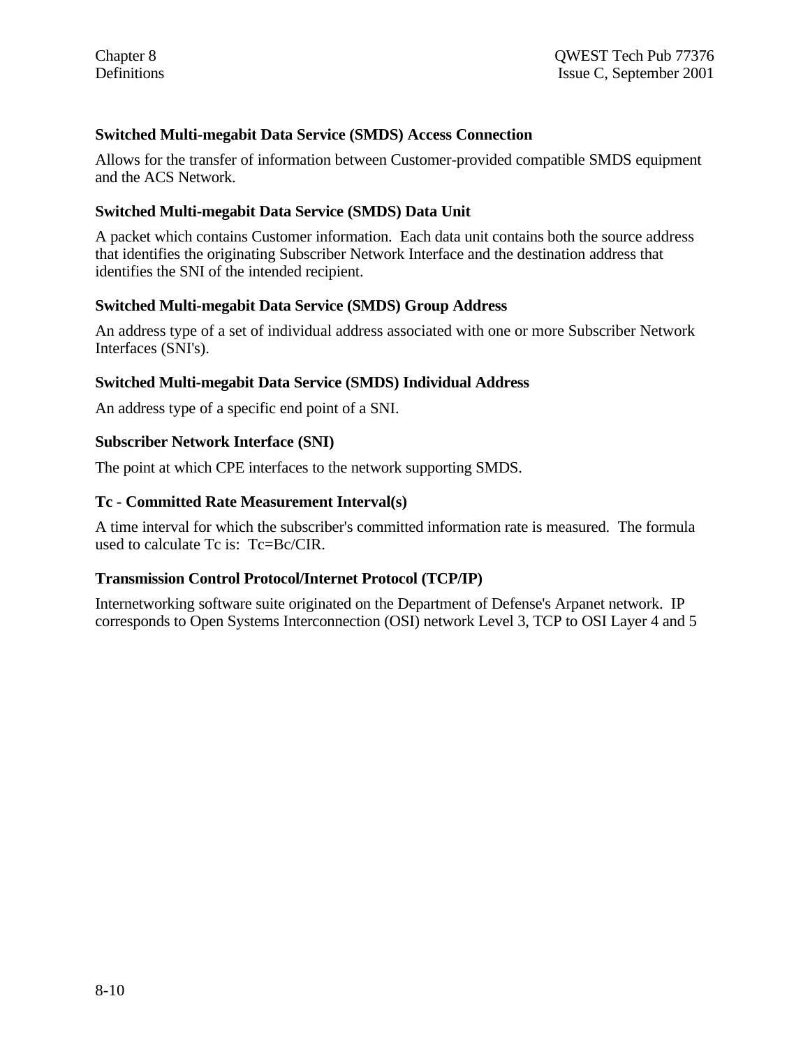**Switched Multi-megabit Data Service (SMDS) Access Connection**

Allows for the transfer of information between Customer-provided compatible SMDS equipment and the ACS Network.

**Switched Multi-megabit Data Service (SMDS) Data Unit**

A packet which contains Customer information. Each data unit contains both the source address that identifies the originating Subscriber Network Interface and the destination address that identifies the SNI of the intended recipient.

**Switched Multi-megabit Data Service (SMDS) Group Address**

An address type of a set of individual address associated with one or more Subscriber Network Interfaces (SNI's).

**Switched Multi-megabit Data Service (SMDS) Individual Address**

An address type of a specific end point of a SNI.

**Subscriber Network Interface (SNI)**

The point at which CPE interfaces to the network supporting SMDS.

**Tc - Committed Rate Measurement Interval(s)**

A time interval for which the subscriber's committed information rate is measured. The formula used to calculate Tc is: Tc=Bc/CIR.

**Transmission Control Protocol/Internet Protocol (TCP/IP)**

Internetworking software suite originated on the Department of Defense's Arpanet network. IP corresponds to Open Systems Interconnection (OSI) network Level 3, TCP to OSI Layer 4 and 5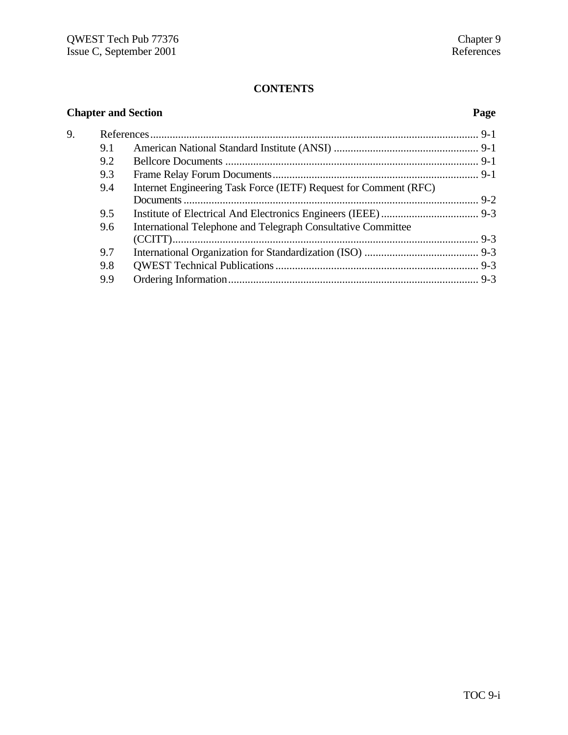**CONTENTS**

| Chapter and Section | | Page |
|---|---|---|
| 9. | References | 9-1 |
| 9.1 | American National Standard Institute (ANSI) | 9-1 |
| 9.2 | Bellcore Documents | 9-1 |
| 9.3 | Frame Relay Forum Documents | 9-1 |
| 9.4 | Internet Engineering Task Force (IETF) Request for Comment (RFC) Documents | 9-2 |
| 9.5 | Institute of Electrical And Electronics Engineers (IEEE) | 9-3 |
| 9.6 | International Telephone and Telegraph Consultative Committee (CCITT) | 9-3 |
| 9.7 | International Organization for Standardization (ISO) | 9-3 |
| 9.8 | QWEST Technical Publications | 9-3 |
| 9.9 | Ordering Information | 9-3 |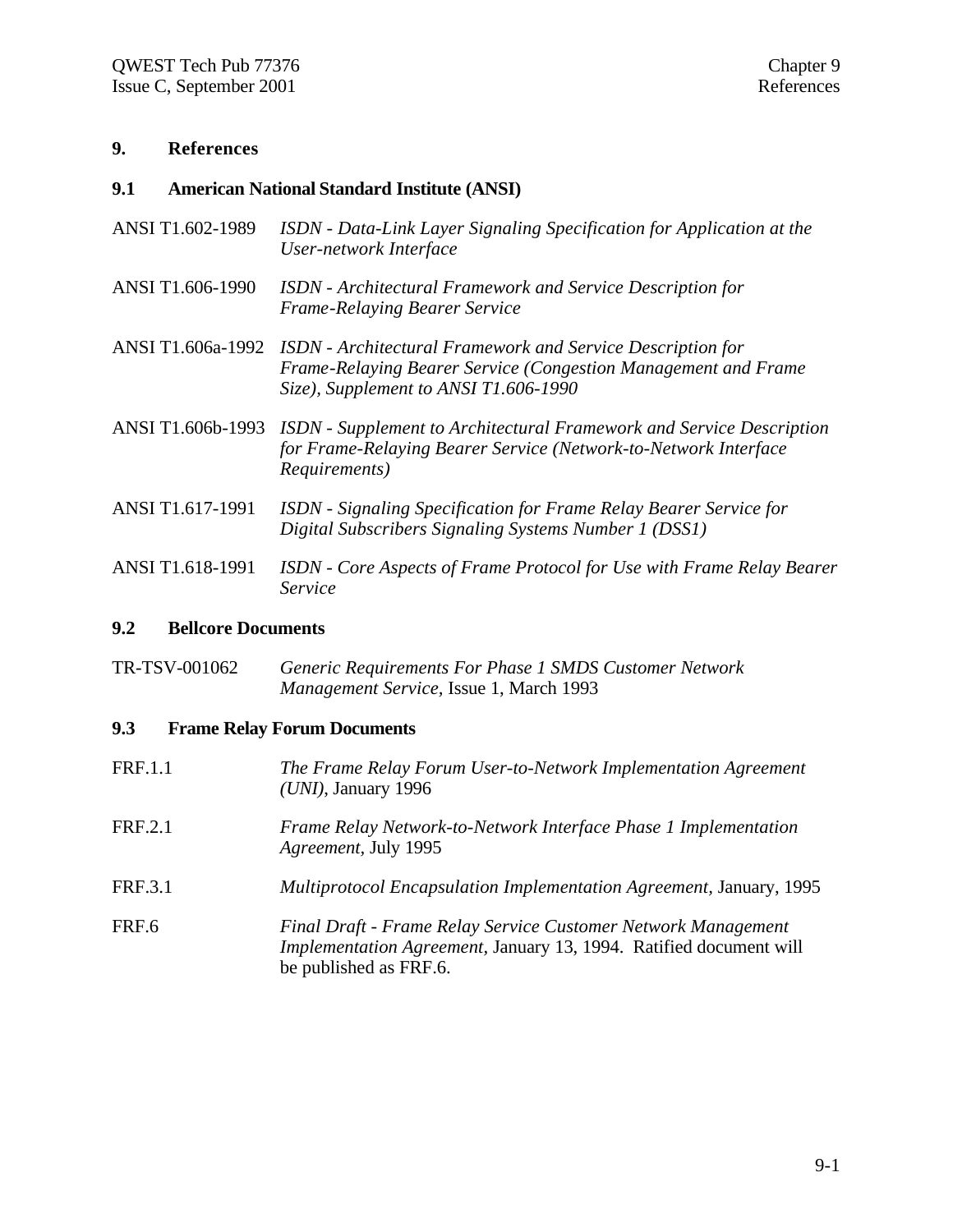# 9. References

## 9.1 American National Standard Institute (ANSI)

ANSI T1.602-1989 *ISDN - Data-Link Layer Signaling Specification for Application at the User-network Interface*

ANSI T1.606-1990 *ISDN - Architectural Framework and Service Description for Frame-Relaying Bearer Service*

ANSI T1.606a-1992 *ISDN - Architectural Framework and Service Description for Frame-Relaying Bearer Service (Congestion Management and Frame Size), Supplement to ANSI T1.606-1990*

ANSI T1.606b-1993 *ISDN - Supplement to Architectural Framework and Service Description for Frame-Relaying Bearer Service (Network-to-Network Interface Requirements)*

ANSI T1.617-1991 *ISDN - Signaling Specification for Frame Relay Bearer Service for Digital Subscribers Signaling Systems Number 1 (DSS1)*

ANSI T1.618-1991 *ISDN - Core Aspects of Frame Protocol for Use with Frame Relay Bearer Service*

## 9.2 Bellcore Documents

TR-TSV-001062 *Generic Requirements For Phase 1 SMDS Customer Network Management Service*, Issue 1, March 1993

## 9.3 Frame Relay Forum Documents

FRF.1.1 *The Frame Relay Forum User-to-Network Implementation Agreement (UNI)*, January 1996

FRF.2.1 *Frame Relay Network-to-Network Interface Phase 1 Implementation Agreement*, July 1995

FRF.3.1 *Multiprotocol Encapsulation Implementation Agreement*, January, 1995

FRF.6 *Final Draft - Frame Relay Service Customer Network Management Implementation Agreement*, January 13, 1994. Ratified document will be published as FRF.6.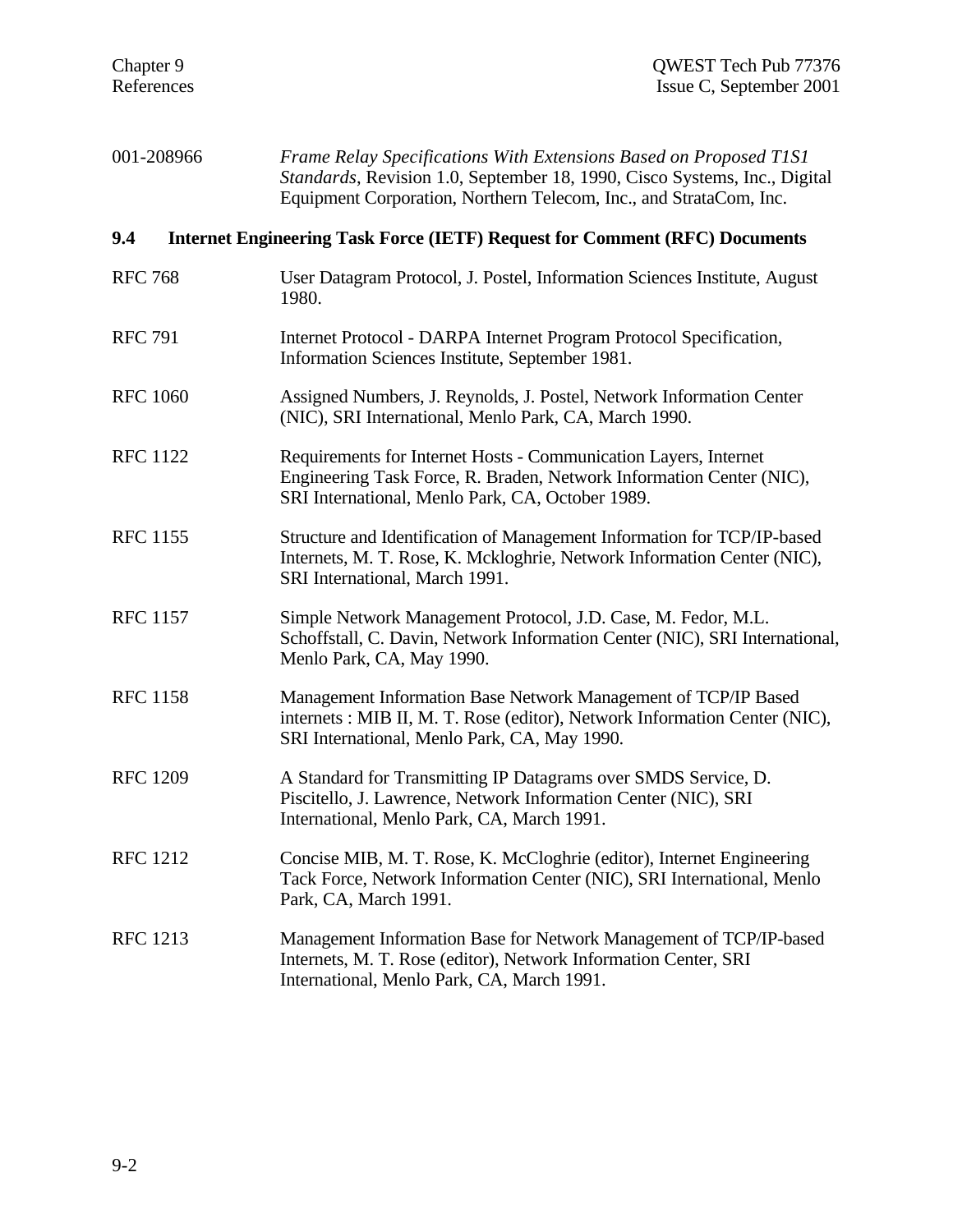001-208966 *Frame Relay Specifications With Extensions Based on Proposed T1S1 Standards*, Revision 1.0, September 18, 1990, Cisco Systems, Inc., Digital Equipment Corporation, Northern Telecom, Inc., and StrataCom, Inc.

## 9.4 Internet Engineering Task Force (IETF) Request for Comment (RFC) Documents

RFC 768 User Datagram Protocol, J. Postel, Information Sciences Institute, August 1980.

RFC 791 Internet Protocol - DARPA Internet Program Protocol Specification, Information Sciences Institute, September 1981.

RFC 1060 Assigned Numbers, J. Reynolds, J. Postel, Network Information Center (NIC), SRI International, Menlo Park, CA, March 1990.

RFC 1122 Requirements for Internet Hosts - Communication Layers, Internet Engineering Task Force, R. Braden, Network Information Center (NIC), SRI International, Menlo Park, CA, October 1989.

RFC 1155 Structure and Identification of Management Information for TCP/IP-based Internets, M. T. Rose, K. Mckloghrie, Network Information Center (NIC), SRI International, March 1991.

RFC 1157 Simple Network Management Protocol, J.D. Case, M. Fedor, M.L. Schoffstall, C. Davin, Network Information Center (NIC), SRI International, Menlo Park, CA, May 1990.

RFC 1158 Management Information Base Network Management of TCP/IP Based internets : MIB II, M. T. Rose (editor), Network Information Center (NIC), SRI International, Menlo Park, CA, May 1990.

RFC 1209 A Standard for Transmitting IP Datagrams over SMDS Service, D. Piscitello, J. Lawrence, Network Information Center (NIC), SRI International, Menlo Park, CA, March 1991.

RFC 1212 Concise MIB, M. T. Rose, K. McCloghrie (editor), Internet Engineering Tack Force, Network Information Center (NIC), SRI International, Menlo Park, CA, March 1991.

RFC 1213 Management Information Base for Network Management of TCP/IP-based Internets, M. T. Rose (editor), Network Information Center, SRI International, Menlo Park, CA, March 1991.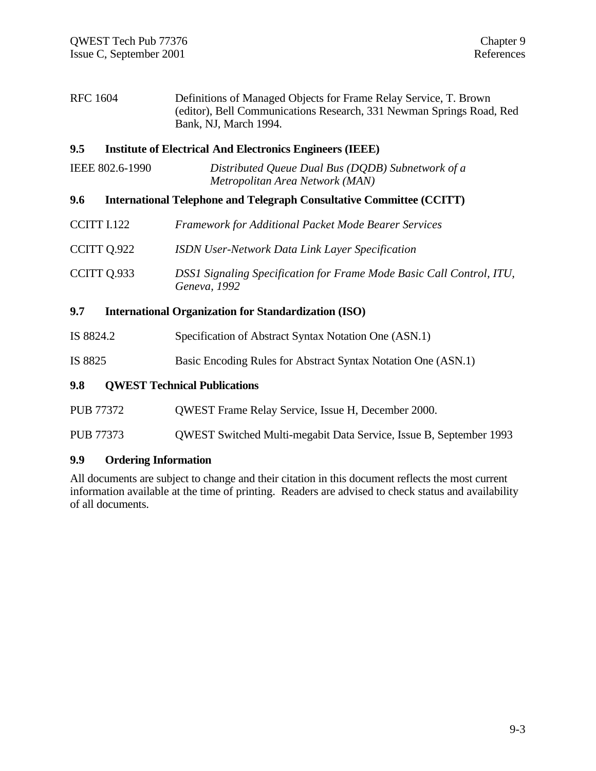RFC 1604 Definitions of Managed Objects for Frame Relay Service, T. Brown (editor), Bell Communications Research, 331 Newman Springs Road, Red Bank, NJ, March 1994.

## 9.5 Institute of Electrical And Electronics Engineers (IEEE)

IEEE 802.6-1990 *Distributed Queue Dual Bus (DQDB) Subnetwork of a Metropolitan Area Network (MAN)*

## 9.6 International Telephone and Telegraph Consultative Committee (CCITT)

CCITT I.122 *Framework for Additional Packet Mode Bearer Services*

CCITT Q.922 *ISDN User-Network Data Link Layer Specification*

CCITT Q.933 *DSS1 Signaling Specification for Frame Mode Basic Call Control, ITU, Geneva, 1992*

## 9.7 International Organization for Standardization (ISO)

IS 8824.2 Specification of Abstract Syntax Notation One (ASN.1)

IS 8825 Basic Encoding Rules for Abstract Syntax Notation One (ASN.1)

## 9.8 QWEST Technical Publications

PUB 77372 QWEST Frame Relay Service, Issue H, December 2000.

PUB 77373 QWEST Switched Multi-megabit Data Service, Issue B, September 1993

## 9.9 Ordering Information

All documents are subject to change and their citation in this document reflects the most current information available at the time of printing. Readers are advised to check status and availability of all documents.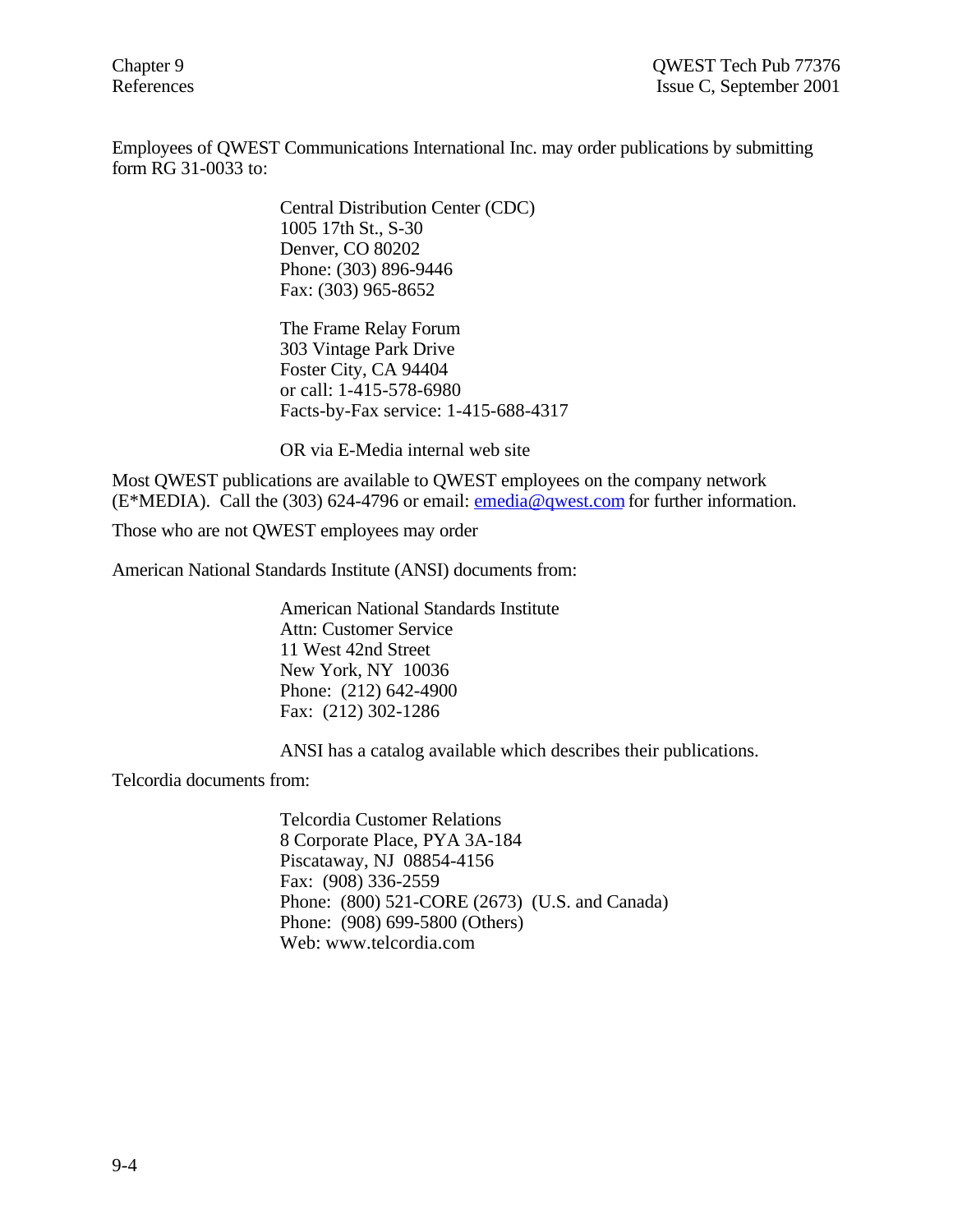Employees of QWEST Communications International Inc. may order publications by submitting form RG 31-0033 to:

Central Distribution Center (CDC)
1005 17th St., S-30
Denver, CO 80202
Phone: (303) 896-9446
Fax: (303) 965-8652

The Frame Relay Forum
303 Vintage Park Drive
Foster City, CA 94404
or call: 1-415-578-6980
Facts-by-Fax service: 1-415-688-4317

OR via E-Media internal web site

Most QWEST publications are available to QWEST employees on the company network (E*MEDIA). Call the (303) 624-4796 or email: emedia@qwest.com for further information.

Those who are not QWEST employees may order

American National Standards Institute (ANSI) documents from:

American National Standards Institute
Attn: Customer Service
11 West 42nd Street
New York, NY 10036
Phone: (212) 642-4900
Fax: (212) 302-1286

ANSI has a catalog available which describes their publications.

Telcordia documents from:

Telcordia Customer Relations
8 Corporate Place, PYA 3A-184
Piscataway, NJ 08854-4156
Fax: (908) 336-2559
Phone: (800) 521-CORE (2673) (U.S. and Canada)
Phone: (908) 699-5800 (Others)
Web: www.telcordia.com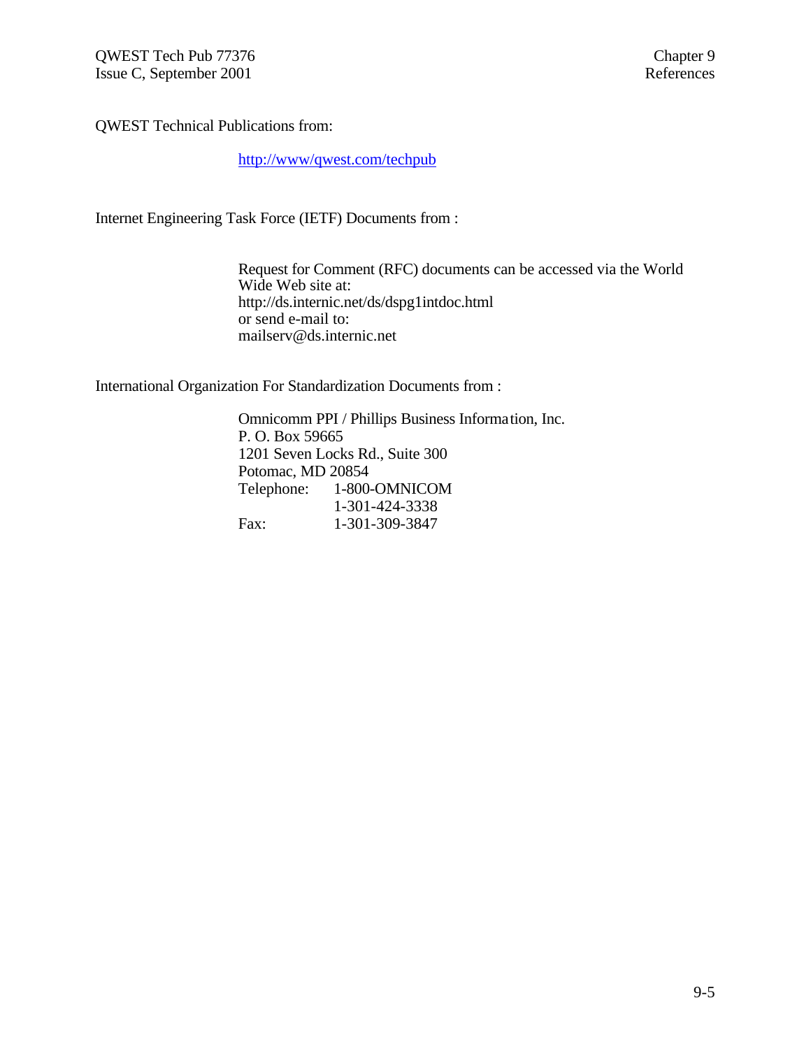QWEST Technical Publications from:

http://www/qwest.com/techpub

Internet Engineering Task Force (IETF) Documents from :

Request for Comment (RFC) documents can be accessed via the World Wide Web site at:
http://ds.internic.net/ds/dspg1intdoc.html
or send e-mail to:
mailserv@ds.internic.net

International Organization For Standardization Documents from :

Omnicomm PPI / Phillips Business Information, Inc.
P. O. Box 59665
1201 Seven Locks Rd., Suite 300
Potomac, MD 20854
Telephone: 1-800-OMNICOM
1-301-424-3338
Fax: 1-301-309-3847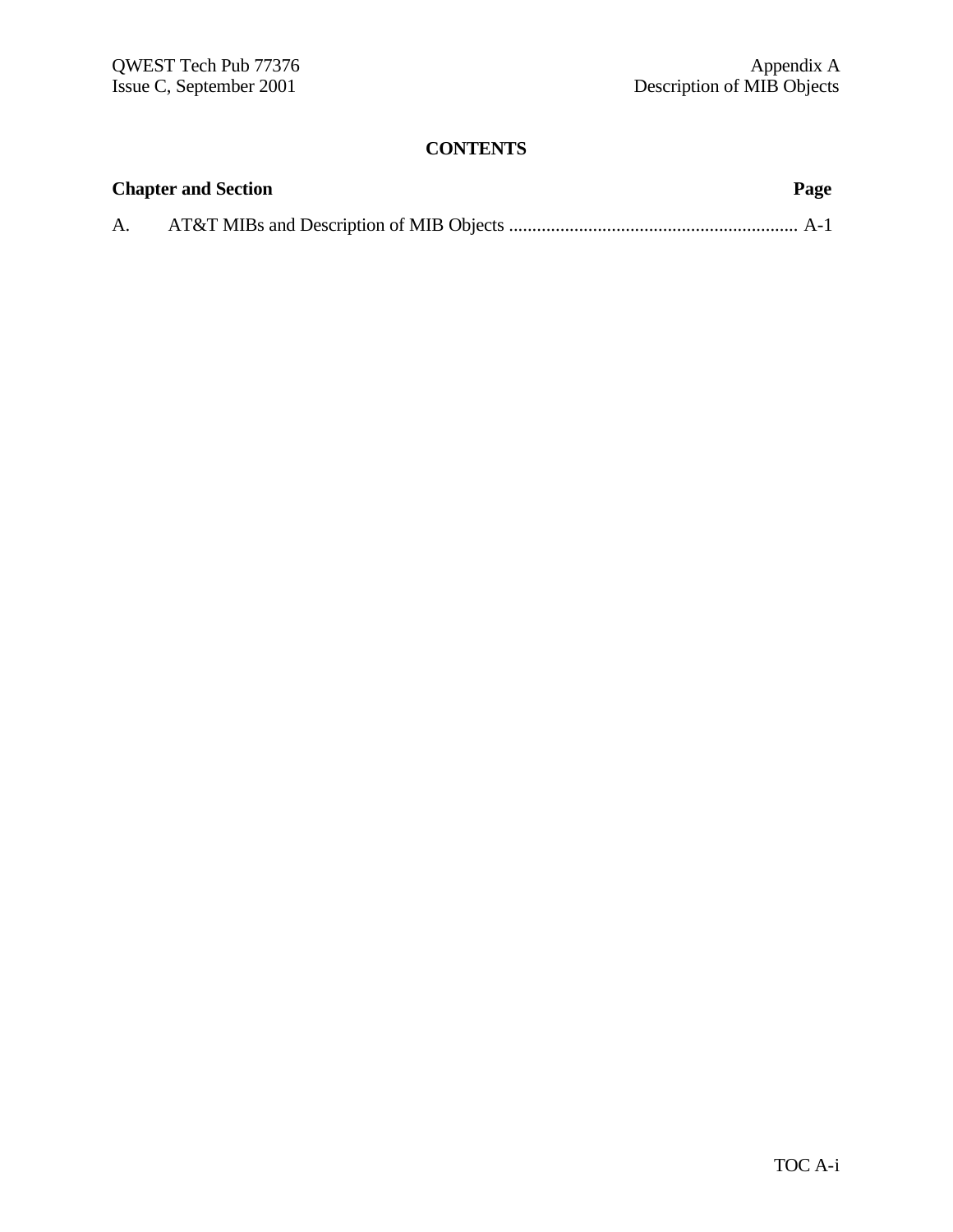## CONTENTS

| Chapter and Section | | Page |
|---|---|---|
| A. | AT&T MIBs and Description of MIB Objects | A-1 |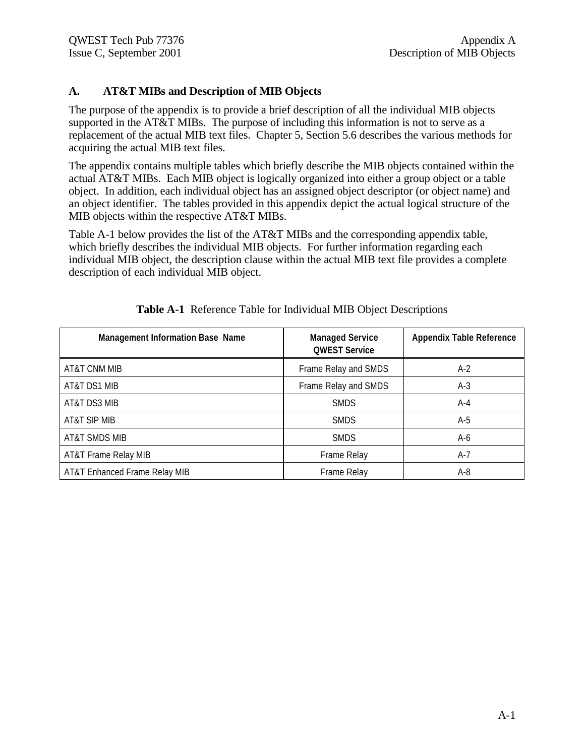## A. AT&T MIBs and Description of MIB Objects

The purpose of the appendix is to provide a brief description of all the individual MIB objects supported in the AT&T MIBs. The purpose of including this information is not to serve as a replacement of the actual MIB text files. Chapter 5, Section 5.6 describes the various methods for acquiring the actual MIB text files.

The appendix contains multiple tables which briefly describe the MIB objects contained within the actual AT&T MIBs. Each MIB object is logically organized into either a group object or a table object. In addition, each individual object has an assigned object descriptor (or object name) and an object identifier. The tables provided in this appendix depict the actual logical structure of the MIB objects within the respective AT&T MIBs.

Table A-1 below provides the list of the AT&T MIBs and the corresponding appendix table, which briefly describes the individual MIB objects. For further information regarding each individual MIB object, the description clause within the actual MIB text file provides a complete description of each individual MIB object.

**Table A-1** Reference Table for Individual MIB Object Descriptions

| Management Information Base Name | Managed Service QWEST Service | Appendix Table Reference |
|---|---|---|
| AT&T CNM MIB | Frame Relay and SMDS | A-2 |
| AT&T DS1 MIB | Frame Relay and SMDS | A-3 |
| AT&T DS3 MIB | SMDS | A-4 |
| AT&T SIP MIB | SMDS | A-5 |
| AT&T SMDS MIB | SMDS | A-6 |
| AT&T Frame Relay MIB | Frame Relay | A-7 |
| AT&T Enhanced Frame Relay MIB | Frame Relay | A-8 |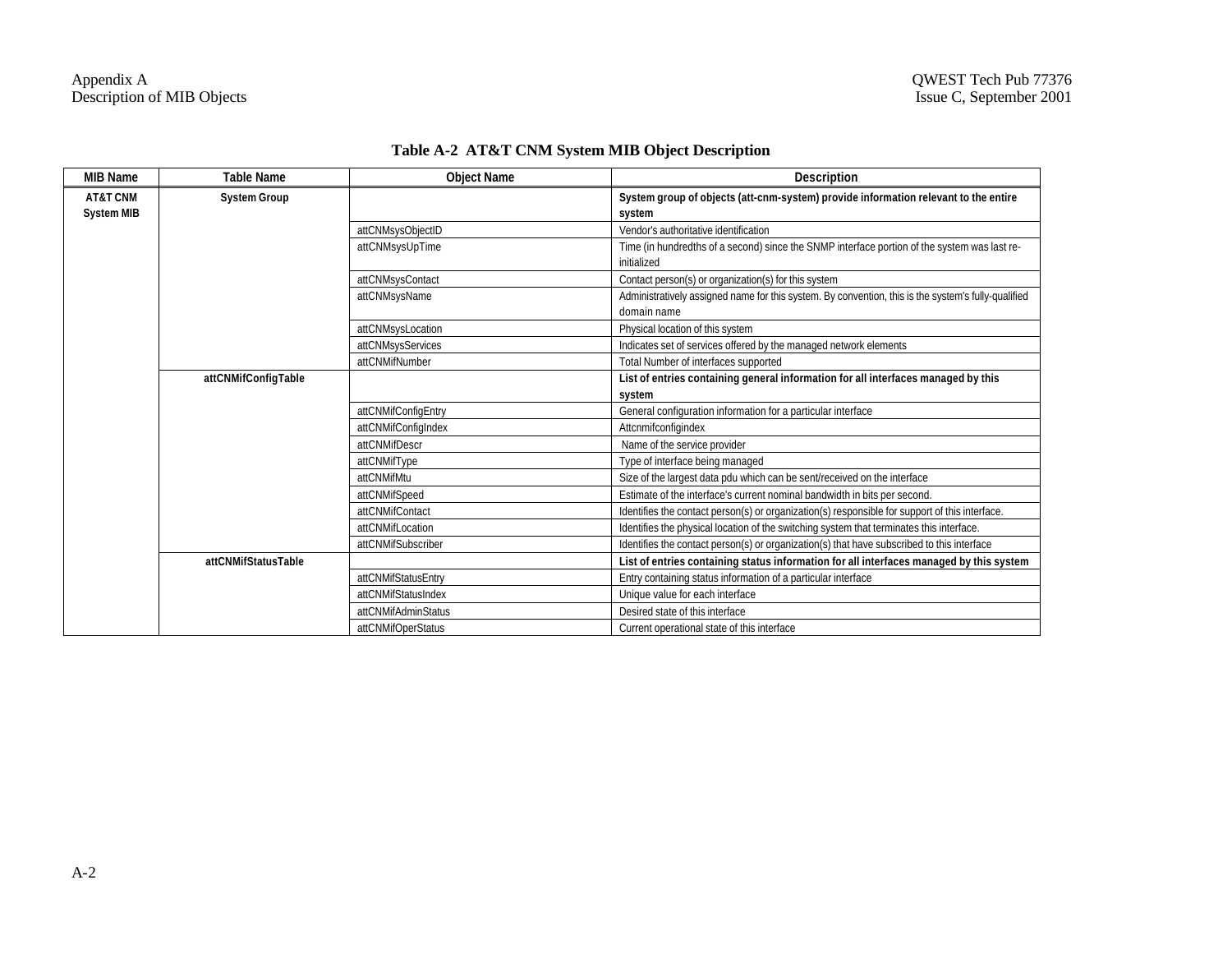**Table A-2 AT&T CNM System MIB Object Description**

| MIB Name | Table Name | Object Name | Description |
|---|---|---|---|
| **AT&T CNM System MIB** | **System Group** | | **System group of objects (att-cnm-system) provide information relevant to the entire system** |
| | | attCNMsysObjectID | Vendor's authoritative identification |
| | | attCNMsysUpTime | Time (in hundredths of a second) since the SNMP interface portion of the system was last re-initialized |
| | | attCNMsysContact | Contact person(s) or organization(s) for this system |
| | | attCNMsysName | Administratively assigned name for this system. By convention, this is the system's fully-qualified domain name |
| | | attCNMsysLocation | Physical location of this system |
| | | attCNMsysServices | Indicates set of services offered by the managed network elements |
| | | attCNMifNumber | Total Number of interfaces supported |
| | **attCNMifConfigTable** | | **List of entries containing general information for all interfaces managed by this system** |
| | | attCNMifConfigEntry | General configuration information for a particular interface |
| | | attCNMifConfigIndex | Attcnmifconfigindex |
| | | attCNMifDescr | Name of the service provider |
| | | attCNMifType | Type of interface being managed |
| | | attCNMifMtu | Size of the largest data pdu which can be sent/received on the interface |
| | | attCNMifSpeed | Estimate of the interface's current nominal bandwidth in bits per second. |
| | | attCNMifContact | Identifies the contact person(s) or organization(s) responsible for support of this interface. |
| | | attCNMifLocation | Identifies the physical location of the switching system that terminates this interface. |
| | | attCNMifSubscriber | Identifies the contact person(s) or organization(s) that have subscribed to this interface |
| | **attCNMifStatusTable** | | **List of entries containing status information for all interfaces managed by this system** |
| | | attCNMifStatusEntry | Entry containing status information of a particular interface |
| | | attCNMifStatusIndex | Unique value for each interface |
| | | attCNMifAdminStatus | Desired state of this interface |
| | | attCNMifOperStatus | Current operational state of this interface |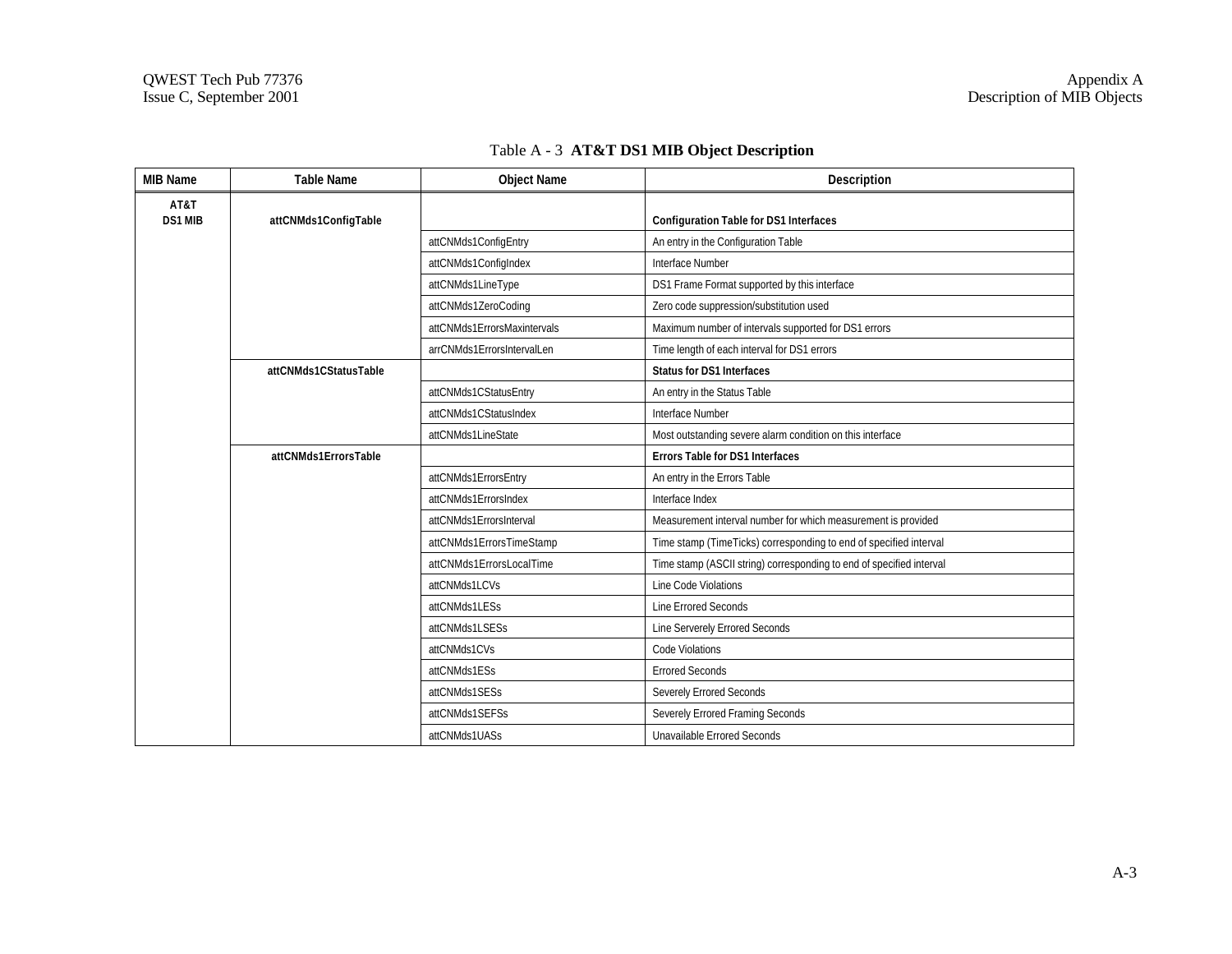Table A - 3 **AT&T DS1 MIB Object Description**

| MIB Name | Table Name | Object Name | Description |
|---|---|---|---|
| **AT&T DS1 MIB** | **attCNMds1ConfigTable** | | **Configuration Table for DS1 Interfaces** |
| | | attCNMds1ConfigEntry | An entry in the Configuration Table |
| | | attCNMds1ConfigIndex | Interface Number |
| | | attCNMds1LineType | DS1 Frame Format supported by this interface |
| | | attCNMds1ZeroCoding | Zero code suppression/substitution used |
| | | attCNMds1ErrorsMaxintervals | Maximum number of intervals supported for DS1 errors |
| | | arrCNMds1ErrorsIntervalLen | Time length of each interval for DS1 errors |
| | **attCNMds1CStatusTable** | | **Status for DS1 Interfaces** |
| | | attCNMds1CStatusEntry | An entry in the Status Table |
| | | attCNMds1CStatusIndex | Interface Number |
| | | attCNMds1LineState | Most outstanding severe alarm condition on this interface |
| | **attCNMds1ErrorsTable** | | **Errors Table for DS1 Interfaces** |
| | | attCNMds1ErrorsEntry | An entry in the Errors Table |
| | | attCNMds1ErrorsIndex | Interface Index |
| | | attCNMds1ErrorsInterval | Measurement interval number for which measurement is provided |
| | | attCNMds1ErrorsTimeStamp | Time stamp (TimeTicks) corresponding to end of specified interval |
| | | attCNMds1ErrorsLocalTime | Time stamp (ASCII string) corresponding to end of specified interval |
| | | attCNMds1LCVs | Line Code Violations |
| | | attCNMds1LESs | Line Errored Seconds |
| | | attCNMds1LSESs | Line Serverely Errored Seconds |
| | | attCNMds1CVs | Code Violations |
| | | attCNMds1ESs | Errored Seconds |
| | | attCNMds1SESs | Severely Errored Seconds |
| | | attCNMds1SEFSs | Severely Errored Framing Seconds |
| | | attCNMds1UASs | Unavailable Errored Seconds |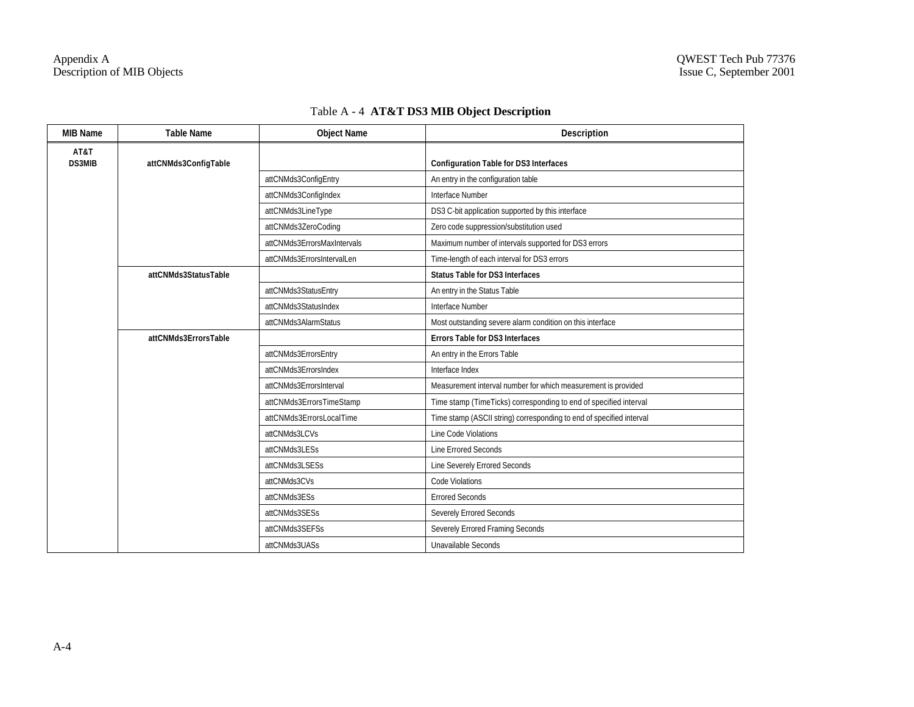Table A - 4 **AT&T DS3 MIB Object Description**

| MIB Name | Table Name | Object Name | Description |
|---|---|---|---|
| **AT&T DS3MIB** | **attCNMds3ConfigTable** | | **Configuration Table for DS3 Interfaces** |
| | | attCNMds3ConfigEntry | An entry in the configuration table |
| | | attCNMds3ConfigIndex | Interface Number |
| | | attCNMds3LineType | DS3 C-bit application supported by this interface |
| | | attCNMds3ZeroCoding | Zero code suppression/substitution used |
| | | attCNMds3ErrorsMaxIntervals | Maximum number of intervals supported for DS3 errors |
| | | attCNMds3ErrorsIntervalLen | Time-length of each interval for DS3 errors |
| | **attCNMds3StatusTable** | | **Status Table for DS3 Interfaces** |
| | | attCNMds3StatusEntry | An entry in the Status Table |
| | | attCNMds3StatusIndex | Interface Number |
| | | attCNMds3AlarmStatus | Most outstanding severe alarm condition on this interface |
| | **attCNMds3ErrorsTable** | | **Errors Table for DS3 Interfaces** |
| | | attCNMds3ErrorsEntry | An entry in the Errors Table |
| | | attCNMds3ErrorsIndex | Interface Index |
| | | attCNMds3ErrorsInterval | Measurement interval number for which measurement is provided |
| | | attCNMds3ErrorsTimeStamp | Time stamp (TimeTicks) corresponding to end of specified interval |
| | | attCNMds3ErrorsLocalTime | Time stamp (ASCII string) corresponding to end of specified interval |
| | | attCNMds3LCVs | Line Code Violations |
| | | attCNMds3LESs | Line Errored Seconds |
| | | attCNMds3LSESs | Line Severely Errored Seconds |
| | | attCNMds3CVs | Code Violations |
| | | attCNMds3ESs | Errored Seconds |
| | | attCNMds3SESs | Severely Errored Seconds |
| | | attCNMds3SEFSs | Severely Errored Framing Seconds |
| | | attCNMds3UASs | Unavailable Seconds |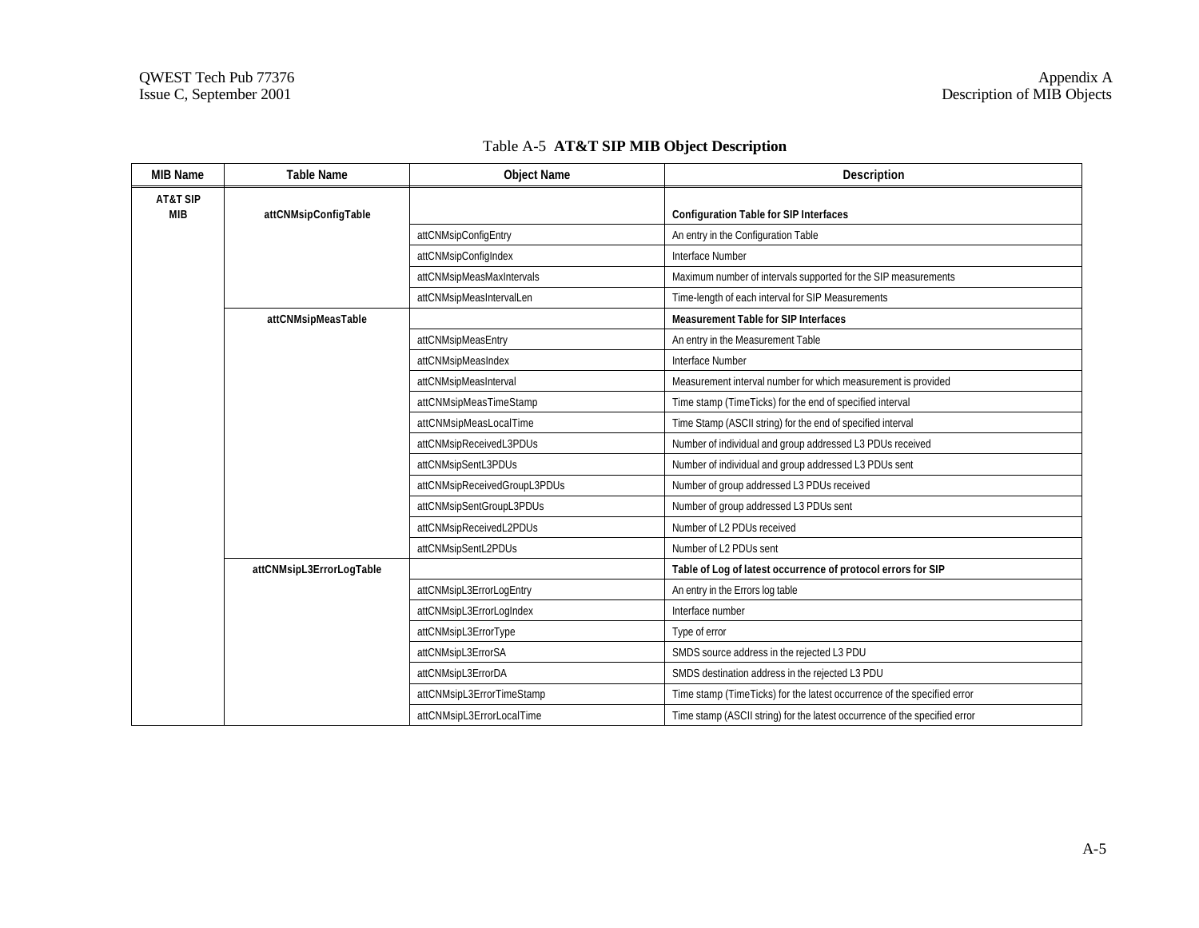Table A-5 **AT&T SIP MIB Object Description**

| MIB Name | Table Name | Object Name | Description |
|---|---|---|---|
| **AT&T SIP MIB** | **attCNMsipConfigTable** | | **Configuration Table for SIP Interfaces** |
| | | attCNMsipConfigEntry | An entry in the Configuration Table |
| | | attCNMsipConfigIndex | Interface Number |
| | | attCNMsipMeasMaxIntervals | Maximum number of intervals supported for the SIP measurements |
| | | attCNMsipMeasIntervalLen | Time-length of each interval for SIP Measurements |
| | **attCNMsipMeasTable** | | **Measurement Table for SIP Interfaces** |
| | | attCNMsipMeasEntry | An entry in the Measurement Table |
| | | attCNMsipMeasIndex | Interface Number |
| | | attCNMsipMeasInterval | Measurement interval number for which measurement is provided |
| | | attCNMsipMeasTimeStamp | Time stamp (TimeTicks) for the end of specified interval |
| | | attCNMsipMeasLocalTime | Time Stamp (ASCII string) for the end of specified interval |
| | | attCNMsipReceivedL3PDUs | Number of individual and group addressed L3 PDUs received |
| | | attCNMsipSentL3PDUs | Number of individual and group addressed L3 PDUs sent |
| | | attCNMsipReceivedGroupL3PDUs | Number of group addressed L3 PDUs received |
| | | attCNMsipSentGroupL3PDUs | Number of group addressed L3 PDUs sent |
| | | attCNMsipReceivedL2PDUs | Number of L2 PDUs received |
| | | attCNMsipSentL2PDUs | Number of L2 PDUs sent |
| | **attCNMsipL3ErrorLogTable** | | **Table of Log of latest occurrence of protocol errors for SIP** |
| | | attCNMsipL3ErrorLogEntry | An entry in the Errors log table |
| | | attCNMsipL3ErrorLogIndex | Interface number |
| | | attCNMsipL3ErrorType | Type of error |
| | | attCNMsipL3ErrorSA | SMDS source address in the rejected L3 PDU |
| | | attCNMsipL3ErrorDA | SMDS destination address in the rejected L3 PDU |
| | | attCNMsipL3ErrorTimeStamp | Time stamp (TimeTicks) for the latest occurrence of the specified error |
| | | attCNMsipL3ErrorLocalTime | Time stamp (ASCII string) for the latest occurrence of the specified error |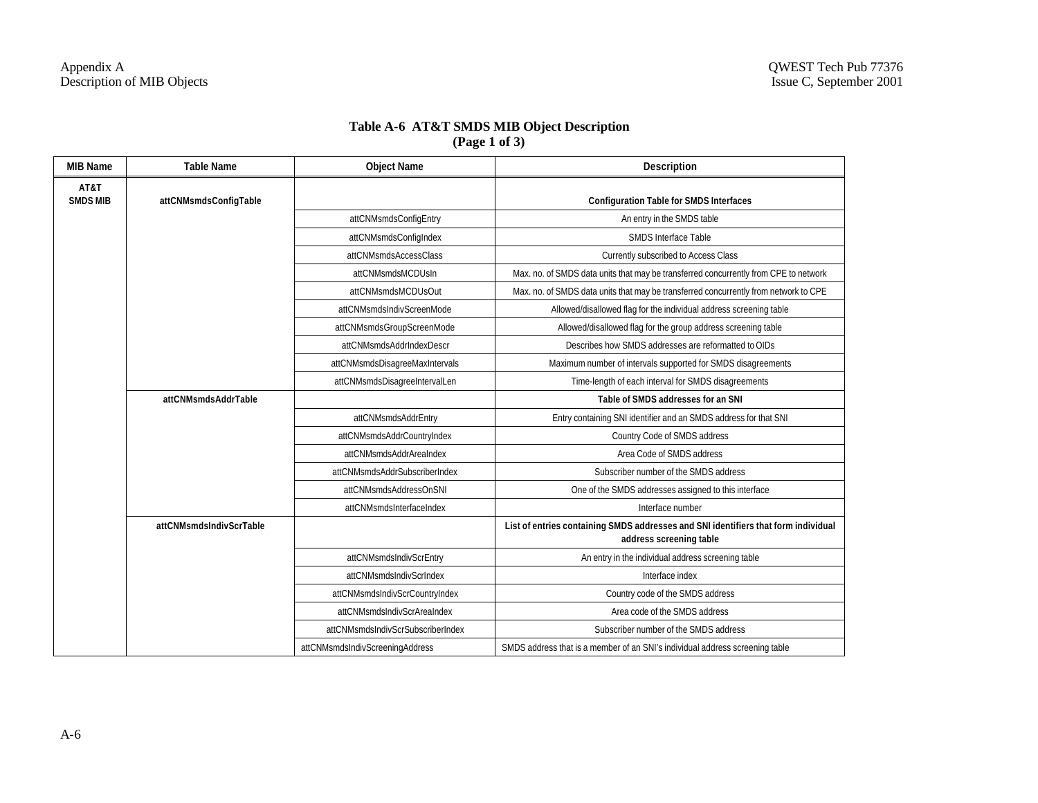**Table A-6 AT&T SMDS MIB Object Description (Page 1 of 3)**

| MIB Name | Table Name | Object Name | Description |
|---|---|---|---|
| **AT&T SMDS MIB** | **attCNMsmdsConfigTable** | | **Configuration Table for SMDS Interfaces** |
| | | attCNMsmdsConfigEntry | An entry in the SMDS table |
| | | attCNMsmdsConfigIndex | SMDS Interface Table |
| | | attCNMsmdsAccessClass | Currently subscribed to Access Class |
| | | attCNMsmdsMCDUsIn | Max. no. of SMDS data units that may be transferred concurrently from CPE to network |
| | | attCNMsmdsMCDUsOut | Max. no. of SMDS data units that may be transferred concurrently from network to CPE |
| | | attCNMsmdsIndivScreenMode | Allowed/disallowed flag for the individual address screening table |
| | | attCNMsmdsGroupScreenMode | Allowed/disallowed flag for the group address screening table |
| | | attCNMsmdsAddrIndexDescr | Describes how SMDS addresses are reformatted to OIDs |
| | | attCNMsmdsDisagreeMaxIntervals | Maximum number of intervals supported for SMDS disagreements |
| | | attCNMsmdsDisagreeIntervalLen | Time-length of each interval for SMDS disagreements |
| | **attCNMsmdsAddrTable** | | **Table of SMDS addresses for an SNI** |
| | | attCNMsmdsAddrEntry | Entry containing SNI identifier and an SMDS address for that SNI |
| | | attCNMsmdsAddrCountryIndex | Country Code of SMDS address |
| | | attCNMsmdsAddrAreaIndex | Area Code of SMDS address |
| | | attCNMsmdsAddrSubscriberIndex | Subscriber number of the SMDS address |
| | | attCNMsmdsAddressOnSNI | One of the SMDS addresses assigned to this interface |
| | | attCNMsmdsInterfaceIndex | Interface number |
| | **attCNMsmdsIndivScrTable** | | **List of entries containing SMDS addresses and SNI identifiers that form individual address screening table** |
| | | attCNMsmdsIndivScrEntry | An entry in the individual address screening table |
| | | attCNMsmdsIndivScrIndex | Interface index |
| | | attCNMsmdsIndivScrCountryIndex | Country code of the SMDS address |
| | | attCNMsmdsIndivScrAreaIndex | Area code of the SMDS address |
| | | attCNMsmdsIndivScrSubscriberIndex | Subscriber number of the SMDS address |
| | | attCNMsmdsIndivScreeningAddress | SMDS address that is a member of an SNI's individual address screening table |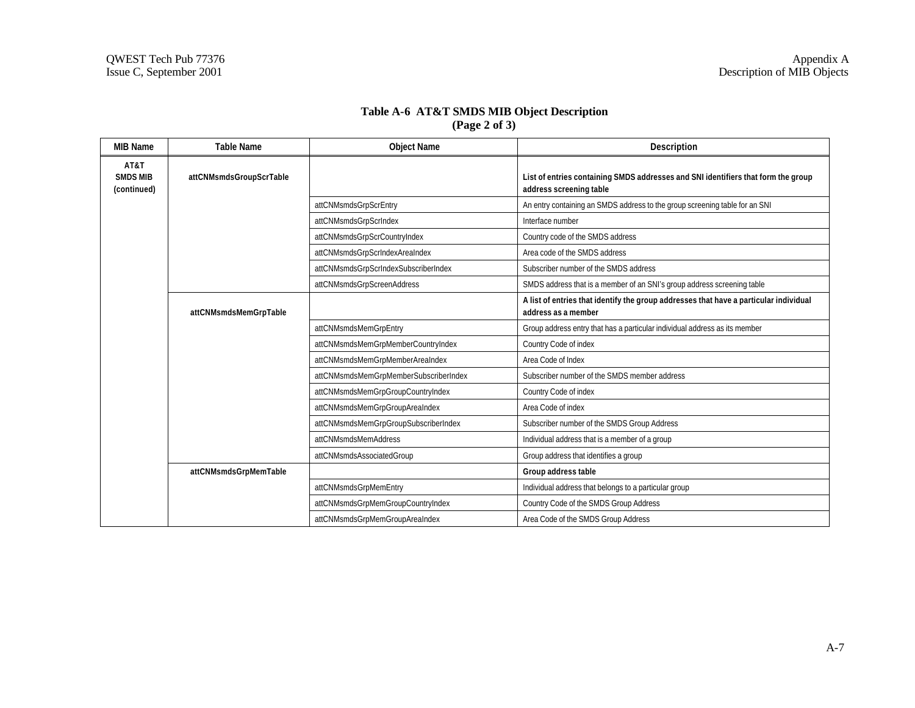**Table A-6 AT&T SMDS MIB Object Description (Page 2 of 3)**

| MIB Name | Table Name | Object Name | Description |
|---|---|---|---|
| **AT&T SMDS MIB (continued)** | **attCNMsmdsGroupScrTable** | | **List of entries containing SMDS addresses and SNI identifiers that form the group address screening table** |
| | | attCNMsmdsGrpScrEntry | An entry containing an SMDS address to the group screening table for an SNI |
| | | attCNMsmdsGrpScrIndex | Interface number |
| | | attCNMsmdsGrpScrCountryIndex | Country code of the SMDS address |
| | | attCNMsmdsGrpScrIndexAreaIndex | Area code of the SMDS address |
| | | attCNMsmdsGrpScrIndexSubscriberIndex | Subscriber number of the SMDS address |
| | | attCNMsmdsGrpScreenAddress | SMDS address that is a member of an SNI's group address screening table |
| | **attCNMsmdsMemGrpTable** | | **A list of entries that identify the group addresses that have a particular individual address as a member** |
| | | attCNMsmdsMemGrpEntry | Group address entry that has a particular individual address as its member |
| | | attCNMsmdsMemGrpMemberCountryIndex | Country Code of index |
| | | attCNMsmdsMemGrpMemberAreaIndex | Area Code of Index |
| | | attCNMsmdsMemGrpMemberSubscriberIndex | Subscriber number of the SMDS member address |
| | | attCNMsmdsMemGrpGroupCountryIndex | Country Code of index |
| | | attCNMsmdsMemGrpGroupAreaIndex | Area Code of index |
| | | attCNMsmdsMemGrpGroupSubscriberIndex | Subscriber number of the SMDS Group Address |
| | | attCNMsmdsMemAddress | Individual address that is a member of a group |
| | | attCNMsmdsAssociatedGroup | Group address that identifies a group |
| | **attCNMsmdsGrpMemTable** | | **Group address table** |
| | | attCNMsmdsGrpMemEntry | Individual address that belongs to a particular group |
| | | attCNMsmdsGrpMemGroupCountryIndex | Country Code of the SMDS Group Address |
| | | attCNMsmdsGrpMemGroupAreaIndex | Area Code of the SMDS Group Address |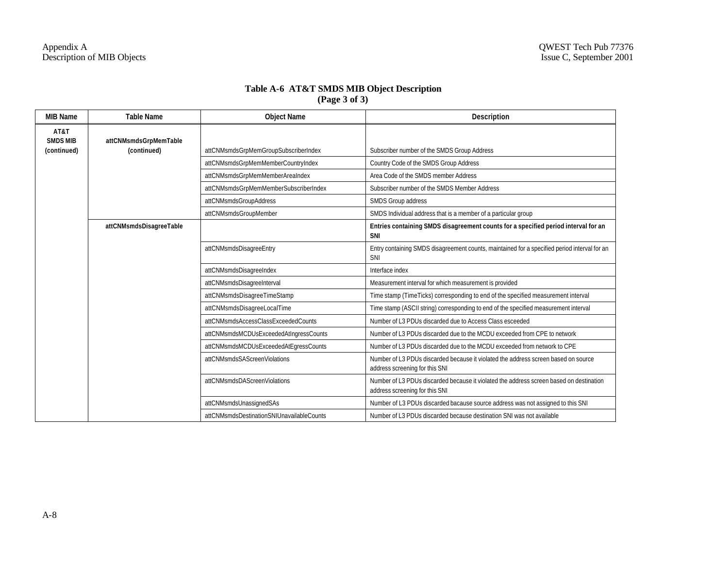**Table A-6 AT&T SMDS MIB Object Description**
**(Page 3 of 3)**

| MIB Name | Table Name | Object Name | Description |
|---|---|---|---|
| **AT&T SMDS MIB (continued)** | **attCNMsmdsGrpMemTable (continued)** | attCNMsmdsGrpMemGroupSubscriberIndex | Subscriber number of the SMDS Group Address |
| | | attCNMsmdsGrpMemMemberCountryIndex | Country Code of the SMDS Group Address |
| | | attCNMsmdsGrpMemMemberAreaIndex | Area Code of the SMDS member Address |
| | | attCNMsmdsGrpMemMemberSubscriberIndex | Subscriber number of the SMDS Member Address |
| | | attCNMsmdsGroupAddress | SMDS Group address |
| | | attCNMsmdsGroupMember | SMDS Individual address that is a member of a particular group |
| | **attCNMsmdsDisagreeTable** | | **Entries containing SMDS disagreement counts for a specified period interval for an SNI** |
| | | attCNMsmdsDisagreeEntry | Entry containing SMDS disagreement counts, maintained for a specified period interval for an SNI |
| | | attCNMsmdsDisagreeIndex | Interface index |
| | | attCNMsmdsDisagreeInterval | Measurement interval for which measurement is provided |
| | | attCNMsmdsDisagreeTimeStamp | Time stamp (TimeTicks) corresponding to end of the specified measurement interval |
| | | attCNMsmdsDisagreeLocalTime | Time stamp (ASCII string) corresponding to end of the specified measurement interval |
| | | attCNMsmdsAccessClassExceededCounts | Number of L3 PDUs discarded due to Access Class esceeded |
| | | attCNMsmdsMCDUsExceededAtIngressCounts | Number of L3 PDUs discarded due to the MCDU exceeded from CPE to network |
| | | attCNMsmdsMCDUsExceededAtEgressCounts | Number of L3 PDUs discarded due to the MCDU exceeded from network to CPE |
| | | attCNMsmdsSAScreenViolations | Number of L3 PDUs discarded because it violated the address screen based on source address screening for this SNI |
| | | attCNMsmdsDAScreenViolations | Number of L3 PDUs discarded because it violated the address screen based on destination address screening for this SNI |
| | | attCNMsmdsUnassignedSAs | Number of L3 PDUs discarded bacause source address was not assigned to this SNI |
| | | attCNMsmdsDestinationSNIUnavailableCounts | Number of L3 PDUs discarded because destination SNI was not available |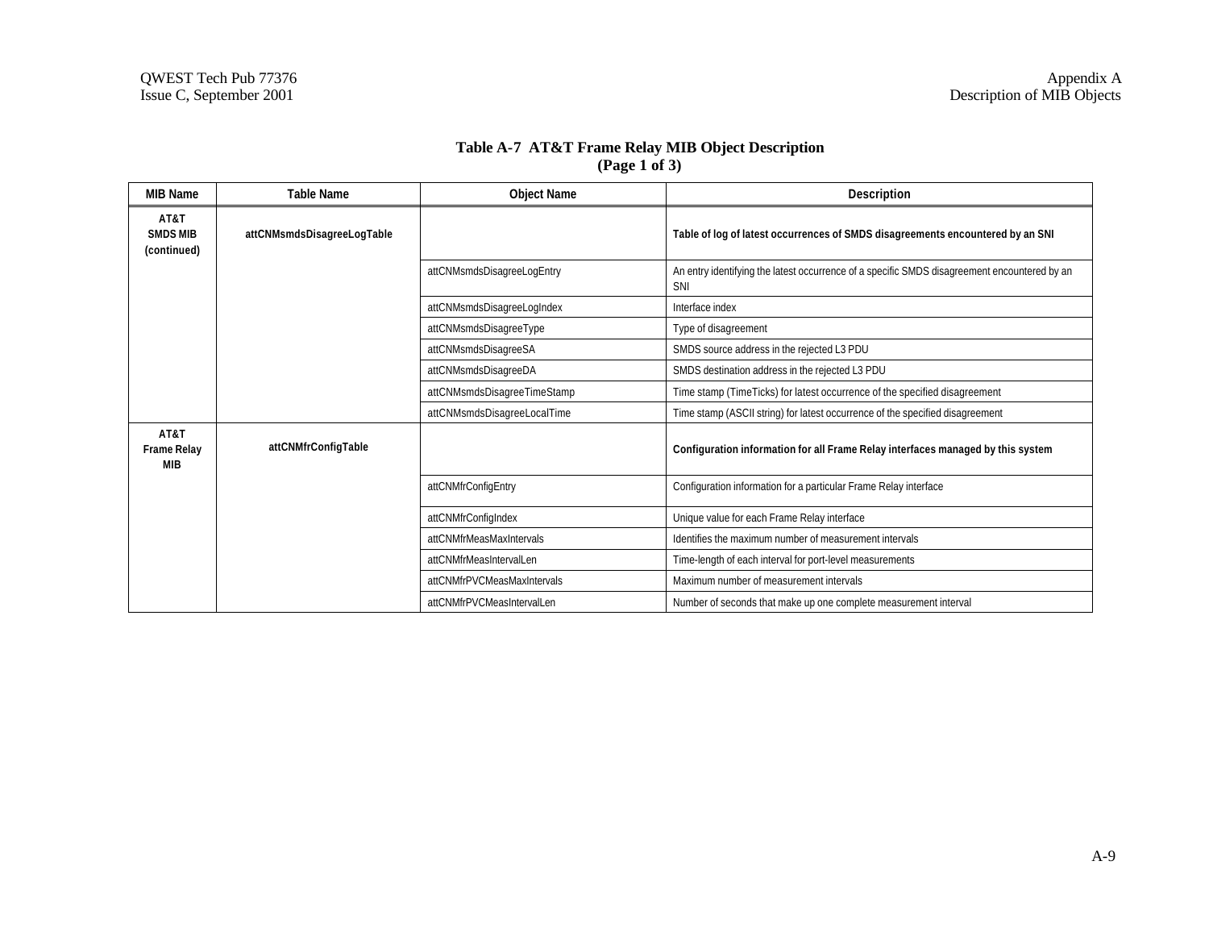**Table A-7 AT&T Frame Relay MIB Object Description (Page 1 of 3)**

| MIB Name | Table Name | Object Name | Description |
|---|---|---|---|
| **AT&T SMDS MIB (continued)** | **attCNMsmdsDisagreeLogTable** | | **Table of log of latest occurrences of SMDS disagreements encountered by an SNI** |
| | | attCNMsmdsDisagreeLogEntry | An entry identifying the latest occurrence of a specific SMDS disagreement encountered by an SNI |
| | | attCNMsmdsDisagreeLogIndex | Interface index |
| | | attCNMsmdsDisagreeType | Type of disagreement |
| | | attCNMsmdsDisagreeSA | SMDS source address in the rejected L3 PDU |
| | | attCNMsmdsDisagreeDA | SMDS destination address in the rejected L3 PDU |
| | | attCNMsmdsDisagreeTimeStamp | Time stamp (TimeTicks) for latest occurrence of the specified disagreement |
| | | attCNMsmdsDisagreeLocalTime | Time stamp (ASCII string) for latest occurrence of the specified disagreement |
| **AT&T Frame Relay MIB** | **attCNMfrConfigTable** | | **Configuration information for all Frame Relay interfaces managed by this system** |
| | | attCNMfrConfigEntry | Configuration information for a particular Frame Relay interface |
| | | attCNMfrConfigIndex | Unique value for each Frame Relay interface |
| | | attCNMfrMeasMaxIntervals | Identifies the maximum number of measurement intervals |
| | | attCNMfrMeasIntervalLen | Time-length of each interval for port-level measurements |
| | | attCNMfrPVCMeasMaxIntervals | Maximum number of measurement intervals |
| | | attCNMfrPVCMeasIntervalLen | Number of seconds that make up one complete measurement interval |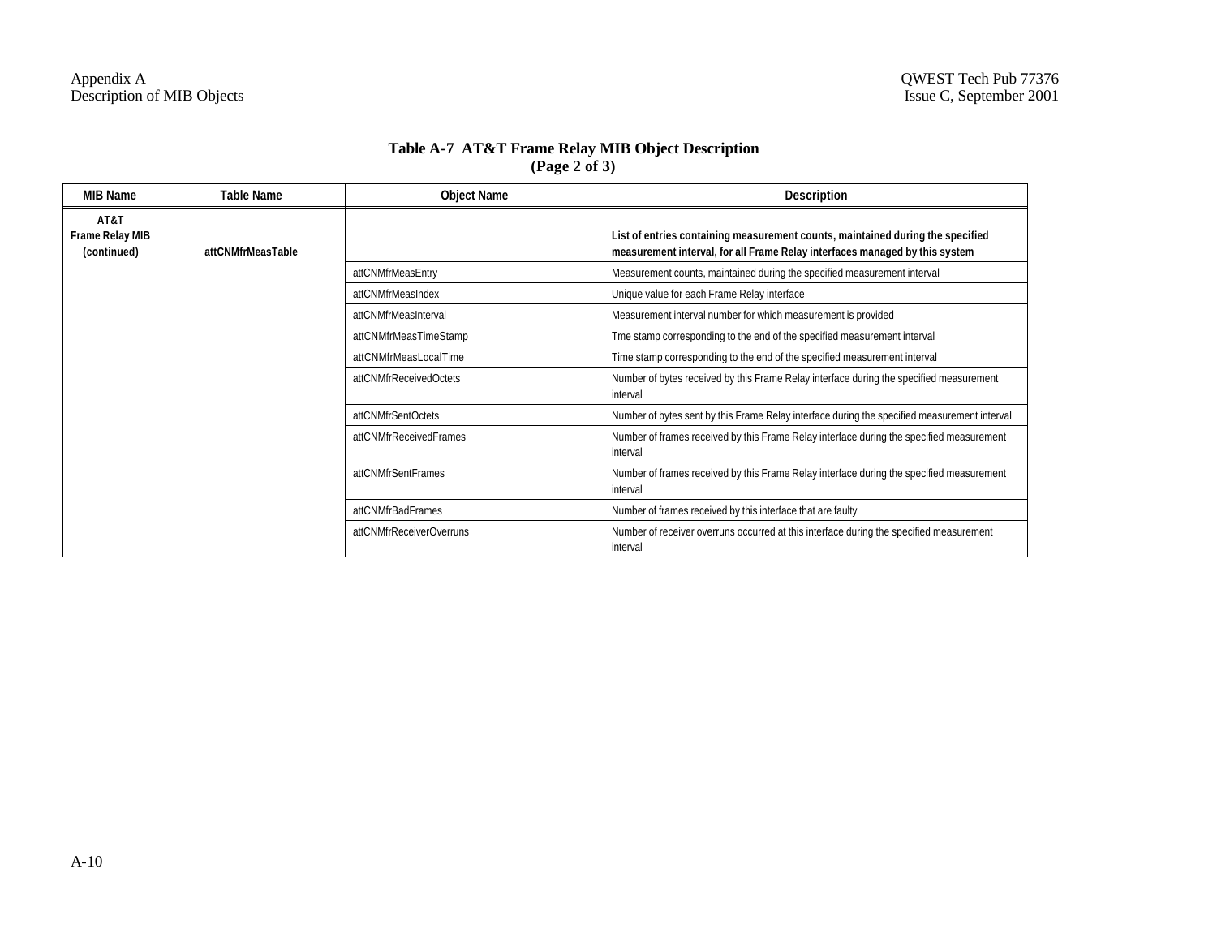**Table A-7 AT&T Frame Relay MIB Object Description**
**(Page 2 of 3)**

| MIB Name | Table Name | Object Name | Description |
|---|---|---|---|
| **AT&T Frame Relay MIB (continued)** | **attCNMfrMeasTable** | | **List of entries containing measurement counts, maintained during the specified measurement interval, for all Frame Relay interfaces managed by this system** |
| | | attCNMfrMeasEntry | Measurement counts, maintained during the specified measurement interval |
| | | attCNMfrMeasIndex | Unique value for each Frame Relay interface |
| | | attCNMfrMeasInterval | Measurement interval number for which measurement is provided |
| | | attCNMfrMeasTimeStamp | Tme stamp corresponding to the end of the specified measurement interval |
| | | attCNMfrMeasLocalTime | Time stamp corresponding to the end of the specified measurement interval |
| | | attCNMfrReceivedOctets | Number of bytes received by this Frame Relay interface during the specified measurement interval |
| | | attCNMfrSentOctets | Number of bytes sent by this Frame Relay interface during the specified measurement interval |
| | | attCNMfrReceivedFrames | Number of frames received by this Frame Relay interface during the specified measurement interval |
| | | attCNMfrSentFrames | Number of frames received by this Frame Relay interface during the specified measurement interval |
| | | attCNMfrBadFrames | Number of frames received by this interface that are faulty |
| | | attCNMfrReceiverOverruns | Number of receiver overruns occurred at this interface during the specified measurement interval |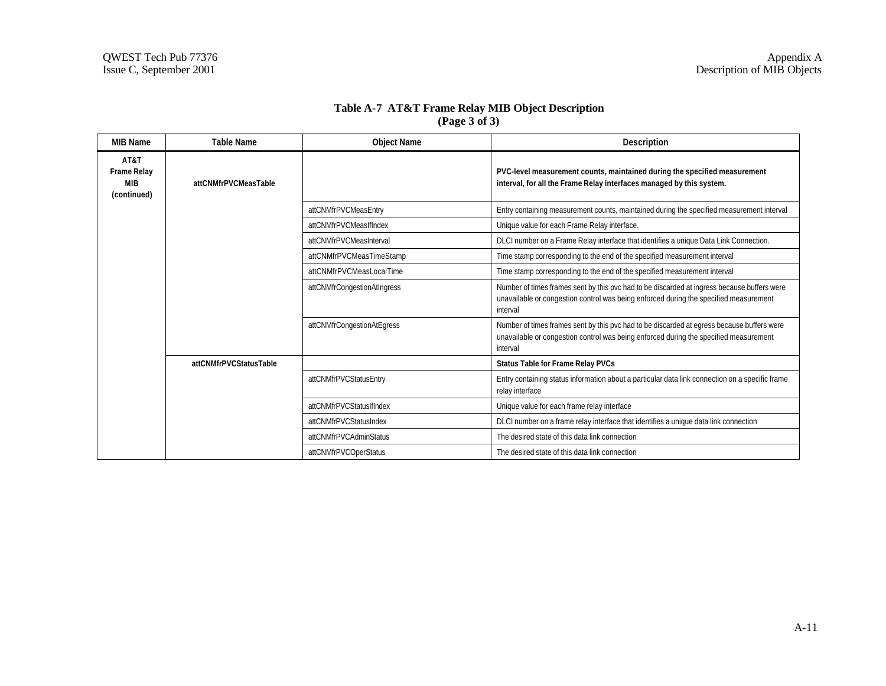**Table A-7 AT&T Frame Relay MIB Object Description (Page 3 of 3)**

| MIB Name | Table Name | Object Name | Description |
|---|---|---|---|
| **AT&T Frame Relay MIB (continued)** | **attCNMfrPVCMeasTable** | | **PVC-level measurement counts, maintained during the specified measurement interval, for all the Frame Relay interfaces managed by this system.** |
| | | attCNMfrPVCMeasEntry | Entry containing measurement counts, maintained during the specified measurement interval |
| | | attCNMfrPVCMeasIfIndex | Unique value for each Frame Relay interface. |
| | | attCNMfrPVCMeasInterval | DLCI number on a Frame Relay interface that identifies a unique Data Link Connection. |
| | | attCNMfrPVCMeasTimeStamp | Time stamp corresponding to the end of the specified measurement interval |
| | | attCNMfrPVCMeasLocalTime | Time stamp corresponding to the end of the specified measurement interval |
| | | attCNMfrCongestionAtIngress | Number of times frames sent by this pvc had to be discarded at ingress because buffers were unavailable or congestion control was being enforced during the specified measurement interval |
| | | attCNMfrCongestionAtEgress | Number of times frames sent by this pvc had to be discarded at egress because buffers were unavailable or congestion control was being enforced during the specified measurement interval |
| | **attCNMfrPVCStatusTable** | | **Status Table for Frame Relay PVCs** |
| | | attCNMfrPVCStatusEntry | Entry containing status information about a particular data link connection on a specific frame relay interface |
| | | attCNMfrPVCStatusIfIndex | Unique value for each frame relay interface |
| | | attCNMfrPVCStatusIndex | DLCI number on a frame relay interface that identifies a unique data link connection |
| | | attCNMfrPVCAdminStatus | The desired state of this data link connection |
| | | attCNMfrPVCOperStatus | The desired state of this data link connection |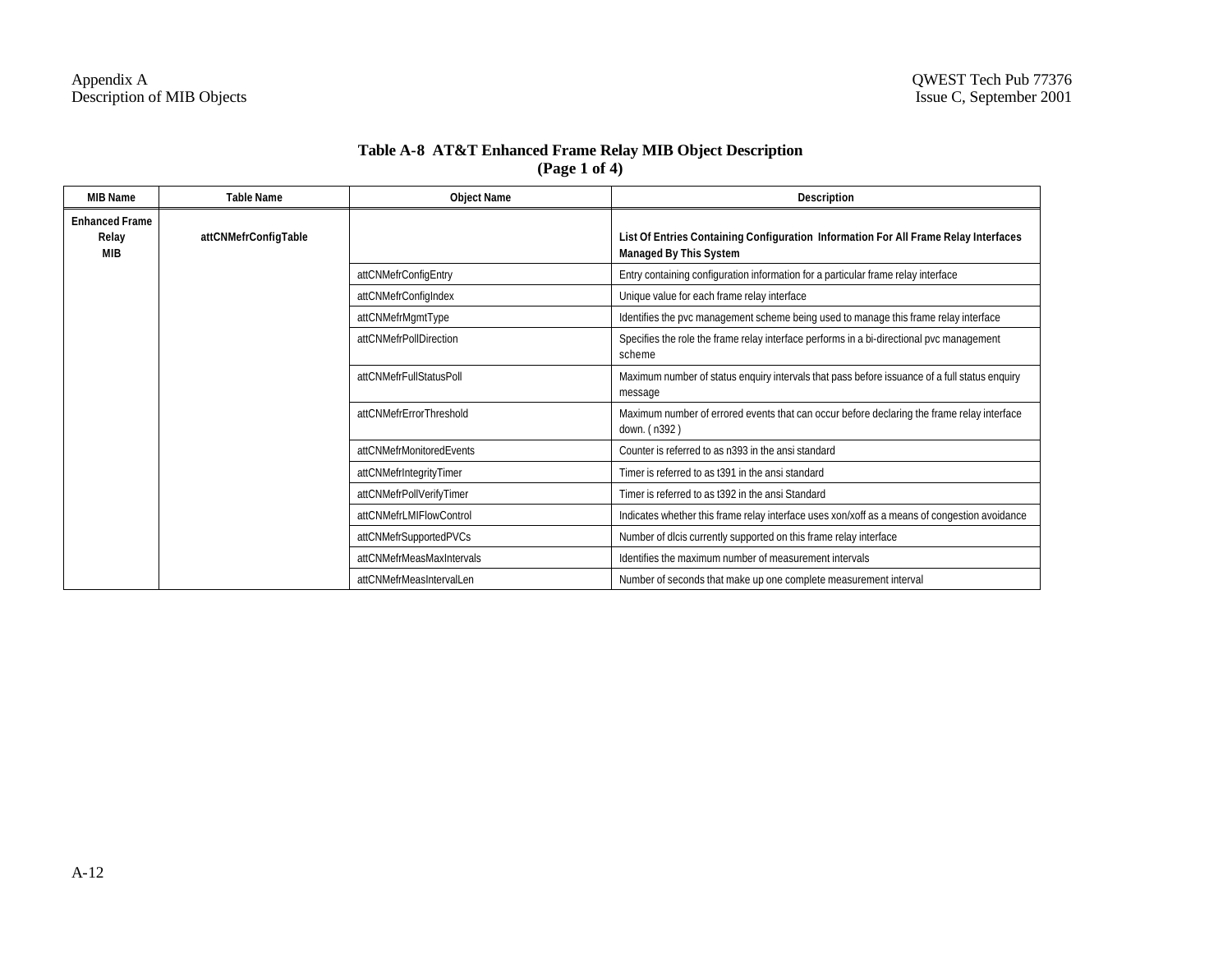**Table A-8 AT&T Enhanced Frame Relay MIB Object Description (Page 1 of 4)**

| MIB Name | Table Name | Object Name | Description |
|---|---|---|---|
| **Enhanced Frame Relay MIB** | **attCNMefrConfigTable** | | **List Of Entries Containing Configuration Information For All Frame Relay Interfaces Managed By This System** |
| | | attCNMefrConfigEntry | Entry containing configuration information for a particular frame relay interface |
| | | attCNMefrConfigIndex | Unique value for each frame relay interface |
| | | attCNMefrMgmtType | Identifies the pvc management scheme being used to manage this frame relay interface |
| | | attCNMefrPollDirection | Specifies the role the frame relay interface performs in a bi-directional pvc management scheme |
| | | attCNMefrFullStatusPoll | Maximum number of status enquiry intervals that pass before issuance of a full status enquiry message |
| | | attCNMefrErrorThreshold | Maximum number of errored events that can occur before declaring the frame relay interface down. ( n392 ) |
| | | attCNMefrMonitoredEvents | Counter is referred to as n393 in the ansi standard |
| | | attCNMefrIntegrityTimer | Timer is referred to as t391 in the ansi standard |
| | | attCNMefrPollVerifyTimer | Timer is referred to as t392 in the ansi Standard |
| | | attCNMefrLMIFlowControl | Indicates whether this frame relay interface uses xon/xoff as a means of congestion avoidance |
| | | attCNMefrSupportedPVCs | Number of dlcis currently supported on this frame relay interface |
| | | attCNMefrMeasMaxIntervals | Identifies the maximum number of measurement intervals |
| | | attCNMefrMeasIntervalLen | Number of seconds that make up one complete measurement interval |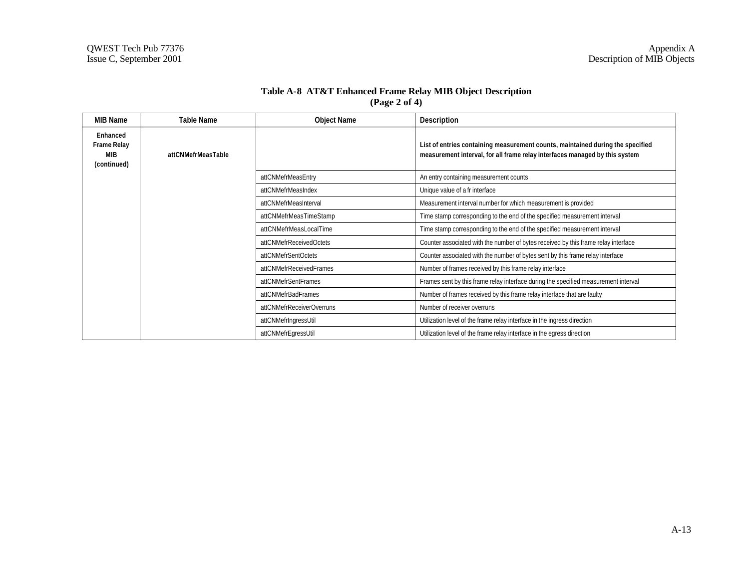**Table A-8 AT&T Enhanced Frame Relay MIB Object Description (Page 2 of 4)**

| MIB Name | Table Name | Object Name | Description |
|---|---|---|---|
| **Enhanced Frame Relay MIB (continued)** | **attCNMefrMeasTable** | | **List of entries containing measurement counts, maintained during the specified measurement interval, for all frame relay interfaces managed by this system** |
| | | attCNMefrMeasEntry | An entry containing measurement counts |
| | | attCNMefrMeasIndex | Unique value of a fr interface |
| | | attCNMefrMeasInterval | Measurement interval number for which measurement is provided |
| | | attCNMefrMeasTimeStamp | Time stamp corresponding to the end of the specified measurement interval |
| | | attCNMefrMeasLocalTime | Time stamp corresponding to the end of the specified measurement interval |
| | | attCNMefrReceivedOctets | Counter associated with the number of bytes received by this frame relay interface |
| | | attCNMefrSentOctets | Counter associated with the number of bytes sent by this frame relay interface |
| | | attCNMefrReceivedFrames | Number of frames received by this frame relay interface |
| | | attCNMefrSentFrames | Frames sent by this frame relay interface during the specified measurement interval |
| | | attCNMefrBadFrames | Number of frames received by this frame relay interface that are faulty |
| | | attCNMefrReceiverOverruns | Number of receiver overruns |
| | | attCNMefrIngressUtil | Utilization level of the frame relay interface in the ingress direction |
| | | attCNMefrEgressUtil | Utilization level of the frame relay interface in the egress direction |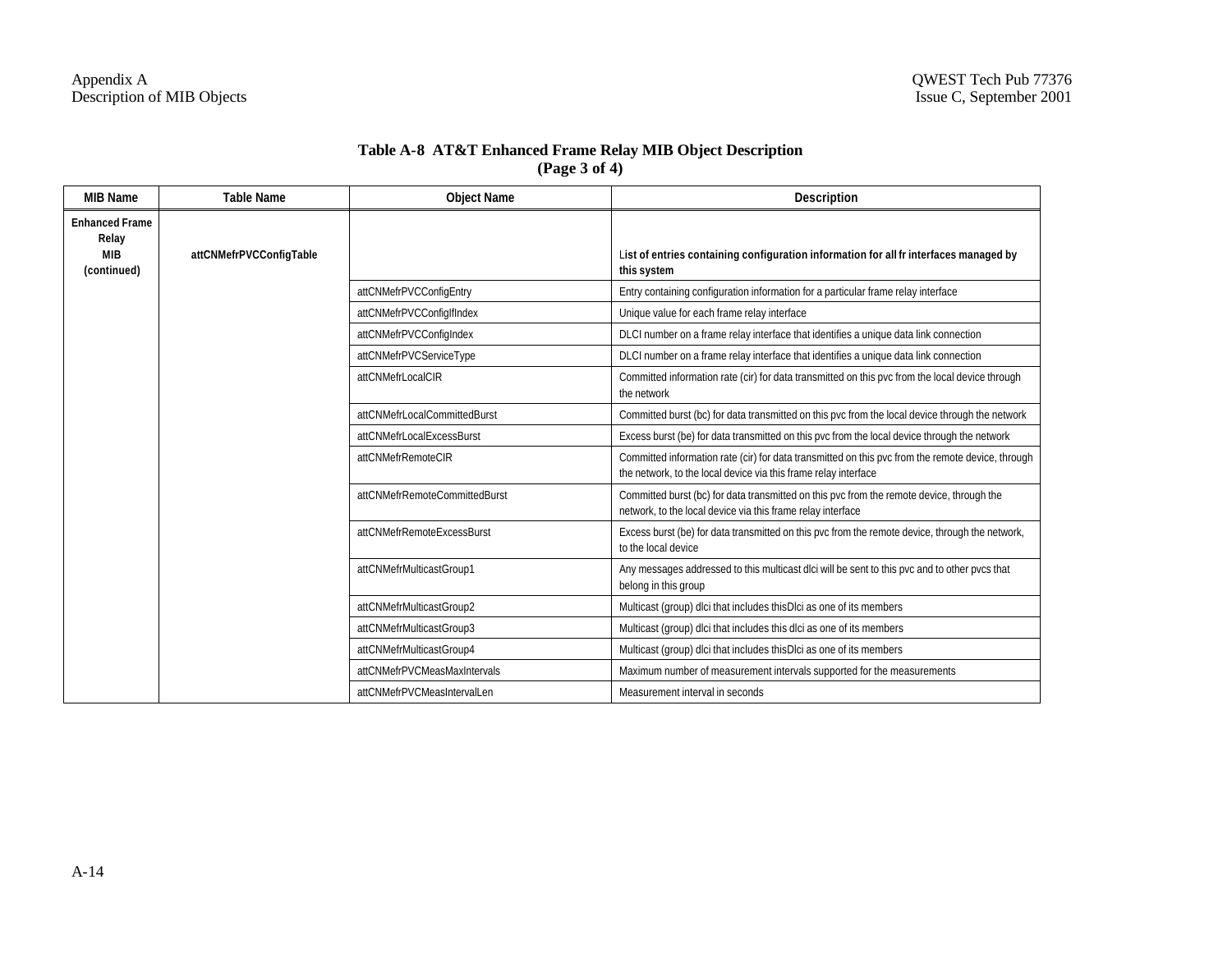**Table A-8 AT&T Enhanced Frame Relay MIB Object Description (Page 3 of 4)**

| MIB Name | Table Name | Object Name | Description |
|---|---|---|---|
| **Enhanced Frame Relay MIB (continued)** | **attCNMefrPVCConfigTable** | | **List of entries containing configuration information for all fr interfaces managed by this system** |
| | | attCNMefrPVCConfigEntry | Entry containing configuration information for a particular frame relay interface |
| | | attCNMefrPVCConfigIfIndex | Unique value for each frame relay interface |
| | | attCNMefrPVCConfigIndex | DLCI number on a frame relay interface that identifies a unique data link connection |
| | | attCNMefrPVCServiceType | DLCI number on a frame relay interface that identifies a unique data link connection |
| | | attCNMefrLocalCIR | Committed information rate (cir) for data transmitted on this pvc from the local device through the network |
| | | attCNMefrLocalCommittedBurst | Committed burst (bc) for data transmitted on this pvc from the local device through the network |
| | | attCNMefrLocalExcessBurst | Excess burst (be) for data transmitted on this pvc from the local device through the network |
| | | attCNMefrRemoteCIR | Committed information rate (cir) for data transmitted on this pvc from the remote device, through the network, to the local device via this frame relay interface |
| | | attCNMefrRemoteCommittedBurst | Committed burst (bc) for data transmitted on this pvc from the remote device, through the network, to the local device via this frame relay interface |
| | | attCNMefrRemoteExcessBurst | Excess burst (be) for data transmitted on this pvc from the remote device, through the network, to the local device |
| | | attCNMefrMulticastGroup1 | Any messages addressed to this multicast dlci will be sent to this pvc and to other pvcs that belong in this group |
| | | attCNMefrMulticastGroup2 | Multicast (group) dlci that includes thisDlci as one of its members |
| | | attCNMefrMulticastGroup3 | Multicast (group) dlci that includes this dlci as one of its members |
| | | attCNMefrMulticastGroup4 | Multicast (group) dlci that includes thisDlci as one of its members |
| | | attCNMefrPVCMeasMaxIntervals | Maximum number of measurement intervals supported for the measurements |
| | | attCNMefrPVCMeasIntervalLen | Measurement interval in seconds |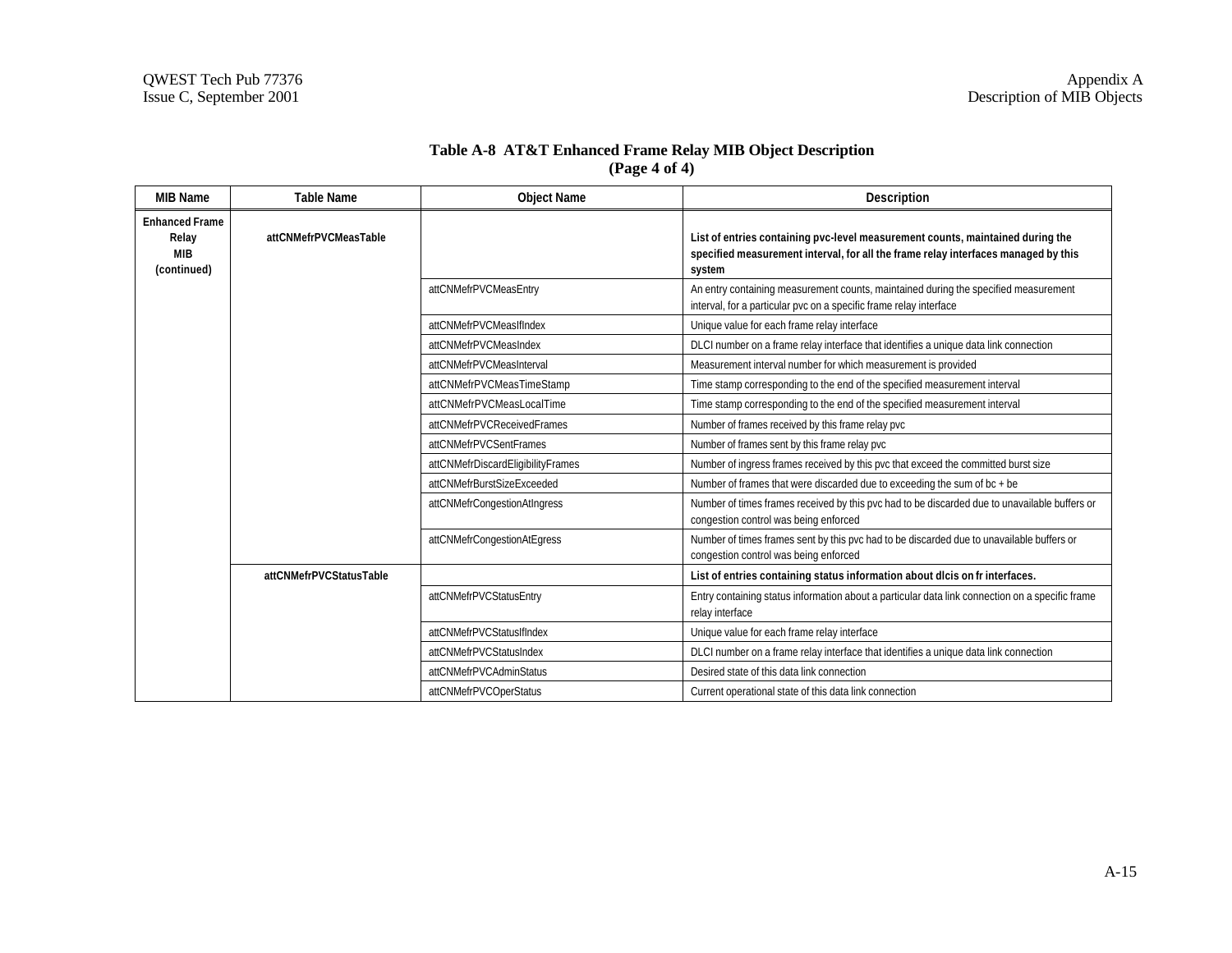**Table A-8 AT&T Enhanced Frame Relay MIB Object Description (Page 4 of 4)**

| MIB Name | Table Name | Object Name | Description |
|---|---|---|---|
| **Enhanced Frame Relay MIB (continued)** | **attCNMefrPVCMeasTable** | | **List of entries containing pvc-level measurement counts, maintained during the specified measurement interval, for all the frame relay interfaces managed by this system** |
| | | attCNMefrPVCMeasEntry | An entry containing measurement counts, maintained during the specified measurement interval, for a particular pvc on a specific frame relay interface |
| | | attCNMefrPVCMeasIfIndex | Unique value for each frame relay interface |
| | | attCNMefrPVCMeasIndex | DLCI number on a frame relay interface that identifies a unique data link connection |
| | | attCNMefrPVCMeasInterval | Measurement interval number for which measurement is provided |
| | | attCNMefrPVCMeasTimeStamp | Time stamp corresponding to the end of the specified measurement interval |
| | | attCNMefrPVCMeasLocalTime | Time stamp corresponding to the end of the specified measurement interval |
| | | attCNMefrPVCReceivedFrames | Number of frames received by this frame relay pvc |
| | | attCNMefrPVCSentFrames | Number of frames sent by this frame relay pvc |
| | | attCNMefrDiscardEligibilityFrames | Number of ingress frames received by this pvc that exceed the committed burst size |
| | | attCNMefrBurstSizeExceeded | Number of frames that were discarded due to exceeding the sum of bc + be |
| | | attCNMefrCongestionAtIngress | Number of times frames received by this pvc had to be discarded due to unavailable buffers or congestion control was being enforced |
| | | attCNMefrCongestionAtEgress | Number of times frames sent by this pvc had to be discarded due to unavailable buffers or congestion control was being enforced |
| | **attCNMefrPVCStatusTable** | | **List of entries containing status information about dlcis on fr interfaces.** |
| | | attCNMefrPVCStatusEntry | Entry containing status information about a particular data link connection on a specific frame relay interface |
| | | attCNMefrPVCStatusIfIndex | Unique value for each frame relay interface |
| | | attCNMefrPVCStatusIndex | DLCI number on a frame relay interface that identifies a unique data link connection |
| | | attCNMefrPVCAdminStatus | Desired state of this data link connection |
| | | attCNMefrPVCOperStatus | Current operational state of this data link connection |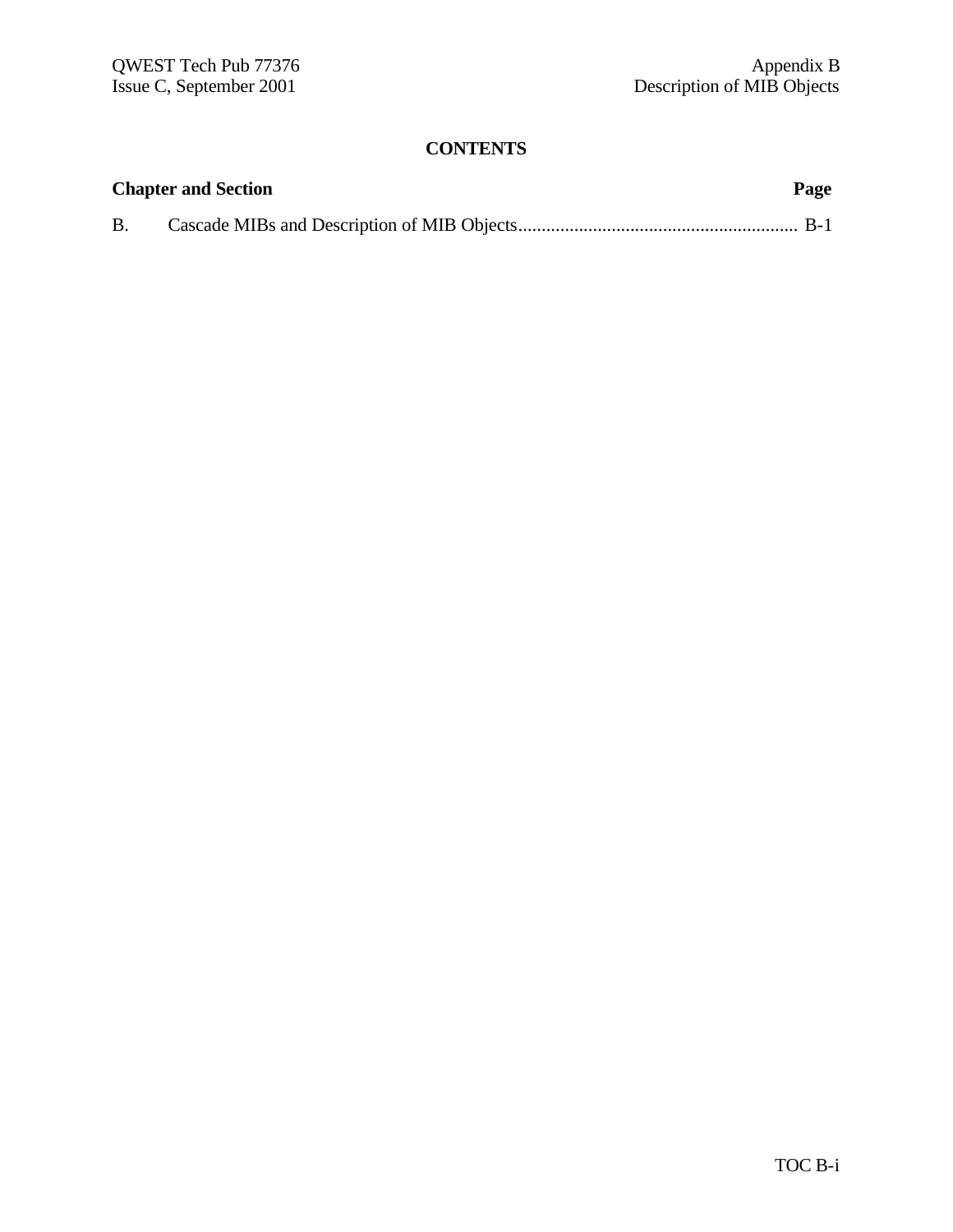**CONTENTS**

| Chapter and Section | | Page |
|---|---|---|
| B. | Cascade MIBs and Description of MIB Objects | B-1 |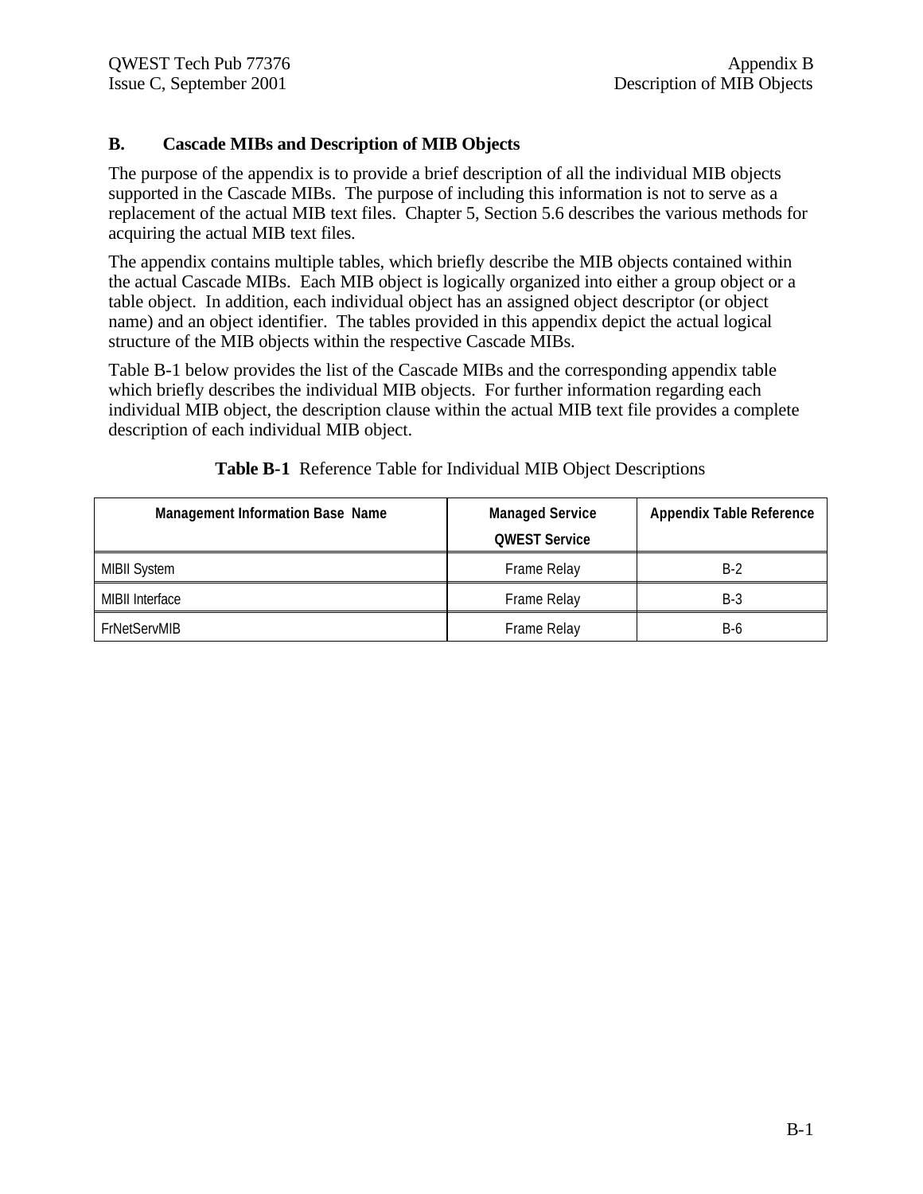## B. Cascade MIBs and Description of MIB Objects

The purpose of the appendix is to provide a brief description of all the individual MIB objects supported in the Cascade MIBs. The purpose of including this information is not to serve as a replacement of the actual MIB text files. Chapter 5, Section 5.6 describes the various methods for acquiring the actual MIB text files.

The appendix contains multiple tables, which briefly describe the MIB objects contained within the actual Cascade MIBs. Each MIB object is logically organized into either a group object or a table object. In addition, each individual object has an assigned object descriptor (or object name) and an object identifier. The tables provided in this appendix depict the actual logical structure of the MIB objects within the respective Cascade MIBs.

Table B-1 below provides the list of the Cascade MIBs and the corresponding appendix table which briefly describes the individual MIB objects. For further information regarding each individual MIB object, the description clause within the actual MIB text file provides a complete description of each individual MIB object.

**Table B-1** Reference Table for Individual MIB Object Descriptions

| Management Information Base Name | Managed Service QWEST Service | Appendix Table Reference |
|---|---|---|
| MIBII System | Frame Relay | B-2 |
| MIBII Interface | Frame Relay | B-3 |
| FrNetServMIB | Frame Relay | B-6 |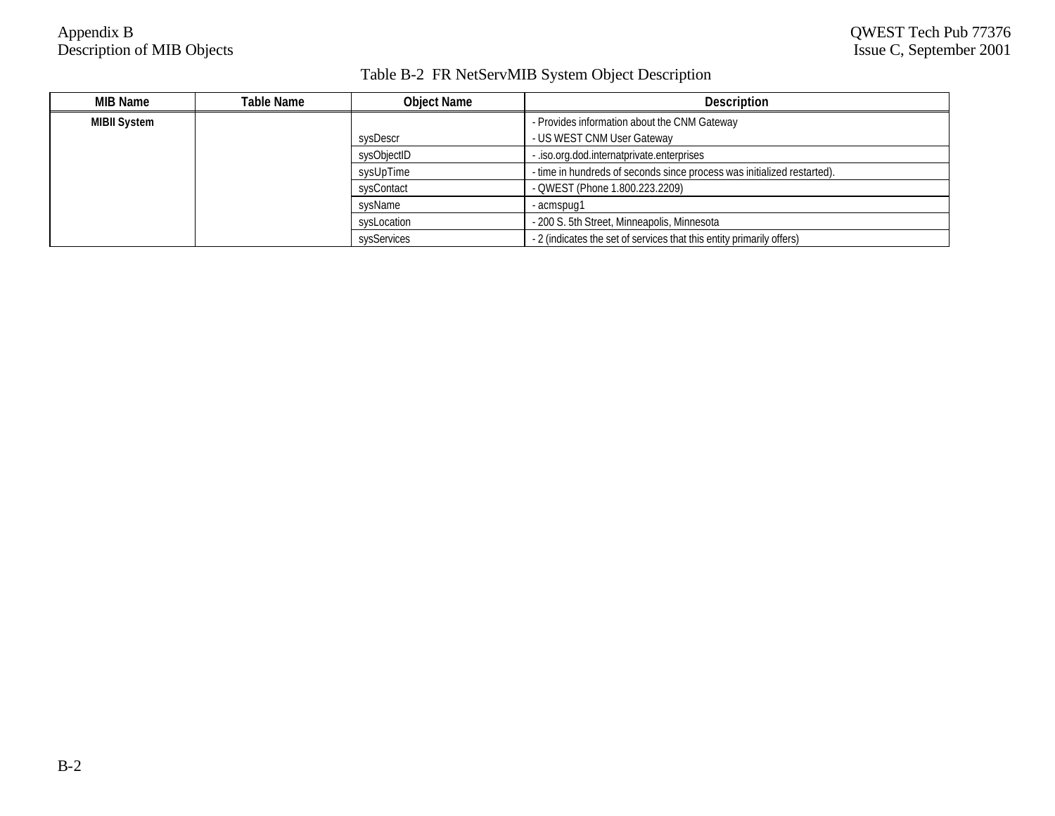Table B-2 FR NetServMIB System Object Description

| MIB Name | Table Name | Object Name | Description |
|---|---|---|---|
| MIBII System | | sysDescr | - Provides information about the CNM Gateway<br>- US WEST CNM User Gateway |
| | | sysObjectID | - .iso.org.dod.internatprivate.enterprises |
| | | sysUpTime | - time in hundreds of seconds since process was initialized restarted). |
| | | sysContact | - QWEST (Phone 1.800.223.2209) |
| | | sysName | - acmspug1 |
| | | sysLocation | - 200 S. 5th Street, Minneapolis, Minnesota |
| | | sysServices | - 2 (indicates the set of services that this entity primarily offers) |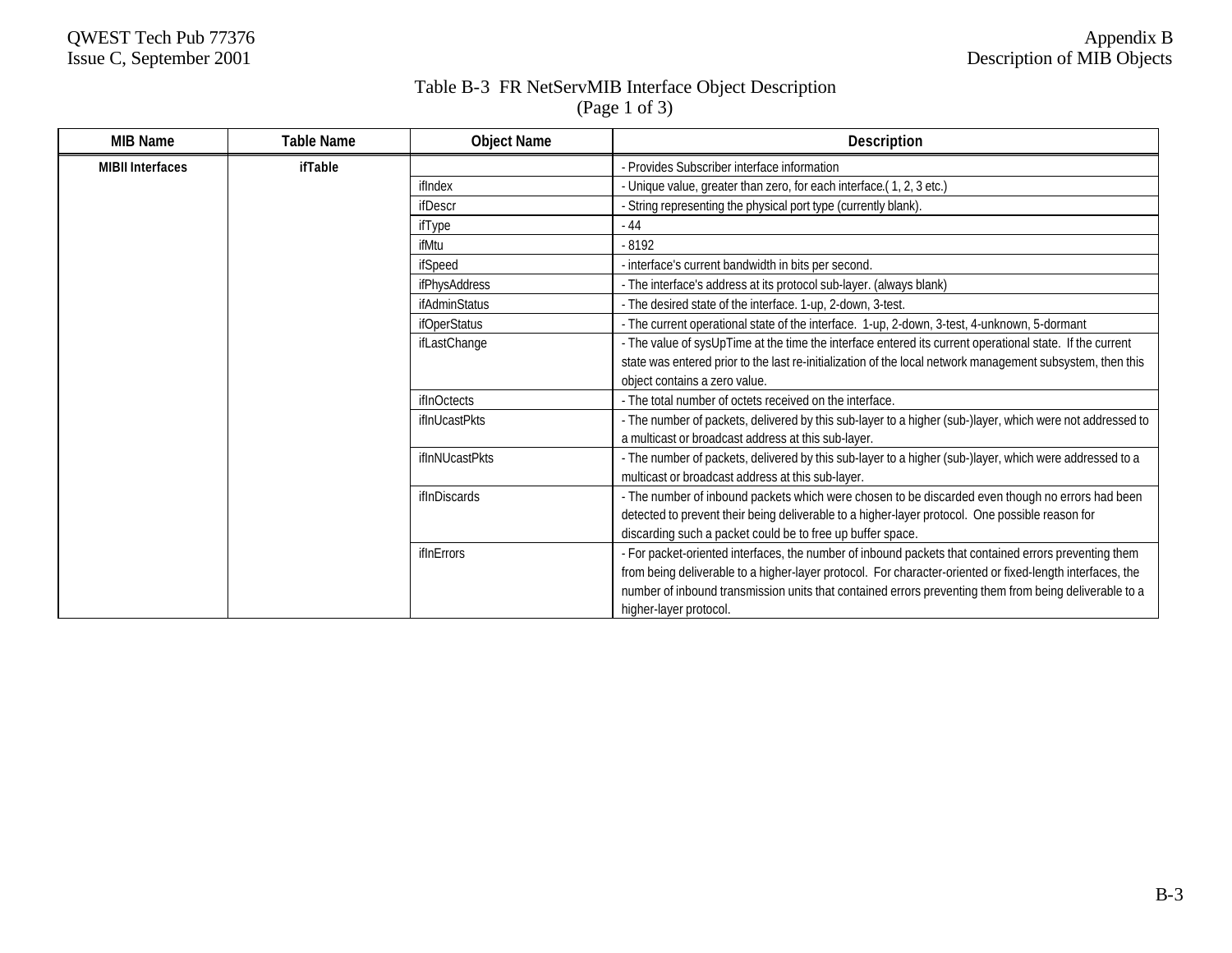Table B-3 FR NetServMIB Interface Object Description
(Page 1 of 3)

| MIB Name | Table Name | Object Name | Description |
|---|---|---|---|
| **MIBII Interfaces** | **ifTable** | | - Provides Subscriber interface information |
| | | ifIndex | - Unique value, greater than zero, for each interface.( 1, 2, 3 etc.) |
| | | ifDescr | - String representing the physical port type (currently blank). |
| | | ifType | - 44 |
| | | ifMtu | - 8192 |
| | | ifSpeed | - interface's current bandwidth in bits per second. |
| | | ifPhysAddress | - The interface's address at its protocol sub-layer. (always blank) |
| | | ifAdminStatus | - The desired state of the interface. 1-up, 2-down, 3-test. |
| | | ifOperStatus | - The current operational state of the interface. 1-up, 2-down, 3-test, 4-unknown, 5-dormant |
| | | ifLastChange | - The value of sysUpTime at the time the interface entered its current operational state. If the current state was entered prior to the last re-initialization of the local network management subsystem, then this object contains a zero value. |
| | | ifInOctects | - The total number of octets received on the interface. |
| | | ifInUcastPkts | - The number of packets, delivered by this sub-layer to a higher (sub-)layer, which were not addressed to a multicast or broadcast address at this sub-layer. |
| | | ifInNUcastPkts | - The number of packets, delivered by this sub-layer to a higher (sub-)layer, which were addressed to a multicast or broadcast address at this sub-layer. |
| | | ifInDiscards | - The number of inbound packets which were chosen to be discarded even though no errors had been detected to prevent their being deliverable to a higher-layer protocol. One possible reason for discarding such a packet could be to free up buffer space. |
| | | ifInErrors | - For packet-oriented interfaces, the number of inbound packets that contained errors preventing them from being deliverable to a higher-layer protocol. For character-oriented or fixed-length interfaces, the number of inbound transmission units that contained errors preventing them from being deliverable to a higher-layer protocol. |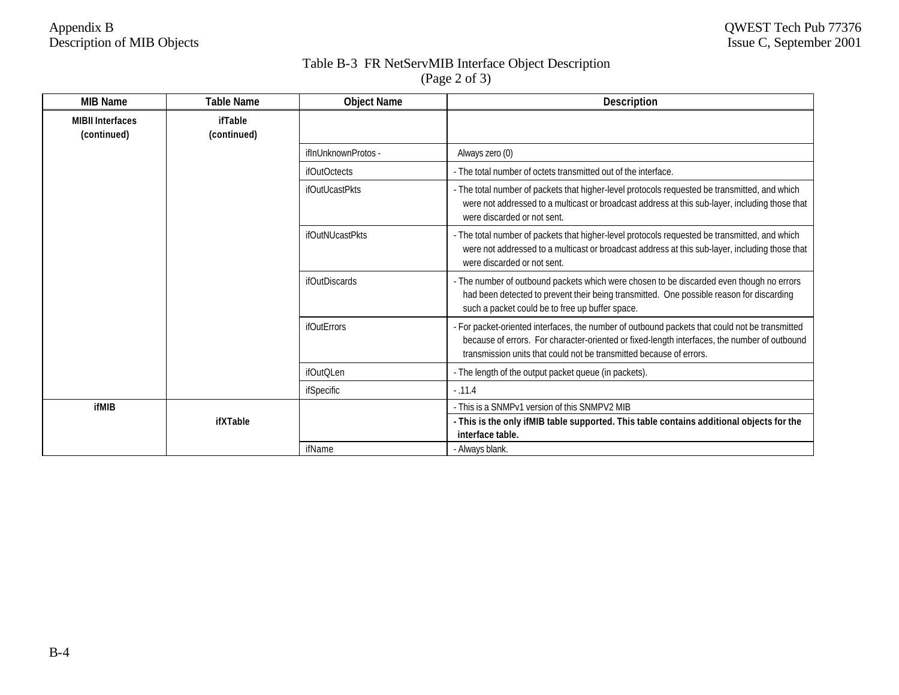Table B-3 FR NetServMIB Interface Object Description
(Page 2 of 3)

| MIB Name | Table Name | Object Name | Description |
|---|---|---|---|
| **MIBII Interfaces (continued)** | **ifTable (continued)** | | |
| | | ifInUnknownProtos - | Always zero (0) |
| | | ifOutOctects | - The total number of octets transmitted out of the interface. |
| | | ifOutUcastPkts | - The total number of packets that higher-level protocols requested be transmitted, and which were not addressed to a multicast or broadcast address at this sub-layer, including those that were discarded or not sent. |
| | | ifOutNUcastPkts | - The total number of packets that higher-level protocols requested be transmitted, and which were not addressed to a multicast or broadcast address at this sub-layer, including those that were discarded or not sent. |
| | | ifOutDiscards | - The number of outbound packets which were chosen to be discarded even though no errors had been detected to prevent their being transmitted. One possible reason for discarding such a packet could be to free up buffer space. |
| | | ifOutErrors | - For packet-oriented interfaces, the number of outbound packets that could not be transmitted because of errors. For character-oriented or fixed-length interfaces, the number of outbound transmission units that could not be transmitted because of errors. |
| | | ifOutQLen | - The length of the output packet queue (in packets). |
| | | ifSpecific | - .11.4 |
| **ifMIB** | | | - This is a SNMPv1 version of this SNMPV2 MIB |
| | **ifXTable** | | **- This is the only ifMIB table supported. This table contains additional objects for the interface table.** |
| | | ifName | - Always blank. |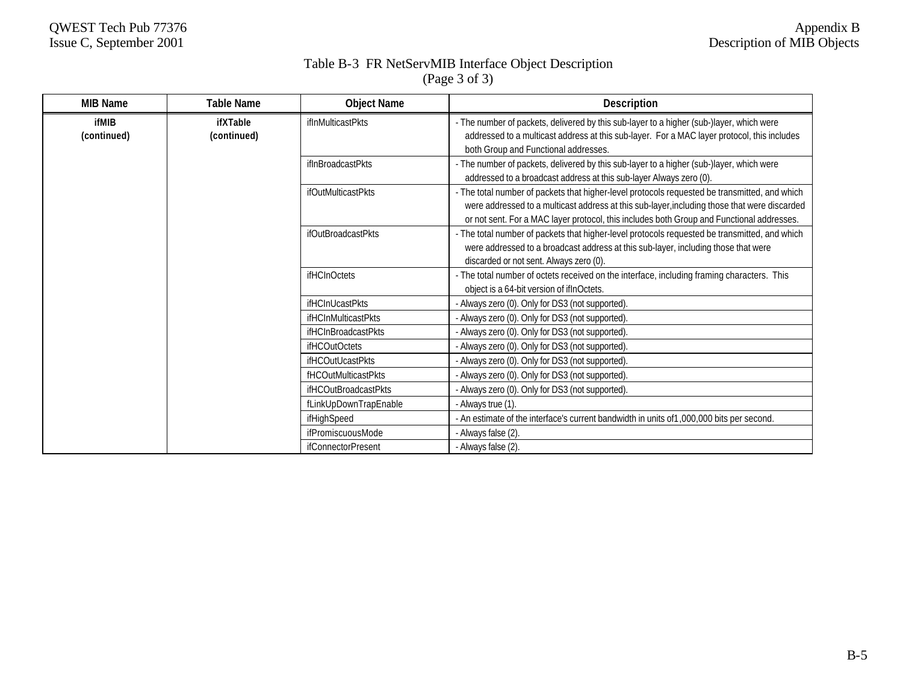Table B-3 FR NetServMIB Interface Object Description
(Page 3 of 3)

| MIB Name | Table Name | Object Name | Description |
|---|---|---|---|
| **ifMIB (continued)** | **ifXTable (continued)** | ifInMulticastPkts | - The number of packets, delivered by this sub-layer to a higher (sub-)layer, which were addressed to a multicast address at this sub-layer. For a MAC layer protocol, this includes both Group and Functional addresses. |
| | | ifInBroadcastPkts | - The number of packets, delivered by this sub-layer to a higher (sub-)layer, which were addressed to a broadcast address at this sub-layer Always zero (0). |
| | | ifOutMulticastPkts | - The total number of packets that higher-level protocols requested be transmitted, and which were addressed to a multicast address at this sub-layer,including those that were discarded or not sent. For a MAC layer protocol, this includes both Group and Functional addresses. |
| | | ifOutBroadcastPkts | - The total number of packets that higher-level protocols requested be transmitted, and which were addressed to a broadcast address at this sub-layer, including those that were discarded or not sent. Always zero (0). |
| | | ifHCInOctets | - The total number of octets received on the interface, including framing characters. This object is a 64-bit version of ifInOctets. |
| | | ifHCInUcastPkts | - Always zero (0). Only for DS3 (not supported). |
| | | ifHCInMulticastPkts | - Always zero (0). Only for DS3 (not supported). |
| | | ifHCInBroadcastPkts | - Always zero (0). Only for DS3 (not supported). |
| | | ifHCOutOctets | - Always zero (0). Only for DS3 (not supported). |
| | | ifHCOutUcastPkts | - Always zero (0). Only for DS3 (not supported). |
| | | fHCOutMulticastPkts | - Always zero (0). Only for DS3 (not supported). |
| | | ifHCOutBroadcastPkts | - Always zero (0). Only for DS3 (not supported). |
| | | fLinkUpDownTrapEnable | - Always true (1). |
| | | ifHighSpeed | - An estimate of the interface's current bandwidth in units of1,000,000 bits per second. |
| | | ifPromiscuousMode | - Always false (2). |
| | | ifConnectorPresent | - Always false (2). |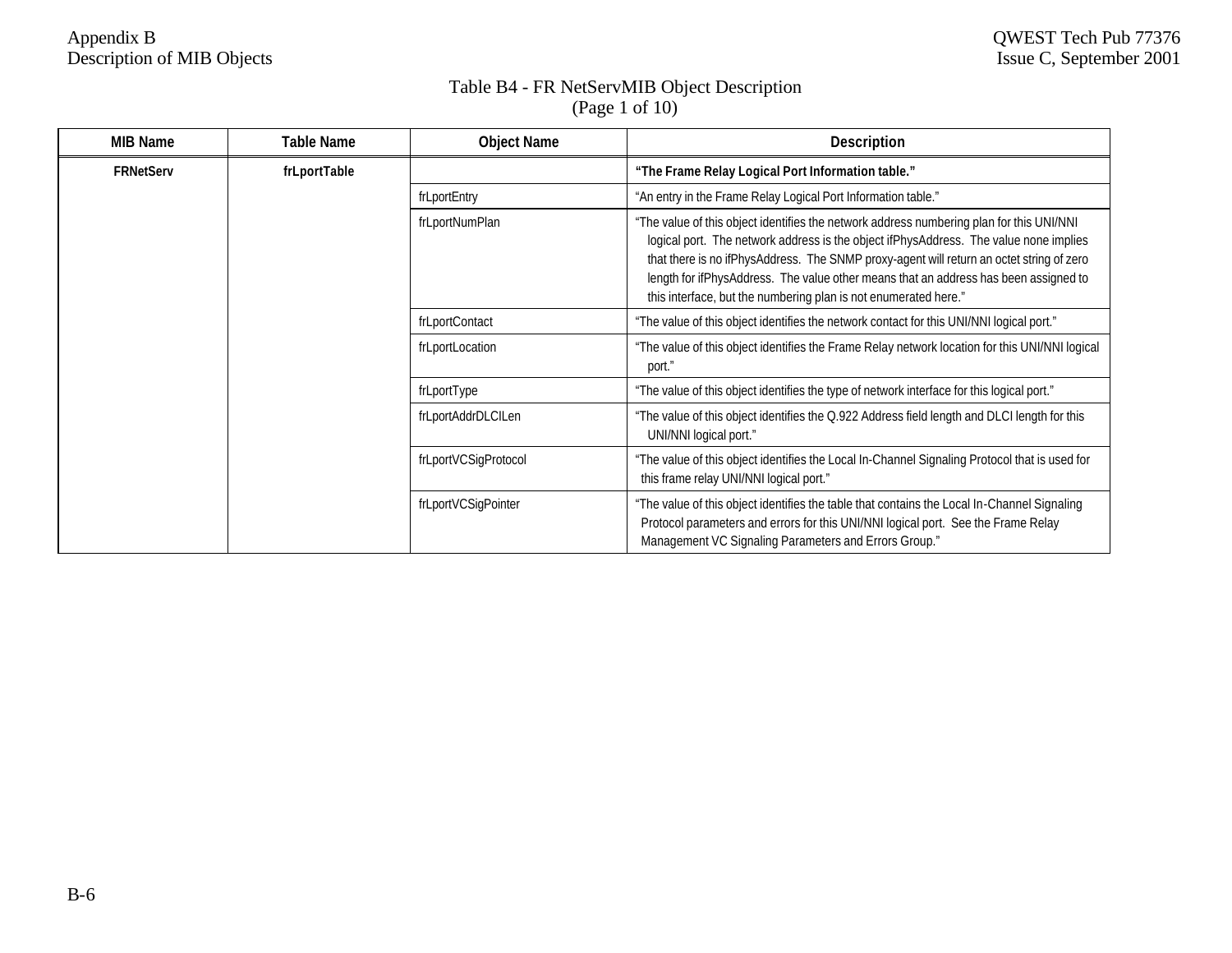Table B4 - FR NetServMIB Object Description
(Page 1 of 10)

| MIB Name | Table Name | Object Name | Description |
|---|---|---|---|
| **FRNetServ** | **frLportTable** | | **"The Frame Relay Logical Port Information table."** |
| | | frLportEntry | "An entry in the Frame Relay Logical Port Information table." |
| | | frLportNumPlan | "The value of this object identifies the network address numbering plan for this UNI/NNI logical port. The network address is the object ifPhysAddress. The value none implies that there is no ifPhysAddress. The SNMP proxy-agent will return an octet string of zero length for ifPhysAddress. The value other means that an address has been assigned to this interface, but the numbering plan is not enumerated here." |
| | | frLportContact | "The value of this object identifies the network contact for this UNI/NNI logical port." |
| | | frLportLocation | "The value of this object identifies the Frame Relay network location for this UNI/NNI logical port." |
| | | frLportType | "The value of this object identifies the type of network interface for this logical port." |
| | | frLportAddrDLCILen | "The value of this object identifies the Q.922 Address field length and DLCI length for this UNI/NNI logical port." |
| | | frLportVCSigProtocol | "The value of this object identifies the Local In-Channel Signaling Protocol that is used for this frame relay UNI/NNI logical port." |
| | | frLportVCSigPointer | "The value of this object identifies the table that contains the Local In-Channel Signaling Protocol parameters and errors for this UNI/NNI logical port. See the Frame Relay Management VC Signaling Parameters and Errors Group." |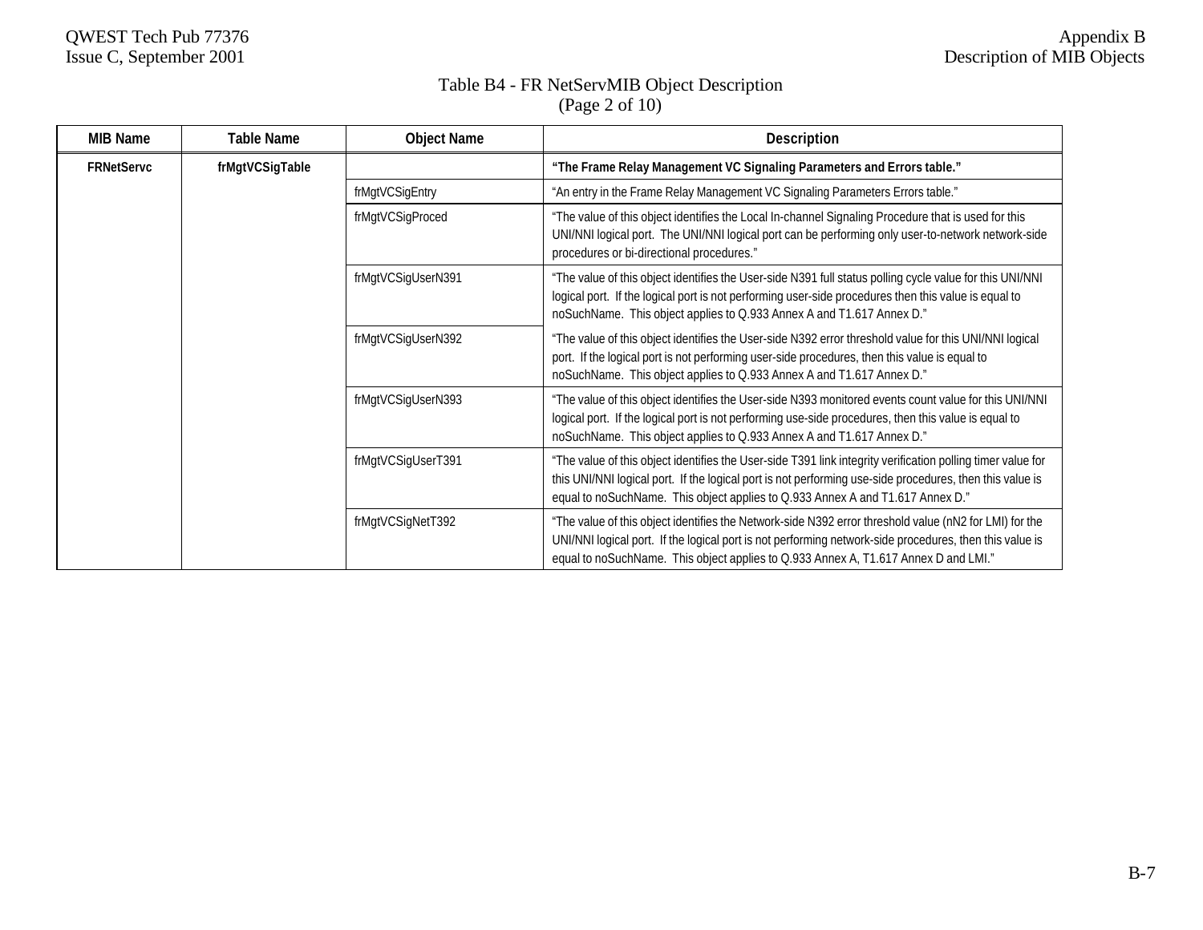Table B4 - FR NetServMIB Object Description
(Page 2 of 10)

| MIB Name | Table Name | Object Name | Description |
|---|---|---|---|
| **FRNetServc** | **frMgtVCSigTable** | | **"The Frame Relay Management VC Signaling Parameters and Errors table."** |
| | | frMgtVCSigEntry | "An entry in the Frame Relay Management VC Signaling Parameters Errors table." |
| | | frMgtVCSigProced | "The value of this object identifies the Local In-channel Signaling Procedure that is used for this UNI/NNI logical port. The UNI/NNI logical port can be performing only user-to-network network-side procedures or bi-directional procedures." |
| | | frMgtVCSigUserN391 | "The value of this object identifies the User-side N391 full status polling cycle value for this UNI/NNI logical port. If the logical port is not performing user-side procedures then this value is equal to noSuchName. This object applies to Q.933 Annex A and T1.617 Annex D." |
| | | frMgtVCSigUserN392 | "The value of this object identifies the User-side N392 error threshold value for this UNI/NNI logical port. If the logical port is not performing user-side procedures, then this value is equal to noSuchName. This object applies to Q.933 Annex A and T1.617 Annex D." |
| | | frMgtVCSigUserN393 | "The value of this object identifies the User-side N393 monitored events count value for this UNI/NNI logical port. If the logical port is not performing use-side procedures, then this value is equal to noSuchName. This object applies to Q.933 Annex A and T1.617 Annex D." |
| | | frMgtVCSigUserT391 | "The value of this object identifies the User-side T391 link integrity verification polling timer value for this UNI/NNI logical port. If the logical port is not performing use-side procedures, then this value is equal to noSuchName. This object applies to Q.933 Annex A and T1.617 Annex D." |
| | | frMgtVCSigNetT392 | "The value of this object identifies the Network-side N392 error threshold value (nN2 for LMI) for the UNI/NNI logical port. If the logical port is not performing network-side procedures, then this value is equal to noSuchName. This object applies to Q.933 Annex A, T1.617 Annex D and LMI." |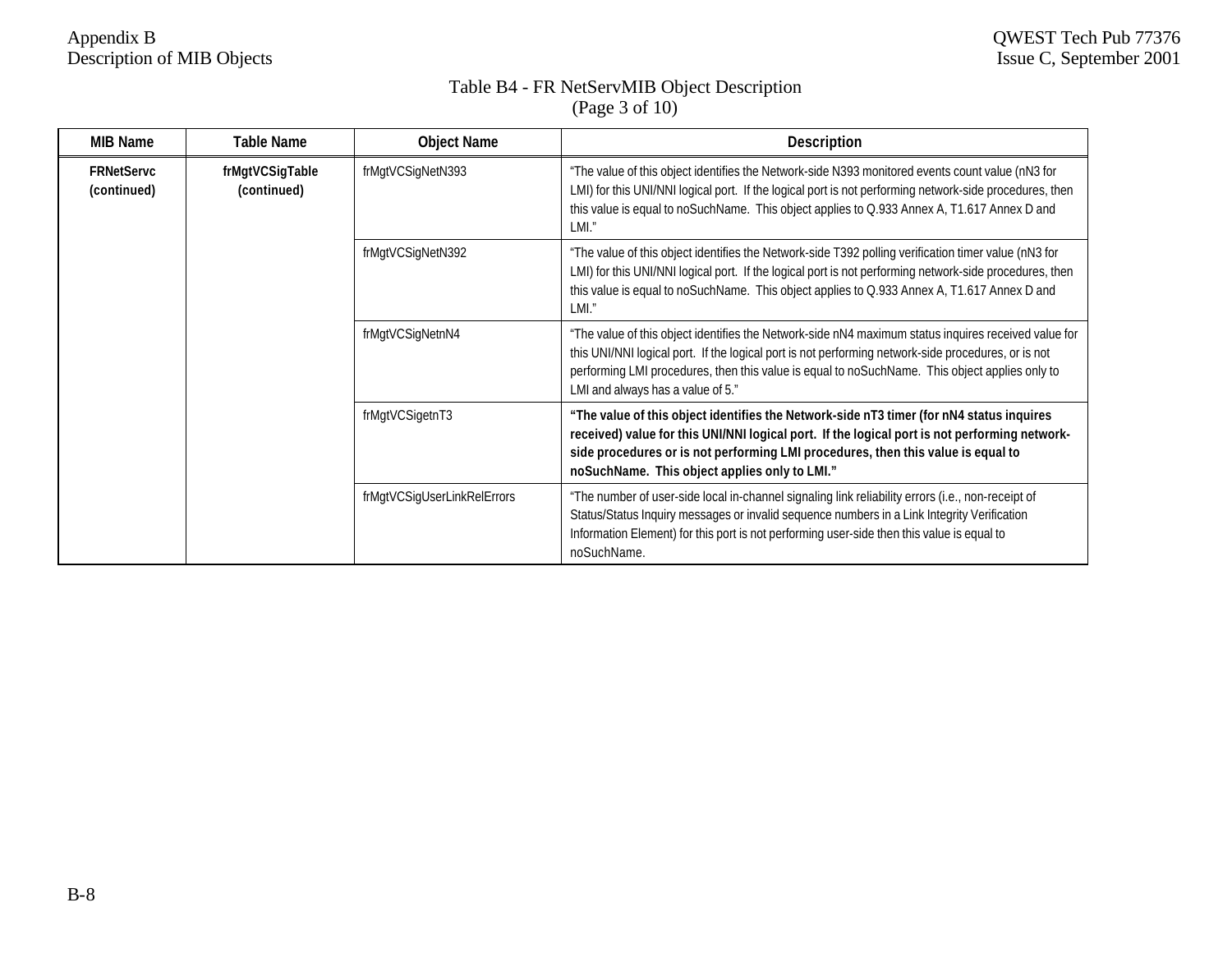Table B4 - FR NetServMIB Object Description
(Page 3 of 10)

| MIB Name | Table Name | Object Name | Description |
|---|---|---|---|
| **FRNetServc (continued)** | **frMgtVCSigTable (continued)** | frMgtVCSigNetN393 | "The value of this object identifies the Network-side N393 monitored events count value (nN3 for LMI) for this UNI/NNI logical port. If the logical port is not performing network-side procedures, then this value is equal to noSuchName. This object applies to Q.933 Annex A, T1.617 Annex D and LMI." |
| | | frMgtVCSigNetN392 | "The value of this object identifies the Network-side T392 polling verification timer value (nN3 for LMI) for this UNI/NNI logical port. If the logical port is not performing network-side procedures, then this value is equal to noSuchName. This object applies to Q.933 Annex A, T1.617 Annex D and LMI." |
| | | frMgtVCSigNetnN4 | "The value of this object identifies the Network-side nN4 maximum status inquires received value for this UNI/NNI logical port. If the logical port is not performing network-side procedures, or is not performing LMI procedures, then this value is equal to noSuchName. This object applies only to LMI and always has a value of 5." |
| | | frMgtVCSigetnT3 | **"The value of this object identifies the Network-side nT3 timer (for nN4 status inquires received) value for this UNI/NNI logical port. If the logical port is not performing network-side procedures or is not performing LMI procedures, then this value is equal to noSuchName. This object applies only to LMI."** |
| | | frMgtVCSigUserLinkRelErrors | "The number of user-side local in-channel signaling link reliability errors (i.e., non-receipt of Status/Status Inquiry messages or invalid sequence numbers in a Link Integrity Verification Information Element) for this port is not performing user-side then this value is equal to noSuchName. |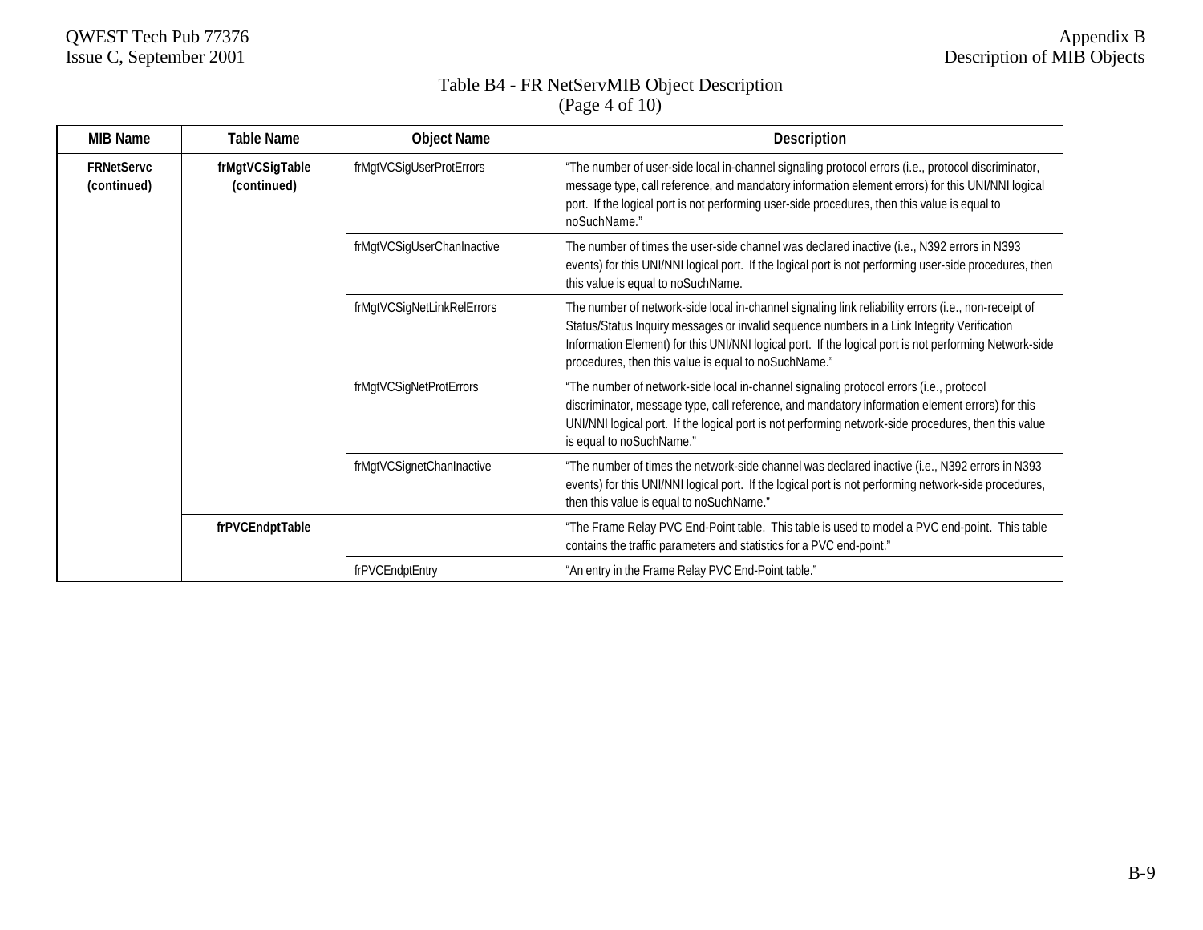Table B4 - FR NetServMIB Object Description
(Page 4 of 10)

| MIB Name | Table Name | Object Name | Description |
|---|---|---|---|
| **FRNetServc (continued)** | **frMgtVCSigTable (continued)** | frMgtVCSigUserProtErrors | "The number of user-side local in-channel signaling protocol errors (i.e., protocol discriminator, message type, call reference, and mandatory information element errors) for this UNI/NNI logical port. If the logical port is not performing user-side procedures, then this value is equal to noSuchName." |
| | | frMgtVCSigUserChanInactive | The number of times the user-side channel was declared inactive (i.e., N392 errors in N393 events) for this UNI/NNI logical port. If the logical port is not performing user-side procedures, then this value is equal to noSuchName. |
| | | frMgtVCSigNetLinkRelErrors | The number of network-side local in-channel signaling link reliability errors (i.e., non-receipt of Status/Status Inquiry messages or invalid sequence numbers in a Link Integrity Verification Information Element) for this UNI/NNI logical port. If the logical port is not performing Network-side procedures, then this value is equal to noSuchName." |
| | | frMgtVCSigNetProtErrors | "The number of network-side local in-channel signaling protocol errors (i.e., protocol discriminator, message type, call reference, and mandatory information element errors) for this UNI/NNI logical port. If the logical port is not performing network-side procedures, then this value is equal to noSuchName." |
| | | frMgtVCSignetChanInactive | "The number of times the network-side channel was declared inactive (i.e., N392 errors in N393 events) for this UNI/NNI logical port. If the logical port is not performing network-side procedures, then this value is equal to noSuchName." |
| | **frPVCEndptTable** | | "The Frame Relay PVC End-Point table. This table is used to model a PVC end-point. This table contains the traffic parameters and statistics for a PVC end-point." |
| | | frPVCEndptEntry | "An entry in the Frame Relay PVC End-Point table." |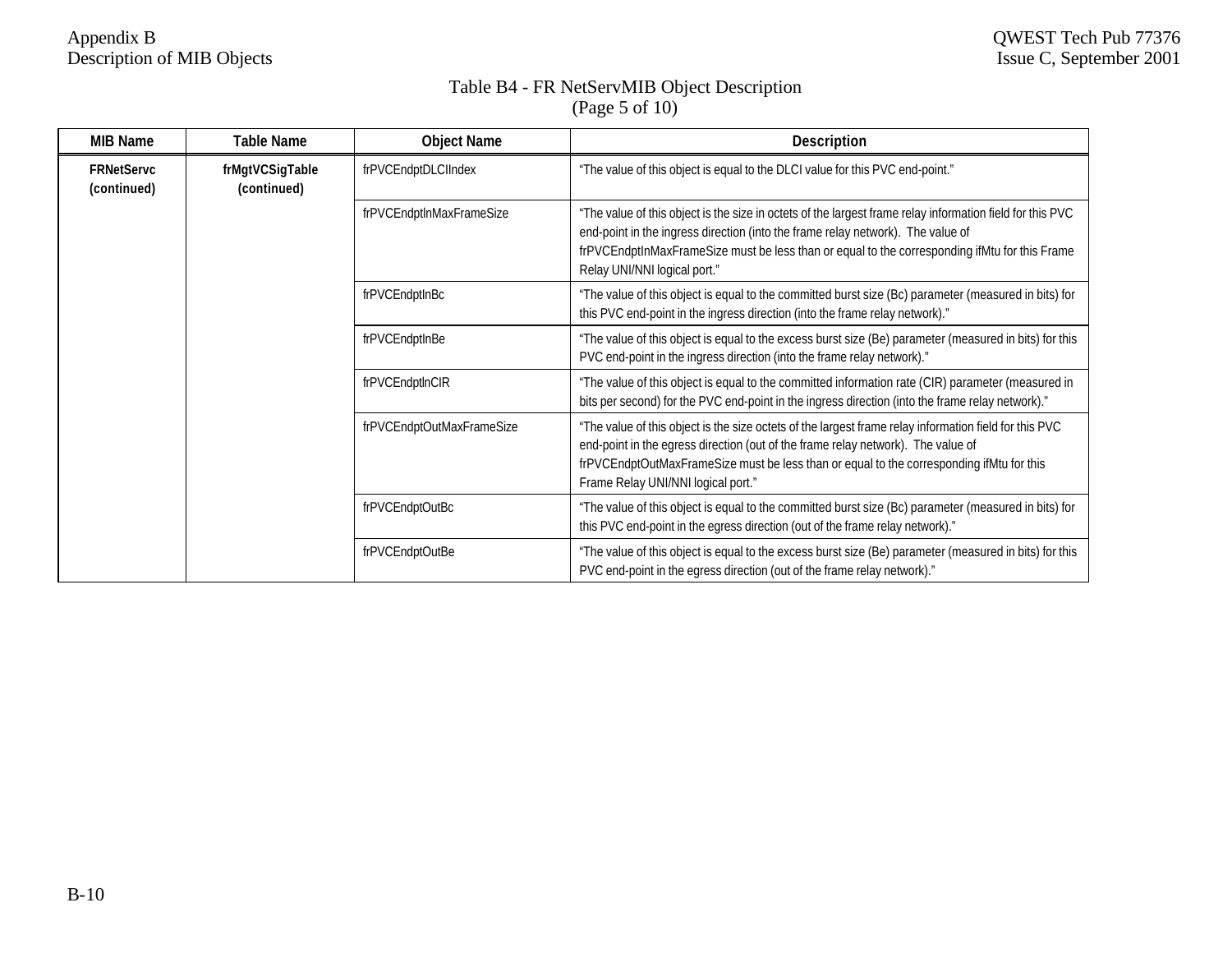Table B4 - FR NetServMIB Object Description
(Page 5 of 10)

| MIB Name | Table Name | Object Name | Description |
|---|---|---|---|
| **FRNetServc (continued)** | **frMgtVCSigTable (continued)** | frPVCEndptDLCIIndex | "The value of this object is equal to the DLCI value for this PVC end-point." |
| | | frPVCEndptInMaxFrameSize | "The value of this object is the size in octets of the largest frame relay information field for this PVC end-point in the ingress direction (into the frame relay network). The value of frPVCEndptInMaxFrameSize must be less than or equal to the corresponding ifMtu for this Frame Relay UNI/NNI logical port." |
| | | frPVCEndptInBc | "The value of this object is equal to the committed burst size (Bc) parameter (measured in bits) for this PVC end-point in the ingress direction (into the frame relay network)." |
| | | frPVCEndptInBe | "The value of this object is equal to the excess burst size (Be) parameter (measured in bits) for this PVC end-point in the ingress direction (into the frame relay network)." |
| | | frPVCEndptInCIR | "The value of this object is equal to the committed information rate (CIR) parameter (measured in bits per second) for the PVC end-point in the ingress direction (into the frame relay network)." |
| | | frPVCEndptOutMaxFrameSize | "The value of this object is the size octets of the largest frame relay information field for this PVC end-point in the egress direction (out of the frame relay network). The value of frPVCEndptOutMaxFrameSize must be less than or equal to the corresponding ifMtu for this Frame Relay UNI/NNI logical port." |
| | | frPVCEndptOutBc | "The value of this object is equal to the committed burst size (Bc) parameter (measured in bits) for this PVC end-point in the egress direction (out of the frame relay network)." |
| | | frPVCEndptOutBe | "The value of this object is equal to the excess burst size (Be) parameter (measured in bits) for this PVC end-point in the egress direction (out of the frame relay network)." |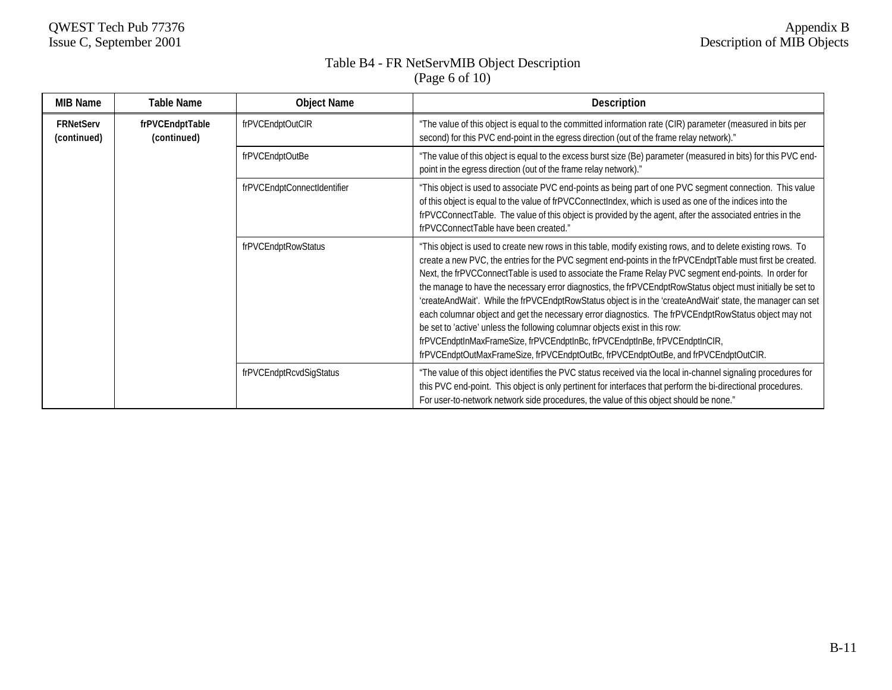Table B4 - FR NetServMIB Object Description
(Page 6 of 10)

| MIB Name | Table Name | Object Name | Description |
|---|---|---|---|
| **FRNetServ (continued)** | **frPVCEndptTable (continued)** | frPVCEndptOutCIR | "The value of this object is equal to the committed information rate (CIR) parameter (measured in bits per second) for this PVC end-point in the egress direction (out of the frame relay network)." |
| | | frPVCEndptOutBe | "The value of this object is equal to the excess burst size (Be) parameter (measured in bits) for this PVC end-point in the egress direction (out of the frame relay network)." |
| | | frPVCEndptConnectIdentifier | "This object is used to associate PVC end-points as being part of one PVC segment connection. This value of this object is equal to the value of frPVCConnectIndex, which is used as one of the indices into the frPVCConnectTable. The value of this object is provided by the agent, after the associated entries in the frPVCConnectTable have been created." |
| | | frPVCEndptRowStatus | "This object is used to create new rows in this table, modify existing rows, and to delete existing rows. To create a new PVC, the entries for the PVC segment end-points in the frPVCEndptTable must first be created. Next, the frPVCConnectTable is used to associate the Frame Relay PVC segment end-points. In order for the manage to have the necessary error diagnostics, the frPVCEndptRowStatus object must initially be set to 'createAndWait'. While the frPVCEndptRowStatus object is in the 'createAndWait' state, the manager can set each columnar object and get the necessary error diagnostics. The frPVCEndptRowStatus object may not be set to 'active' unless the following columnar objects exist in this row: frPVCEndptInMaxFrameSize, frPVCEndptInBc, frPVCEndptInBe, frPVCEndptInCIR, frPVCEndptOutMaxFrameSize, frPVCEndptOutBc, frPVCEndptOutBe, and frPVCEndptOutCIR. |
| | | frPVCEndptRcvdSigStatus | "The value of this object identifies the PVC status received via the local in-channel signaling procedures for this PVC end-point. This object is only pertinent for interfaces that perform the bi-directional procedures. For user-to-network network side procedures, the value of this object should be none." |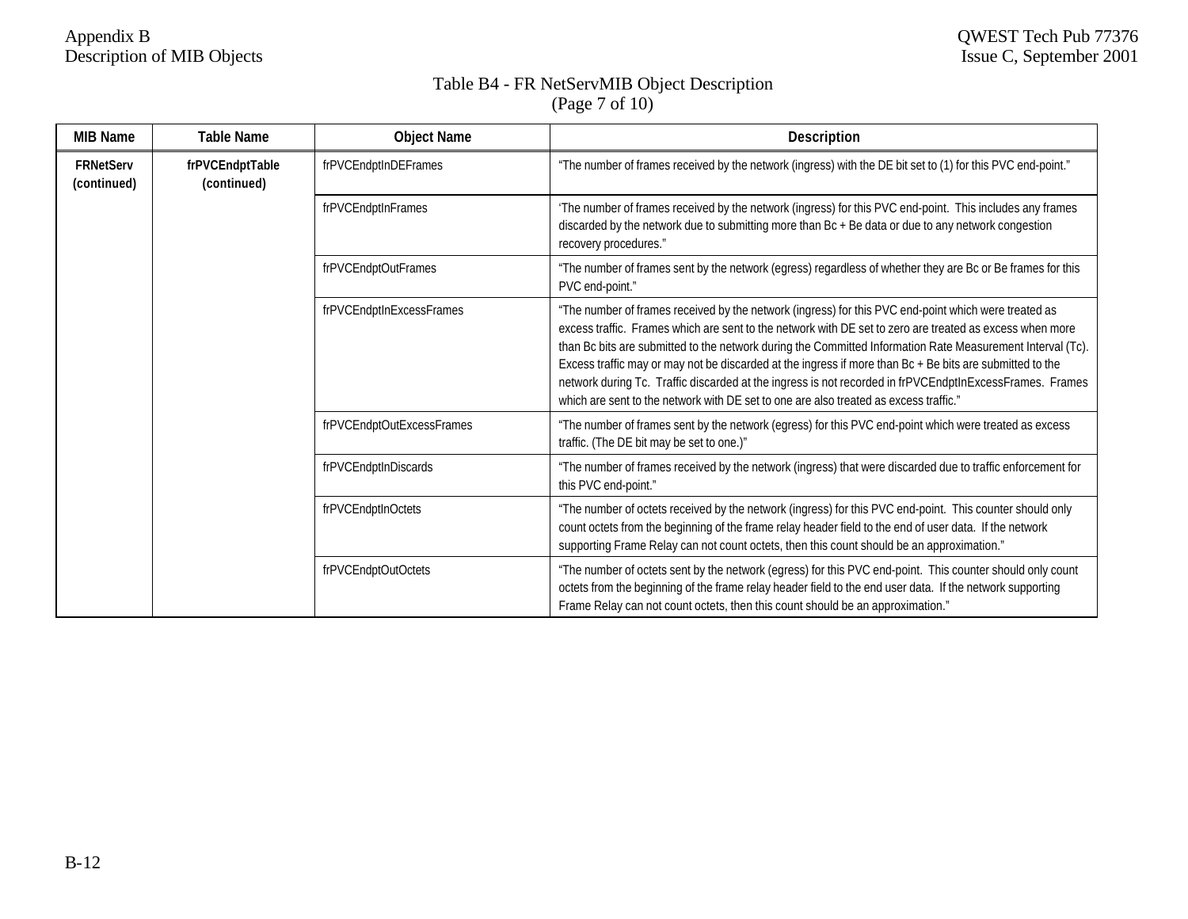Table B4 - FR NetServMIB Object Description
(Page 7 of 10)

| MIB Name | Table Name | Object Name | Description |
|---|---|---|---|
| **FRNetServ (continued)** | **frPVCEndptTable (continued)** | frPVCEndptInDEFrames | "The number of frames received by the network (ingress) with the DE bit set to (1) for this PVC end-point." |
| | | frPVCEndptInFrames | 'The number of frames received by the network (ingress) for this PVC end-point. This includes any frames discarded by the network due to submitting more than Bc + Be data or due to any network congestion recovery procedures." |
| | | frPVCEndptOutFrames | "The number of frames sent by the network (egress) regardless of whether they are Bc or Be frames for this PVC end-point." |
| | | frPVCEndptInExcessFrames | "The number of frames received by the network (ingress) for this PVC end-point which were treated as excess traffic. Frames which are sent to the network with DE set to zero are treated as excess when more than Bc bits are submitted to the network during the Committed Information Rate Measurement Interval (Tc). Excess traffic may or may not be discarded at the ingress if more than Bc + Be bits are submitted to the network during Tc. Traffic discarded at the ingress is not recorded in frPVCEndptInExcessFrames. Frames which are sent to the network with DE set to one are also treated as excess traffic." |
| | | frPVCEndptOutExcessFrames | "The number of frames sent by the network (egress) for this PVC end-point which were treated as excess traffic. (The DE bit may be set to one.)" |
| | | frPVCEndptInDiscards | "The number of frames received by the network (ingress) that were discarded due to traffic enforcement for this PVC end-point." |
| | | frPVCEndptInOctets | "The number of octets received by the network (ingress) for this PVC end-point. This counter should only count octets from the beginning of the frame relay header field to the end of user data. If the network supporting Frame Relay can not count octets, then this count should be an approximation." |
| | | frPVCEndptOutOctets | "The number of octets sent by the network (egress) for this PVC end-point. This counter should only count octets from the beginning of the frame relay header field to the end user data. If the network supporting Frame Relay can not count octets, then this count should be an approximation." |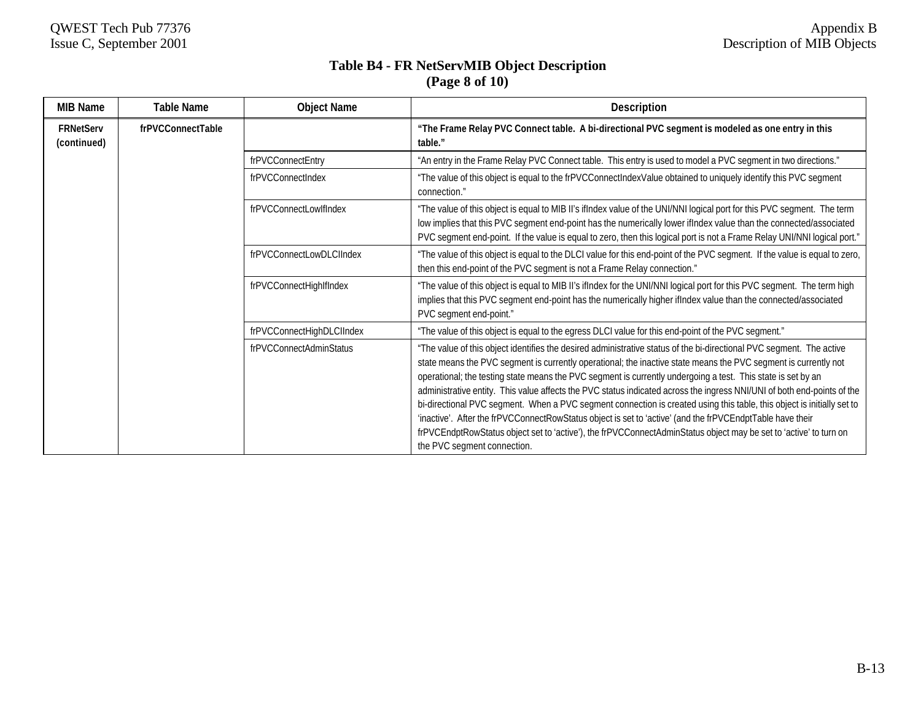**Table B4 - FR NetServMIB Object Description**
**(Page 8 of 10)**

| MIB Name | Table Name | Object Name | Description |
|---|---|---|---|
| **FRNetServ (continued)** | **frPVCConnectTable** | | **"The Frame Relay PVC Connect table. A bi-directional PVC segment is modeled as one entry in this table."** |
| | | frPVCConnectEntry | "An entry in the Frame Relay PVC Connect table. This entry is used to model a PVC segment in two directions." |
| | | frPVCConnectIndex | "The value of this object is equal to the frPVCConnectIndexValue obtained to uniquely identify this PVC segment connection." |
| | | frPVCConnectLowIfIndex | "The value of this object is equal to MIB II's ifIndex value of the UNI/NNI logical port for this PVC segment. The term low implies that this PVC segment end-point has the numerically lower ifIndex value than the connected/associated PVC segment end-point. If the value is equal to zero, then this logical port is not a Frame Relay UNI/NNI logical port." |
| | | frPVCConnectLowDLCIIndex | "The value of this object is equal to the DLCI value for this end-point of the PVC segment. If the value is equal to zero, then this end-point of the PVC segment is not a Frame Relay connection." |
| | | frPVCConnectHighIfIndex | "The value of this object is equal to MIB II's ifIndex for the UNI/NNI logical port for this PVC segment. The term high implies that this PVC segment end-point has the numerically higher ifIndex value than the connected/associated PVC segment end-point." |
| | | frPVCConnectHighDLCIIndex | "The value of this object is equal to the egress DLCI value for this end-point of the PVC segment." |
| | | frPVCConnectAdminStatus | "The value of this object identifies the desired administrative status of the bi-directional PVC segment. The active state means the PVC segment is currently operational; the inactive state means the PVC segment is currently not operational; the testing state means the PVC segment is currently undergoing a test. This state is set by an administrative entity. This value affects the PVC status indicated across the ingress NNI/UNI of both end-points of the bi-directional PVC segment. When a PVC segment connection is created using this table, this object is initially set to 'inactive'. After the frPVCConnectRowStatus object is set to 'active' (and the frPVCEndptTable have their frPVCEndptRowStatus object set to 'active'), the frPVCConnectAdminStatus object may be set to 'active' to turn on the PVC segment connection. |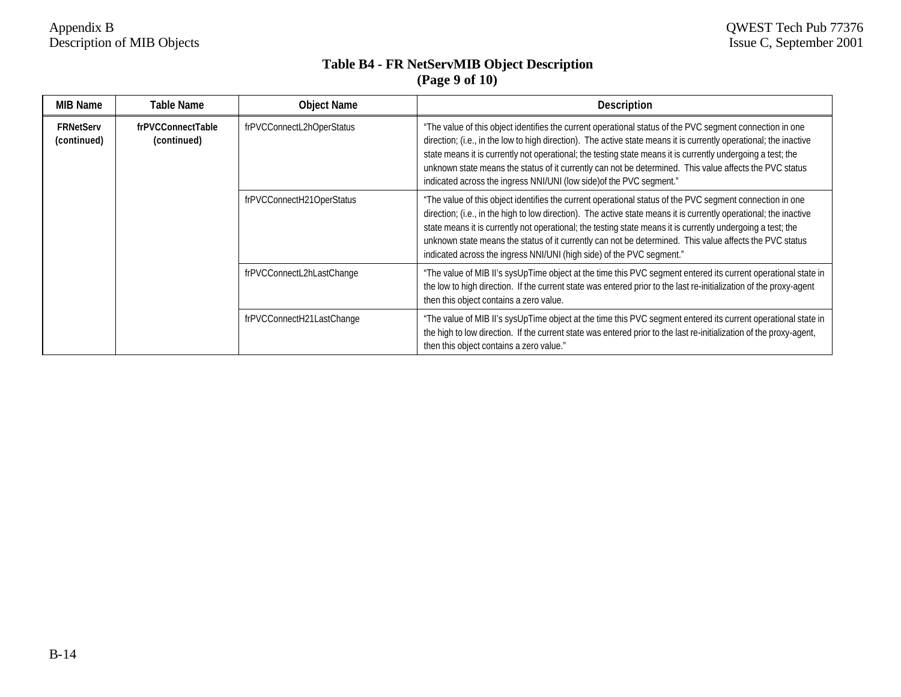**Table B4 - FR NetServMIB Object Description**
**(Page 9 of 10)**

| MIB Name | Table Name | Object Name | Description |
|---|---|---|---|
| **FRNetServ (continued)** | **frPVCConnectTable (continued)** | frPVCConnectL2hOperStatus | "The value of this object identifies the current operational status of the PVC segment connection in one direction; (i.e., in the low to high direction). The active state means it is currently operational; the inactive state means it is currently not operational; the testing state means it is currently undergoing a test; the unknown state means the status of it currently can not be determined. This value affects the PVC status indicated across the ingress NNI/UNI (low side)of the PVC segment." |
| | | frPVCConnectH21OperStatus | "The value of this object identifies the current operational status of the PVC segment connection in one direction; (i.e., in the high to low direction). The active state means it is currently operational; the inactive state means it is currently not operational; the testing state means it is currently undergoing a test; the unknown state means the status of it currently can not be determined. This value affects the PVC status indicated across the ingress NNI/UNI (high side) of the PVC segment." |
| | | frPVCConnectL2hLastChange | "The value of MIB II's sysUpTime object at the time this PVC segment entered its current operational state in the low to high direction. If the current state was entered prior to the last re-initialization of the proxy-agent then this object contains a zero value. |
| | | frPVCConnectH21LastChange | "The value of MIB II's sysUpTime object at the time this PVC segment entered its current operational state in the high to low direction. If the current state was entered prior to the last re-initialization of the proxy-agent, then this object contains a zero value." |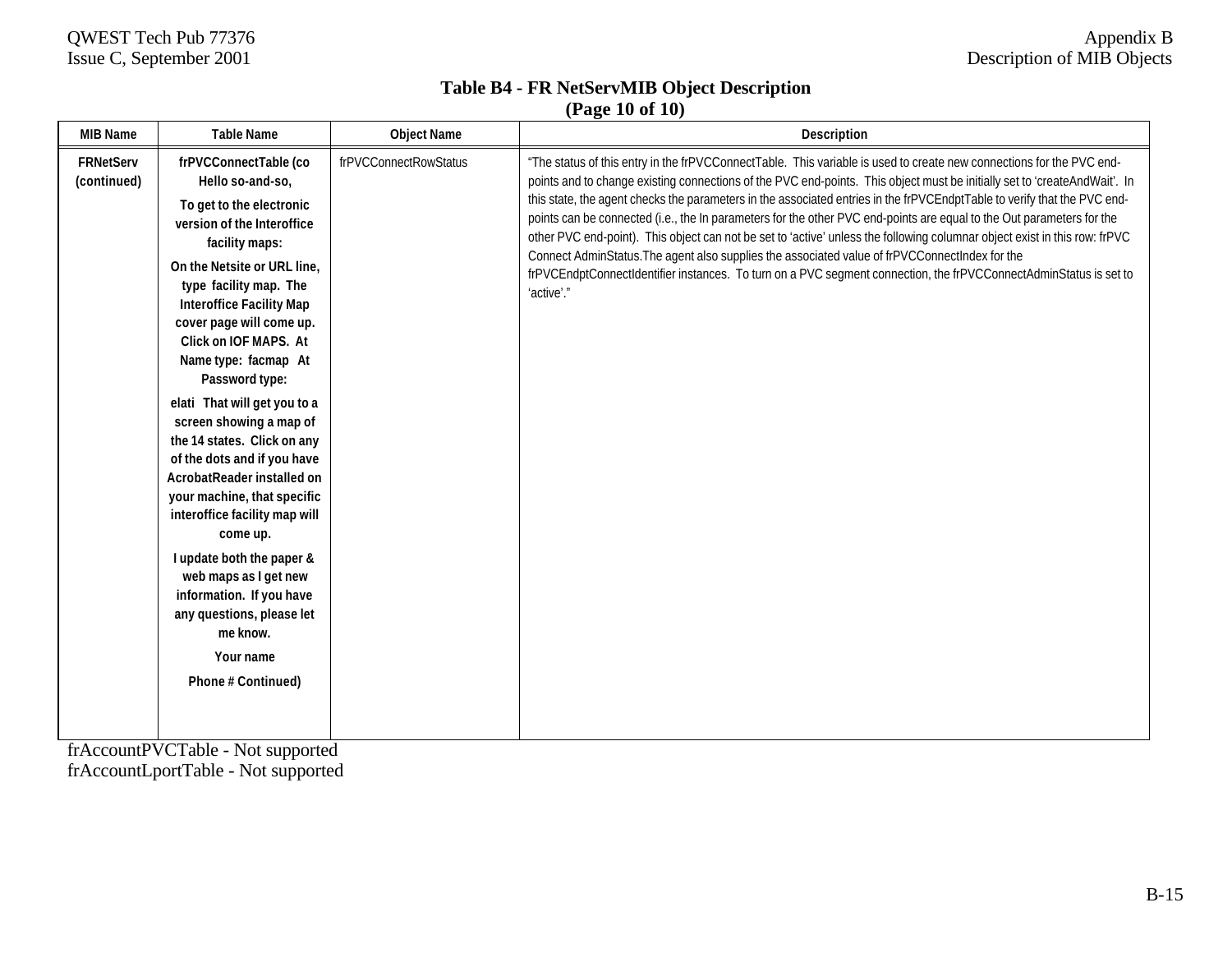## Table B4 - FR NetServMIB Object Description (Page 10 of 10)

| MIB Name | Table Name | Object Name | Description |
|---|---|---|---|
| FRNetServ (continued) | frPVCConnectTable (co Hello so-and-so, To get to the electronic version of the Interoffice facility maps: On the Netsite or URL line, type facility map. The Interoffice Facility Map cover page will come up. Click on IOF MAPS. At Name type: facmap At Password type: elati That will get you to a screen showing a map of the 14 states. Click on any of the dots and if you have AcrobatReader installed on your machine, that specific interoffice facility map will come up. I update both the paper & web maps as I get new information. If you have any questions, please let me know. Your name Phone # Continued) | frPVCConnectRowStatus | "The status of this entry in the frPVCConnectTable. This variable is used to create new connections for the PVC end-points and to change existing connections of the PVC end-points. This object must be initially set to 'createAndWait'. In this state, the agent checks the parameters in the associated entries in the frPVCEndptTable to verify that the PVC end-points can be connected (i.e., the In parameters for the other PVC end-points are equal to the Out parameters for the other PVC end-point). This object can not be set to 'active' unless the following columnar object exist in this row: frPVC Connect AdminStatus.The agent also supplies the associated value of frPVCConnectIndex for the frPVCEndptConnectIdentifier instances. To turn on a PVC segment connection, the frPVCConnectAdminStatus is set to 'active'." |

frAccountPVCTable - Not supported
frAccountLportTable - Not supported